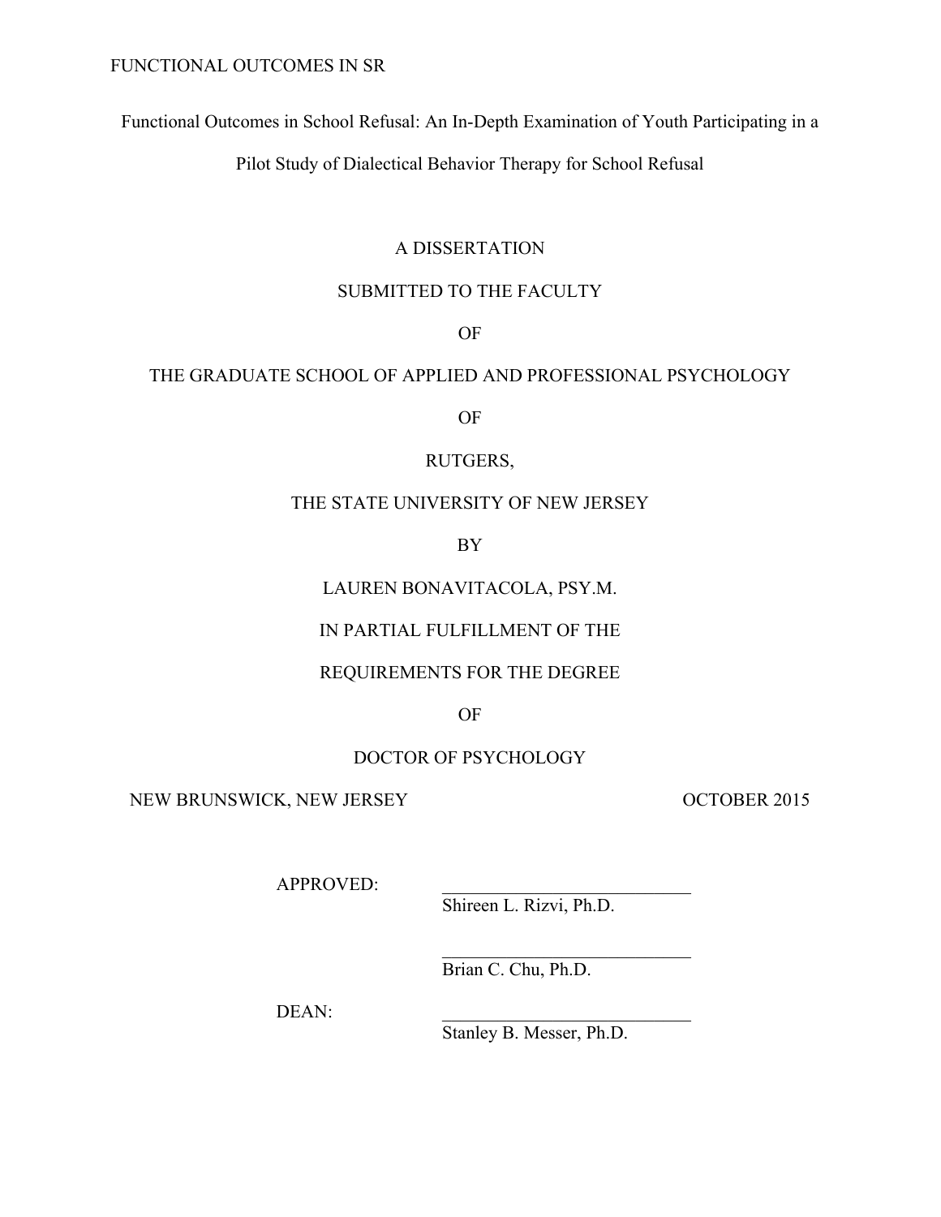# Functional Outcomes in School Refusal: An In-Depth Examination of Youth Participating in a Pilot Study of Dialectical Behavior Therapy for School Refusal

A DISSERTATION

SUBMITTED TO THE FACULTY

OF

THE GRADUATE SCHOOL OF APPLIED AND PROFESSIONAL PSYCHOLOGY

OF

RUTGERS,

THE STATE UNIVERSITY OF NEW JERSEY

BY

LAUREN BONAVITACOLA, PSY.M.

IN PARTIAL FULFILLMENT OF THE

REQUIREMENTS FOR THE DEGREE

OF

DOCTOR OF PSYCHOLOGY

NEW BRUNSWICK, NEW JERSEY OCTOBER 2015

APPROVED: ___________________________
Shireen L. Rizvi, Ph.D.

___________________________
Brian C. Chu, Ph.D.

DEAN: ___________________________
Stanley B. Messer, Ph.D.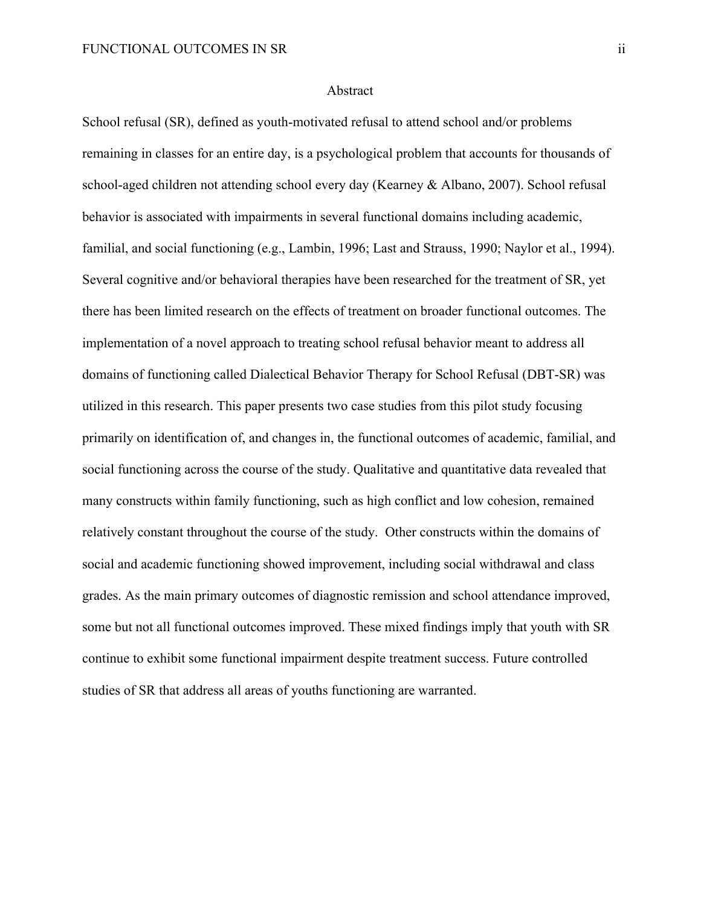# Abstract

School refusal (SR), defined as youth-motivated refusal to attend school and/or problems remaining in classes for an entire day, is a psychological problem that accounts for thousands of school-aged children not attending school every day (Kearney & Albano, 2007). School refusal behavior is associated with impairments in several functional domains including academic, familial, and social functioning (e.g., Lambin, 1996; Last and Strauss, 1990; Naylor et al., 1994). Several cognitive and/or behavioral therapies have been researched for the treatment of SR, yet there has been limited research on the effects of treatment on broader functional outcomes. The implementation of a novel approach to treating school refusal behavior meant to address all domains of functioning called Dialectical Behavior Therapy for School Refusal (DBT-SR) was utilized in this research. This paper presents two case studies from this pilot study focusing primarily on identification of, and changes in, the functional outcomes of academic, familial, and social functioning across the course of the study. Qualitative and quantitative data revealed that many constructs within family functioning, such as high conflict and low cohesion, remained relatively constant throughout the course of the study. Other constructs within the domains of social and academic functioning showed improvement, including social withdrawal and class grades. As the main primary outcomes of diagnostic remission and school attendance improved, some but not all functional outcomes improved. These mixed findings imply that youth with SR continue to exhibit some functional impairment despite treatment success. Future controlled studies of SR that address all areas of youths functioning are warranted.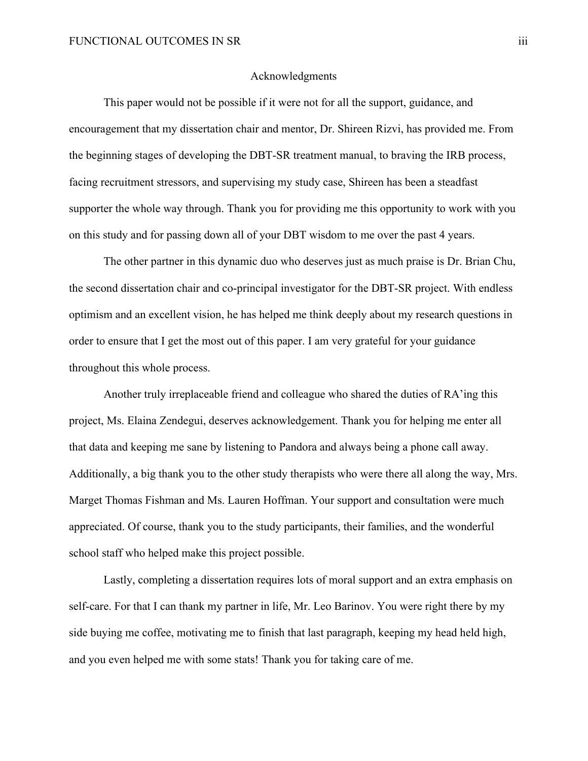# Acknowledgments

This paper would not be possible if it were not for all the support, guidance, and encouragement that my dissertation chair and mentor, Dr. Shireen Rizvi, has provided me. From the beginning stages of developing the DBT-SR treatment manual, to braving the IRB process, facing recruitment stressors, and supervising my study case, Shireen has been a steadfast supporter the whole way through. Thank you for providing me this opportunity to work with you on this study and for passing down all of your DBT wisdom to me over the past 4 years.

The other partner in this dynamic duo who deserves just as much praise is Dr. Brian Chu, the second dissertation chair and co-principal investigator for the DBT-SR project. With endless optimism and an excellent vision, he has helped me think deeply about my research questions in order to ensure that I get the most out of this paper. I am very grateful for your guidance throughout this whole process.

Another truly irreplaceable friend and colleague who shared the duties of RA'ing this project, Ms. Elaina Zendegui, deserves acknowledgement. Thank you for helping me enter all that data and keeping me sane by listening to Pandora and always being a phone call away. Additionally, a big thank you to the other study therapists who were there all along the way, Mrs. Marget Thomas Fishman and Ms. Lauren Hoffman. Your support and consultation were much appreciated. Of course, thank you to the study participants, their families, and the wonderful school staff who helped make this project possible.

Lastly, completing a dissertation requires lots of moral support and an extra emphasis on self-care. For that I can thank my partner in life, Mr. Leo Barinov. You were right there by my side buying me coffee, motivating me to finish that last paragraph, keeping my head held high, and you even helped me with some stats! Thank you for taking care of me.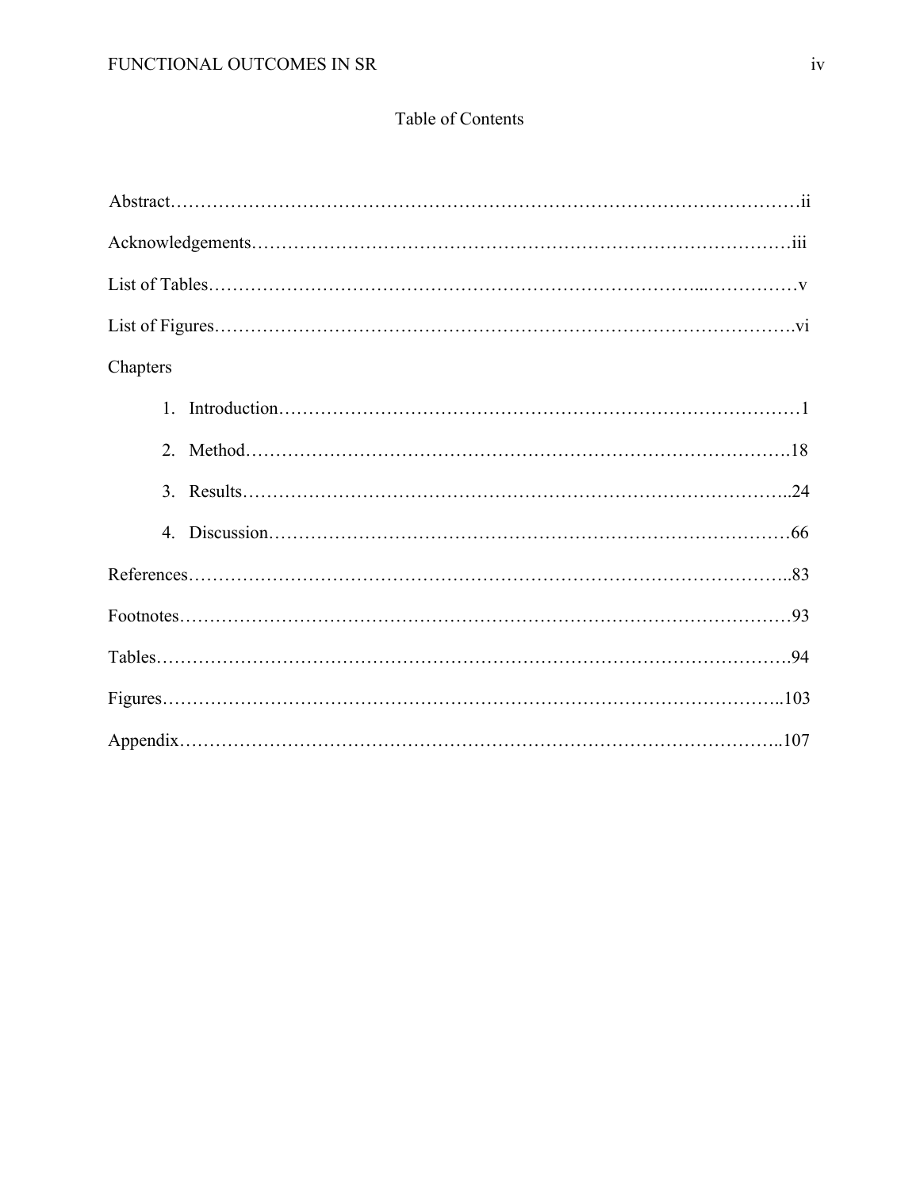# Table of Contents

Abstract……………………………………………………………………………………………ii

Acknowledgements……………………………………………………………………………iii

List of Tables…………………………………………………………………...……………v

List of Figures…………………………………………………………………………………vi

Chapters

1. Introduction……………………………………………………………………………1
2. Method…………………………………………………………………………….18
3. Results……………………………………………………………………………..24
4. Discussion…………………………………………………………………………66

References………………………………………………………………………………….83

Footnotes……………………………………………………………………………………93

Tables……………………………………………………………………………………….94

Figures……………………………………………………………………………………..103

Appendix…………………………………………………………………………………..107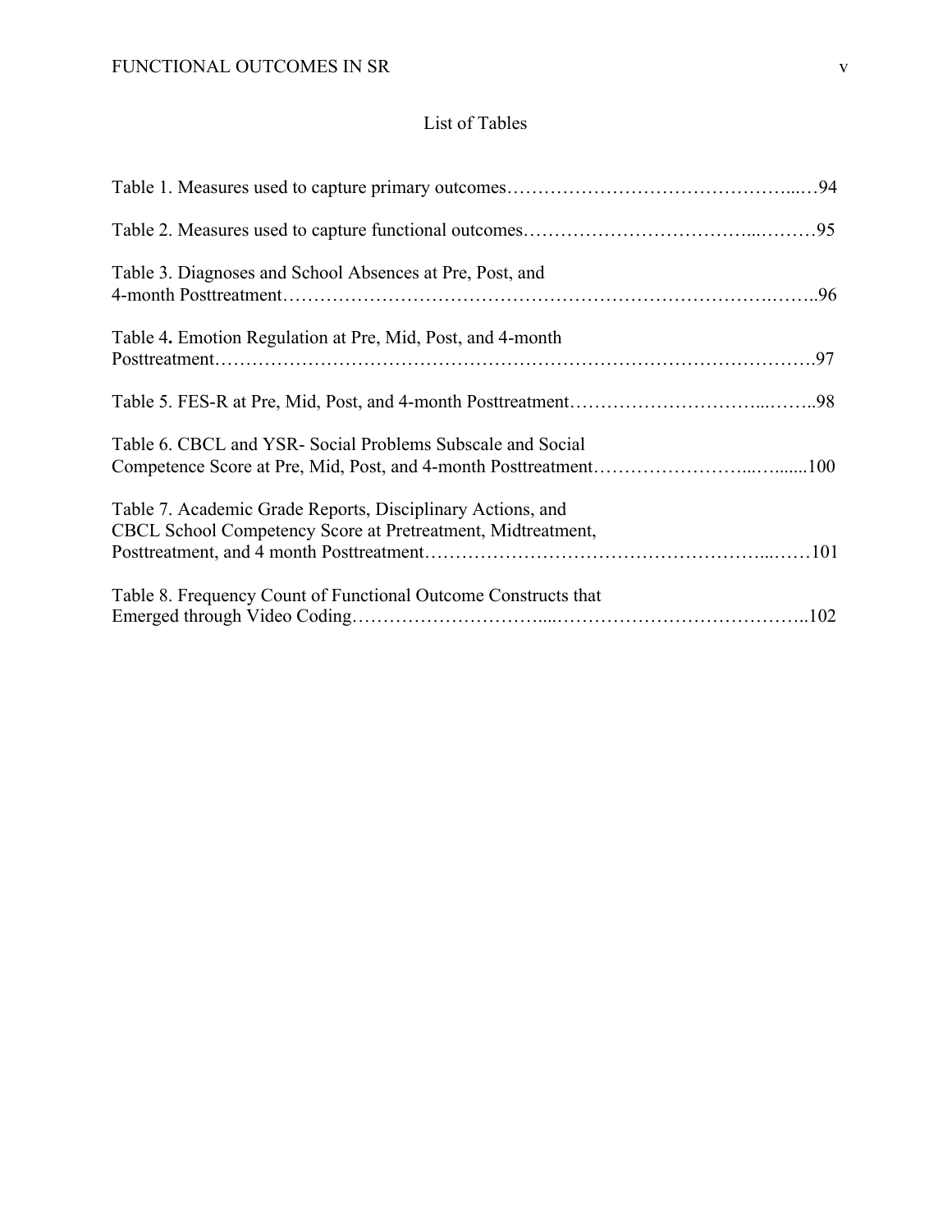## List of Tables

Table 1. Measures used to capture primary outcomes……………………………………….....94

Table 2. Measures used to capture functional outcomes…………………………….....………95

Table 3. Diagnoses and School Absences at Pre, Post, and 4-month Posttreatment……………………………………………………………………..……..96

Table 4**.** Emotion Regulation at Pre, Mid, Post, and 4-month Posttreatment……………………………………………………………………………………….97

Table 5. FES-R at Pre, Mid, Post, and 4-month Posttreatment………………………....……..98

Table 6. CBCL and YSR- Social Problems Subscale and Social Competence Score at Pre, Mid, Post, and 4-month Posttreatment……………………...….......100

Table 7. Academic Grade Reports, Disciplinary Actions, and CBCL School Competency Score at Pretreatment, Midtreatment, Posttreatment, and 4 month Posttreatment……………………………………………...……101

Table 8. Frequency Count of Functional Outcome Constructs that Emerged through Video Coding…………………………....…………………………………..102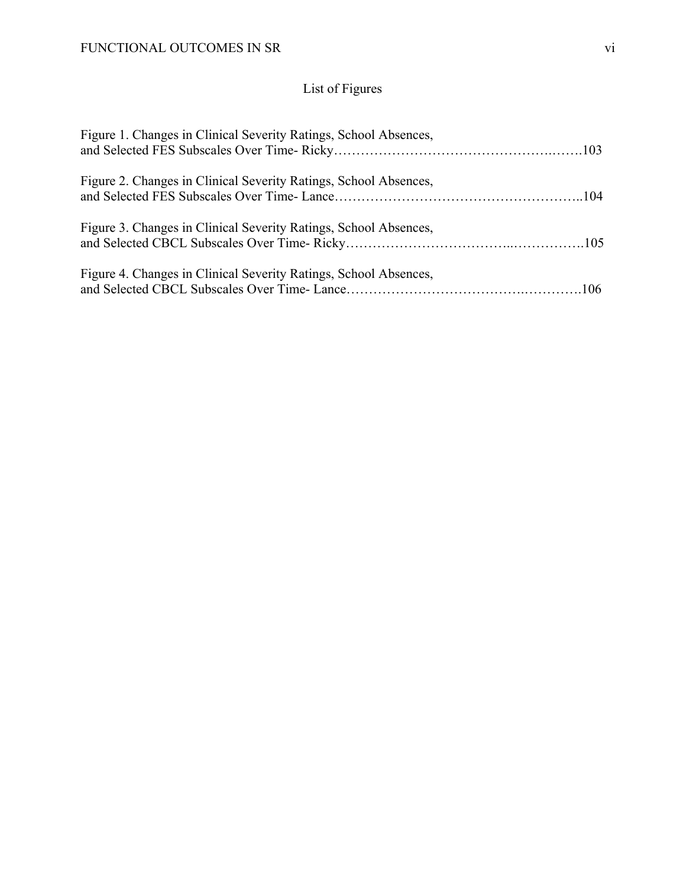## List of Figures

Figure 1. Changes in Clinical Severity Ratings, School Absences, and Selected FES Subscales Over Time- Ricky……………………………………………..…….103

Figure 2. Changes in Clinical Severity Ratings, School Absences, and Selected FES Subscales Over Time- Lance……………………………………………..104

Figure 3. Changes in Clinical Severity Ratings, School Absences, and Selected CBCL Subscales Over Time- Ricky……………………………..…………….105

Figure 4. Changes in Clinical Severity Ratings, School Absences, and Selected CBCL Subscales Over Time- Lance………………………………..………….106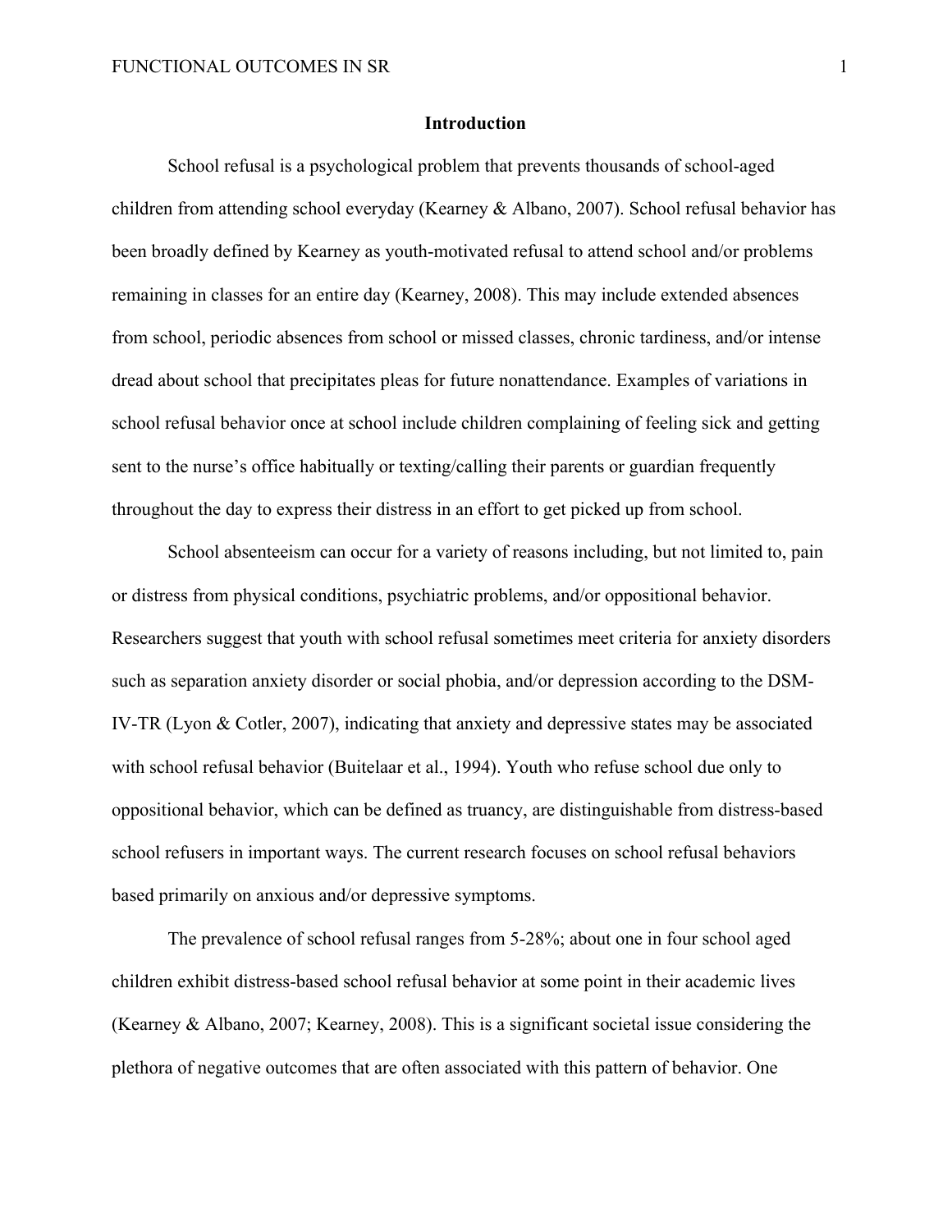# Introduction

School refusal is a psychological problem that prevents thousands of school-aged children from attending school everyday (Kearney & Albano, 2007). School refusal behavior has been broadly defined by Kearney as youth-motivated refusal to attend school and/or problems remaining in classes for an entire day (Kearney, 2008). This may include extended absences from school, periodic absences from school or missed classes, chronic tardiness, and/or intense dread about school that precipitates pleas for future nonattendance. Examples of variations in school refusal behavior once at school include children complaining of feeling sick and getting sent to the nurse's office habitually or texting/calling their parents or guardian frequently throughout the day to express their distress in an effort to get picked up from school.

School absenteeism can occur for a variety of reasons including, but not limited to, pain or distress from physical conditions, psychiatric problems, and/or oppositional behavior. Researchers suggest that youth with school refusal sometimes meet criteria for anxiety disorders such as separation anxiety disorder or social phobia, and/or depression according to the DSM-IV-TR (Lyon & Cotler, 2007), indicating that anxiety and depressive states may be associated with school refusal behavior (Buitelaar et al., 1994). Youth who refuse school due only to oppositional behavior, which can be defined as truancy, are distinguishable from distress-based school refusers in important ways. The current research focuses on school refusal behaviors based primarily on anxious and/or depressive symptoms.

The prevalence of school refusal ranges from 5-28%; about one in four school aged children exhibit distress-based school refusal behavior at some point in their academic lives (Kearney & Albano, 2007; Kearney, 2008). This is a significant societal issue considering the plethora of negative outcomes that are often associated with this pattern of behavior. One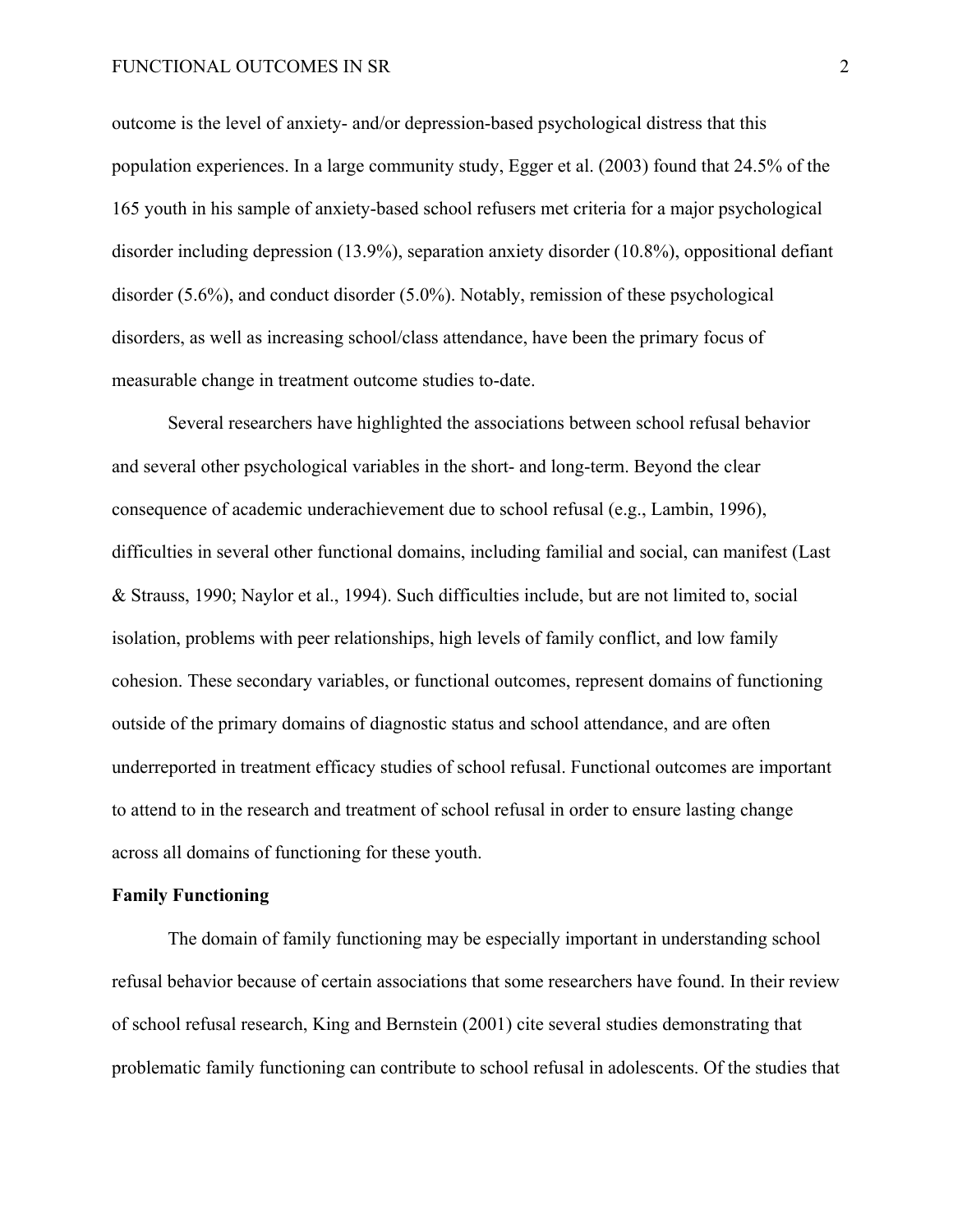outcome is the level of anxiety- and/or depression-based psychological distress that this population experiences. In a large community study, Egger et al. (2003) found that 24.5% of the 165 youth in his sample of anxiety-based school refusers met criteria for a major psychological disorder including depression (13.9%), separation anxiety disorder (10.8%), oppositional defiant disorder (5.6%), and conduct disorder (5.0%). Notably, remission of these psychological disorders, as well as increasing school/class attendance, have been the primary focus of measurable change in treatment outcome studies to-date.

Several researchers have highlighted the associations between school refusal behavior and several other psychological variables in the short- and long-term. Beyond the clear consequence of academic underachievement due to school refusal (e.g., Lambin, 1996), difficulties in several other functional domains, including familial and social, can manifest (Last & Strauss, 1990; Naylor et al., 1994). Such difficulties include, but are not limited to, social isolation, problems with peer relationships, high levels of family conflict, and low family cohesion. These secondary variables, or functional outcomes, represent domains of functioning outside of the primary domains of diagnostic status and school attendance, and are often underreported in treatment efficacy studies of school refusal. Functional outcomes are important to attend to in the research and treatment of school refusal in order to ensure lasting change across all domains of functioning for these youth.

**Family Functioning**

The domain of family functioning may be especially important in understanding school refusal behavior because of certain associations that some researchers have found. In their review of school refusal research, King and Bernstein (2001) cite several studies demonstrating that problematic family functioning can contribute to school refusal in adolescents. Of the studies that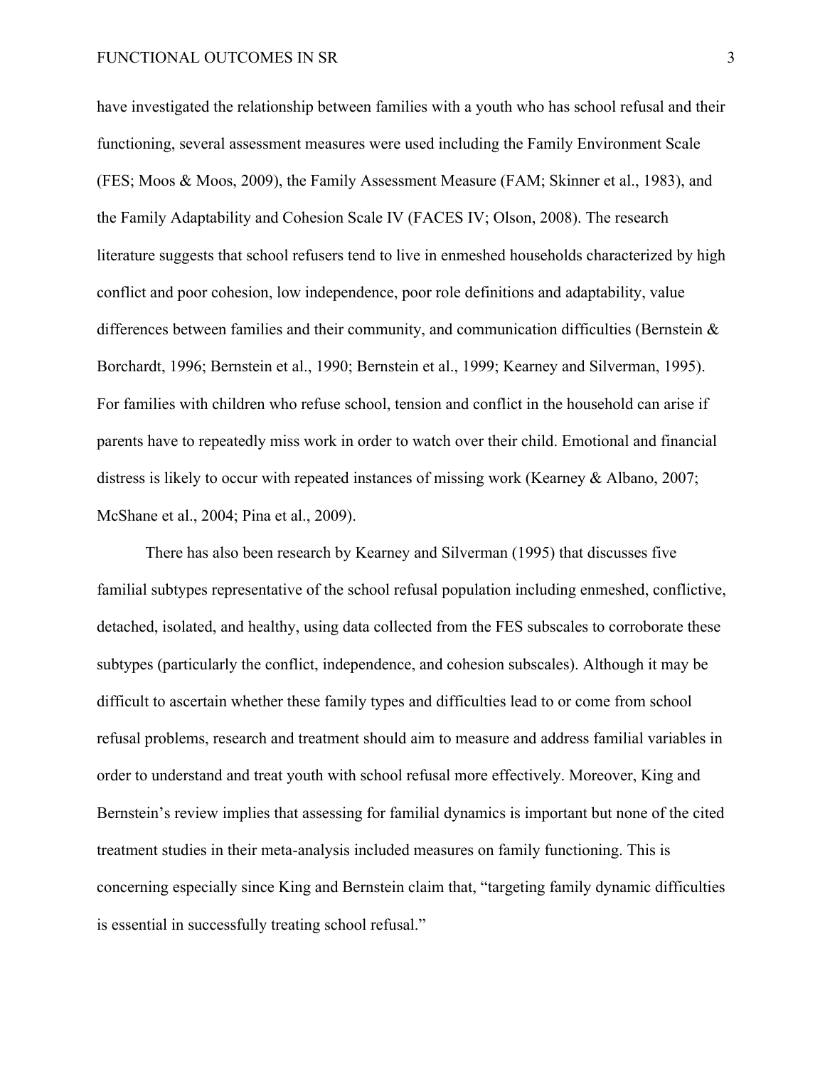have investigated the relationship between families with a youth who has school refusal and their functioning, several assessment measures were used including the Family Environment Scale (FES; Moos & Moos, 2009), the Family Assessment Measure (FAM; Skinner et al., 1983), and the Family Adaptability and Cohesion Scale IV (FACES IV; Olson, 2008). The research literature suggests that school refusers tend to live in enmeshed households characterized by high conflict and poor cohesion, low independence, poor role definitions and adaptability, value differences between families and their community, and communication difficulties (Bernstein & Borchardt, 1996; Bernstein et al., 1990; Bernstein et al., 1999; Kearney and Silverman, 1995). For families with children who refuse school, tension and conflict in the household can arise if parents have to repeatedly miss work in order to watch over their child. Emotional and financial distress is likely to occur with repeated instances of missing work (Kearney & Albano, 2007; McShane et al., 2004; Pina et al., 2009).

There has also been research by Kearney and Silverman (1995) that discusses five familial subtypes representative of the school refusal population including enmeshed, conflictive, detached, isolated, and healthy, using data collected from the FES subscales to corroborate these subtypes (particularly the conflict, independence, and cohesion subscales). Although it may be difficult to ascertain whether these family types and difficulties lead to or come from school refusal problems, research and treatment should aim to measure and address familial variables in order to understand and treat youth with school refusal more effectively. Moreover, King and Bernstein's review implies that assessing for familial dynamics is important but none of the cited treatment studies in their meta-analysis included measures on family functioning. This is concerning especially since King and Bernstein claim that, "targeting family dynamic difficulties is essential in successfully treating school refusal."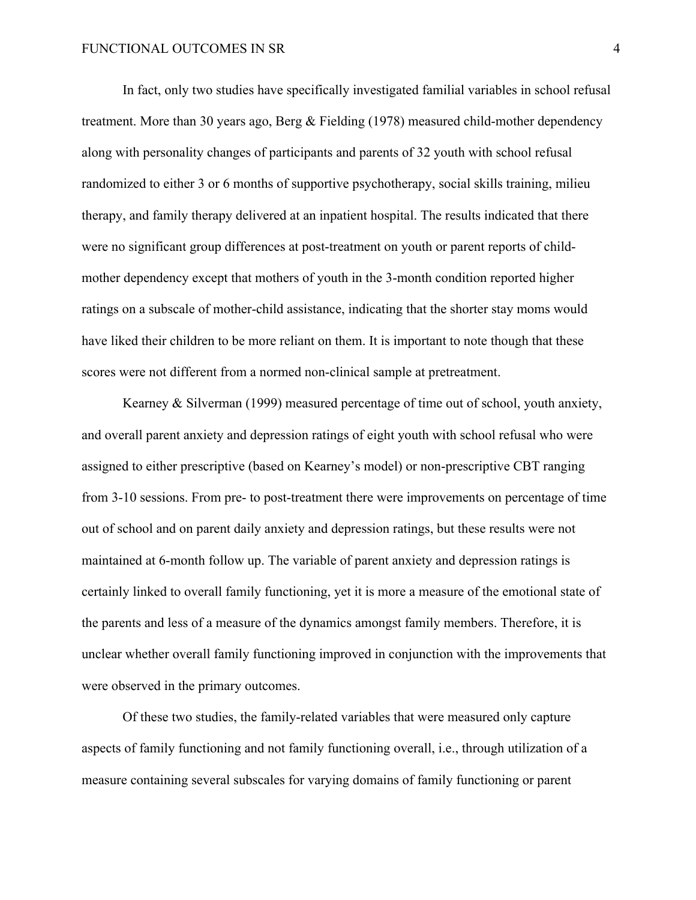In fact, only two studies have specifically investigated familial variables in school refusal treatment. More than 30 years ago, Berg & Fielding (1978) measured child-mother dependency along with personality changes of participants and parents of 32 youth with school refusal randomized to either 3 or 6 months of supportive psychotherapy, social skills training, milieu therapy, and family therapy delivered at an inpatient hospital. The results indicated that there were no significant group differences at post-treatment on youth or parent reports of child-mother dependency except that mothers of youth in the 3-month condition reported higher ratings on a subscale of mother-child assistance, indicating that the shorter stay moms would have liked their children to be more reliant on them. It is important to note though that these scores were not different from a normed non-clinical sample at pretreatment.

Kearney & Silverman (1999) measured percentage of time out of school, youth anxiety, and overall parent anxiety and depression ratings of eight youth with school refusal who were assigned to either prescriptive (based on Kearney's model) or non-prescriptive CBT ranging from 3-10 sessions. From pre- to post-treatment there were improvements on percentage of time out of school and on parent daily anxiety and depression ratings, but these results were not maintained at 6-month follow up. The variable of parent anxiety and depression ratings is certainly linked to overall family functioning, yet it is more a measure of the emotional state of the parents and less of a measure of the dynamics amongst family members. Therefore, it is unclear whether overall family functioning improved in conjunction with the improvements that were observed in the primary outcomes.

Of these two studies, the family-related variables that were measured only capture aspects of family functioning and not family functioning overall, i.e., through utilization of a measure containing several subscales for varying domains of family functioning or parent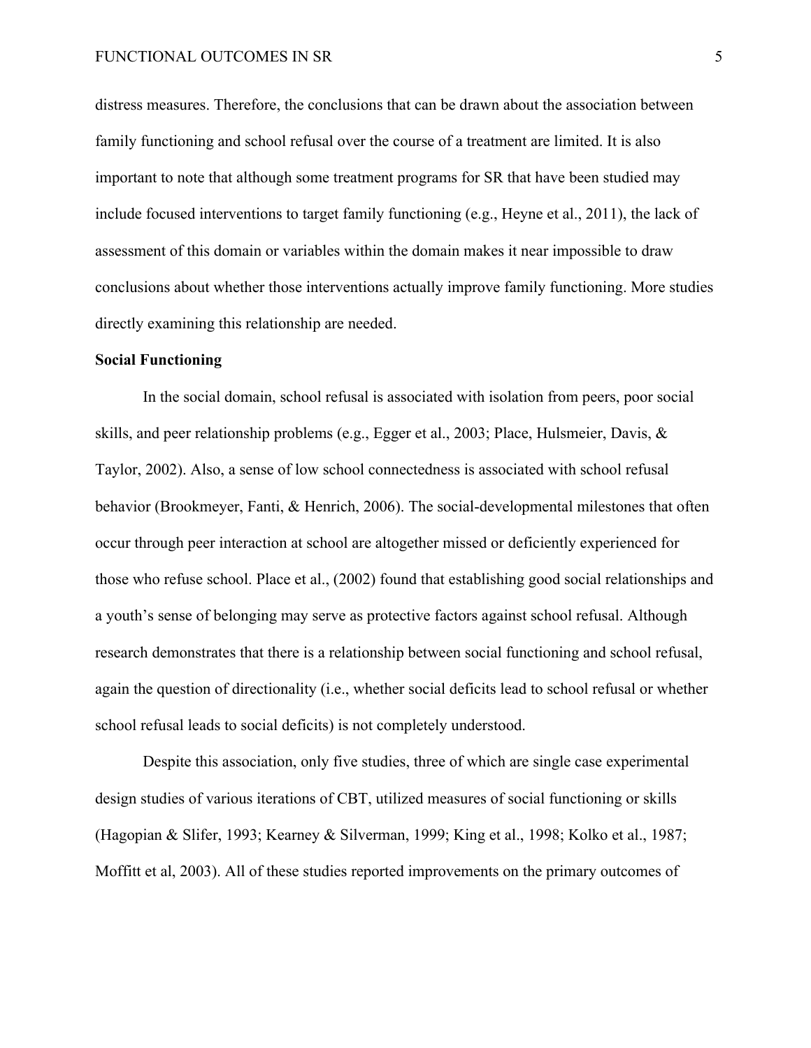distress measures. Therefore, the conclusions that can be drawn about the association between family functioning and school refusal over the course of a treatment are limited. It is also important to note that although some treatment programs for SR that have been studied may include focused interventions to target family functioning (e.g., Heyne et al., 2011), the lack of assessment of this domain or variables within the domain makes it near impossible to draw conclusions about whether those interventions actually improve family functioning. More studies directly examining this relationship are needed.

**Social Functioning**

In the social domain, school refusal is associated with isolation from peers, poor social skills, and peer relationship problems (e.g., Egger et al., 2003; Place, Hulsmeier, Davis, & Taylor, 2002). Also, a sense of low school connectedness is associated with school refusal behavior (Brookmeyer, Fanti, & Henrich, 2006). The social-developmental milestones that often occur through peer interaction at school are altogether missed or deficiently experienced for those who refuse school. Place et al., (2002) found that establishing good social relationships and a youth's sense of belonging may serve as protective factors against school refusal. Although research demonstrates that there is a relationship between social functioning and school refusal, again the question of directionality (i.e., whether social deficits lead to school refusal or whether school refusal leads to social deficits) is not completely understood.

Despite this association, only five studies, three of which are single case experimental design studies of various iterations of CBT, utilized measures of social functioning or skills (Hagopian & Slifer, 1993; Kearney & Silverman, 1999; King et al., 1998; Kolko et al., 1987; Moffitt et al, 2003). All of these studies reported improvements on the primary outcomes of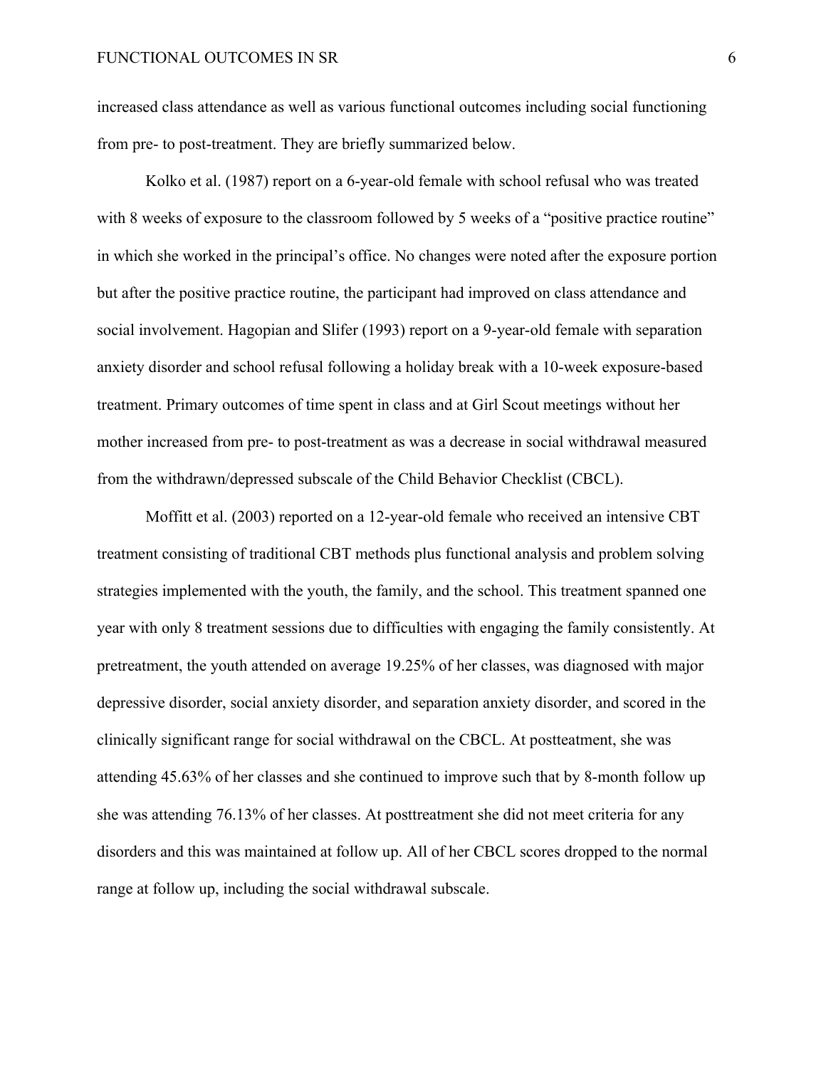increased class attendance as well as various functional outcomes including social functioning from pre- to post-treatment. They are briefly summarized below.

Kolko et al. (1987) report on a 6-year-old female with school refusal who was treated with 8 weeks of exposure to the classroom followed by 5 weeks of a "positive practice routine" in which she worked in the principal's office. No changes were noted after the exposure portion but after the positive practice routine, the participant had improved on class attendance and social involvement. Hagopian and Slifer (1993) report on a 9-year-old female with separation anxiety disorder and school refusal following a holiday break with a 10-week exposure-based treatment. Primary outcomes of time spent in class and at Girl Scout meetings without her mother increased from pre- to post-treatment as was a decrease in social withdrawal measured from the withdrawn/depressed subscale of the Child Behavior Checklist (CBCL).

Moffitt et al. (2003) reported on a 12-year-old female who received an intensive CBT treatment consisting of traditional CBT methods plus functional analysis and problem solving strategies implemented with the youth, the family, and the school. This treatment spanned one year with only 8 treatment sessions due to difficulties with engaging the family consistently. At pretreatment, the youth attended on average 19.25% of her classes, was diagnosed with major depressive disorder, social anxiety disorder, and separation anxiety disorder, and scored in the clinically significant range for social withdrawal on the CBCL. At postteatment, she was attending 45.63% of her classes and she continued to improve such that by 8-month follow up she was attending 76.13% of her classes. At posttreatment she did not meet criteria for any disorders and this was maintained at follow up. All of her CBCL scores dropped to the normal range at follow up, including the social withdrawal subscale.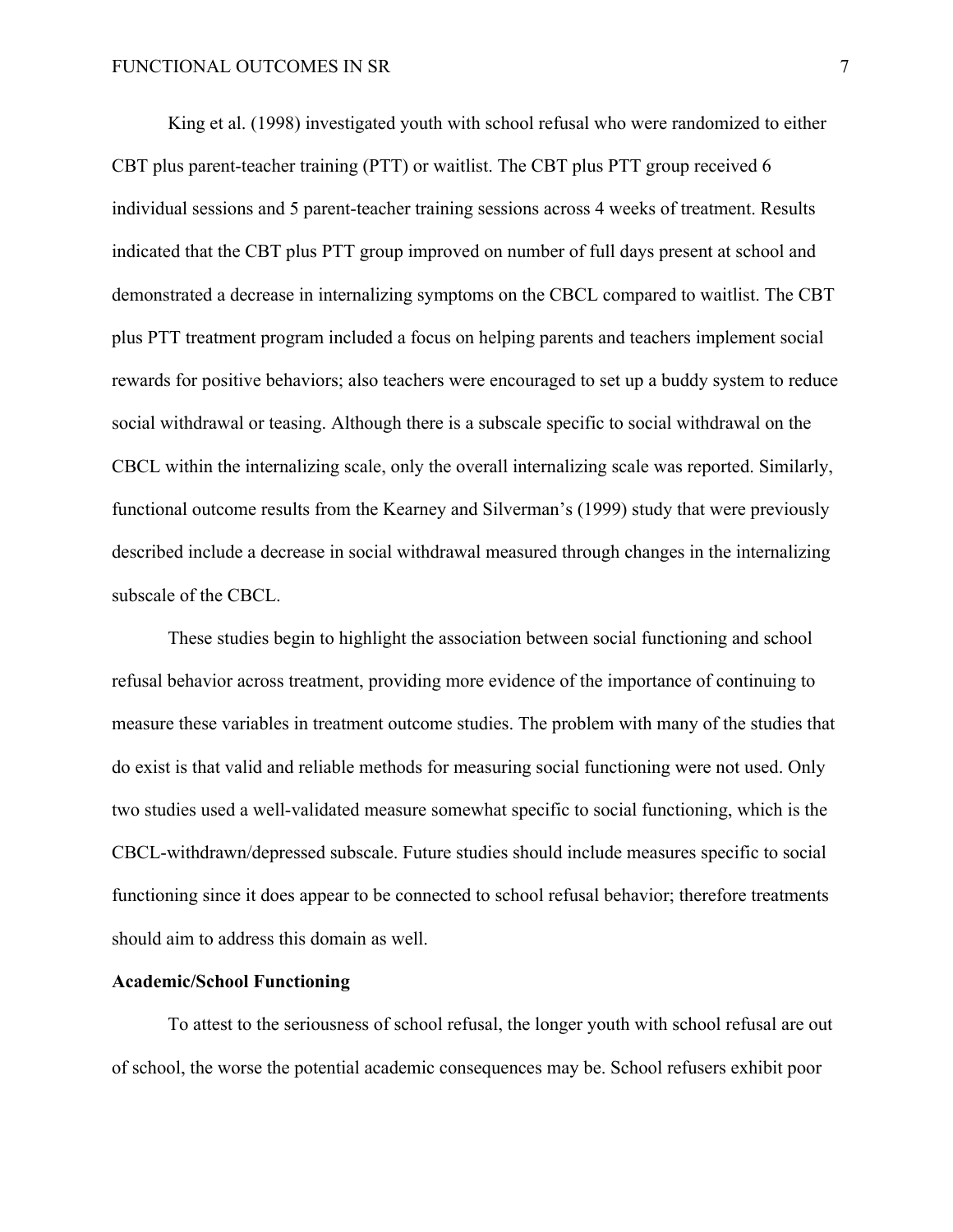King et al. (1998) investigated youth with school refusal who were randomized to either CBT plus parent-teacher training (PTT) or waitlist. The CBT plus PTT group received 6 individual sessions and 5 parent-teacher training sessions across 4 weeks of treatment. Results indicated that the CBT plus PTT group improved on number of full days present at school and demonstrated a decrease in internalizing symptoms on the CBCL compared to waitlist. The CBT plus PTT treatment program included a focus on helping parents and teachers implement social rewards for positive behaviors; also teachers were encouraged to set up a buddy system to reduce social withdrawal or teasing. Although there is a subscale specific to social withdrawal on the CBCL within the internalizing scale, only the overall internalizing scale was reported. Similarly, functional outcome results from the Kearney and Silverman's (1999) study that were previously described include a decrease in social withdrawal measured through changes in the internalizing subscale of the CBCL.

These studies begin to highlight the association between social functioning and school refusal behavior across treatment, providing more evidence of the importance of continuing to measure these variables in treatment outcome studies. The problem with many of the studies that do exist is that valid and reliable methods for measuring social functioning were not used. Only two studies used a well-validated measure somewhat specific to social functioning, which is the CBCL-withdrawn/depressed subscale. Future studies should include measures specific to social functioning since it does appear to be connected to school refusal behavior; therefore treatments should aim to address this domain as well.

**Academic/School Functioning**

To attest to the seriousness of school refusal, the longer youth with school refusal are out of school, the worse the potential academic consequences may be. School refusers exhibit poor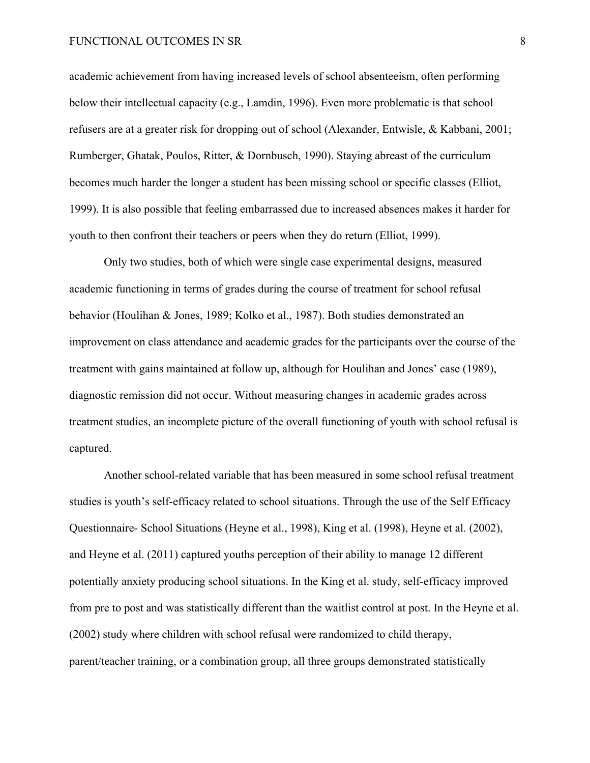academic achievement from having increased levels of school absenteeism, often performing below their intellectual capacity (e.g., Lamdin, 1996). Even more problematic is that school refusers are at a greater risk for dropping out of school (Alexander, Entwisle, & Kabbani, 2001; Rumberger, Ghatak, Poulos, Ritter, & Dornbusch, 1990). Staying abreast of the curriculum becomes much harder the longer a student has been missing school or specific classes (Elliot, 1999). It is also possible that feeling embarrassed due to increased absences makes it harder for youth to then confront their teachers or peers when they do return (Elliot, 1999).

Only two studies, both of which were single case experimental designs, measured academic functioning in terms of grades during the course of treatment for school refusal behavior (Houlihan & Jones, 1989; Kolko et al., 1987). Both studies demonstrated an improvement on class attendance and academic grades for the participants over the course of the treatment with gains maintained at follow up, although for Houlihan and Jones' case (1989), diagnostic remission did not occur. Without measuring changes in academic grades across treatment studies, an incomplete picture of the overall functioning of youth with school refusal is captured.

Another school-related variable that has been measured in some school refusal treatment studies is youth's self-efficacy related to school situations. Through the use of the Self Efficacy Questionnaire- School Situations (Heyne et al., 1998), King et al. (1998), Heyne et al. (2002), and Heyne et al. (2011) captured youths perception of their ability to manage 12 different potentially anxiety producing school situations. In the King et al. study, self-efficacy improved from pre to post and was statistically different than the waitlist control at post. In the Heyne et al. (2002) study where children with school refusal were randomized to child therapy, parent/teacher training, or a combination group, all three groups demonstrated statistically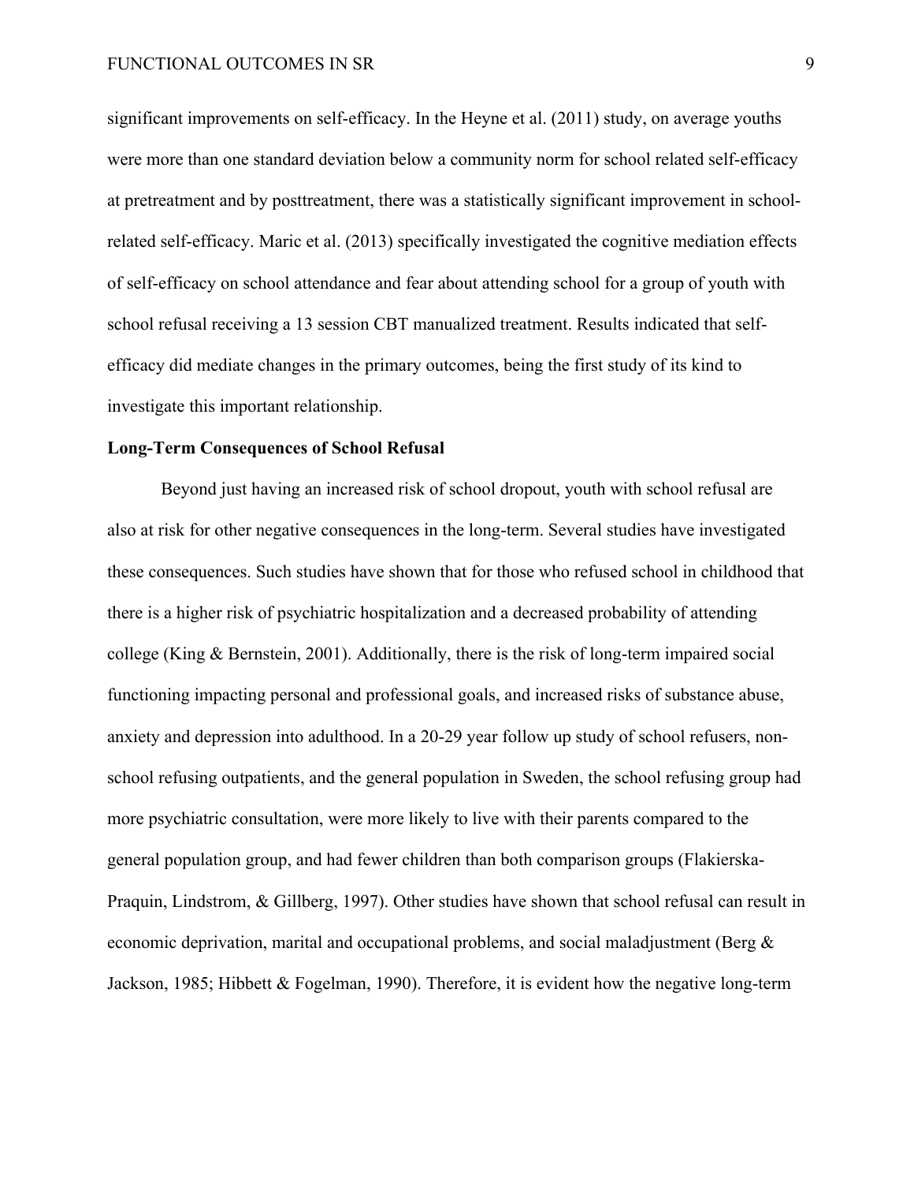significant improvements on self-efficacy. In the Heyne et al. (2011) study, on average youths were more than one standard deviation below a community norm for school related self-efficacy at pretreatment and by posttreatment, there was a statistically significant improvement in school-related self-efficacy. Maric et al. (2013) specifically investigated the cognitive mediation effects of self-efficacy on school attendance and fear about attending school for a group of youth with school refusal receiving a 13 session CBT manualized treatment. Results indicated that self-efficacy did mediate changes in the primary outcomes, being the first study of its kind to investigate this important relationship.

**Long-Term Consequences of School Refusal**

Beyond just having an increased risk of school dropout, youth with school refusal are also at risk for other negative consequences in the long-term. Several studies have investigated these consequences. Such studies have shown that for those who refused school in childhood that there is a higher risk of psychiatric hospitalization and a decreased probability of attending college (King & Bernstein, 2001). Additionally, there is the risk of long-term impaired social functioning impacting personal and professional goals, and increased risks of substance abuse, anxiety and depression into adulthood. In a 20-29 year follow up study of school refusers, non-school refusing outpatients, and the general population in Sweden, the school refusing group had more psychiatric consultation, were more likely to live with their parents compared to the general population group, and had fewer children than both comparison groups (Flakierska-Praquin, Lindstrom, & Gillberg, 1997). Other studies have shown that school refusal can result in economic deprivation, marital and occupational problems, and social maladjustment (Berg & Jackson, 1985; Hibbett & Fogelman, 1990). Therefore, it is evident how the negative long-term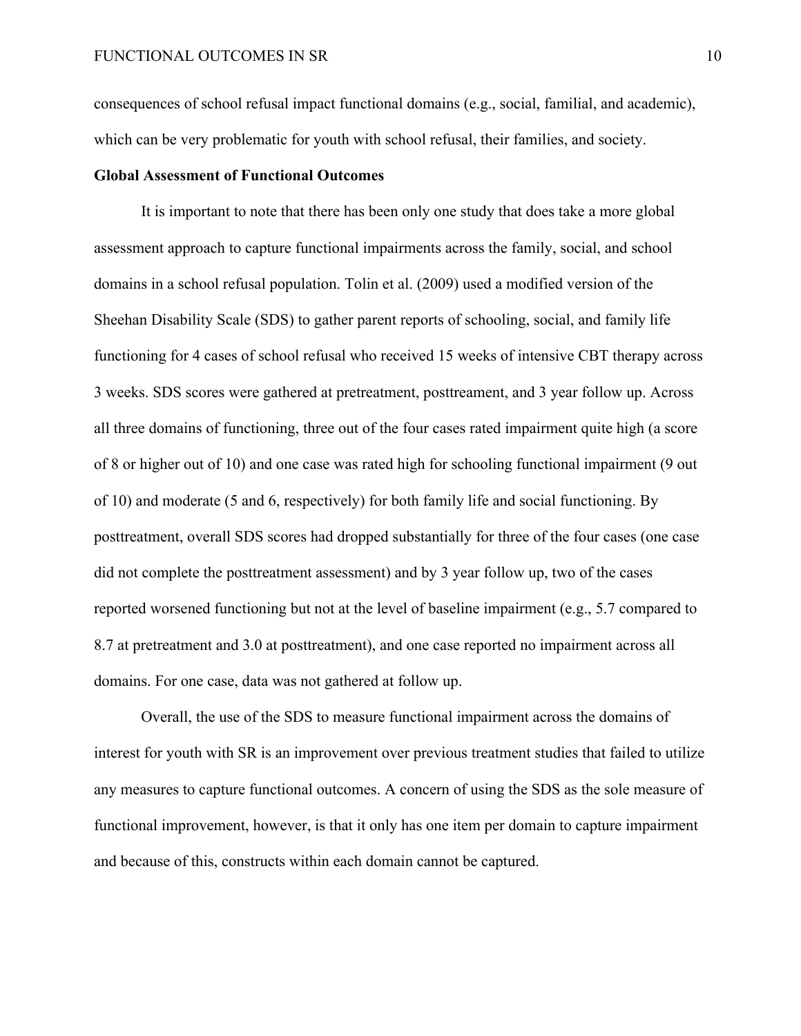consequences of school refusal impact functional domains (e.g., social, familial, and academic), which can be very problematic for youth with school refusal, their families, and society.

**Global Assessment of Functional Outcomes**

It is important to note that there has been only one study that does take a more global assessment approach to capture functional impairments across the family, social, and school domains in a school refusal population. Tolin et al. (2009) used a modified version of the Sheehan Disability Scale (SDS) to gather parent reports of schooling, social, and family life functioning for 4 cases of school refusal who received 15 weeks of intensive CBT therapy across 3 weeks. SDS scores were gathered at pretreatment, posttreament, and 3 year follow up. Across all three domains of functioning, three out of the four cases rated impairment quite high (a score of 8 or higher out of 10) and one case was rated high for schooling functional impairment (9 out of 10) and moderate (5 and 6, respectively) for both family life and social functioning. By posttreatment, overall SDS scores had dropped substantially for three of the four cases (one case did not complete the posttreatment assessment) and by 3 year follow up, two of the cases reported worsened functioning but not at the level of baseline impairment (e.g., 5.7 compared to 8.7 at pretreatment and 3.0 at posttreatment), and one case reported no impairment across all domains. For one case, data was not gathered at follow up.

Overall, the use of the SDS to measure functional impairment across the domains of interest for youth with SR is an improvement over previous treatment studies that failed to utilize any measures to capture functional outcomes. A concern of using the SDS as the sole measure of functional improvement, however, is that it only has one item per domain to capture impairment and because of this, constructs within each domain cannot be captured.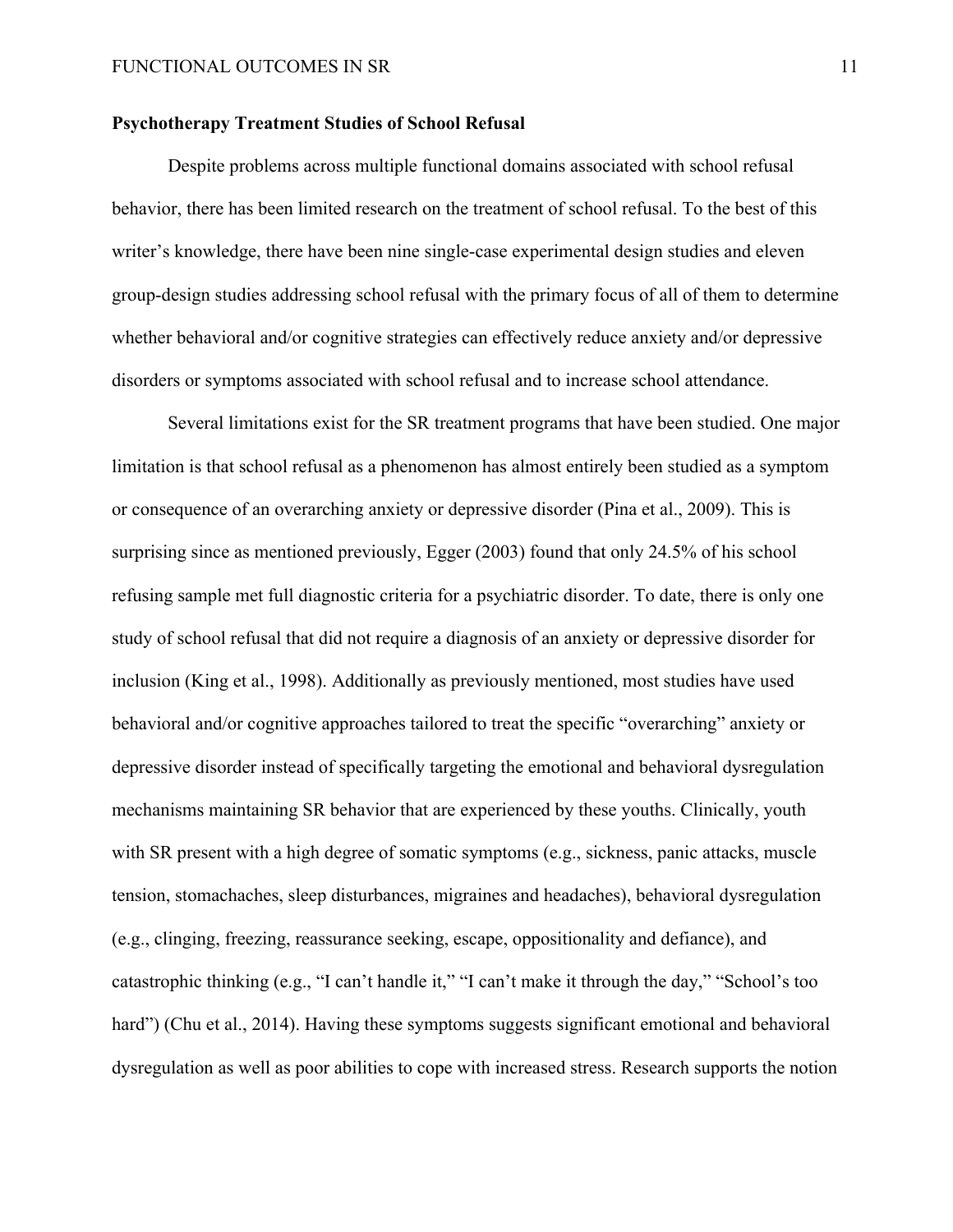**Psychotherapy Treatment Studies of School Refusal**

Despite problems across multiple functional domains associated with school refusal behavior, there has been limited research on the treatment of school refusal. To the best of this writer's knowledge, there have been nine single-case experimental design studies and eleven group-design studies addressing school refusal with the primary focus of all of them to determine whether behavioral and/or cognitive strategies can effectively reduce anxiety and/or depressive disorders or symptoms associated with school refusal and to increase school attendance.

Several limitations exist for the SR treatment programs that have been studied. One major limitation is that school refusal as a phenomenon has almost entirely been studied as a symptom or consequence of an overarching anxiety or depressive disorder (Pina et al., 2009). This is surprising since as mentioned previously, Egger (2003) found that only 24.5% of his school refusing sample met full diagnostic criteria for a psychiatric disorder. To date, there is only one study of school refusal that did not require a diagnosis of an anxiety or depressive disorder for inclusion (King et al., 1998). Additionally as previously mentioned, most studies have used behavioral and/or cognitive approaches tailored to treat the specific "overarching" anxiety or depressive disorder instead of specifically targeting the emotional and behavioral dysregulation mechanisms maintaining SR behavior that are experienced by these youths. Clinically, youth with SR present with a high degree of somatic symptoms (e.g., sickness, panic attacks, muscle tension, stomachaches, sleep disturbances, migraines and headaches), behavioral dysregulation (e.g., clinging, freezing, reassurance seeking, escape, oppositionality and defiance), and catastrophic thinking (e.g., "I can't handle it," "I can't make it through the day," "School's too hard") (Chu et al., 2014). Having these symptoms suggests significant emotional and behavioral dysregulation as well as poor abilities to cope with increased stress. Research supports the notion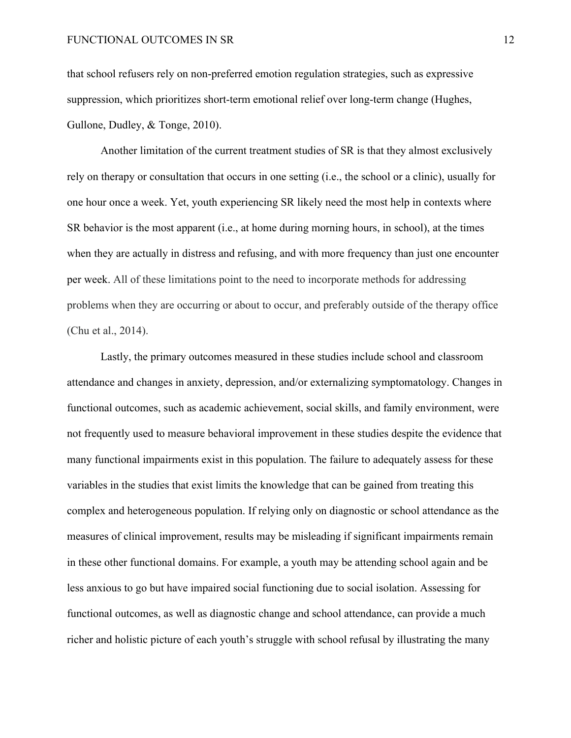that school refusers rely on non-preferred emotion regulation strategies, such as expressive suppression, which prioritizes short-term emotional relief over long-term change (Hughes, Gullone, Dudley, & Tonge, 2010).

Another limitation of the current treatment studies of SR is that they almost exclusively rely on therapy or consultation that occurs in one setting (i.e., the school or a clinic), usually for one hour once a week. Yet, youth experiencing SR likely need the most help in contexts where SR behavior is the most apparent (i.e., at home during morning hours, in school), at the times when they are actually in distress and refusing, and with more frequency than just one encounter per week. All of these limitations point to the need to incorporate methods for addressing problems when they are occurring or about to occur, and preferably outside of the therapy office (Chu et al., 2014).

Lastly, the primary outcomes measured in these studies include school and classroom attendance and changes in anxiety, depression, and/or externalizing symptomatology. Changes in functional outcomes, such as academic achievement, social skills, and family environment, were not frequently used to measure behavioral improvement in these studies despite the evidence that many functional impairments exist in this population. The failure to adequately assess for these variables in the studies that exist limits the knowledge that can be gained from treating this complex and heterogeneous population. If relying only on diagnostic or school attendance as the measures of clinical improvement, results may be misleading if significant impairments remain in these other functional domains. For example, a youth may be attending school again and be less anxious to go but have impaired social functioning due to social isolation. Assessing for functional outcomes, as well as diagnostic change and school attendance, can provide a much richer and holistic picture of each youth's struggle with school refusal by illustrating the many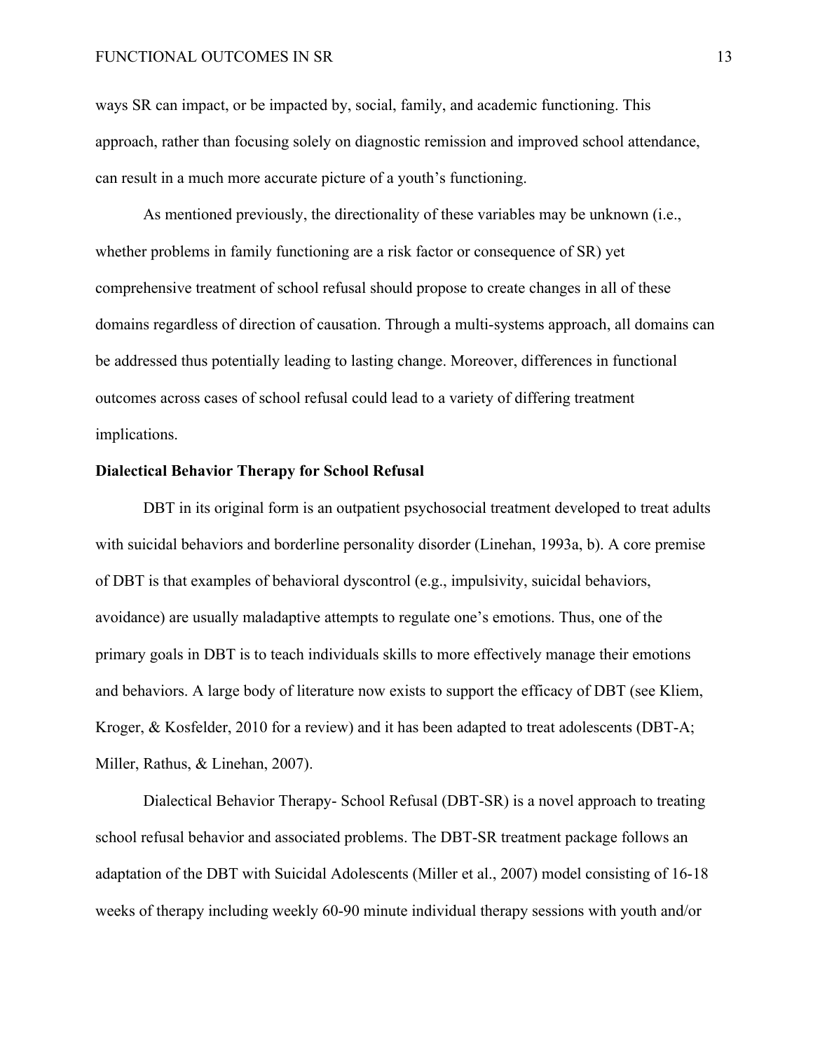ways SR can impact, or be impacted by, social, family, and academic functioning. This approach, rather than focusing solely on diagnostic remission and improved school attendance, can result in a much more accurate picture of a youth's functioning.

As mentioned previously, the directionality of these variables may be unknown (i.e., whether problems in family functioning are a risk factor or consequence of SR) yet comprehensive treatment of school refusal should propose to create changes in all of these domains regardless of direction of causation. Through a multi-systems approach, all domains can be addressed thus potentially leading to lasting change. Moreover, differences in functional outcomes across cases of school refusal could lead to a variety of differing treatment implications.

**Dialectical Behavior Therapy for School Refusal**

DBT in its original form is an outpatient psychosocial treatment developed to treat adults with suicidal behaviors and borderline personality disorder (Linehan, 1993a, b). A core premise of DBT is that examples of behavioral dyscontrol (e.g., impulsivity, suicidal behaviors, avoidance) are usually maladaptive attempts to regulate one's emotions. Thus, one of the primary goals in DBT is to teach individuals skills to more effectively manage their emotions and behaviors. A large body of literature now exists to support the efficacy of DBT (see Kliem, Kroger, & Kosfelder, 2010 for a review) and it has been adapted to treat adolescents (DBT-A; Miller, Rathus, & Linehan, 2007).

Dialectical Behavior Therapy- School Refusal (DBT-SR) is a novel approach to treating school refusal behavior and associated problems. The DBT-SR treatment package follows an adaptation of the DBT with Suicidal Adolescents (Miller et al., 2007) model consisting of 16-18 weeks of therapy including weekly 60-90 minute individual therapy sessions with youth and/or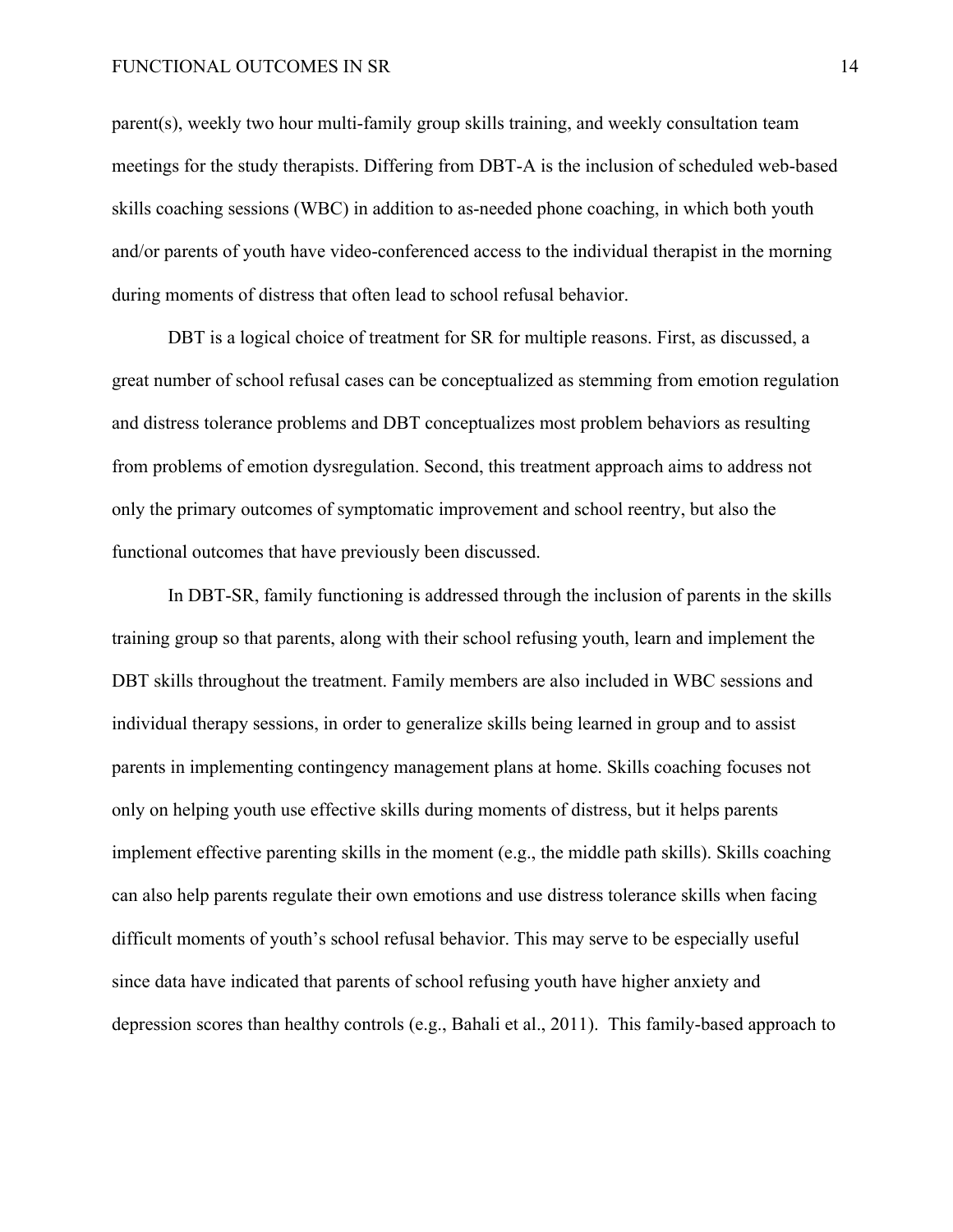parent(s), weekly two hour multi-family group skills training, and weekly consultation team meetings for the study therapists. Differing from DBT-A is the inclusion of scheduled web-based skills coaching sessions (WBC) in addition to as-needed phone coaching, in which both youth and/or parents of youth have video-conferenced access to the individual therapist in the morning during moments of distress that often lead to school refusal behavior.

DBT is a logical choice of treatment for SR for multiple reasons. First, as discussed, a great number of school refusal cases can be conceptualized as stemming from emotion regulation and distress tolerance problems and DBT conceptualizes most problem behaviors as resulting from problems of emotion dysregulation. Second, this treatment approach aims to address not only the primary outcomes of symptomatic improvement and school reentry, but also the functional outcomes that have previously been discussed.

In DBT-SR, family functioning is addressed through the inclusion of parents in the skills training group so that parents, along with their school refusing youth, learn and implement the DBT skills throughout the treatment. Family members are also included in WBC sessions and individual therapy sessions, in order to generalize skills being learned in group and to assist parents in implementing contingency management plans at home. Skills coaching focuses not only on helping youth use effective skills during moments of distress, but it helps parents implement effective parenting skills in the moment (e.g., the middle path skills). Skills coaching can also help parents regulate their own emotions and use distress tolerance skills when facing difficult moments of youth's school refusal behavior. This may serve to be especially useful since data have indicated that parents of school refusing youth have higher anxiety and depression scores than healthy controls (e.g., Bahali et al., 2011). This family-based approach to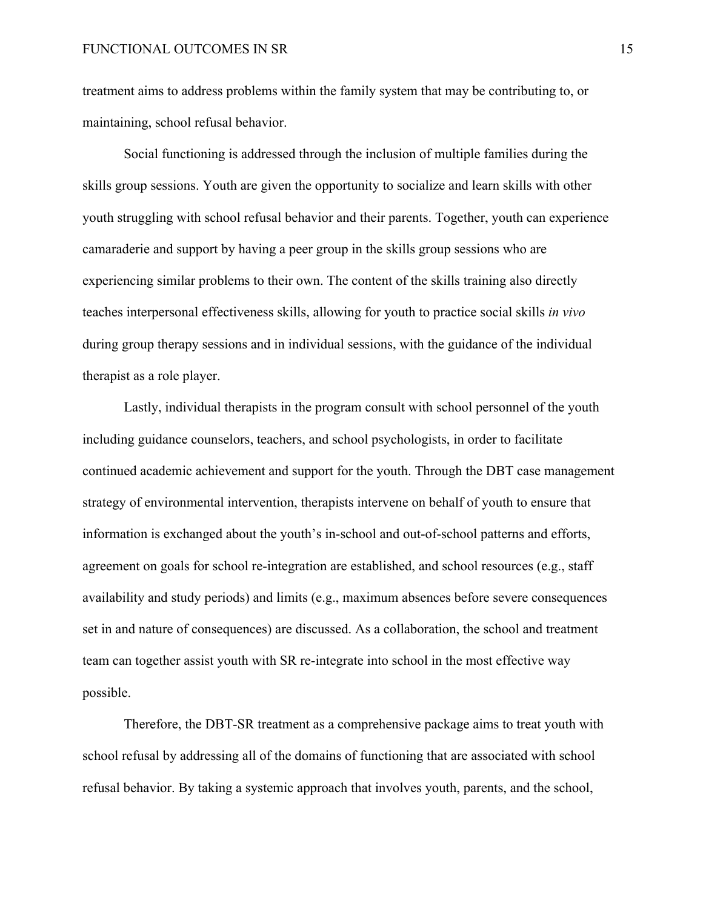treatment aims to address problems within the family system that may be contributing to, or maintaining, school refusal behavior.

Social functioning is addressed through the inclusion of multiple families during the skills group sessions. Youth are given the opportunity to socialize and learn skills with other youth struggling with school refusal behavior and their parents. Together, youth can experience camaraderie and support by having a peer group in the skills group sessions who are experiencing similar problems to their own. The content of the skills training also directly teaches interpersonal effectiveness skills, allowing for youth to practice social skills *in vivo* during group therapy sessions and in individual sessions, with the guidance of the individual therapist as a role player.

Lastly, individual therapists in the program consult with school personnel of the youth including guidance counselors, teachers, and school psychologists, in order to facilitate continued academic achievement and support for the youth. Through the DBT case management strategy of environmental intervention, therapists intervene on behalf of youth to ensure that information is exchanged about the youth's in-school and out-of-school patterns and efforts, agreement on goals for school re-integration are established, and school resources (e.g., staff availability and study periods) and limits (e.g., maximum absences before severe consequences set in and nature of consequences) are discussed. As a collaboration, the school and treatment team can together assist youth with SR re-integrate into school in the most effective way possible.

Therefore, the DBT-SR treatment as a comprehensive package aims to treat youth with school refusal by addressing all of the domains of functioning that are associated with school refusal behavior. By taking a systemic approach that involves youth, parents, and the school,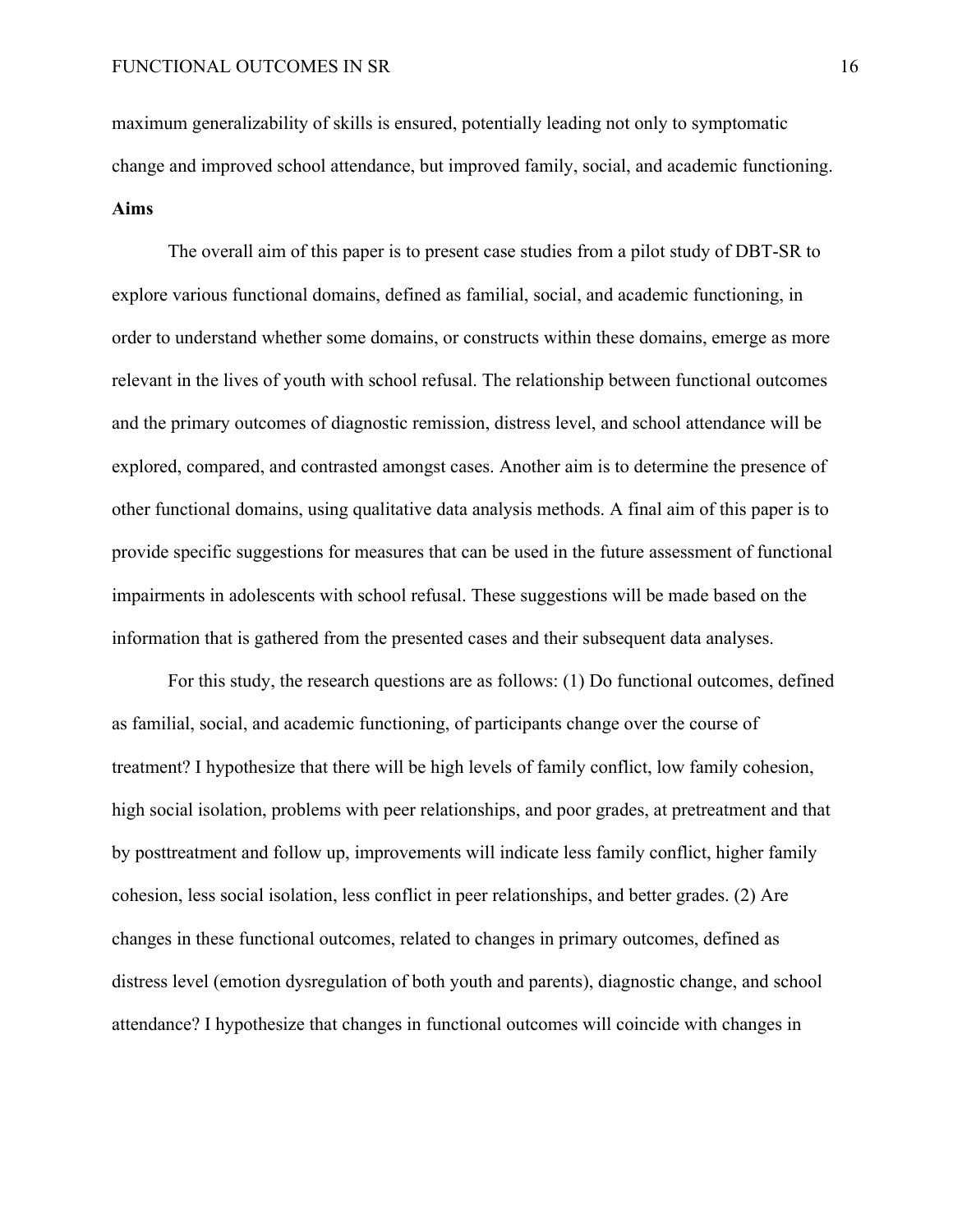maximum generalizability of skills is ensured, potentially leading not only to symptomatic change and improved school attendance, but improved family, social, and academic functioning.

**Aims**

The overall aim of this paper is to present case studies from a pilot study of DBT-SR to explore various functional domains, defined as familial, social, and academic functioning, in order to understand whether some domains, or constructs within these domains, emerge as more relevant in the lives of youth with school refusal. The relationship between functional outcomes and the primary outcomes of diagnostic remission, distress level, and school attendance will be explored, compared, and contrasted amongst cases. Another aim is to determine the presence of other functional domains, using qualitative data analysis methods. A final aim of this paper is to provide specific suggestions for measures that can be used in the future assessment of functional impairments in adolescents with school refusal. These suggestions will be made based on the information that is gathered from the presented cases and their subsequent data analyses.

For this study, the research questions are as follows: (1) Do functional outcomes, defined as familial, social, and academic functioning, of participants change over the course of treatment? I hypothesize that there will be high levels of family conflict, low family cohesion, high social isolation, problems with peer relationships, and poor grades, at pretreatment and that by posttreatment and follow up, improvements will indicate less family conflict, higher family cohesion, less social isolation, less conflict in peer relationships, and better grades. (2) Are changes in these functional outcomes, related to changes in primary outcomes, defined as distress level (emotion dysregulation of both youth and parents), diagnostic change, and school attendance? I hypothesize that changes in functional outcomes will coincide with changes in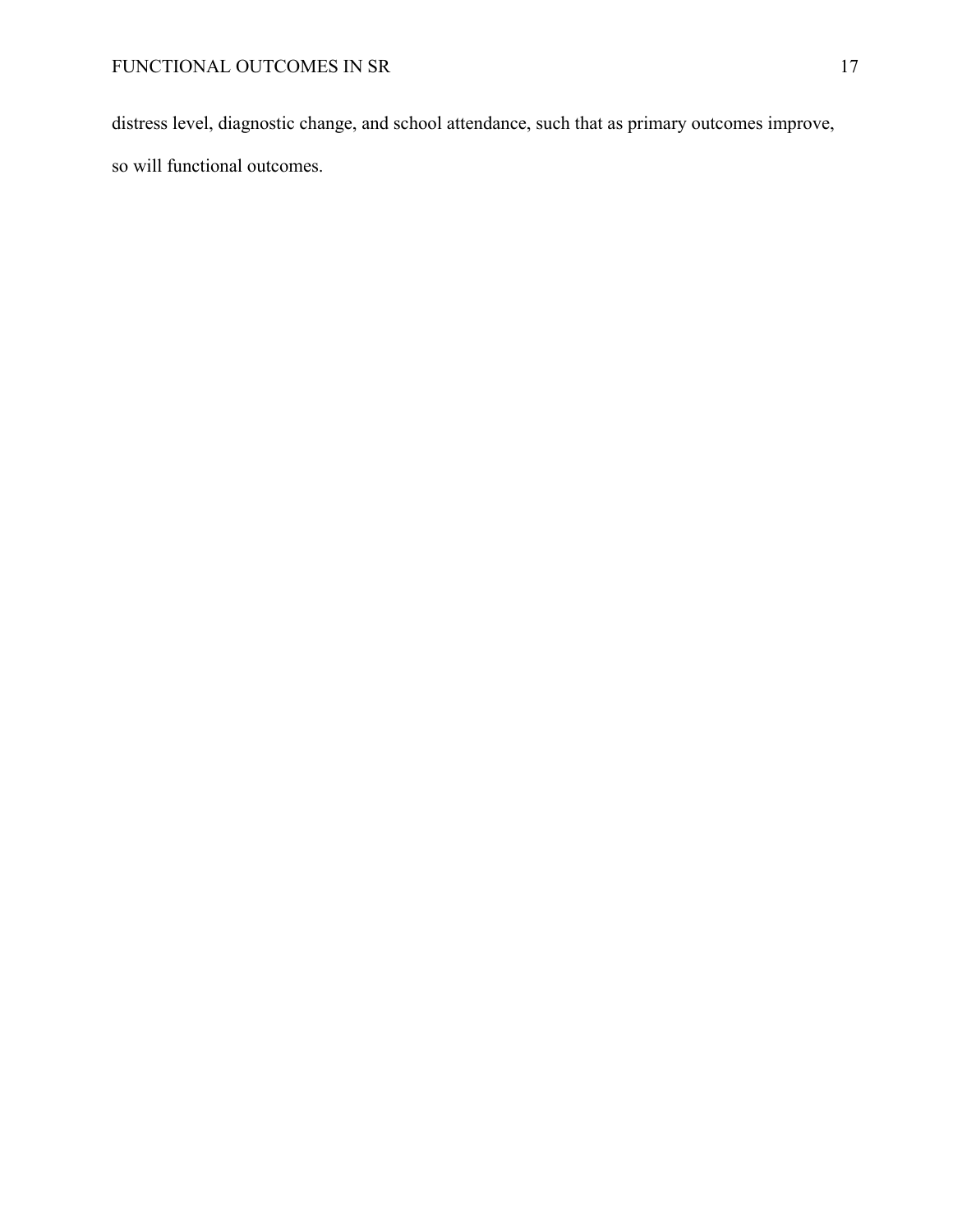distress level, diagnostic change, and school attendance, such that as primary outcomes improve, so will functional outcomes.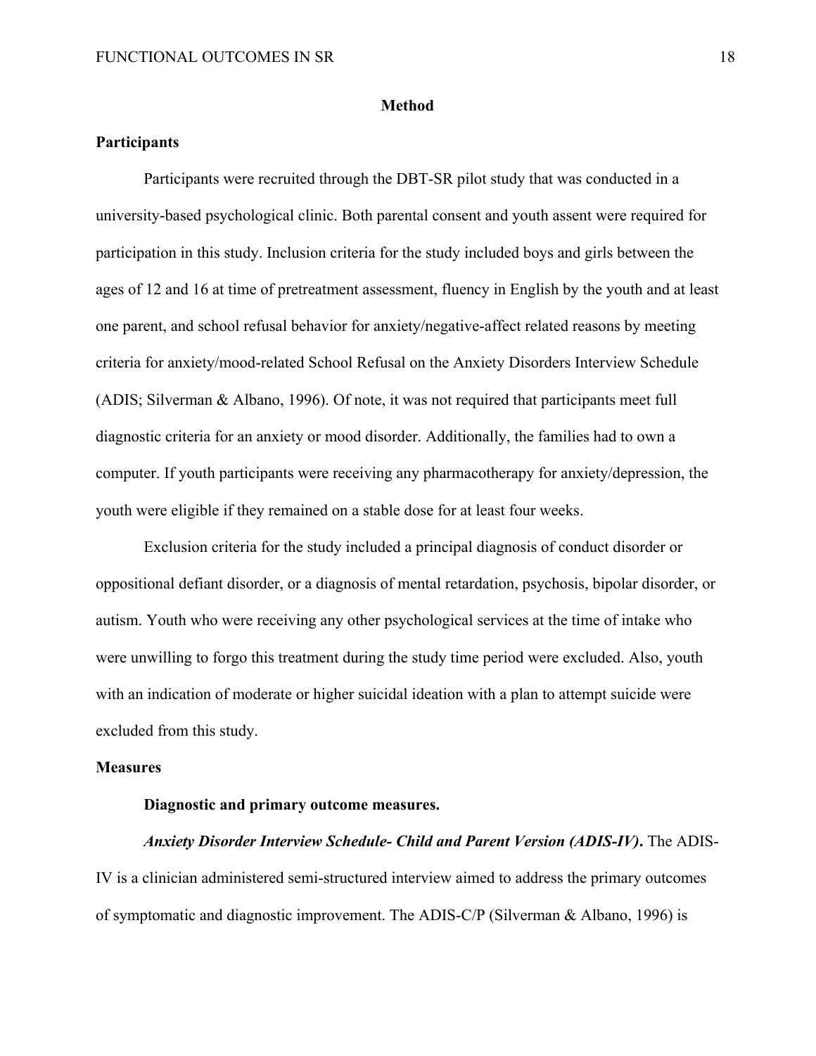# Method

## Participants

Participants were recruited through the DBT-SR pilot study that was conducted in a university-based psychological clinic. Both parental consent and youth assent were required for participation in this study. Inclusion criteria for the study included boys and girls between the ages of 12 and 16 at time of pretreatment assessment, fluency in English by the youth and at least one parent, and school refusal behavior for anxiety/negative-affect related reasons by meeting criteria for anxiety/mood-related School Refusal on the Anxiety Disorders Interview Schedule (ADIS; Silverman & Albano, 1996). Of note, it was not required that participants meet full diagnostic criteria for an anxiety or mood disorder. Additionally, the families had to own a computer. If youth participants were receiving any pharmacotherapy for anxiety/depression, the youth were eligible if they remained on a stable dose for at least four weeks.

Exclusion criteria for the study included a principal diagnosis of conduct disorder or oppositional defiant disorder, or a diagnosis of mental retardation, psychosis, bipolar disorder, or autism. Youth who were receiving any other psychological services at the time of intake who were unwilling to forgo this treatment during the study time period were excluded. Also, youth with an indication of moderate or higher suicidal ideation with a plan to attempt suicide were excluded from this study.

## Measures

### Diagnostic and primary outcome measures.

***Anxiety Disorder Interview Schedule- Child and Parent Version (ADIS-IV).*** The ADIS-IV is a clinician administered semi-structured interview aimed to address the primary outcomes of symptomatic and diagnostic improvement. The ADIS-C/P (Silverman & Albano, 1996) is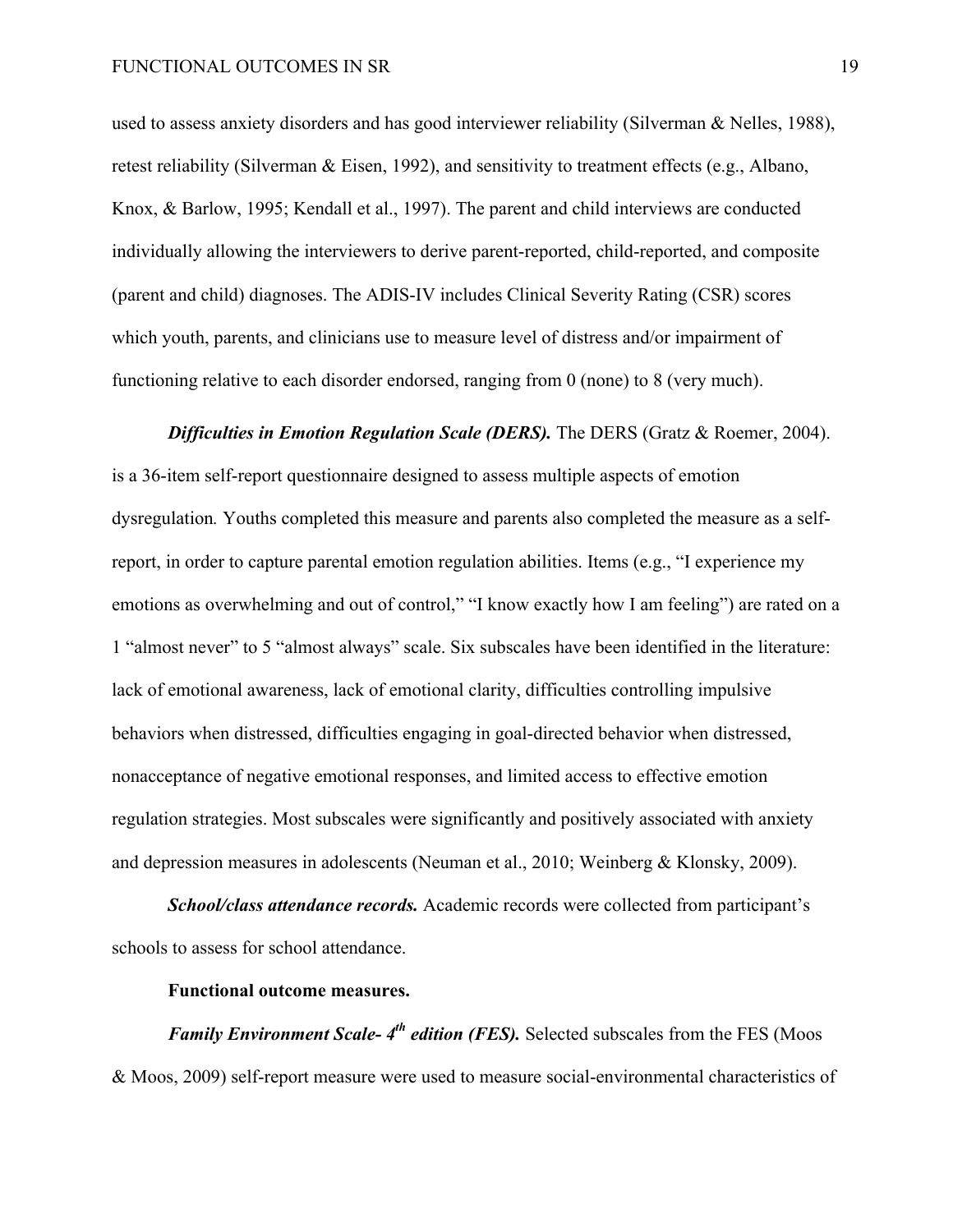used to assess anxiety disorders and has good interviewer reliability (Silverman & Nelles, 1988), retest reliability (Silverman & Eisen, 1992), and sensitivity to treatment effects (e.g., Albano, Knox, & Barlow, 1995; Kendall et al., 1997). The parent and child interviews are conducted individually allowing the interviewers to derive parent-reported, child-reported, and composite (parent and child) diagnoses. The ADIS-IV includes Clinical Severity Rating (CSR) scores which youth, parents, and clinicians use to measure level of distress and/or impairment of functioning relative to each disorder endorsed, ranging from 0 (none) to 8 (very much).

***Difficulties in Emotion Regulation Scale (DERS).*** The DERS (Gratz & Roemer, 2004). is a 36-item self-report questionnaire designed to assess multiple aspects of emotion dysregulation. Youths completed this measure and parents also completed the measure as a self-report, in order to capture parental emotion regulation abilities. Items (e.g., "I experience my emotions as overwhelming and out of control," "I know exactly how I am feeling") are rated on a 1 "almost never" to 5 "almost always" scale. Six subscales have been identified in the literature: lack of emotional awareness, lack of emotional clarity, difficulties controlling impulsive behaviors when distressed, difficulties engaging in goal-directed behavior when distressed, nonacceptance of negative emotional responses, and limited access to effective emotion regulation strategies. Most subscales were significantly and positively associated with anxiety and depression measures in adolescents (Neuman et al., 2010; Weinberg & Klonsky, 2009).

***School/class attendance records.*** Academic records were collected from participant's schools to assess for school attendance.

**Functional outcome measures.**

***Family Environment Scale- 4th edition (FES).*** Selected subscales from the FES (Moos & Moos, 2009) self-report measure were used to measure social-environmental characteristics of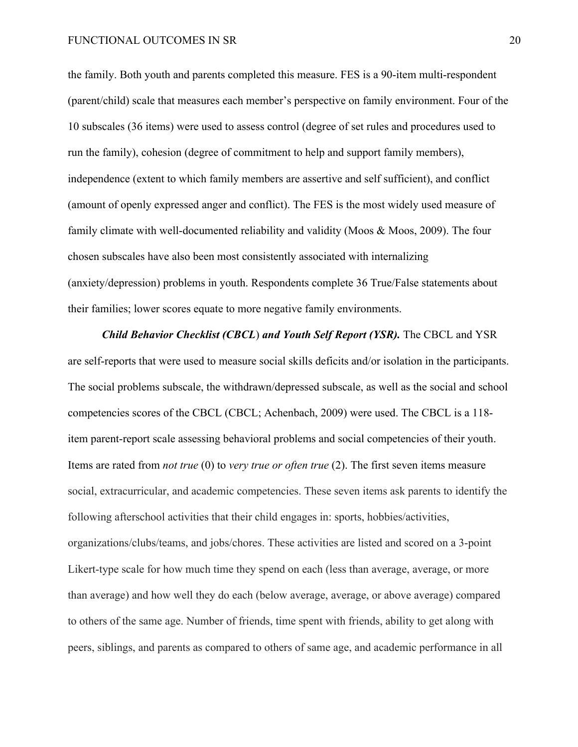the family. Both youth and parents completed this measure. FES is a 90-item multi-respondent (parent/child) scale that measures each member's perspective on family environment. Four of the 10 subscales (36 items) were used to assess control (degree of set rules and procedures used to run the family), cohesion (degree of commitment to help and support family members), independence (extent to which family members are assertive and self sufficient), and conflict (amount of openly expressed anger and conflict). The FES is the most widely used measure of family climate with well-documented reliability and validity (Moos & Moos, 2009). The four chosen subscales have also been most consistently associated with internalizing (anxiety/depression) problems in youth. Respondents complete 36 True/False statements about their families; lower scores equate to more negative family environments.

***Child Behavior Checklist (CBCL) and Youth Self Report (YSR).*** The CBCL and YSR are self-reports that were used to measure social skills deficits and/or isolation in the participants. The social problems subscale, the withdrawn/depressed subscale, as well as the social and school competencies scores of the CBCL (CBCL; Achenbach, 2009) were used. The CBCL is a 118-item parent-report scale assessing behavioral problems and social competencies of their youth. Items are rated from *not true* (0) to *very true or often true* (2). The first seven items measure social, extracurricular, and academic competencies. These seven items ask parents to identify the following afterschool activities that their child engages in: sports, hobbies/activities, organizations/clubs/teams, and jobs/chores. These activities are listed and scored on a 3-point Likert-type scale for how much time they spend on each (less than average, average, or more than average) and how well they do each (below average, average, or above average) compared to others of the same age. Number of friends, time spent with friends, ability to get along with peers, siblings, and parents as compared to others of same age, and academic performance in all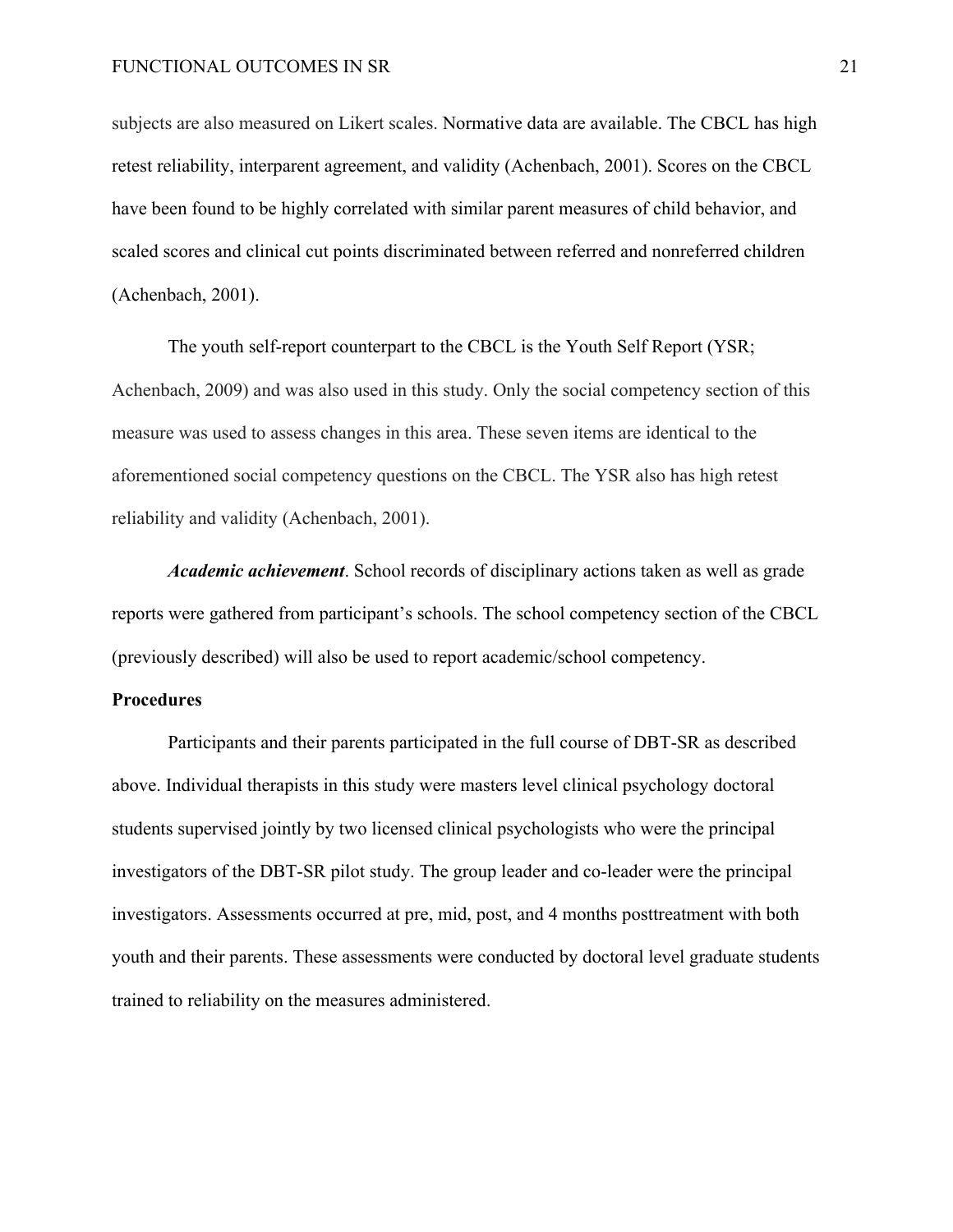subjects are also measured on Likert scales. Normative data are available. The CBCL has high retest reliability, interparent agreement, and validity (Achenbach, 2001). Scores on the CBCL have been found to be highly correlated with similar parent measures of child behavior, and scaled scores and clinical cut points discriminated between referred and nonreferred children (Achenbach, 2001).

The youth self-report counterpart to the CBCL is the Youth Self Report (YSR; Achenbach, 2009) and was also used in this study. Only the social competency section of this measure was used to assess changes in this area. These seven items are identical to the aforementioned social competency questions on the CBCL. The YSR also has high retest reliability and validity (Achenbach, 2001).

***Academic achievement***. School records of disciplinary actions taken as well as grade reports were gathered from participant's schools. The school competency section of the CBCL (previously described) will also be used to report academic/school competency.

**Procedures**

Participants and their parents participated in the full course of DBT-SR as described above. Individual therapists in this study were masters level clinical psychology doctoral students supervised jointly by two licensed clinical psychologists who were the principal investigators of the DBT-SR pilot study. The group leader and co-leader were the principal investigators. Assessments occurred at pre, mid, post, and 4 months posttreatment with both youth and their parents. These assessments were conducted by doctoral level graduate students trained to reliability on the measures administered.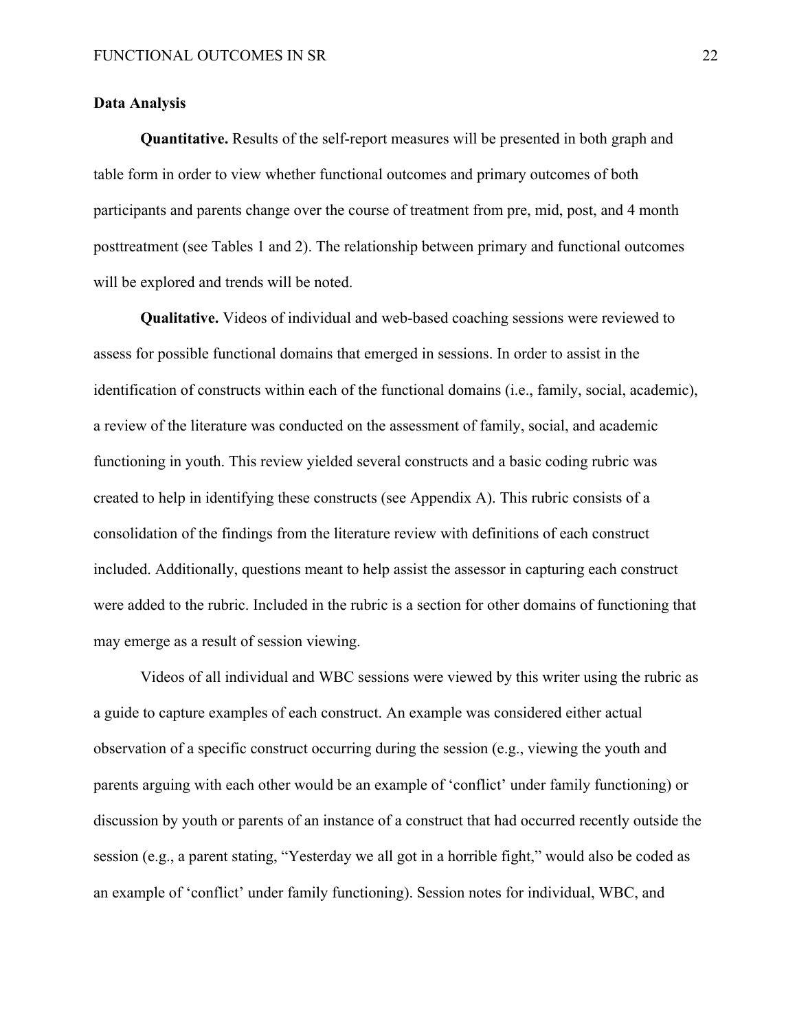## Data Analysis

**Quantitative.** Results of the self-report measures will be presented in both graph and table form in order to view whether functional outcomes and primary outcomes of both participants and parents change over the course of treatment from pre, mid, post, and 4 month posttreatment (see Tables 1 and 2). The relationship between primary and functional outcomes will be explored and trends will be noted.

**Qualitative.** Videos of individual and web-based coaching sessions were reviewed to assess for possible functional domains that emerged in sessions. In order to assist in the identification of constructs within each of the functional domains (i.e., family, social, academic), a review of the literature was conducted on the assessment of family, social, and academic functioning in youth. This review yielded several constructs and a basic coding rubric was created to help in identifying these constructs (see Appendix A). This rubric consists of a consolidation of the findings from the literature review with definitions of each construct included. Additionally, questions meant to help assist the assessor in capturing each construct were added to the rubric. Included in the rubric is a section for other domains of functioning that may emerge as a result of session viewing.

Videos of all individual and WBC sessions were viewed by this writer using the rubric as a guide to capture examples of each construct. An example was considered either actual observation of a specific construct occurring during the session (e.g., viewing the youth and parents arguing with each other would be an example of 'conflict' under family functioning) or discussion by youth or parents of an instance of a construct that had occurred recently outside the session (e.g., a parent stating, "Yesterday we all got in a horrible fight," would also be coded as an example of 'conflict' under family functioning). Session notes for individual, WBC, and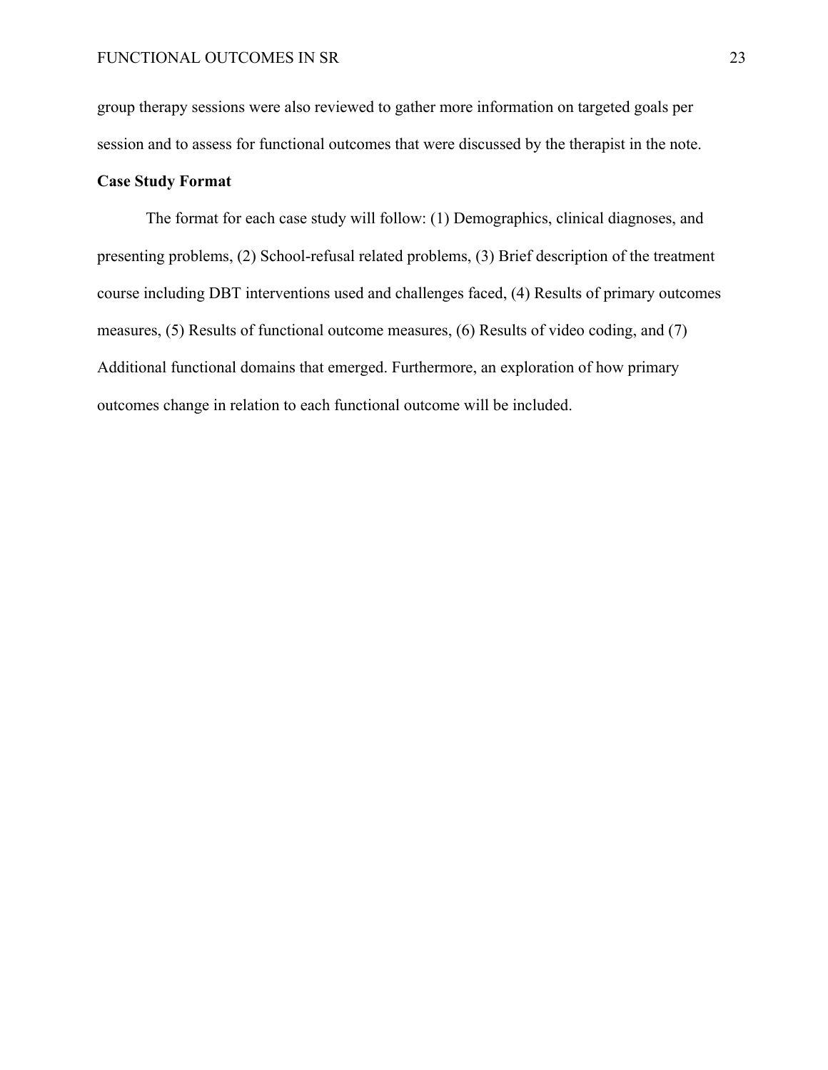group therapy sessions were also reviewed to gather more information on targeted goals per session and to assess for functional outcomes that were discussed by the therapist in the note.

### Case Study Format

The format for each case study will follow: (1) Demographics, clinical diagnoses, and presenting problems, (2) School-refusal related problems, (3) Brief description of the treatment course including DBT interventions used and challenges faced, (4) Results of primary outcomes measures, (5) Results of functional outcome measures, (6) Results of video coding, and (7) Additional functional domains that emerged. Furthermore, an exploration of how primary outcomes change in relation to each functional outcome will be included.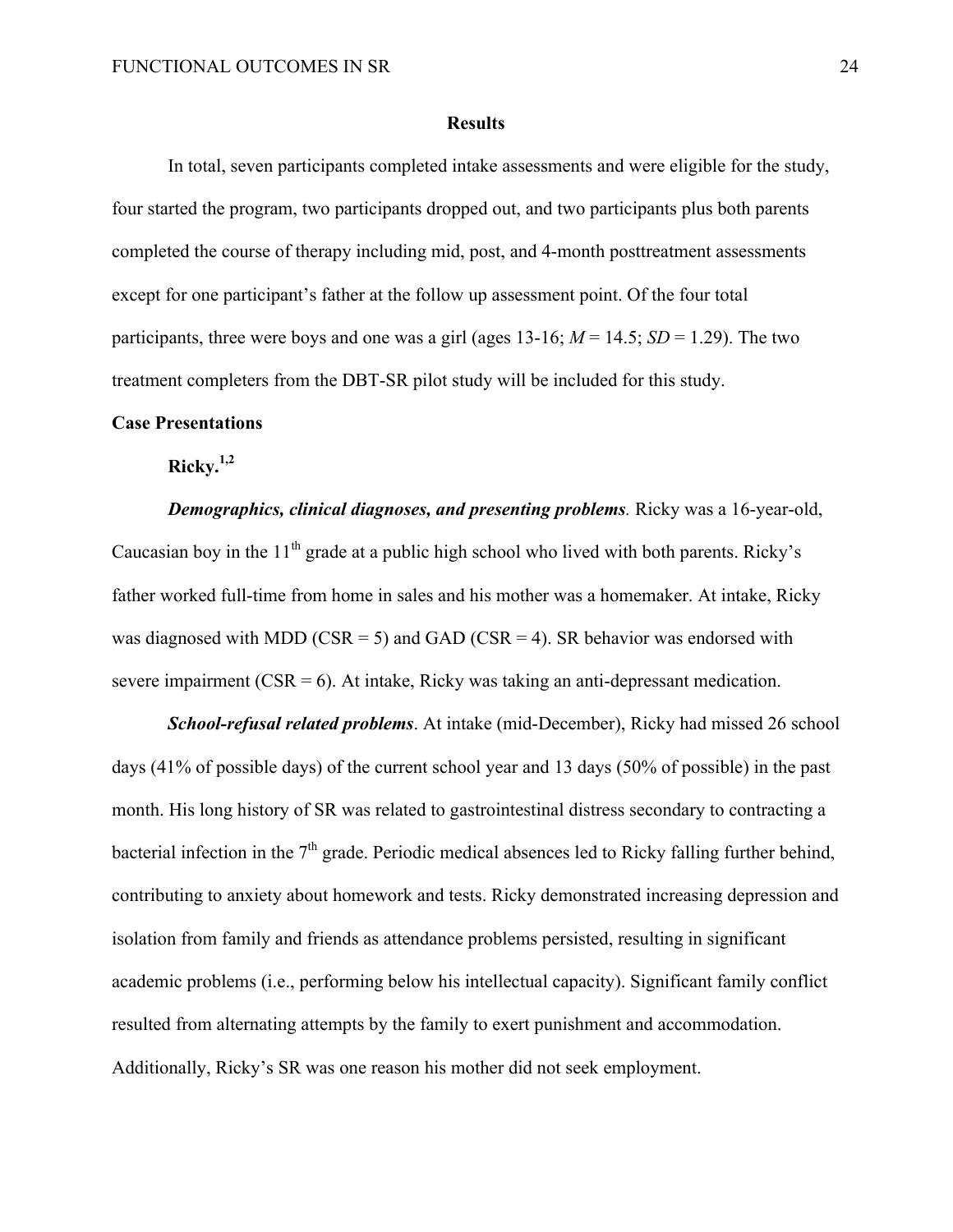## Results

In total, seven participants completed intake assessments and were eligible for the study, four started the program, two participants dropped out, and two participants plus both parents completed the course of therapy including mid, post, and 4-month posttreatment assessments except for one participant's father at the follow up assessment point. Of the four total participants, three were boys and one was a girl (ages 13-16; $M = 14.5$; $SD = 1.29$). The two treatment completers from the DBT-SR pilot study will be included for this study.

### Case Presentations

#### Ricky.[1,2]

***Demographics, clinical diagnoses, and presenting problems.*** Ricky was a 16-year-old, Caucasian boy in the 11th grade at a public high school who lived with both parents. Ricky's father worked full-time from home in sales and his mother was a homemaker. At intake, Ricky was diagnosed with MDD (CSR = 5) and GAD (CSR = 4). SR behavior was endorsed with severe impairment (CSR = 6). At intake, Ricky was taking an anti-depressant medication.

***School-refusal related problems***. At intake (mid-December), Ricky had missed 26 school days (41% of possible days) of the current school year and 13 days (50% of possible) in the past month. His long history of SR was related to gastrointestinal distress secondary to contracting a bacterial infection in the 7th grade. Periodic medical absences led to Ricky falling further behind, contributing to anxiety about homework and tests. Ricky demonstrated increasing depression and isolation from family and friends as attendance problems persisted, resulting in significant academic problems (i.e., performing below his intellectual capacity). Significant family conflict resulted from alternating attempts by the family to exert punishment and accommodation. Additionally, Ricky's SR was one reason his mother did not seek employment.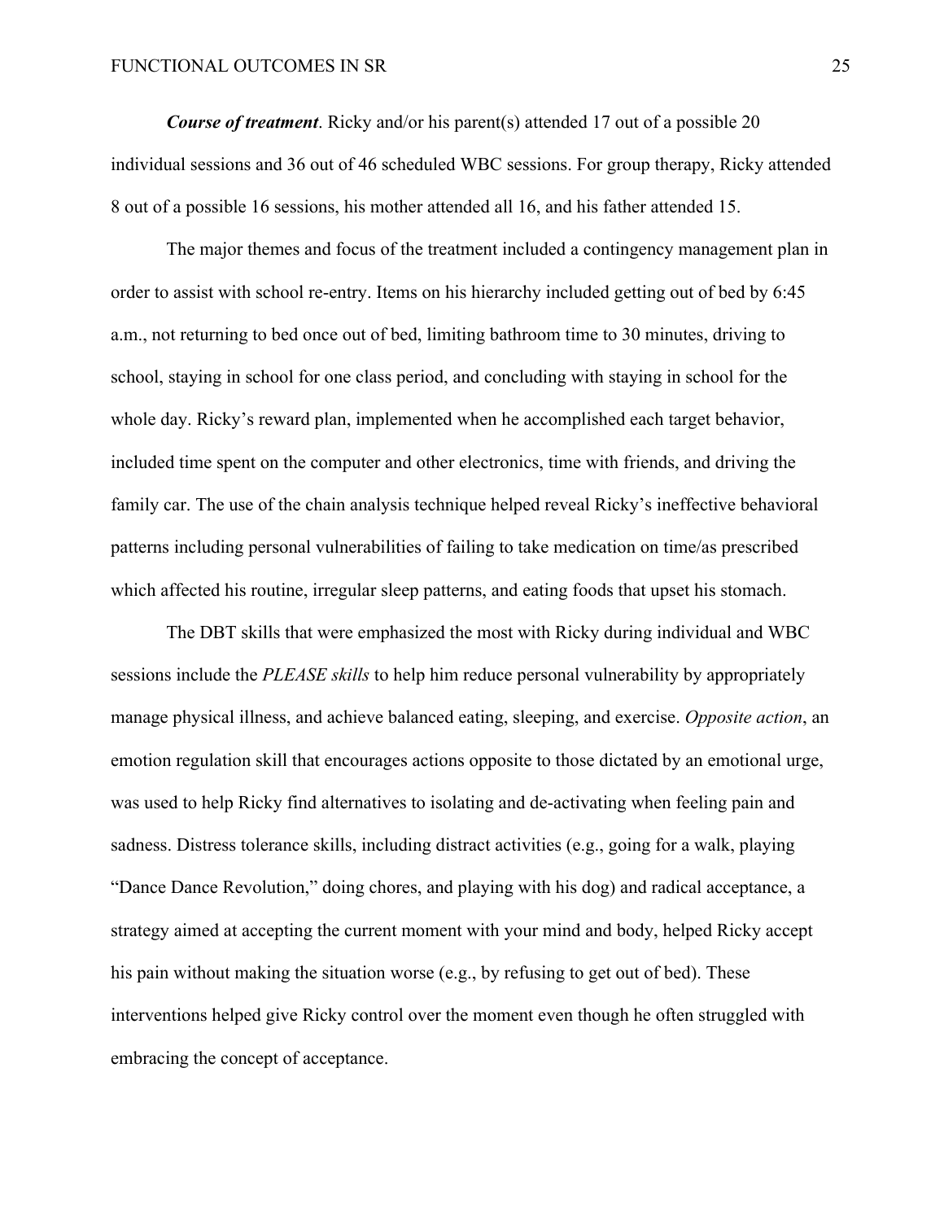***Course of treatment***. Ricky and/or his parent(s) attended 17 out of a possible 20 individual sessions and 36 out of 46 scheduled WBC sessions. For group therapy, Ricky attended 8 out of a possible 16 sessions, his mother attended all 16, and his father attended 15.

The major themes and focus of the treatment included a contingency management plan in order to assist with school re-entry. Items on his hierarchy included getting out of bed by 6:45 a.m., not returning to bed once out of bed, limiting bathroom time to 30 minutes, driving to school, staying in school for one class period, and concluding with staying in school for the whole day. Ricky's reward plan, implemented when he accomplished each target behavior, included time spent on the computer and other electronics, time with friends, and driving the family car. The use of the chain analysis technique helped reveal Ricky's ineffective behavioral patterns including personal vulnerabilities of failing to take medication on time/as prescribed which affected his routine, irregular sleep patterns, and eating foods that upset his stomach.

The DBT skills that were emphasized the most with Ricky during individual and WBC sessions include the *PLEASE skills* to help him reduce personal vulnerability by appropriately manage physical illness, and achieve balanced eating, sleeping, and exercise. *Opposite action*, an emotion regulation skill that encourages actions opposite to those dictated by an emotional urge, was used to help Ricky find alternatives to isolating and de-activating when feeling pain and sadness. Distress tolerance skills, including distract activities (e.g., going for a walk, playing "Dance Dance Revolution," doing chores, and playing with his dog) and radical acceptance, a strategy aimed at accepting the current moment with your mind and body, helped Ricky accept his pain without making the situation worse (e.g., by refusing to get out of bed). These interventions helped give Ricky control over the moment even though he often struggled with embracing the concept of acceptance.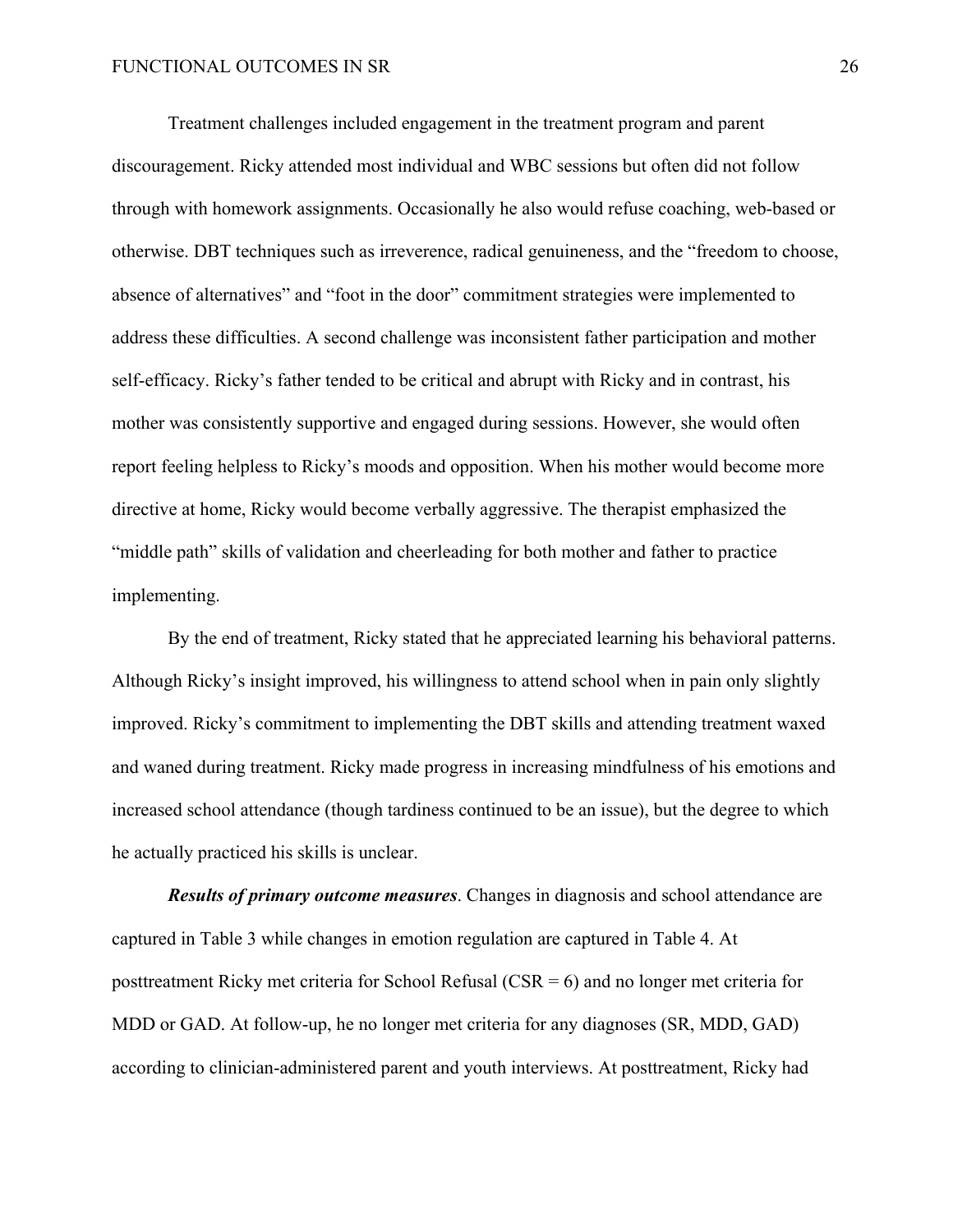Treatment challenges included engagement in the treatment program and parent discouragement. Ricky attended most individual and WBC sessions but often did not follow through with homework assignments. Occasionally he also would refuse coaching, web-based or otherwise. DBT techniques such as irreverence, radical genuineness, and the "freedom to choose, absence of alternatives" and "foot in the door" commitment strategies were implemented to address these difficulties. A second challenge was inconsistent father participation and mother self-efficacy. Ricky's father tended to be critical and abrupt with Ricky and in contrast, his mother was consistently supportive and engaged during sessions. However, she would often report feeling helpless to Ricky's moods and opposition. When his mother would become more directive at home, Ricky would become verbally aggressive. The therapist emphasized the "middle path" skills of validation and cheerleading for both mother and father to practice implementing.

By the end of treatment, Ricky stated that he appreciated learning his behavioral patterns. Although Ricky's insight improved, his willingness to attend school when in pain only slightly improved. Ricky's commitment to implementing the DBT skills and attending treatment waxed and waned during treatment. Ricky made progress in increasing mindfulness of his emotions and increased school attendance (though tardiness continued to be an issue), but the degree to which he actually practiced his skills is unclear.

***Results of primary outcome measures***. Changes in diagnosis and school attendance are captured in Table 3 while changes in emotion regulation are captured in Table 4. At posttreatment Ricky met criteria for School Refusal (CSR = 6) and no longer met criteria for MDD or GAD. At follow-up, he no longer met criteria for any diagnoses (SR, MDD, GAD) according to clinician-administered parent and youth interviews. At posttreatment, Ricky had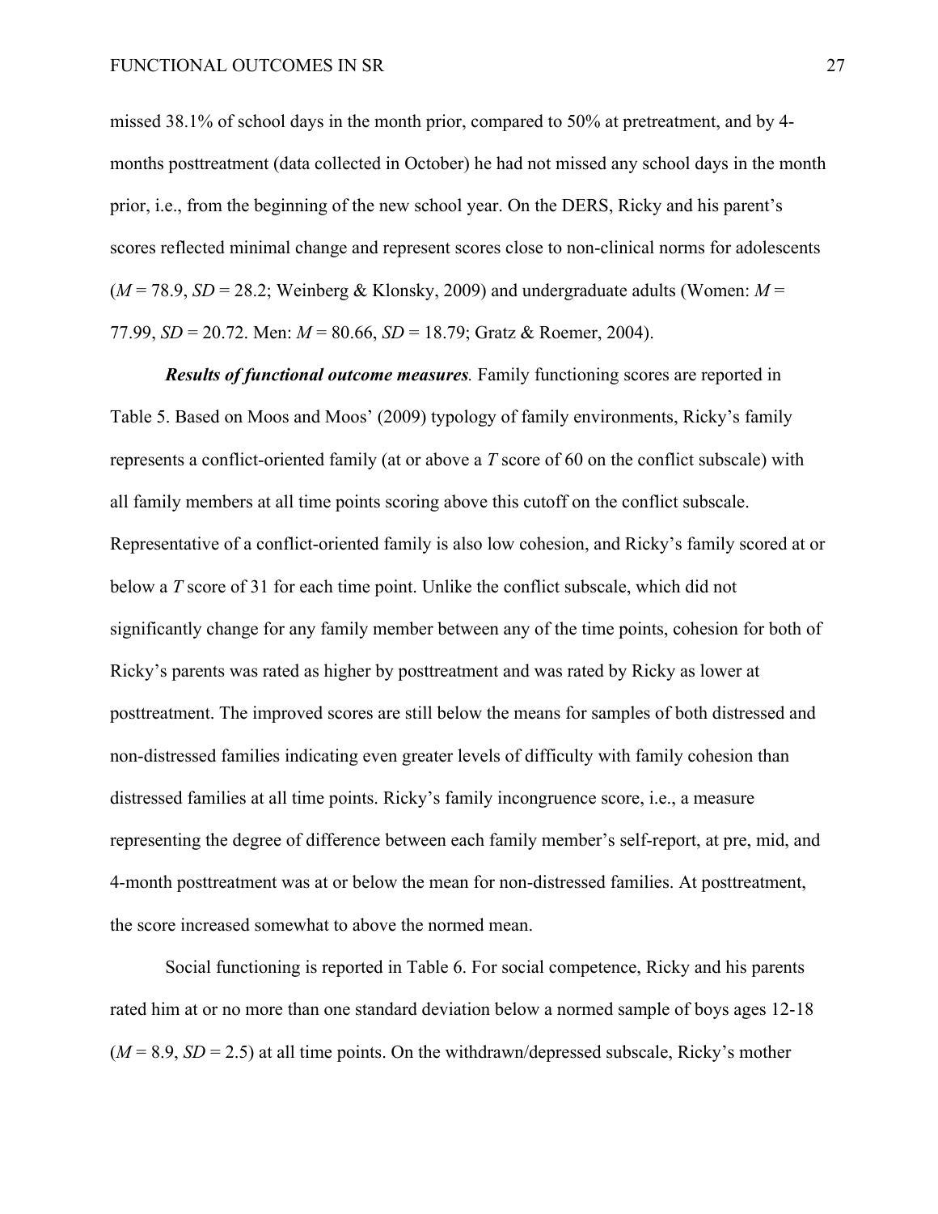missed 38.1% of school days in the month prior, compared to 50% at pretreatment, and by 4-months posttreatment (data collected in October) he had not missed any school days in the month prior, i.e., from the beginning of the new school year. On the DERS, Ricky and his parent's scores reflected minimal change and represent scores close to non-clinical norms for adolescents (*M* = 78.9, *SD* = 28.2; Weinberg & Klonsky, 2009) and undergraduate adults (Women: *M* = 77.99, *SD* = 20.72. Men: *M* = 80.66, *SD* = 18.79; Gratz & Roemer, 2004).

***Results of functional outcome measures.*** Family functioning scores are reported in Table 5. Based on Moos and Moos' (2009) typology of family environments, Ricky's family represents a conflict-oriented family (at or above a *T* score of 60 on the conflict subscale) with all family members at all time points scoring above this cutoff on the conflict subscale. Representative of a conflict-oriented family is also low cohesion, and Ricky's family scored at or below a *T* score of 31 for each time point. Unlike the conflict subscale, which did not significantly change for any family member between any of the time points, cohesion for both of Ricky's parents was rated as higher by posttreatment and was rated by Ricky as lower at posttreatment. The improved scores are still below the means for samples of both distressed and non-distressed families indicating even greater levels of difficulty with family cohesion than distressed families at all time points. Ricky's family incongruence score, i.e., a measure representing the degree of difference between each family member's self-report, at pre, mid, and 4-month posttreatment was at or below the mean for non-distressed families. At posttreatment, the score increased somewhat to above the normed mean.

Social functioning is reported in Table 6. For social competence, Ricky and his parents rated him at or no more than one standard deviation below a normed sample of boys ages 12-18 (*M* = 8.9, *SD* = 2.5) at all time points. On the withdrawn/depressed subscale, Ricky's mother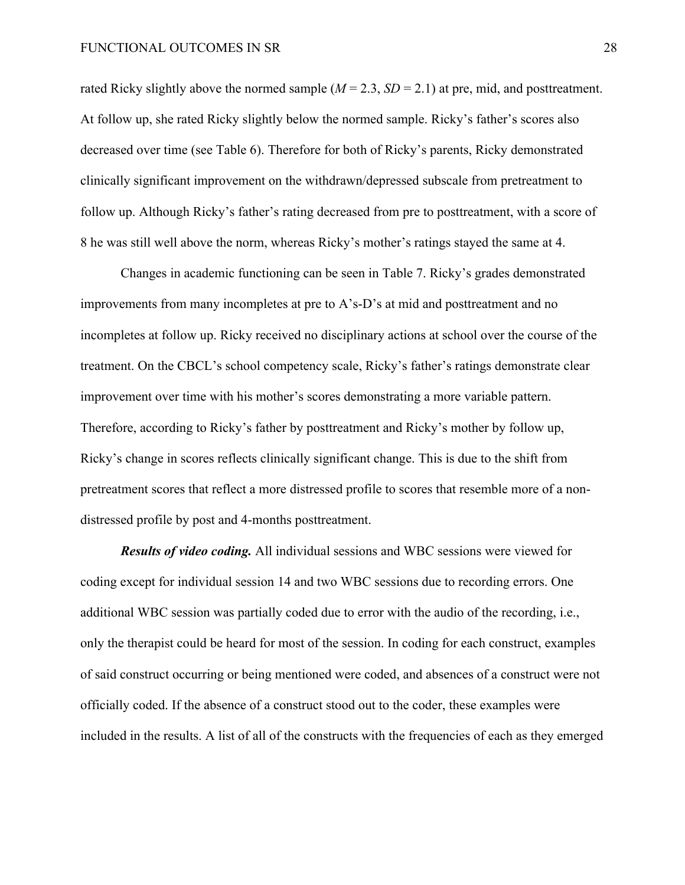rated Ricky slightly above the normed sample ($M$ = 2.3, $SD$ = 2.1) at pre, mid, and posttreatment. At follow up, she rated Ricky slightly below the normed sample. Ricky's father's scores also decreased over time (see Table 6). Therefore for both of Ricky's parents, Ricky demonstrated clinically significant improvement on the withdrawn/depressed subscale from pretreatment to follow up. Although Ricky's father's rating decreased from pre to posttreatment, with a score of 8 he was still well above the norm, whereas Ricky's mother's ratings stayed the same at 4.

Changes in academic functioning can be seen in Table 7. Ricky's grades demonstrated improvements from many incompletes at pre to A's-D's at mid and posttreatment and no incompletes at follow up. Ricky received no disciplinary actions at school over the course of the treatment. On the CBCL's school competency scale, Ricky's father's ratings demonstrate clear improvement over time with his mother's scores demonstrating a more variable pattern. Therefore, according to Ricky's father by posttreatment and Ricky's mother by follow up, Ricky's change in scores reflects clinically significant change. This is due to the shift from pretreatment scores that reflect a more distressed profile to scores that resemble more of a non-distressed profile by post and 4-months posttreatment.

***Results of video coding.*** All individual sessions and WBC sessions were viewed for coding except for individual session 14 and two WBC sessions due to recording errors. One additional WBC session was partially coded due to error with the audio of the recording, i.e., only the therapist could be heard for most of the session. In coding for each construct, examples of said construct occurring or being mentioned were coded, and absences of a construct were not officially coded. If the absence of a construct stood out to the coder, these examples were included in the results. A list of all of the constructs with the frequencies of each as they emerged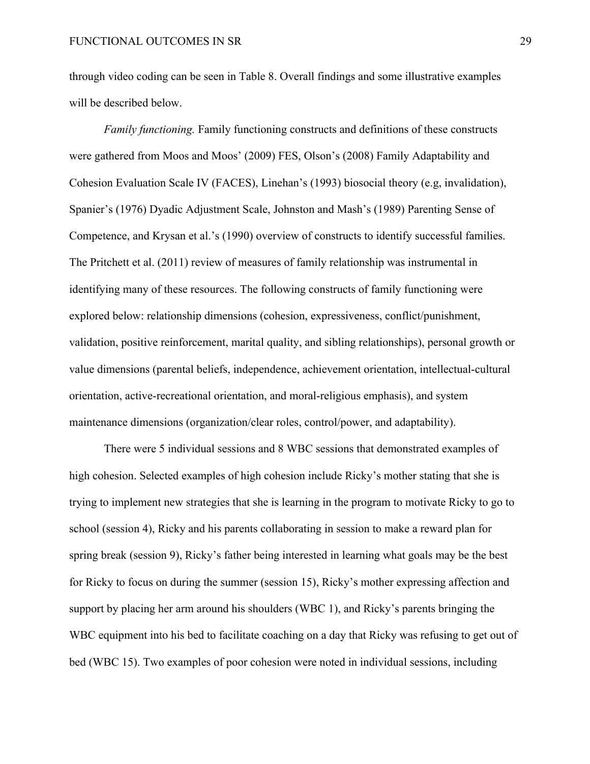through video coding can be seen in Table 8. Overall findings and some illustrative examples will be described below.

*Family functioning.* Family functioning constructs and definitions of these constructs were gathered from Moos and Moos' (2009) FES, Olson's (2008) Family Adaptability and Cohesion Evaluation Scale IV (FACES), Linehan's (1993) biosocial theory (e.g, invalidation), Spanier's (1976) Dyadic Adjustment Scale, Johnston and Mash's (1989) Parenting Sense of Competence, and Krysan et al.'s (1990) overview of constructs to identify successful families. The Pritchett et al. (2011) review of measures of family relationship was instrumental in identifying many of these resources. The following constructs of family functioning were explored below: relationship dimensions (cohesion, expressiveness, conflict/punishment, validation, positive reinforcement, marital quality, and sibling relationships), personal growth or value dimensions (parental beliefs, independence, achievement orientation, intellectual-cultural orientation, active-recreational orientation, and moral-religious emphasis), and system maintenance dimensions (organization/clear roles, control/power, and adaptability).

There were 5 individual sessions and 8 WBC sessions that demonstrated examples of high cohesion. Selected examples of high cohesion include Ricky's mother stating that she is trying to implement new strategies that she is learning in the program to motivate Ricky to go to school (session 4), Ricky and his parents collaborating in session to make a reward plan for spring break (session 9), Ricky's father being interested in learning what goals may be the best for Ricky to focus on during the summer (session 15), Ricky's mother expressing affection and support by placing her arm around his shoulders (WBC 1), and Ricky's parents bringing the WBC equipment into his bed to facilitate coaching on a day that Ricky was refusing to get out of bed (WBC 15). Two examples of poor cohesion were noted in individual sessions, including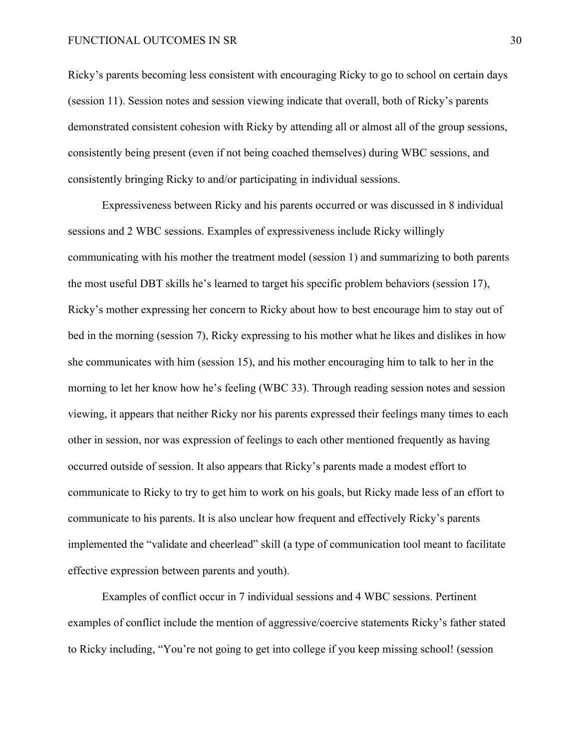Ricky's parents becoming less consistent with encouraging Ricky to go to school on certain days (session 11). Session notes and session viewing indicate that overall, both of Ricky's parents demonstrated consistent cohesion with Ricky by attending all or almost all of the group sessions, consistently being present (even if not being coached themselves) during WBC sessions, and consistently bringing Ricky to and/or participating in individual sessions.

Expressiveness between Ricky and his parents occurred or was discussed in 8 individual sessions and 2 WBC sessions. Examples of expressiveness include Ricky willingly communicating with his mother the treatment model (session 1) and summarizing to both parents the most useful DBT skills he's learned to target his specific problem behaviors (session 17), Ricky's mother expressing her concern to Ricky about how to best encourage him to stay out of bed in the morning (session 7), Ricky expressing to his mother what he likes and dislikes in how she communicates with him (session 15), and his mother encouraging him to talk to her in the morning to let her know how he's feeling (WBC 33). Through reading session notes and session viewing, it appears that neither Ricky nor his parents expressed their feelings many times to each other in session, nor was expression of feelings to each other mentioned frequently as having occurred outside of session. It also appears that Ricky's parents made a modest effort to communicate to Ricky to try to get him to work on his goals, but Ricky made less of an effort to communicate to his parents. It is also unclear how frequent and effectively Ricky's parents implemented the "validate and cheerlead" skill (a type of communication tool meant to facilitate effective expression between parents and youth).

Examples of conflict occur in 7 individual sessions and 4 WBC sessions. Pertinent examples of conflict include the mention of aggressive/coercive statements Ricky's father stated to Ricky including, "You're not going to get into college if you keep missing school! (session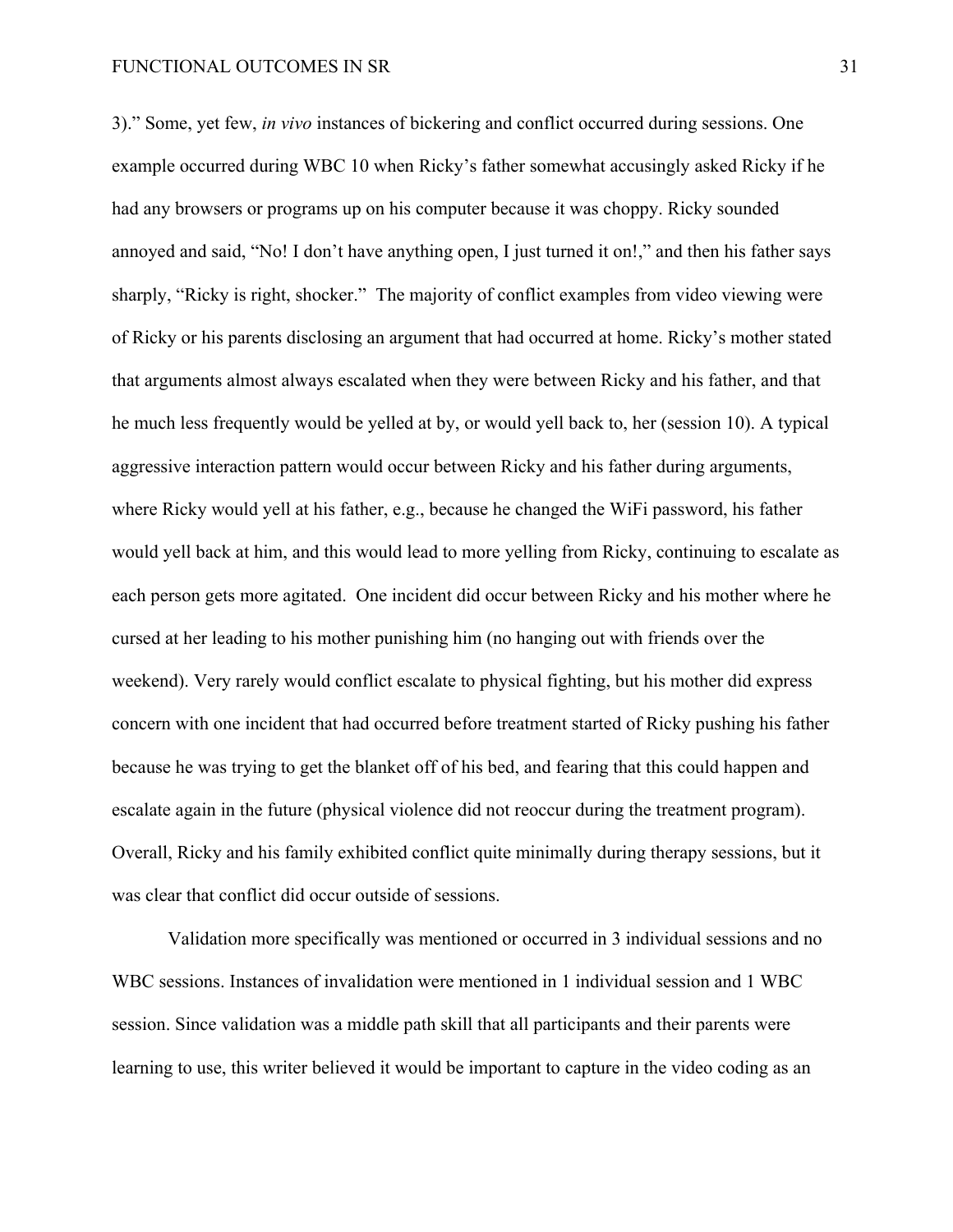3)." Some, yet few, *in vivo* instances of bickering and conflict occurred during sessions. One example occurred during WBC 10 when Ricky's father somewhat accusingly asked Ricky if he had any browsers or programs up on his computer because it was choppy. Ricky sounded annoyed and said, "No! I don't have anything open, I just turned it on!," and then his father says sharply, "Ricky is right, shocker." The majority of conflict examples from video viewing were of Ricky or his parents disclosing an argument that had occurred at home. Ricky's mother stated that arguments almost always escalated when they were between Ricky and his father, and that he much less frequently would be yelled at by, or would yell back to, her (session 10). A typical aggressive interaction pattern would occur between Ricky and his father during arguments, where Ricky would yell at his father, e.g., because he changed the WiFi password, his father would yell back at him, and this would lead to more yelling from Ricky, continuing to escalate as each person gets more agitated. One incident did occur between Ricky and his mother where he cursed at her leading to his mother punishing him (no hanging out with friends over the weekend). Very rarely would conflict escalate to physical fighting, but his mother did express concern with one incident that had occurred before treatment started of Ricky pushing his father because he was trying to get the blanket off of his bed, and fearing that this could happen and escalate again in the future (physical violence did not reoccur during the treatment program). Overall, Ricky and his family exhibited conflict quite minimally during therapy sessions, but it was clear that conflict did occur outside of sessions.

Validation more specifically was mentioned or occurred in 3 individual sessions and no WBC sessions. Instances of invalidation were mentioned in 1 individual session and 1 WBC session. Since validation was a middle path skill that all participants and their parents were learning to use, this writer believed it would be important to capture in the video coding as an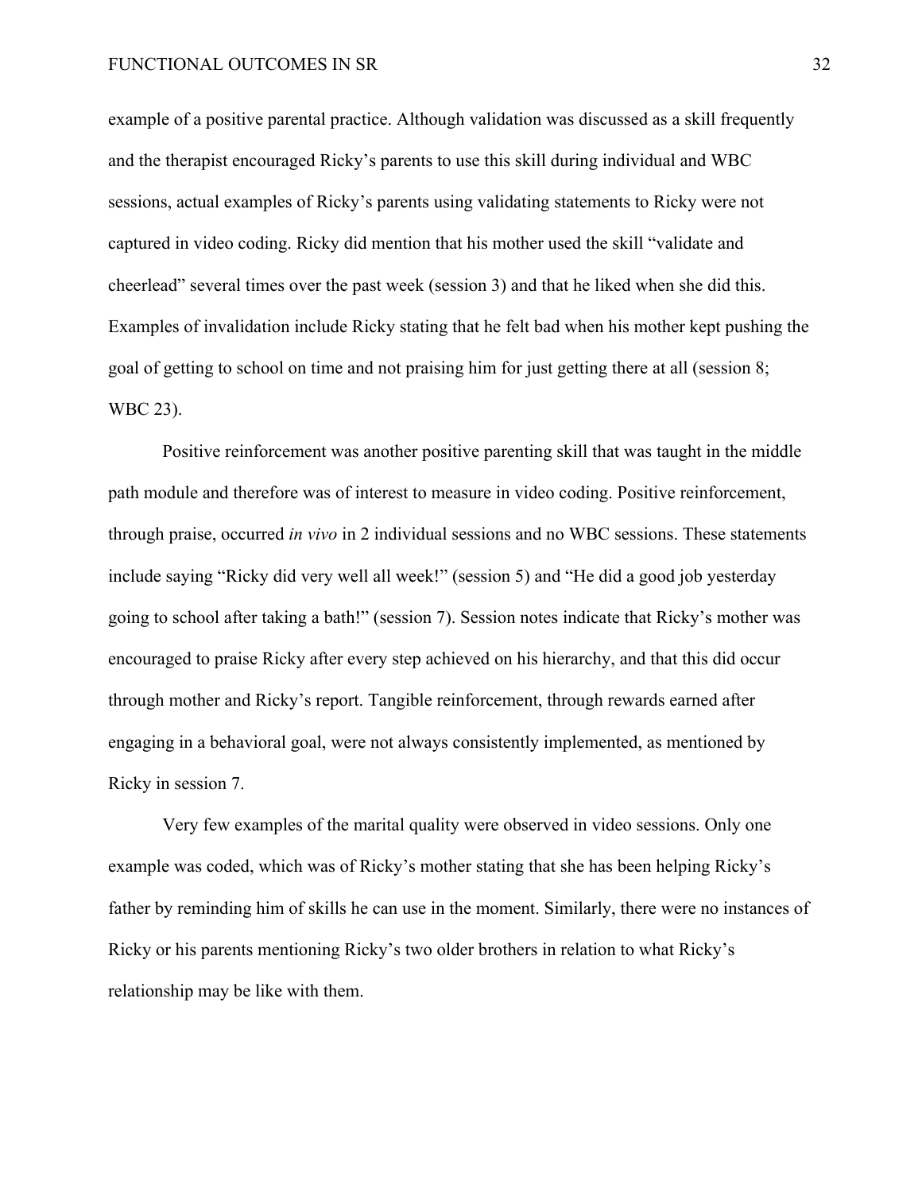example of a positive parental practice. Although validation was discussed as a skill frequently and the therapist encouraged Ricky's parents to use this skill during individual and WBC sessions, actual examples of Ricky's parents using validating statements to Ricky were not captured in video coding. Ricky did mention that his mother used the skill "validate and cheerlead" several times over the past week (session 3) and that he liked when she did this. Examples of invalidation include Ricky stating that he felt bad when his mother kept pushing the goal of getting to school on time and not praising him for just getting there at all (session 8; WBC 23).

Positive reinforcement was another positive parenting skill that was taught in the middle path module and therefore was of interest to measure in video coding. Positive reinforcement, through praise, occurred *in vivo* in 2 individual sessions and no WBC sessions. These statements include saying "Ricky did very well all week!" (session 5) and "He did a good job yesterday going to school after taking a bath!" (session 7). Session notes indicate that Ricky's mother was encouraged to praise Ricky after every step achieved on his hierarchy, and that this did occur through mother and Ricky's report. Tangible reinforcement, through rewards earned after engaging in a behavioral goal, were not always consistently implemented, as mentioned by Ricky in session 7.

Very few examples of the marital quality were observed in video sessions. Only one example was coded, which was of Ricky's mother stating that she has been helping Ricky's father by reminding him of skills he can use in the moment. Similarly, there were no instances of Ricky or his parents mentioning Ricky's two older brothers in relation to what Ricky's relationship may be like with them.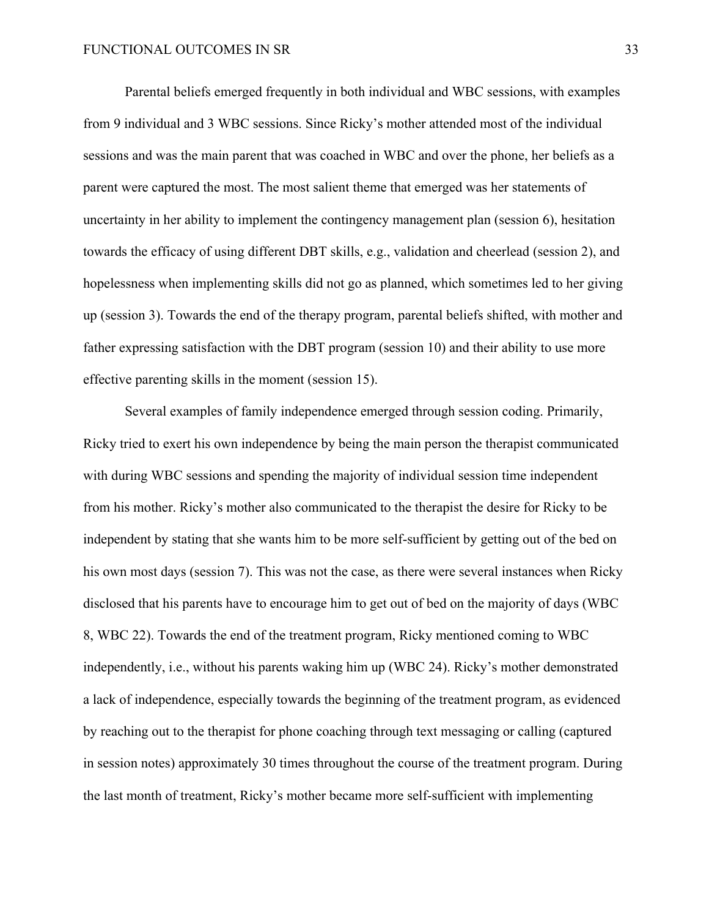Parental beliefs emerged frequently in both individual and WBC sessions, with examples from 9 individual and 3 WBC sessions. Since Ricky's mother attended most of the individual sessions and was the main parent that was coached in WBC and over the phone, her beliefs as a parent were captured the most. The most salient theme that emerged was her statements of uncertainty in her ability to implement the contingency management plan (session 6), hesitation towards the efficacy of using different DBT skills, e.g., validation and cheerlead (session 2), and hopelessness when implementing skills did not go as planned, which sometimes led to her giving up (session 3). Towards the end of the therapy program, parental beliefs shifted, with mother and father expressing satisfaction with the DBT program (session 10) and their ability to use more effective parenting skills in the moment (session 15).

Several examples of family independence emerged through session coding. Primarily, Ricky tried to exert his own independence by being the main person the therapist communicated with during WBC sessions and spending the majority of individual session time independent from his mother. Ricky's mother also communicated to the therapist the desire for Ricky to be independent by stating that she wants him to be more self-sufficient by getting out of the bed on his own most days (session 7). This was not the case, as there were several instances when Ricky disclosed that his parents have to encourage him to get out of bed on the majority of days (WBC 8, WBC 22). Towards the end of the treatment program, Ricky mentioned coming to WBC independently, i.e., without his parents waking him up (WBC 24). Ricky's mother demonstrated a lack of independence, especially towards the beginning of the treatment program, as evidenced by reaching out to the therapist for phone coaching through text messaging or calling (captured in session notes) approximately 30 times throughout the course of the treatment program. During the last month of treatment, Ricky's mother became more self-sufficient with implementing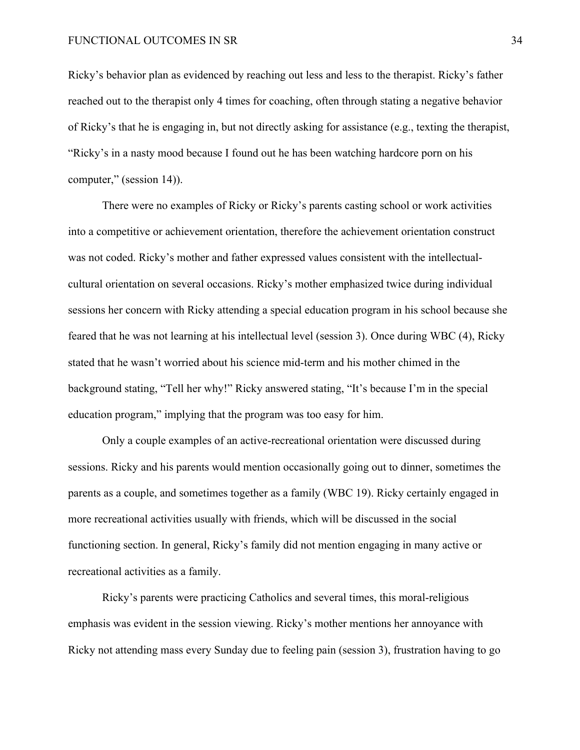Ricky's behavior plan as evidenced by reaching out less and less to the therapist. Ricky's father reached out to the therapist only 4 times for coaching, often through stating a negative behavior of Ricky's that he is engaging in, but not directly asking for assistance (e.g., texting the therapist, "Ricky's in a nasty mood because I found out he has been watching hardcore porn on his computer," (session 14)).

There were no examples of Ricky or Ricky's parents casting school or work activities into a competitive or achievement orientation, therefore the achievement orientation construct was not coded. Ricky's mother and father expressed values consistent with the intellectual-cultural orientation on several occasions. Ricky's mother emphasized twice during individual sessions her concern with Ricky attending a special education program in his school because she feared that he was not learning at his intellectual level (session 3). Once during WBC (4), Ricky stated that he wasn't worried about his science mid-term and his mother chimed in the background stating, "Tell her why!" Ricky answered stating, "It's because I'm in the special education program," implying that the program was too easy for him.

Only a couple examples of an active-recreational orientation were discussed during sessions. Ricky and his parents would mention occasionally going out to dinner, sometimes the parents as a couple, and sometimes together as a family (WBC 19). Ricky certainly engaged in more recreational activities usually with friends, which will be discussed in the social functioning section. In general, Ricky's family did not mention engaging in many active or recreational activities as a family.

Ricky's parents were practicing Catholics and several times, this moral-religious emphasis was evident in the session viewing. Ricky's mother mentions her annoyance with Ricky not attending mass every Sunday due to feeling pain (session 3), frustration having to go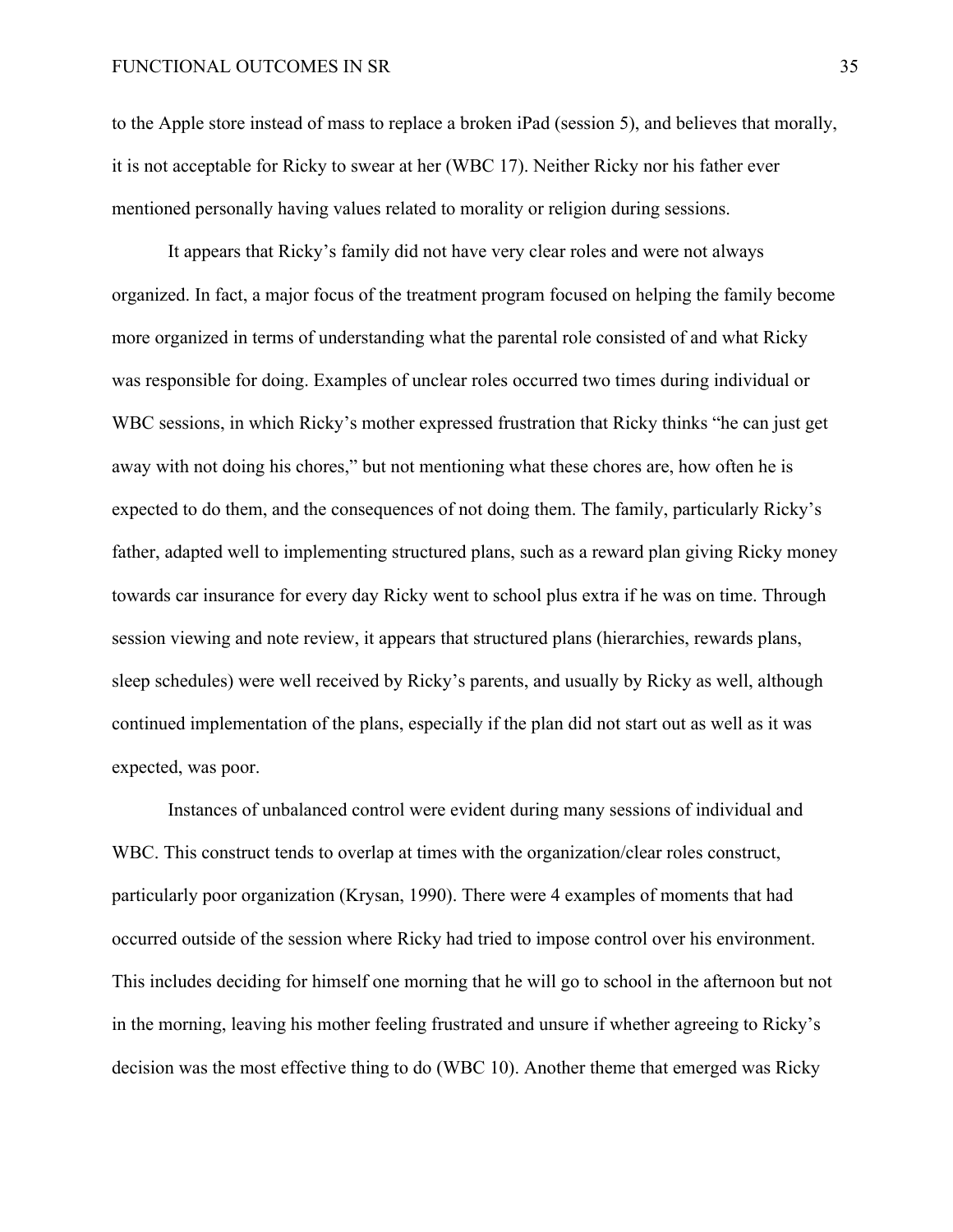to the Apple store instead of mass to replace a broken iPad (session 5), and believes that morally, it is not acceptable for Ricky to swear at her (WBC 17). Neither Ricky nor his father ever mentioned personally having values related to morality or religion during sessions.

It appears that Ricky's family did not have very clear roles and were not always organized. In fact, a major focus of the treatment program focused on helping the family become more organized in terms of understanding what the parental role consisted of and what Ricky was responsible for doing. Examples of unclear roles occurred two times during individual or WBC sessions, in which Ricky's mother expressed frustration that Ricky thinks "he can just get away with not doing his chores," but not mentioning what these chores are, how often he is expected to do them, and the consequences of not doing them. The family, particularly Ricky's father, adapted well to implementing structured plans, such as a reward plan giving Ricky money towards car insurance for every day Ricky went to school plus extra if he was on time. Through session viewing and note review, it appears that structured plans (hierarchies, rewards plans, sleep schedules) were well received by Ricky's parents, and usually by Ricky as well, although continued implementation of the plans, especially if the plan did not start out as well as it was expected, was poor.

Instances of unbalanced control were evident during many sessions of individual and WBC. This construct tends to overlap at times with the organization/clear roles construct, particularly poor organization (Krysan, 1990). There were 4 examples of moments that had occurred outside of the session where Ricky had tried to impose control over his environment. This includes deciding for himself one morning that he will go to school in the afternoon but not in the morning, leaving his mother feeling frustrated and unsure if whether agreeing to Ricky's decision was the most effective thing to do (WBC 10). Another theme that emerged was Ricky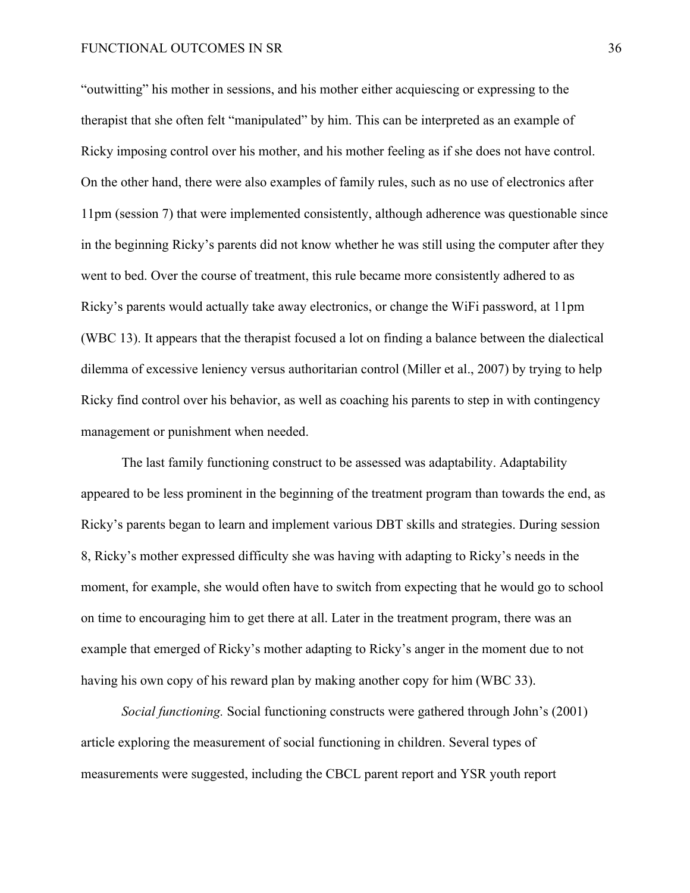"outwitting" his mother in sessions, and his mother either acquiescing or expressing to the therapist that she often felt "manipulated" by him. This can be interpreted as an example of Ricky imposing control over his mother, and his mother feeling as if she does not have control. On the other hand, there were also examples of family rules, such as no use of electronics after 11pm (session 7) that were implemented consistently, although adherence was questionable since in the beginning Ricky's parents did not know whether he was still using the computer after they went to bed. Over the course of treatment, this rule became more consistently adhered to as Ricky's parents would actually take away electronics, or change the WiFi password, at 11pm (WBC 13). It appears that the therapist focused a lot on finding a balance between the dialectical dilemma of excessive leniency versus authoritarian control (Miller et al., 2007) by trying to help Ricky find control over his behavior, as well as coaching his parents to step in with contingency management or punishment when needed.

The last family functioning construct to be assessed was adaptability. Adaptability appeared to be less prominent in the beginning of the treatment program than towards the end, as Ricky's parents began to learn and implement various DBT skills and strategies. During session 8, Ricky's mother expressed difficulty she was having with adapting to Ricky's needs in the moment, for example, she would often have to switch from expecting that he would go to school on time to encouraging him to get there at all. Later in the treatment program, there was an example that emerged of Ricky's mother adapting to Ricky's anger in the moment due to not having his own copy of his reward plan by making another copy for him (WBC 33).

*Social functioning.* Social functioning constructs were gathered through John's (2001) article exploring the measurement of social functioning in children. Several types of measurements were suggested, including the CBCL parent report and YSR youth report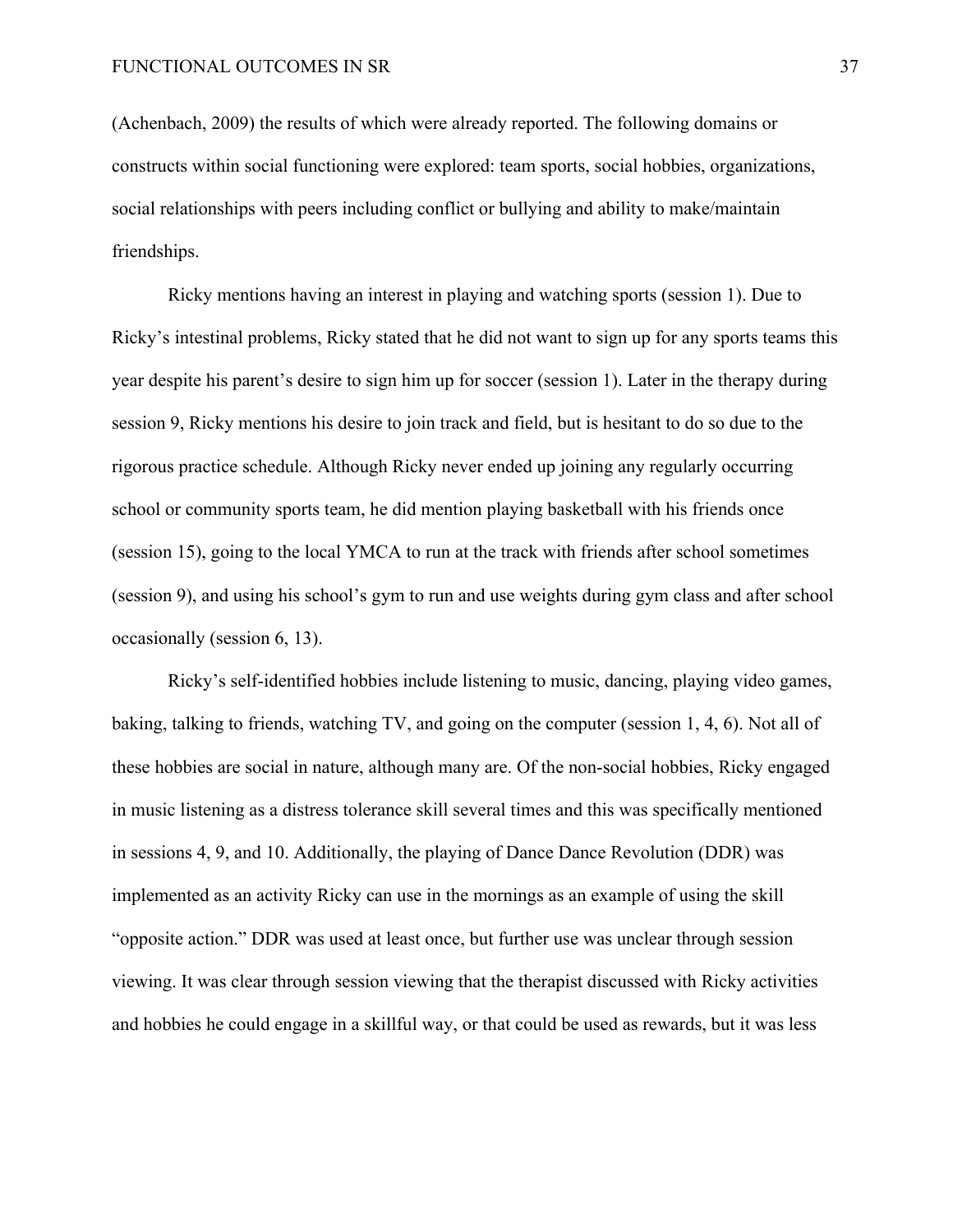(Achenbach, 2009) the results of which were already reported. The following domains or constructs within social functioning were explored: team sports, social hobbies, organizations, social relationships with peers including conflict or bullying and ability to make/maintain friendships.

Ricky mentions having an interest in playing and watching sports (session 1). Due to Ricky's intestinal problems, Ricky stated that he did not want to sign up for any sports teams this year despite his parent's desire to sign him up for soccer (session 1). Later in the therapy during session 9, Ricky mentions his desire to join track and field, but is hesitant to do so due to the rigorous practice schedule. Although Ricky never ended up joining any regularly occurring school or community sports team, he did mention playing basketball with his friends once (session 15), going to the local YMCA to run at the track with friends after school sometimes (session 9), and using his school's gym to run and use weights during gym class and after school occasionally (session 6, 13).

Ricky's self-identified hobbies include listening to music, dancing, playing video games, baking, talking to friends, watching TV, and going on the computer (session 1, 4, 6). Not all of these hobbies are social in nature, although many are. Of the non-social hobbies, Ricky engaged in music listening as a distress tolerance skill several times and this was specifically mentioned in sessions 4, 9, and 10. Additionally, the playing of Dance Dance Revolution (DDR) was implemented as an activity Ricky can use in the mornings as an example of using the skill "opposite action." DDR was used at least once, but further use was unclear through session viewing. It was clear through session viewing that the therapist discussed with Ricky activities and hobbies he could engage in a skillful way, or that could be used as rewards, but it was less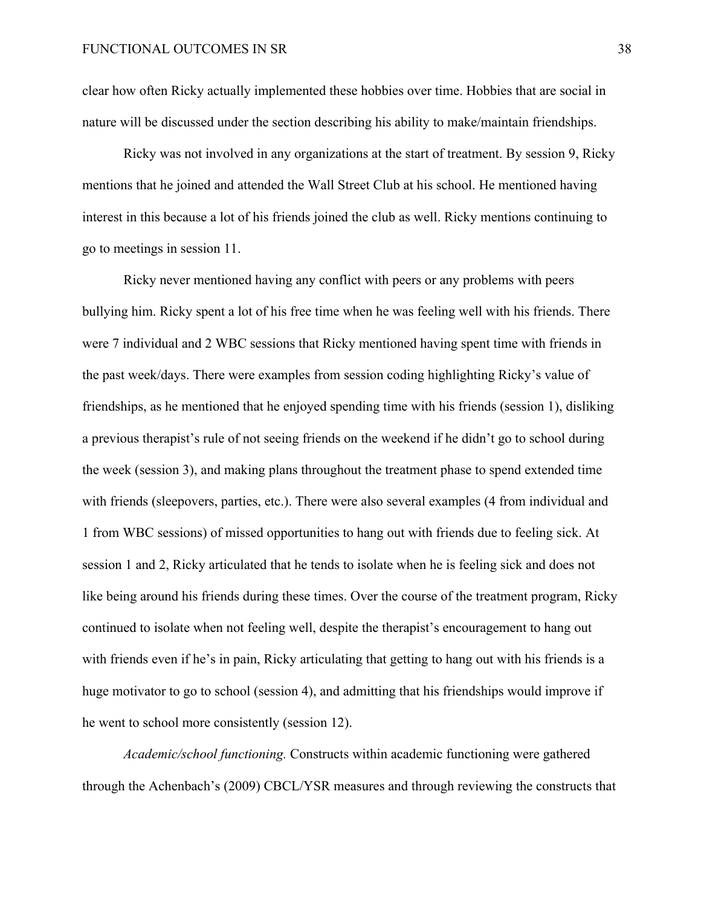clear how often Ricky actually implemented these hobbies over time. Hobbies that are social in nature will be discussed under the section describing his ability to make/maintain friendships.

Ricky was not involved in any organizations at the start of treatment. By session 9, Ricky mentions that he joined and attended the Wall Street Club at his school. He mentioned having interest in this because a lot of his friends joined the club as well. Ricky mentions continuing to go to meetings in session 11.

Ricky never mentioned having any conflict with peers or any problems with peers bullying him. Ricky spent a lot of his free time when he was feeling well with his friends. There were 7 individual and 2 WBC sessions that Ricky mentioned having spent time with friends in the past week/days. There were examples from session coding highlighting Ricky's value of friendships, as he mentioned that he enjoyed spending time with his friends (session 1), disliking a previous therapist's rule of not seeing friends on the weekend if he didn't go to school during the week (session 3), and making plans throughout the treatment phase to spend extended time with friends (sleepovers, parties, etc.). There were also several examples (4 from individual and 1 from WBC sessions) of missed opportunities to hang out with friends due to feeling sick. At session 1 and 2, Ricky articulated that he tends to isolate when he is feeling sick and does not like being around his friends during these times. Over the course of the treatment program, Ricky continued to isolate when not feeling well, despite the therapist's encouragement to hang out with friends even if he's in pain, Ricky articulating that getting to hang out with his friends is a huge motivator to go to school (session 4), and admitting that his friendships would improve if he went to school more consistently (session 12).

*Academic/school functioning.* Constructs within academic functioning were gathered through the Achenbach's (2009) CBCL/YSR measures and through reviewing the constructs that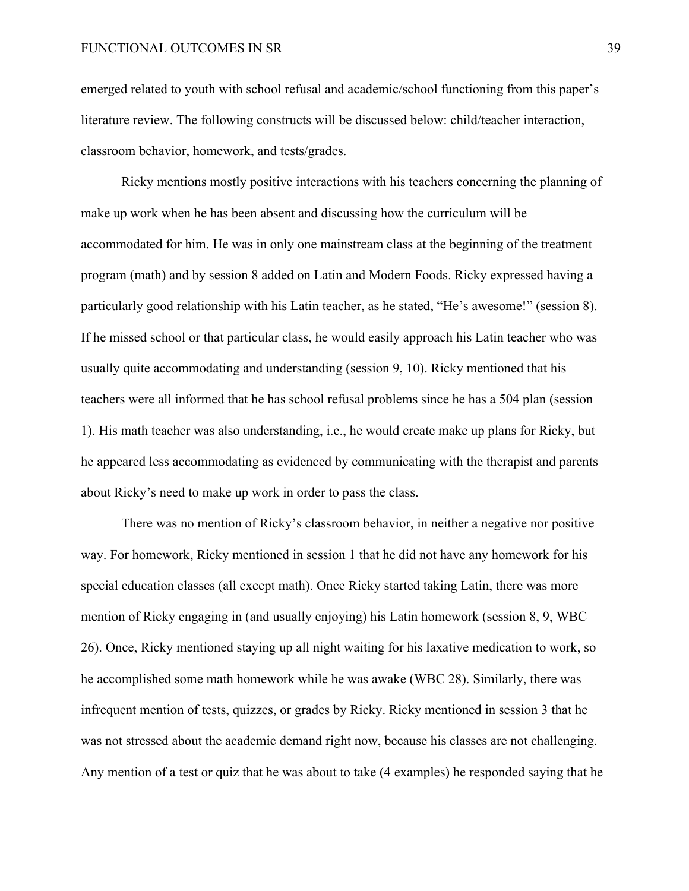emerged related to youth with school refusal and academic/school functioning from this paper's literature review. The following constructs will be discussed below: child/teacher interaction, classroom behavior, homework, and tests/grades.

Ricky mentions mostly positive interactions with his teachers concerning the planning of make up work when he has been absent and discussing how the curriculum will be accommodated for him. He was in only one mainstream class at the beginning of the treatment program (math) and by session 8 added on Latin and Modern Foods. Ricky expressed having a particularly good relationship with his Latin teacher, as he stated, "He's awesome!" (session 8). If he missed school or that particular class, he would easily approach his Latin teacher who was usually quite accommodating and understanding (session 9, 10). Ricky mentioned that his teachers were all informed that he has school refusal problems since he has a 504 plan (session 1). His math teacher was also understanding, i.e., he would create make up plans for Ricky, but he appeared less accommodating as evidenced by communicating with the therapist and parents about Ricky's need to make up work in order to pass the class.

There was no mention of Ricky's classroom behavior, in neither a negative nor positive way. For homework, Ricky mentioned in session 1 that he did not have any homework for his special education classes (all except math). Once Ricky started taking Latin, there was more mention of Ricky engaging in (and usually enjoying) his Latin homework (session 8, 9, WBC 26). Once, Ricky mentioned staying up all night waiting for his laxative medication to work, so he accomplished some math homework while he was awake (WBC 28). Similarly, there was infrequent mention of tests, quizzes, or grades by Ricky. Ricky mentioned in session 3 that he was not stressed about the academic demand right now, because his classes are not challenging. Any mention of a test or quiz that he was about to take (4 examples) he responded saying that he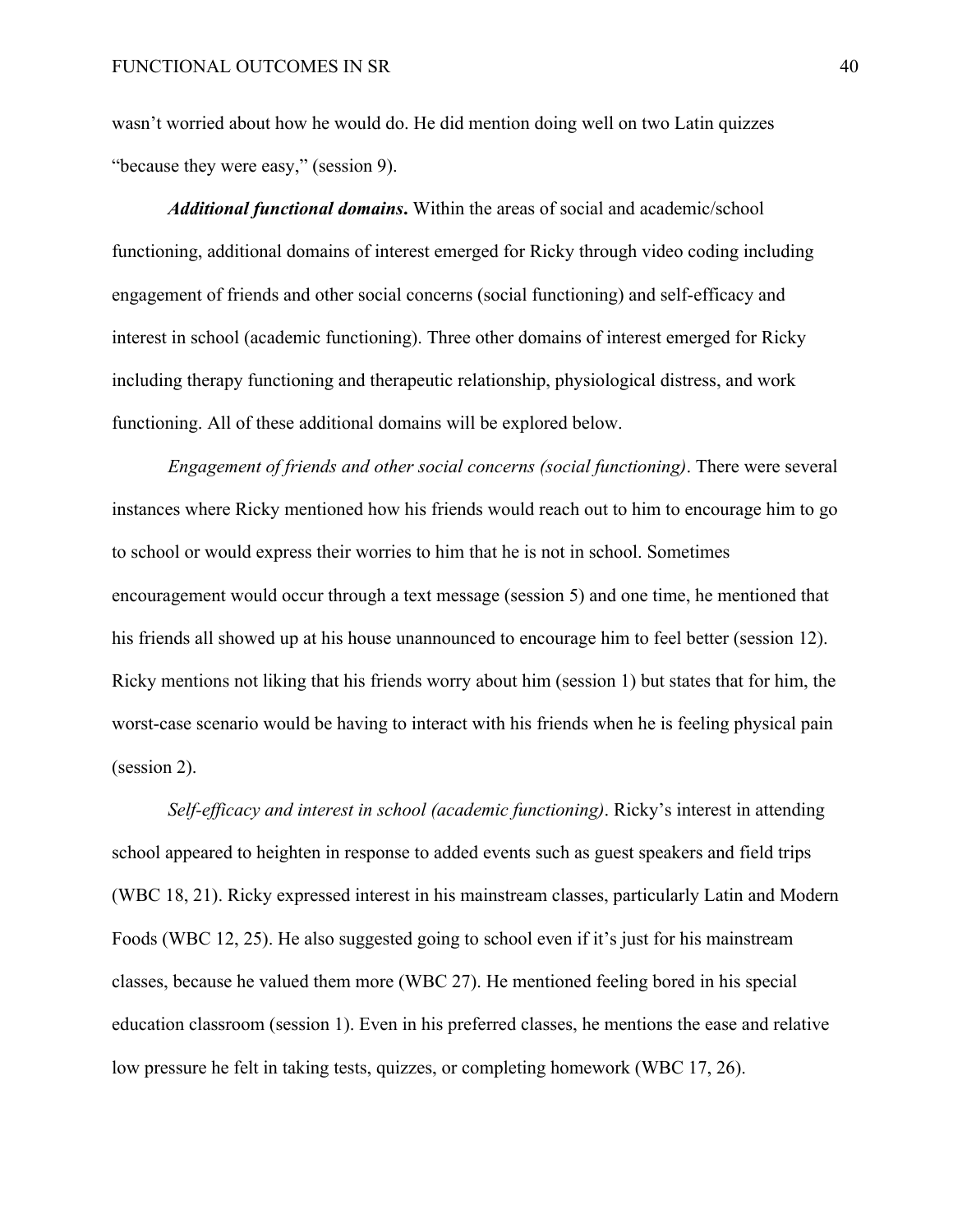wasn't worried about how he would do. He did mention doing well on two Latin quizzes "because they were easy," (session 9).

***Additional functional domains***. Within the areas of social and academic/school functioning, additional domains of interest emerged for Ricky through video coding including engagement of friends and other social concerns (social functioning) and self-efficacy and interest in school (academic functioning). Three other domains of interest emerged for Ricky including therapy functioning and therapeutic relationship, physiological distress, and work functioning. All of these additional domains will be explored below.

*Engagement of friends and other social concerns (social functioning)*. There were several instances where Ricky mentioned how his friends would reach out to him to encourage him to go to school or would express their worries to him that he is not in school. Sometimes encouragement would occur through a text message (session 5) and one time, he mentioned that his friends all showed up at his house unannounced to encourage him to feel better (session 12). Ricky mentions not liking that his friends worry about him (session 1) but states that for him, the worst-case scenario would be having to interact with his friends when he is feeling physical pain (session 2).

*Self-efficacy and interest in school (academic functioning)*. Ricky's interest in attending school appeared to heighten in response to added events such as guest speakers and field trips (WBC 18, 21). Ricky expressed interest in his mainstream classes, particularly Latin and Modern Foods (WBC 12, 25). He also suggested going to school even if it's just for his mainstream classes, because he valued them more (WBC 27). He mentioned feeling bored in his special education classroom (session 1). Even in his preferred classes, he mentions the ease and relative low pressure he felt in taking tests, quizzes, or completing homework (WBC 17, 26).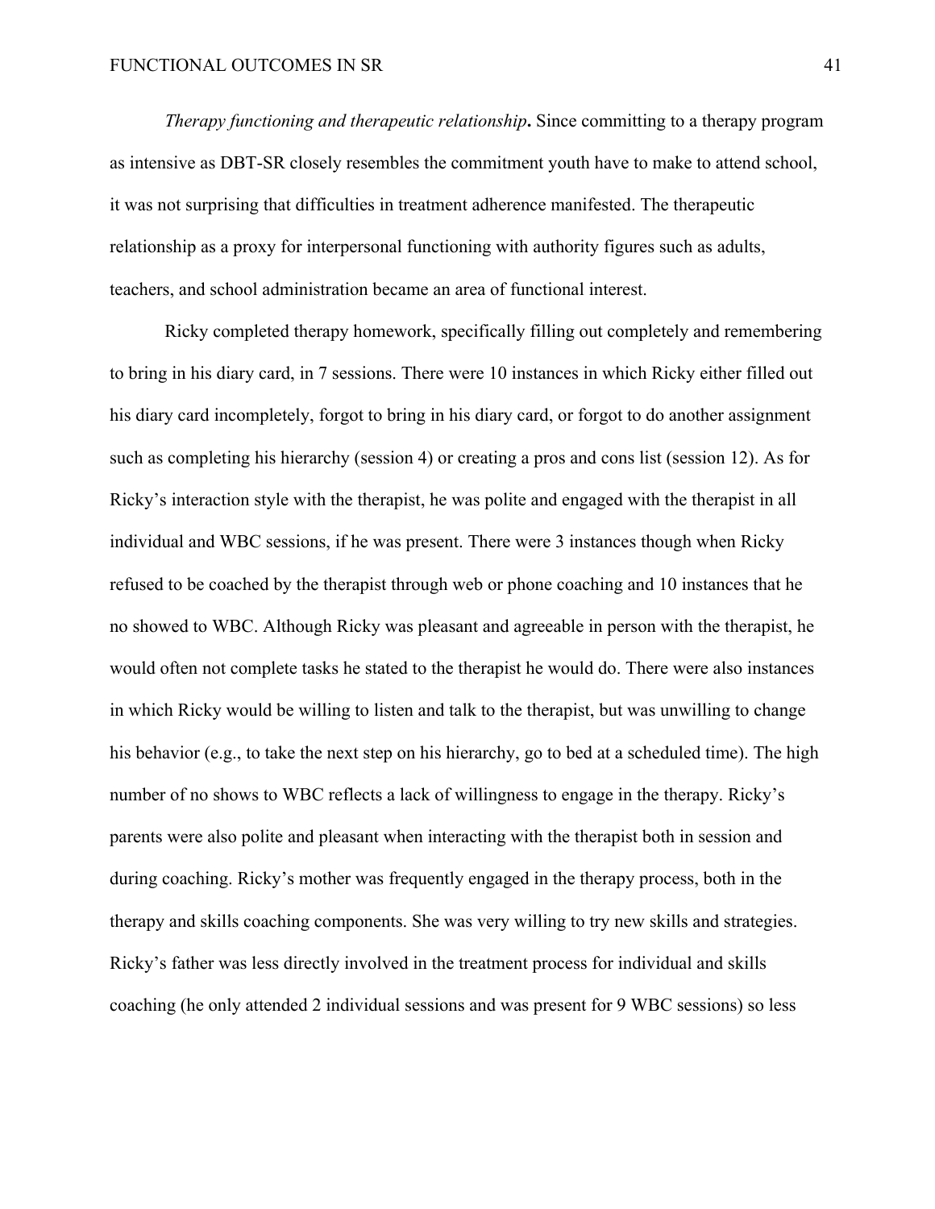*Therapy functioning and therapeutic relationship***.** Since committing to a therapy program as intensive as DBT-SR closely resembles the commitment youth have to make to attend school, it was not surprising that difficulties in treatment adherence manifested. The therapeutic relationship as a proxy for interpersonal functioning with authority figures such as adults, teachers, and school administration became an area of functional interest.

Ricky completed therapy homework, specifically filling out completely and remembering to bring in his diary card, in 7 sessions. There were 10 instances in which Ricky either filled out his diary card incompletely, forgot to bring in his diary card, or forgot to do another assignment such as completing his hierarchy (session 4) or creating a pros and cons list (session 12). As for Ricky's interaction style with the therapist, he was polite and engaged with the therapist in all individual and WBC sessions, if he was present. There were 3 instances though when Ricky refused to be coached by the therapist through web or phone coaching and 10 instances that he no showed to WBC. Although Ricky was pleasant and agreeable in person with the therapist, he would often not complete tasks he stated to the therapist he would do. There were also instances in which Ricky would be willing to listen and talk to the therapist, but was unwilling to change his behavior (e.g., to take the next step on his hierarchy, go to bed at a scheduled time). The high number of no shows to WBC reflects a lack of willingness to engage in the therapy. Ricky's parents were also polite and pleasant when interacting with the therapist both in session and during coaching. Ricky's mother was frequently engaged in the therapy process, both in the therapy and skills coaching components. She was very willing to try new skills and strategies. Ricky's father was less directly involved in the treatment process for individual and skills coaching (he only attended 2 individual sessions and was present for 9 WBC sessions) so less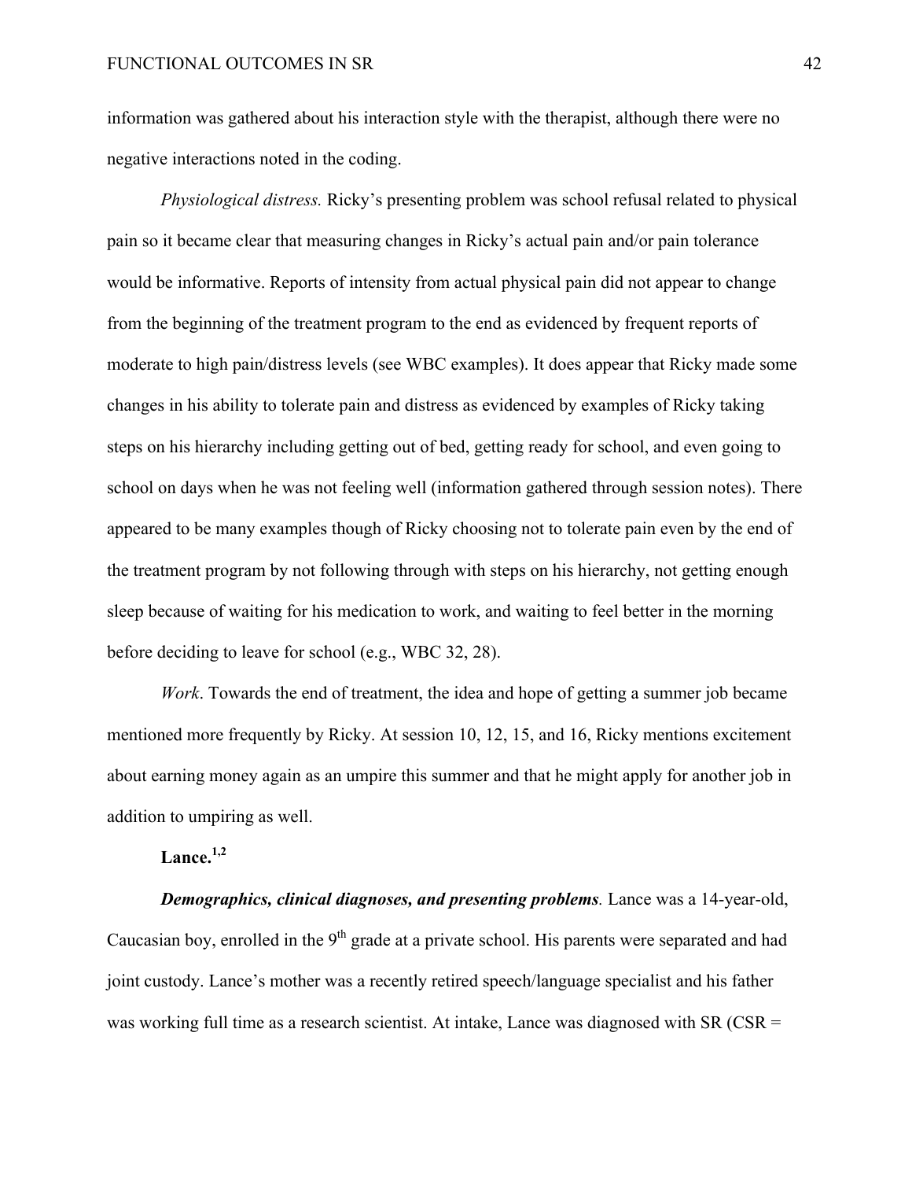information was gathered about his interaction style with the therapist, although there were no negative interactions noted in the coding.

*Physiological distress.* Ricky's presenting problem was school refusal related to physical pain so it became clear that measuring changes in Ricky's actual pain and/or pain tolerance would be informative. Reports of intensity from actual physical pain did not appear to change from the beginning of the treatment program to the end as evidenced by frequent reports of moderate to high pain/distress levels (see WBC examples). It does appear that Ricky made some changes in his ability to tolerate pain and distress as evidenced by examples of Ricky taking steps on his hierarchy including getting out of bed, getting ready for school, and even going to school on days when he was not feeling well (information gathered through session notes). There appeared to be many examples though of Ricky choosing not to tolerate pain even by the end of the treatment program by not following through with steps on his hierarchy, not getting enough sleep because of waiting for his medication to work, and waiting to feel better in the morning before deciding to leave for school (e.g., WBC 32, 28).

*Work*. Towards the end of treatment, the idea and hope of getting a summer job became mentioned more frequently by Ricky. At session 10, 12, 15, and 16, Ricky mentions excitement about earning money again as an umpire this summer and that he might apply for another job in addition to umpiring as well.

**Lance.**[1,2]

***Demographics, clinical diagnoses, and presenting problems.*** Lance was a 14-year-old, Caucasian boy, enrolled in the 9th grade at a private school. His parents were separated and had joint custody. Lance's mother was a recently retired speech/language specialist and his father was working full time as a research scientist. At intake, Lance was diagnosed with SR (CSR =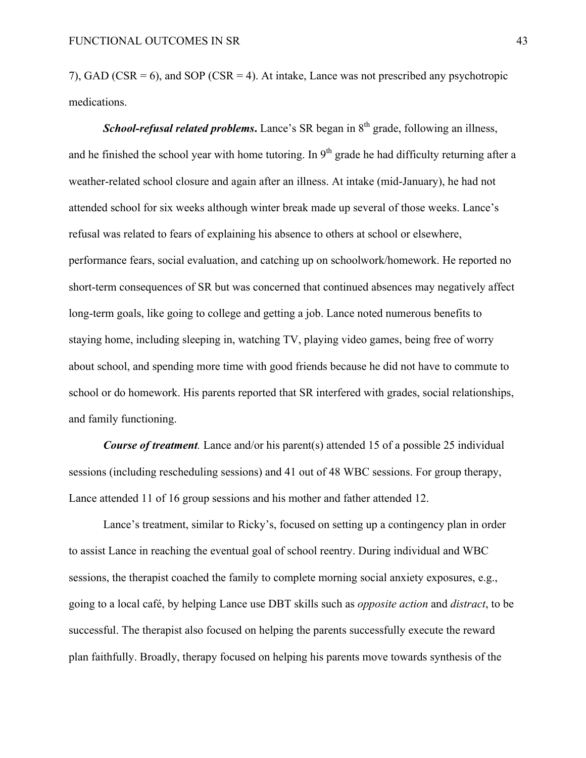7), GAD (CSR = 6), and SOP (CSR = 4). At intake, Lance was not prescribed any psychotropic medications.

***School-refusal related problems*****.** Lance's SR began in 8th grade, following an illness, and he finished the school year with home tutoring. In 9th grade he had difficulty returning after a weather-related school closure and again after an illness. At intake (mid-January), he had not attended school for six weeks although winter break made up several of those weeks. Lance's refusal was related to fears of explaining his absence to others at school or elsewhere, performance fears, social evaluation, and catching up on schoolwork/homework. He reported no short-term consequences of SR but was concerned that continued absences may negatively affect long-term goals, like going to college and getting a job. Lance noted numerous benefits to staying home, including sleeping in, watching TV, playing video games, being free of worry about school, and spending more time with good friends because he did not have to commute to school or do homework. His parents reported that SR interfered with grades, social relationships, and family functioning.

***Course of treatment*****.** Lance and/or his parent(s) attended 15 of a possible 25 individual sessions (including rescheduling sessions) and 41 out of 48 WBC sessions. For group therapy, Lance attended 11 of 16 group sessions and his mother and father attended 12.

Lance's treatment, similar to Ricky's, focused on setting up a contingency plan in order to assist Lance in reaching the eventual goal of school reentry. During individual and WBC sessions, the therapist coached the family to complete morning social anxiety exposures, e.g., going to a local café, by helping Lance use DBT skills such as *opposite action* and *distract*, to be successful. The therapist also focused on helping the parents successfully execute the reward plan faithfully. Broadly, therapy focused on helping his parents move towards synthesis of the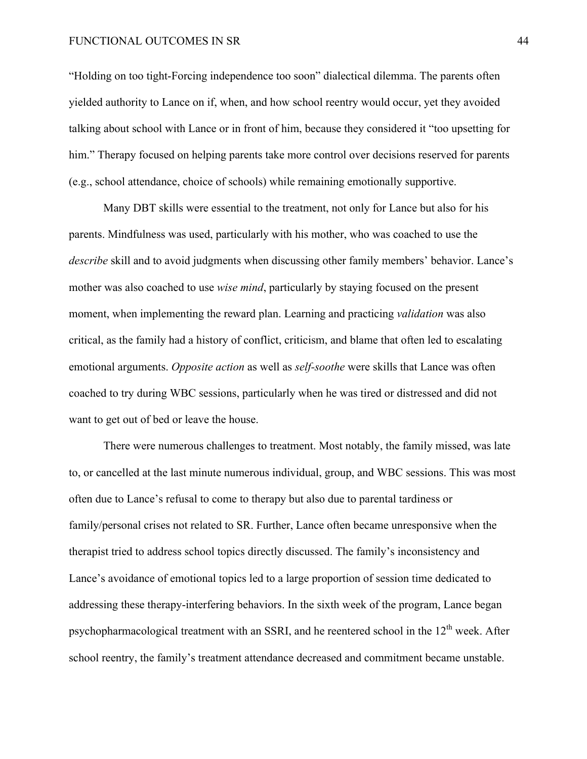"Holding on too tight-Forcing independence too soon" dialectical dilemma. The parents often yielded authority to Lance on if, when, and how school reentry would occur, yet they avoided talking about school with Lance or in front of him, because they considered it "too upsetting for him." Therapy focused on helping parents take more control over decisions reserved for parents (e.g., school attendance, choice of schools) while remaining emotionally supportive.

Many DBT skills were essential to the treatment, not only for Lance but also for his parents. Mindfulness was used, particularly with his mother, who was coached to use the *describe* skill and to avoid judgments when discussing other family members' behavior. Lance's mother was also coached to use *wise mind*, particularly by staying focused on the present moment, when implementing the reward plan. Learning and practicing *validation* was also critical, as the family had a history of conflict, criticism, and blame that often led to escalating emotional arguments. *Opposite action* as well as *self-soothe* were skills that Lance was often coached to try during WBC sessions, particularly when he was tired or distressed and did not want to get out of bed or leave the house.

There were numerous challenges to treatment. Most notably, the family missed, was late to, or cancelled at the last minute numerous individual, group, and WBC sessions. This was most often due to Lance's refusal to come to therapy but also due to parental tardiness or family/personal crises not related to SR. Further, Lance often became unresponsive when the therapist tried to address school topics directly discussed. The family's inconsistency and Lance's avoidance of emotional topics led to a large proportion of session time dedicated to addressing these therapy-interfering behaviors. In the sixth week of the program, Lance began psychopharmacological treatment with an SSRI, and he reentered school in the 12th week. After school reentry, the family's treatment attendance decreased and commitment became unstable.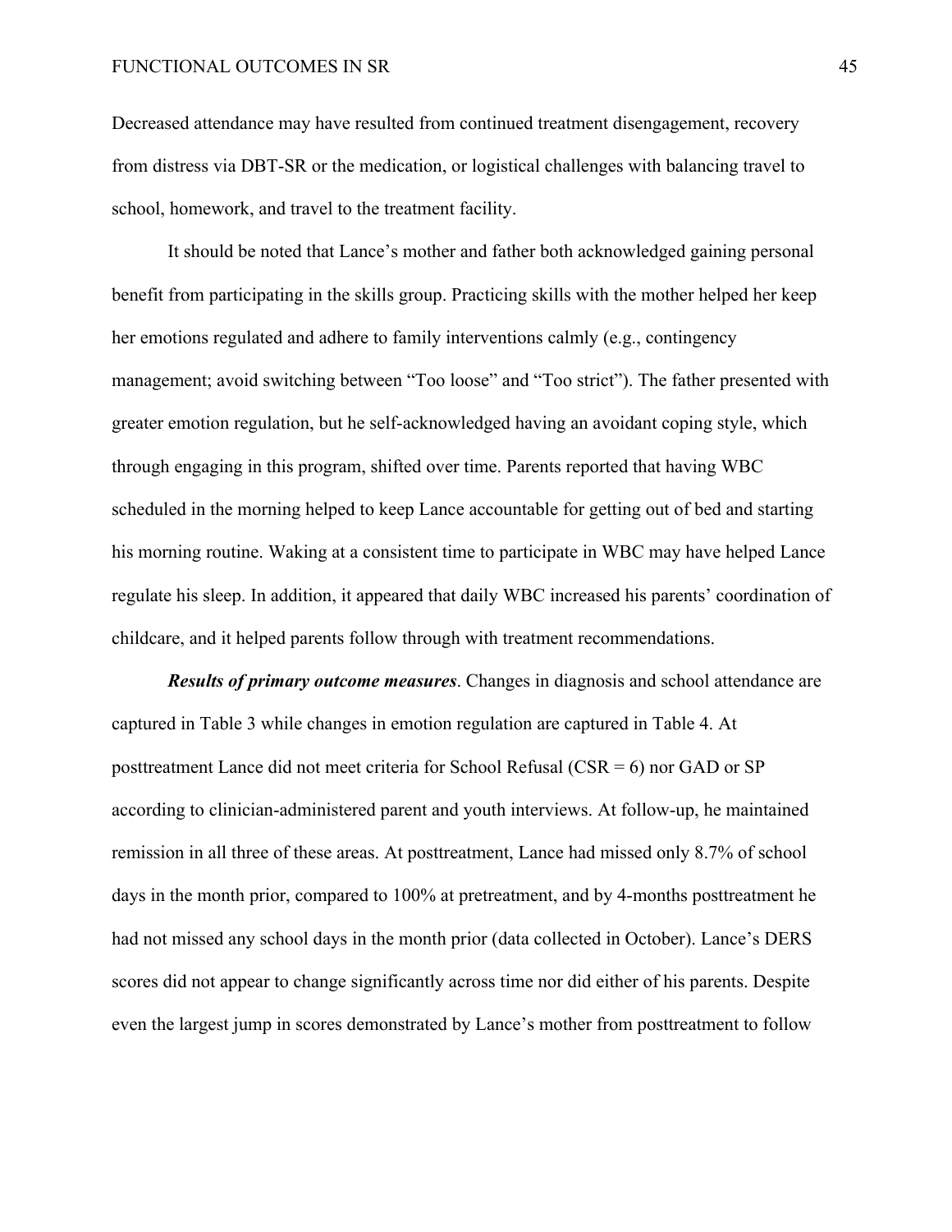Decreased attendance may have resulted from continued treatment disengagement, recovery from distress via DBT-SR or the medication, or logistical challenges with balancing travel to school, homework, and travel to the treatment facility.

It should be noted that Lance's mother and father both acknowledged gaining personal benefit from participating in the skills group. Practicing skills with the mother helped her keep her emotions regulated and adhere to family interventions calmly (e.g., contingency management; avoid switching between "Too loose" and "Too strict"). The father presented with greater emotion regulation, but he self-acknowledged having an avoidant coping style, which through engaging in this program, shifted over time. Parents reported that having WBC scheduled in the morning helped to keep Lance accountable for getting out of bed and starting his morning routine. Waking at a consistent time to participate in WBC may have helped Lance regulate his sleep. In addition, it appeared that daily WBC increased his parents' coordination of childcare, and it helped parents follow through with treatment recommendations.

***Results of primary outcome measures***. Changes in diagnosis and school attendance are captured in Table 3 while changes in emotion regulation are captured in Table 4. At posttreatment Lance did not meet criteria for School Refusal (CSR = 6) nor GAD or SP according to clinician-administered parent and youth interviews. At follow-up, he maintained remission in all three of these areas. At posttreatment, Lance had missed only 8.7% of school days in the month prior, compared to 100% at pretreatment, and by 4-months posttreatment he had not missed any school days in the month prior (data collected in October). Lance's DERS scores did not appear to change significantly across time nor did either of his parents. Despite even the largest jump in scores demonstrated by Lance's mother from posttreatment to follow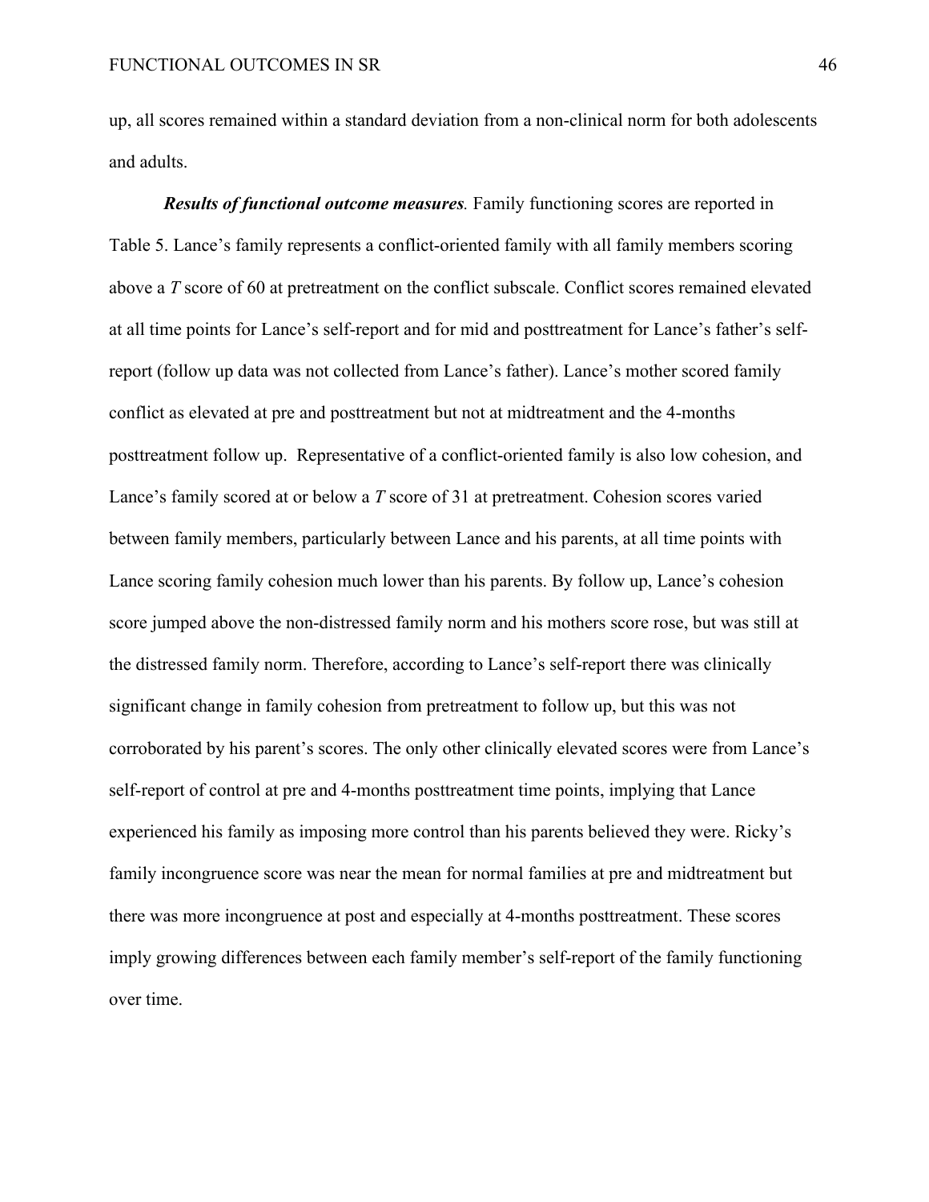up, all scores remained within a standard deviation from a non-clinical norm for both adolescents and adults.

***Results of functional outcome measures.*** Family functioning scores are reported in Table 5. Lance's family represents a conflict-oriented family with all family members scoring above a *T* score of 60 at pretreatment on the conflict subscale. Conflict scores remained elevated at all time points for Lance's self-report and for mid and posttreatment for Lance's father's self-report (follow up data was not collected from Lance's father). Lance's mother scored family conflict as elevated at pre and posttreatment but not at midtreatment and the 4-months posttreatment follow up. Representative of a conflict-oriented family is also low cohesion, and Lance's family scored at or below a *T* score of 31 at pretreatment. Cohesion scores varied between family members, particularly between Lance and his parents, at all time points with Lance scoring family cohesion much lower than his parents. By follow up, Lance's cohesion score jumped above the non-distressed family norm and his mothers score rose, but was still at the distressed family norm. Therefore, according to Lance's self-report there was clinically significant change in family cohesion from pretreatment to follow up, but this was not corroborated by his parent's scores. The only other clinically elevated scores were from Lance's self-report of control at pre and 4-months posttreatment time points, implying that Lance experienced his family as imposing more control than his parents believed they were. Ricky's family incongruence score was near the mean for normal families at pre and midtreatment but there was more incongruence at post and especially at 4-months posttreatment. These scores imply growing differences between each family member's self-report of the family functioning over time.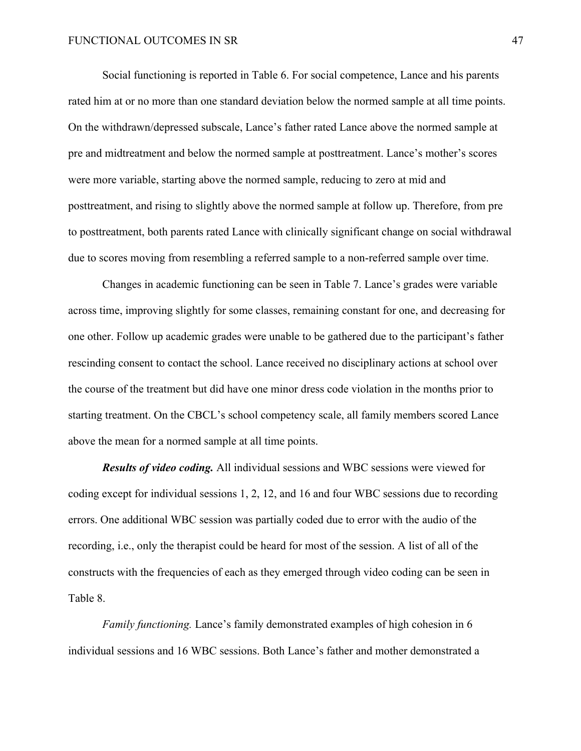Social functioning is reported in Table 6. For social competence, Lance and his parents rated him at or no more than one standard deviation below the normed sample at all time points. On the withdrawn/depressed subscale, Lance's father rated Lance above the normed sample at pre and midtreatment and below the normed sample at posttreatment. Lance's mother's scores were more variable, starting above the normed sample, reducing to zero at mid and posttreatment, and rising to slightly above the normed sample at follow up. Therefore, from pre to posttreatment, both parents rated Lance with clinically significant change on social withdrawal due to scores moving from resembling a referred sample to a non-referred sample over time.

Changes in academic functioning can be seen in Table 7. Lance's grades were variable across time, improving slightly for some classes, remaining constant for one, and decreasing for one other. Follow up academic grades were unable to be gathered due to the participant's father rescinding consent to contact the school. Lance received no disciplinary actions at school over the course of the treatment but did have one minor dress code violation in the months prior to starting treatment. On the CBCL's school competency scale, all family members scored Lance above the mean for a normed sample at all time points.

***Results of video coding.*** All individual sessions and WBC sessions were viewed for coding except for individual sessions 1, 2, 12, and 16 and four WBC sessions due to recording errors. One additional WBC session was partially coded due to error with the audio of the recording, i.e., only the therapist could be heard for most of the session. A list of all of the constructs with the frequencies of each as they emerged through video coding can be seen in Table 8.

*Family functioning.* Lance's family demonstrated examples of high cohesion in 6 individual sessions and 16 WBC sessions. Both Lance's father and mother demonstrated a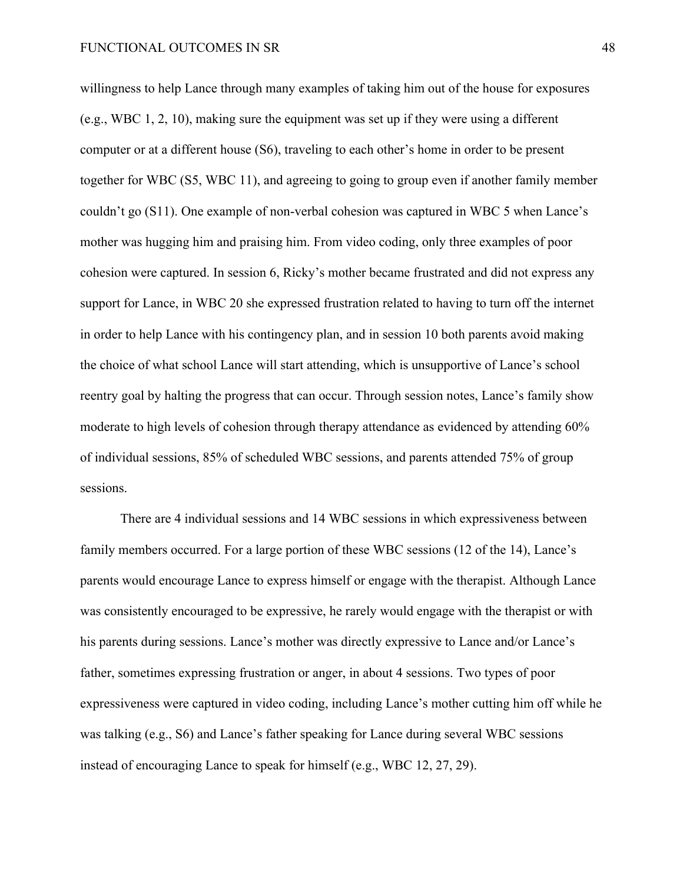willingness to help Lance through many examples of taking him out of the house for exposures (e.g., WBC 1, 2, 10), making sure the equipment was set up if they were using a different computer or at a different house (S6), traveling to each other's home in order to be present together for WBC (S5, WBC 11), and agreeing to going to group even if another family member couldn't go (S11). One example of non-verbal cohesion was captured in WBC 5 when Lance's mother was hugging him and praising him. From video coding, only three examples of poor cohesion were captured. In session 6, Ricky's mother became frustrated and did not express any support for Lance, in WBC 20 she expressed frustration related to having to turn off the internet in order to help Lance with his contingency plan, and in session 10 both parents avoid making the choice of what school Lance will start attending, which is unsupportive of Lance's school reentry goal by halting the progress that can occur. Through session notes, Lance's family show moderate to high levels of cohesion through therapy attendance as evidenced by attending 60% of individual sessions, 85% of scheduled WBC sessions, and parents attended 75% of group sessions.

There are 4 individual sessions and 14 WBC sessions in which expressiveness between family members occurred. For a large portion of these WBC sessions (12 of the 14), Lance's parents would encourage Lance to express himself or engage with the therapist. Although Lance was consistently encouraged to be expressive, he rarely would engage with the therapist or with his parents during sessions. Lance's mother was directly expressive to Lance and/or Lance's father, sometimes expressing frustration or anger, in about 4 sessions. Two types of poor expressiveness were captured in video coding, including Lance's mother cutting him off while he was talking (e.g., S6) and Lance's father speaking for Lance during several WBC sessions instead of encouraging Lance to speak for himself (e.g., WBC 12, 27, 29).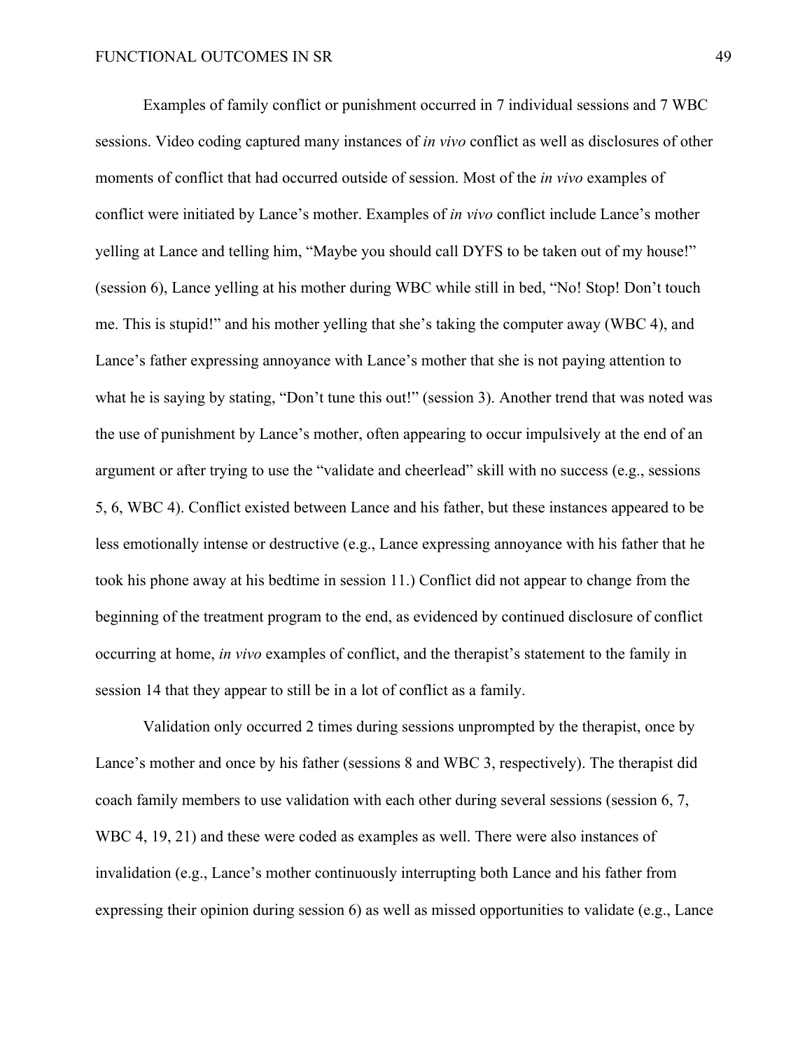Examples of family conflict or punishment occurred in 7 individual sessions and 7 WBC sessions. Video coding captured many instances of *in vivo* conflict as well as disclosures of other moments of conflict that had occurred outside of session. Most of the *in vivo* examples of conflict were initiated by Lance's mother. Examples of *in vivo* conflict include Lance's mother yelling at Lance and telling him, "Maybe you should call DYFS to be taken out of my house!" (session 6), Lance yelling at his mother during WBC while still in bed, "No! Stop! Don't touch me. This is stupid!" and his mother yelling that she's taking the computer away (WBC 4), and Lance's father expressing annoyance with Lance's mother that she is not paying attention to what he is saying by stating, "Don't tune this out!" (session 3). Another trend that was noted was the use of punishment by Lance's mother, often appearing to occur impulsively at the end of an argument or after trying to use the "validate and cheerlead" skill with no success (e.g., sessions 5, 6, WBC 4). Conflict existed between Lance and his father, but these instances appeared to be less emotionally intense or destructive (e.g., Lance expressing annoyance with his father that he took his phone away at his bedtime in session 11.) Conflict did not appear to change from the beginning of the treatment program to the end, as evidenced by continued disclosure of conflict occurring at home, *in vivo* examples of conflict, and the therapist's statement to the family in session 14 that they appear to still be in a lot of conflict as a family.

Validation only occurred 2 times during sessions unprompted by the therapist, once by Lance's mother and once by his father (sessions 8 and WBC 3, respectively). The therapist did coach family members to use validation with each other during several sessions (session 6, 7, WBC 4, 19, 21) and these were coded as examples as well. There were also instances of invalidation (e.g., Lance's mother continuously interrupting both Lance and his father from expressing their opinion during session 6) as well as missed opportunities to validate (e.g., Lance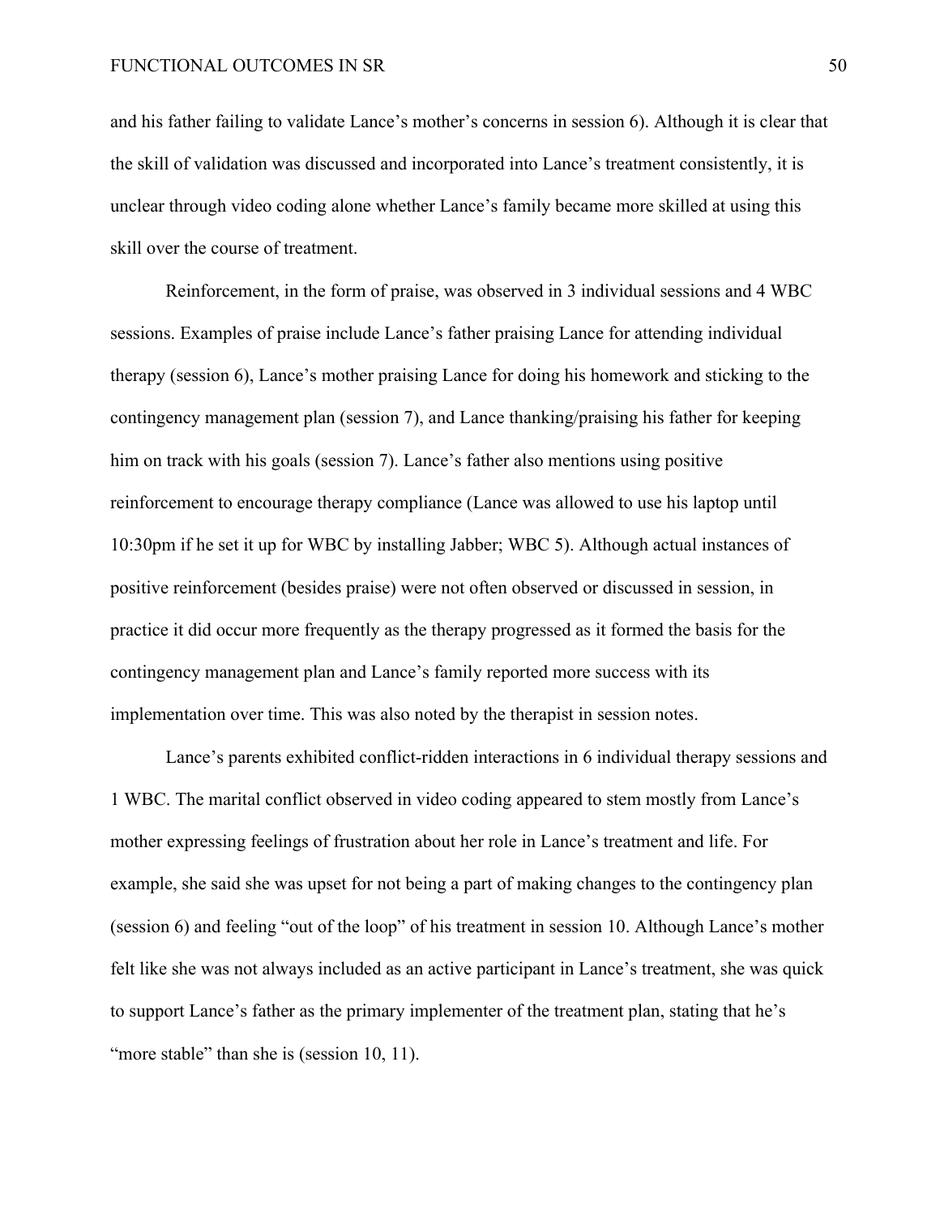and his father failing to validate Lance's mother's concerns in session 6). Although it is clear that the skill of validation was discussed and incorporated into Lance's treatment consistently, it is unclear through video coding alone whether Lance's family became more skilled at using this skill over the course of treatment.

Reinforcement, in the form of praise, was observed in 3 individual sessions and 4 WBC sessions. Examples of praise include Lance's father praising Lance for attending individual therapy (session 6), Lance's mother praising Lance for doing his homework and sticking to the contingency management plan (session 7), and Lance thanking/praising his father for keeping him on track with his goals (session 7). Lance's father also mentions using positive reinforcement to encourage therapy compliance (Lance was allowed to use his laptop until 10:30pm if he set it up for WBC by installing Jabber; WBC 5). Although actual instances of positive reinforcement (besides praise) were not often observed or discussed in session, in practice it did occur more frequently as the therapy progressed as it formed the basis for the contingency management plan and Lance's family reported more success with its implementation over time. This was also noted by the therapist in session notes.

Lance's parents exhibited conflict-ridden interactions in 6 individual therapy sessions and 1 WBC. The marital conflict observed in video coding appeared to stem mostly from Lance's mother expressing feelings of frustration about her role in Lance's treatment and life. For example, she said she was upset for not being a part of making changes to the contingency plan (session 6) and feeling "out of the loop" of his treatment in session 10. Although Lance's mother felt like she was not always included as an active participant in Lance's treatment, she was quick to support Lance's father as the primary implementer of the treatment plan, stating that he's "more stable" than she is (session 10, 11).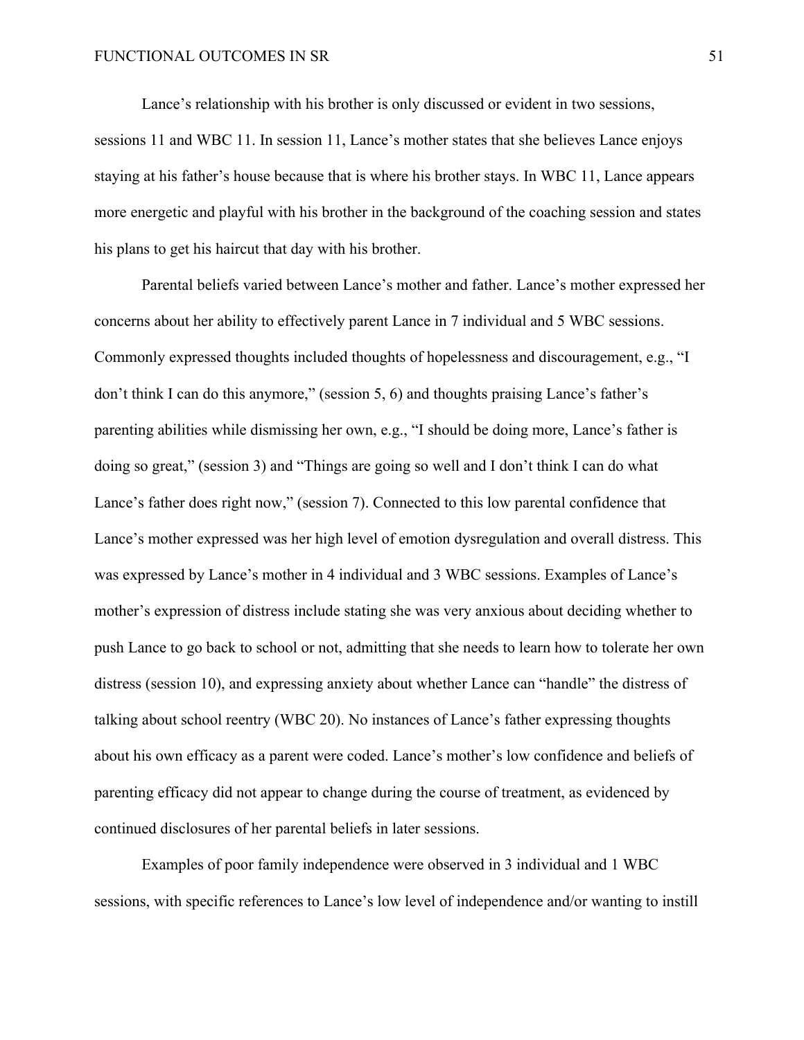Lance's relationship with his brother is only discussed or evident in two sessions, sessions 11 and WBC 11. In session 11, Lance's mother states that she believes Lance enjoys staying at his father's house because that is where his brother stays. In WBC 11, Lance appears more energetic and playful with his brother in the background of the coaching session and states his plans to get his haircut that day with his brother.

Parental beliefs varied between Lance's mother and father. Lance's mother expressed her concerns about her ability to effectively parent Lance in 7 individual and 5 WBC sessions. Commonly expressed thoughts included thoughts of hopelessness and discouragement, e.g., "I don't think I can do this anymore," (session 5, 6) and thoughts praising Lance's father's parenting abilities while dismissing her own, e.g., "I should be doing more, Lance's father is doing so great," (session 3) and "Things are going so well and I don't think I can do what Lance's father does right now," (session 7). Connected to this low parental confidence that Lance's mother expressed was her high level of emotion dysregulation and overall distress. This was expressed by Lance's mother in 4 individual and 3 WBC sessions. Examples of Lance's mother's expression of distress include stating she was very anxious about deciding whether to push Lance to go back to school or not, admitting that she needs to learn how to tolerate her own distress (session 10), and expressing anxiety about whether Lance can "handle" the distress of talking about school reentry (WBC 20). No instances of Lance's father expressing thoughts about his own efficacy as a parent were coded. Lance's mother's low confidence and beliefs of parenting efficacy did not appear to change during the course of treatment, as evidenced by continued disclosures of her parental beliefs in later sessions.

Examples of poor family independence were observed in 3 individual and 1 WBC sessions, with specific references to Lance's low level of independence and/or wanting to instill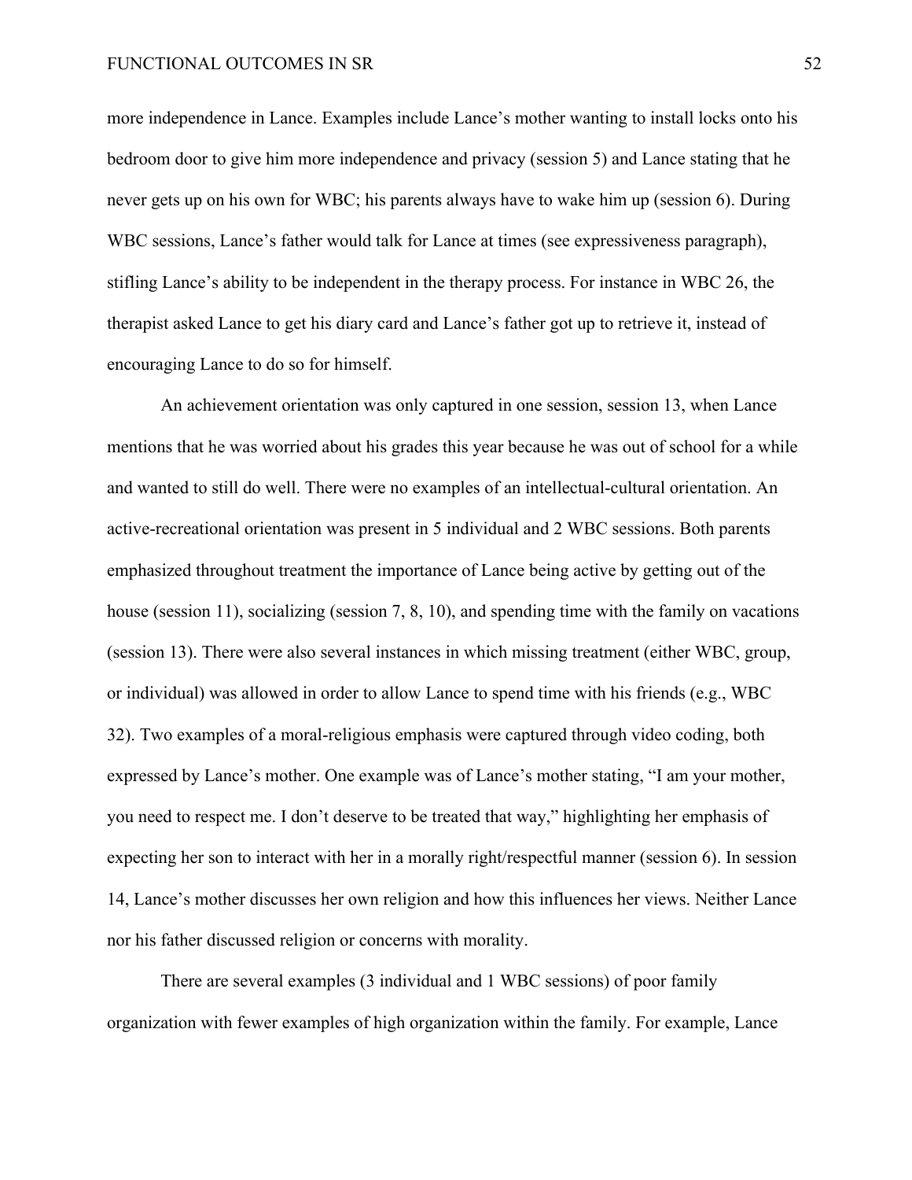more independence in Lance. Examples include Lance's mother wanting to install locks onto his bedroom door to give him more independence and privacy (session 5) and Lance stating that he never gets up on his own for WBC; his parents always have to wake him up (session 6). During WBC sessions, Lance's father would talk for Lance at times (see expressiveness paragraph), stifling Lance's ability to be independent in the therapy process. For instance in WBC 26, the therapist asked Lance to get his diary card and Lance's father got up to retrieve it, instead of encouraging Lance to do so for himself.

An achievement orientation was only captured in one session, session 13, when Lance mentions that he was worried about his grades this year because he was out of school for a while and wanted to still do well. There were no examples of an intellectual-cultural orientation. An active-recreational orientation was present in 5 individual and 2 WBC sessions. Both parents emphasized throughout treatment the importance of Lance being active by getting out of the house (session 11), socializing (session 7, 8, 10), and spending time with the family on vacations (session 13). There were also several instances in which missing treatment (either WBC, group, or individual) was allowed in order to allow Lance to spend time with his friends (e.g., WBC 32). Two examples of a moral-religious emphasis were captured through video coding, both expressed by Lance's mother. One example was of Lance's mother stating, "I am your mother, you need to respect me. I don't deserve to be treated that way," highlighting her emphasis of expecting her son to interact with her in a morally right/respectful manner (session 6). In session 14, Lance's mother discusses her own religion and how this influences her views. Neither Lance nor his father discussed religion or concerns with morality.

There are several examples (3 individual and 1 WBC sessions) of poor family organization with fewer examples of high organization within the family. For example, Lance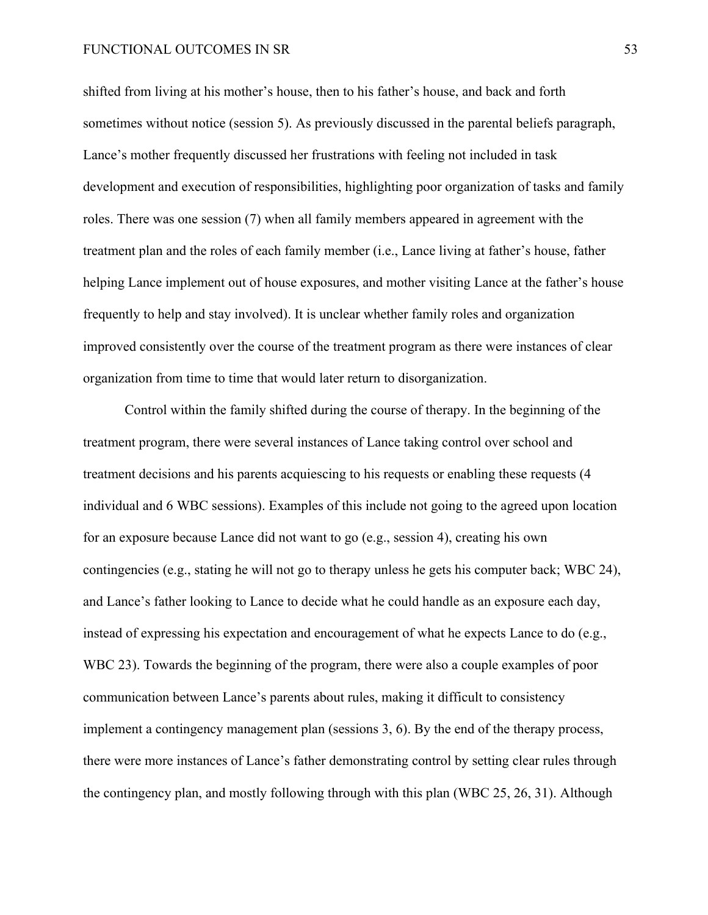shifted from living at his mother's house, then to his father's house, and back and forth sometimes without notice (session 5). As previously discussed in the parental beliefs paragraph, Lance's mother frequently discussed her frustrations with feeling not included in task development and execution of responsibilities, highlighting poor organization of tasks and family roles. There was one session (7) when all family members appeared in agreement with the treatment plan and the roles of each family member (i.e., Lance living at father's house, father helping Lance implement out of house exposures, and mother visiting Lance at the father's house frequently to help and stay involved). It is unclear whether family roles and organization improved consistently over the course of the treatment program as there were instances of clear organization from time to time that would later return to disorganization.

Control within the family shifted during the course of therapy. In the beginning of the treatment program, there were several instances of Lance taking control over school and treatment decisions and his parents acquiescing to his requests or enabling these requests (4 individual and 6 WBC sessions). Examples of this include not going to the agreed upon location for an exposure because Lance did not want to go (e.g., session 4), creating his own contingencies (e.g., stating he will not go to therapy unless he gets his computer back; WBC 24), and Lance's father looking to Lance to decide what he could handle as an exposure each day, instead of expressing his expectation and encouragement of what he expects Lance to do (e.g., WBC 23). Towards the beginning of the program, there were also a couple examples of poor communication between Lance's parents about rules, making it difficult to consistency implement a contingency management plan (sessions 3, 6). By the end of the therapy process, there were more instances of Lance's father demonstrating control by setting clear rules through the contingency plan, and mostly following through with this plan (WBC 25, 26, 31). Although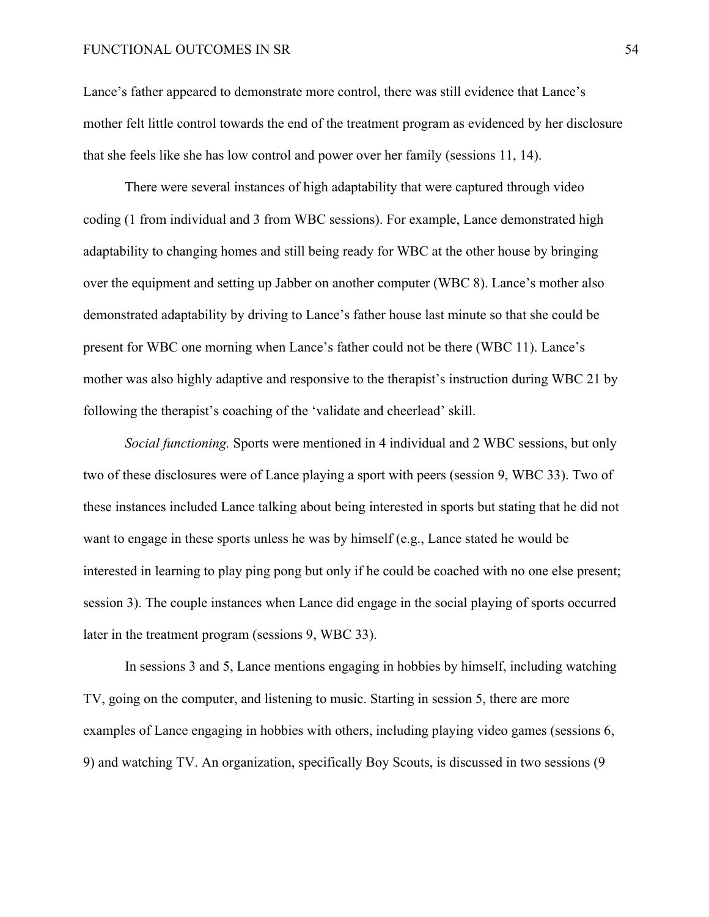Lance's father appeared to demonstrate more control, there was still evidence that Lance's mother felt little control towards the end of the treatment program as evidenced by her disclosure that she feels like she has low control and power over her family (sessions 11, 14).

There were several instances of high adaptability that were captured through video coding (1 from individual and 3 from WBC sessions). For example, Lance demonstrated high adaptability to changing homes and still being ready for WBC at the other house by bringing over the equipment and setting up Jabber on another computer (WBC 8). Lance's mother also demonstrated adaptability by driving to Lance's father house last minute so that she could be present for WBC one morning when Lance's father could not be there (WBC 11). Lance's mother was also highly adaptive and responsive to the therapist's instruction during WBC 21 by following the therapist's coaching of the 'validate and cheerlead' skill.

*Social functioning.* Sports were mentioned in 4 individual and 2 WBC sessions, but only two of these disclosures were of Lance playing a sport with peers (session 9, WBC 33). Two of these instances included Lance talking about being interested in sports but stating that he did not want to engage in these sports unless he was by himself (e.g., Lance stated he would be interested in learning to play ping pong but only if he could be coached with no one else present; session 3). The couple instances when Lance did engage in the social playing of sports occurred later in the treatment program (sessions 9, WBC 33).

In sessions 3 and 5, Lance mentions engaging in hobbies by himself, including watching TV, going on the computer, and listening to music. Starting in session 5, there are more examples of Lance engaging in hobbies with others, including playing video games (sessions 6, 9) and watching TV. An organization, specifically Boy Scouts, is discussed in two sessions (9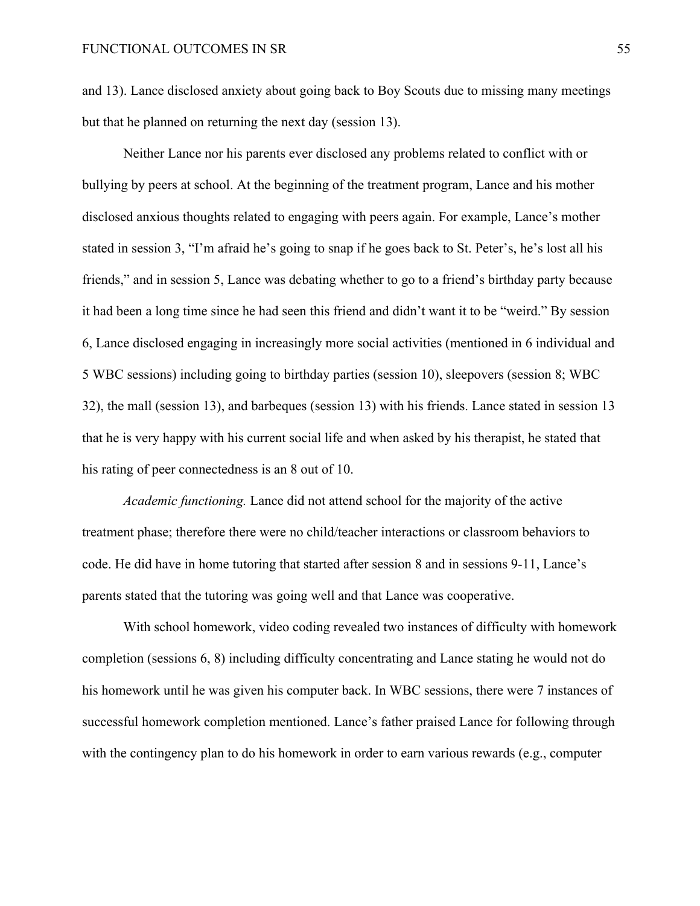and 13). Lance disclosed anxiety about going back to Boy Scouts due to missing many meetings but that he planned on returning the next day (session 13).

Neither Lance nor his parents ever disclosed any problems related to conflict with or bullying by peers at school. At the beginning of the treatment program, Lance and his mother disclosed anxious thoughts related to engaging with peers again. For example, Lance's mother stated in session 3, "I'm afraid he's going to snap if he goes back to St. Peter's, he's lost all his friends," and in session 5, Lance was debating whether to go to a friend's birthday party because it had been a long time since he had seen this friend and didn't want it to be "weird." By session 6, Lance disclosed engaging in increasingly more social activities (mentioned in 6 individual and 5 WBC sessions) including going to birthday parties (session 10), sleepovers (session 8; WBC 32), the mall (session 13), and barbeques (session 13) with his friends. Lance stated in session 13 that he is very happy with his current social life and when asked by his therapist, he stated that his rating of peer connectedness is an 8 out of 10.

*Academic functioning.* Lance did not attend school for the majority of the active treatment phase; therefore there were no child/teacher interactions or classroom behaviors to code. He did have in home tutoring that started after session 8 and in sessions 9-11, Lance's parents stated that the tutoring was going well and that Lance was cooperative.

With school homework, video coding revealed two instances of difficulty with homework completion (sessions 6, 8) including difficulty concentrating and Lance stating he would not do his homework until he was given his computer back. In WBC sessions, there were 7 instances of successful homework completion mentioned. Lance's father praised Lance for following through with the contingency plan to do his homework in order to earn various rewards (e.g., computer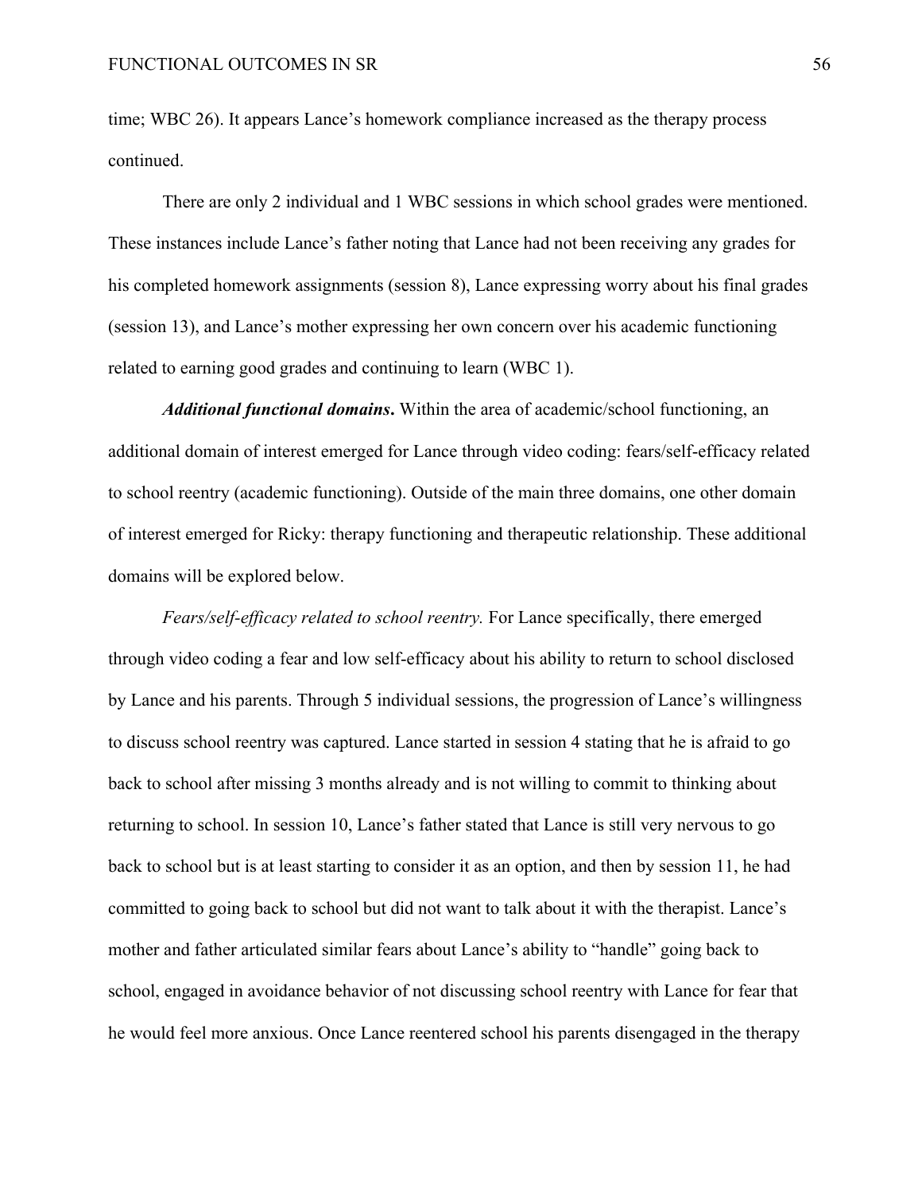time; WBC 26). It appears Lance's homework compliance increased as the therapy process continued.

There are only 2 individual and 1 WBC sessions in which school grades were mentioned. These instances include Lance's father noting that Lance had not been receiving any grades for his completed homework assignments (session 8), Lance expressing worry about his final grades (session 13), and Lance's mother expressing her own concern over his academic functioning related to earning good grades and continuing to learn (WBC 1).

***Additional functional domains*.** Within the area of academic/school functioning, an additional domain of interest emerged for Lance through video coding: fears/self-efficacy related to school reentry (academic functioning). Outside of the main three domains, one other domain of interest emerged for Ricky: therapy functioning and therapeutic relationship. These additional domains will be explored below.

*Fears/self-efficacy related to school reentry.* For Lance specifically, there emerged through video coding a fear and low self-efficacy about his ability to return to school disclosed by Lance and his parents. Through 5 individual sessions, the progression of Lance's willingness to discuss school reentry was captured. Lance started in session 4 stating that he is afraid to go back to school after missing 3 months already and is not willing to commit to thinking about returning to school. In session 10, Lance's father stated that Lance is still very nervous to go back to school but is at least starting to consider it as an option, and then by session 11, he had committed to going back to school but did not want to talk about it with the therapist. Lance's mother and father articulated similar fears about Lance's ability to "handle" going back to school, engaged in avoidance behavior of not discussing school reentry with Lance for fear that he would feel more anxious. Once Lance reentered school his parents disengaged in the therapy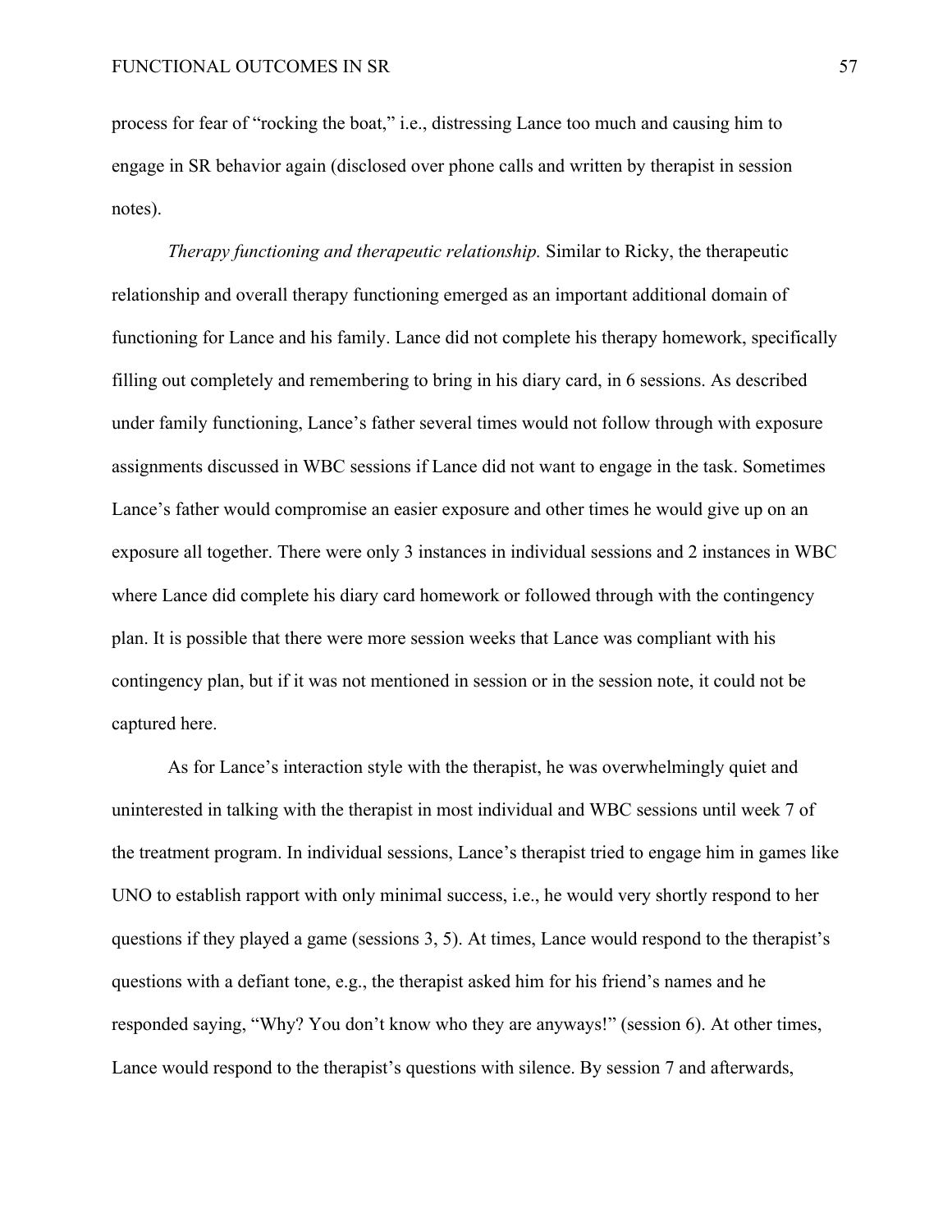process for fear of "rocking the boat," i.e., distressing Lance too much and causing him to engage in SR behavior again (disclosed over phone calls and written by therapist in session notes).

*Therapy functioning and therapeutic relationship.* Similar to Ricky, the therapeutic relationship and overall therapy functioning emerged as an important additional domain of functioning for Lance and his family. Lance did not complete his therapy homework, specifically filling out completely and remembering to bring in his diary card, in 6 sessions. As described under family functioning, Lance's father several times would not follow through with exposure assignments discussed in WBC sessions if Lance did not want to engage in the task. Sometimes Lance's father would compromise an easier exposure and other times he would give up on an exposure all together. There were only 3 instances in individual sessions and 2 instances in WBC where Lance did complete his diary card homework or followed through with the contingency plan. It is possible that there were more session weeks that Lance was compliant with his contingency plan, but if it was not mentioned in session or in the session note, it could not be captured here.

As for Lance's interaction style with the therapist, he was overwhelmingly quiet and uninterested in talking with the therapist in most individual and WBC sessions until week 7 of the treatment program. In individual sessions, Lance's therapist tried to engage him in games like UNO to establish rapport with only minimal success, i.e., he would very shortly respond to her questions if they played a game (sessions 3, 5). At times, Lance would respond to the therapist's questions with a defiant tone, e.g., the therapist asked him for his friend's names and he responded saying, "Why? You don't know who they are anyways!" (session 6). At other times, Lance would respond to the therapist's questions with silence. By session 7 and afterwards,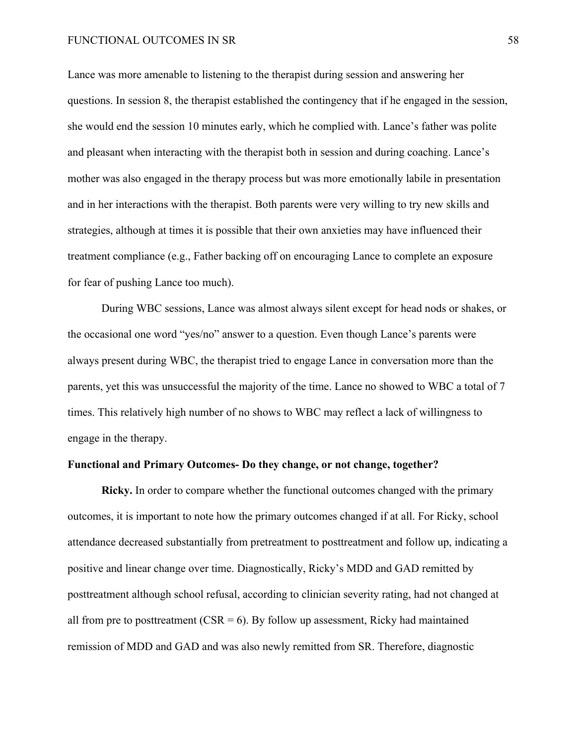Lance was more amenable to listening to the therapist during session and answering her questions. In session 8, the therapist established the contingency that if he engaged in the session, she would end the session 10 minutes early, which he complied with. Lance's father was polite and pleasant when interacting with the therapist both in session and during coaching. Lance's mother was also engaged in the therapy process but was more emotionally labile in presentation and in her interactions with the therapist. Both parents were very willing to try new skills and strategies, although at times it is possible that their own anxieties may have influenced their treatment compliance (e.g., Father backing off on encouraging Lance to complete an exposure for fear of pushing Lance too much).

During WBC sessions, Lance was almost always silent except for head nods or shakes, or the occasional one word "yes/no" answer to a question. Even though Lance's parents were always present during WBC, the therapist tried to engage Lance in conversation more than the parents, yet this was unsuccessful the majority of the time. Lance no showed to WBC a total of 7 times. This relatively high number of no shows to WBC may reflect a lack of willingness to engage in the therapy.

**Functional and Primary Outcomes- Do they change, or not change, together?**

**Ricky.** In order to compare whether the functional outcomes changed with the primary outcomes, it is important to note how the primary outcomes changed if at all. For Ricky, school attendance decreased substantially from pretreatment to posttreatment and follow up, indicating a positive and linear change over time. Diagnostically, Ricky's MDD and GAD remitted by posttreatment although school refusal, according to clinician severity rating, had not changed at all from pre to posttreatment (CSR = 6). By follow up assessment, Ricky had maintained remission of MDD and GAD and was also newly remitted from SR. Therefore, diagnostic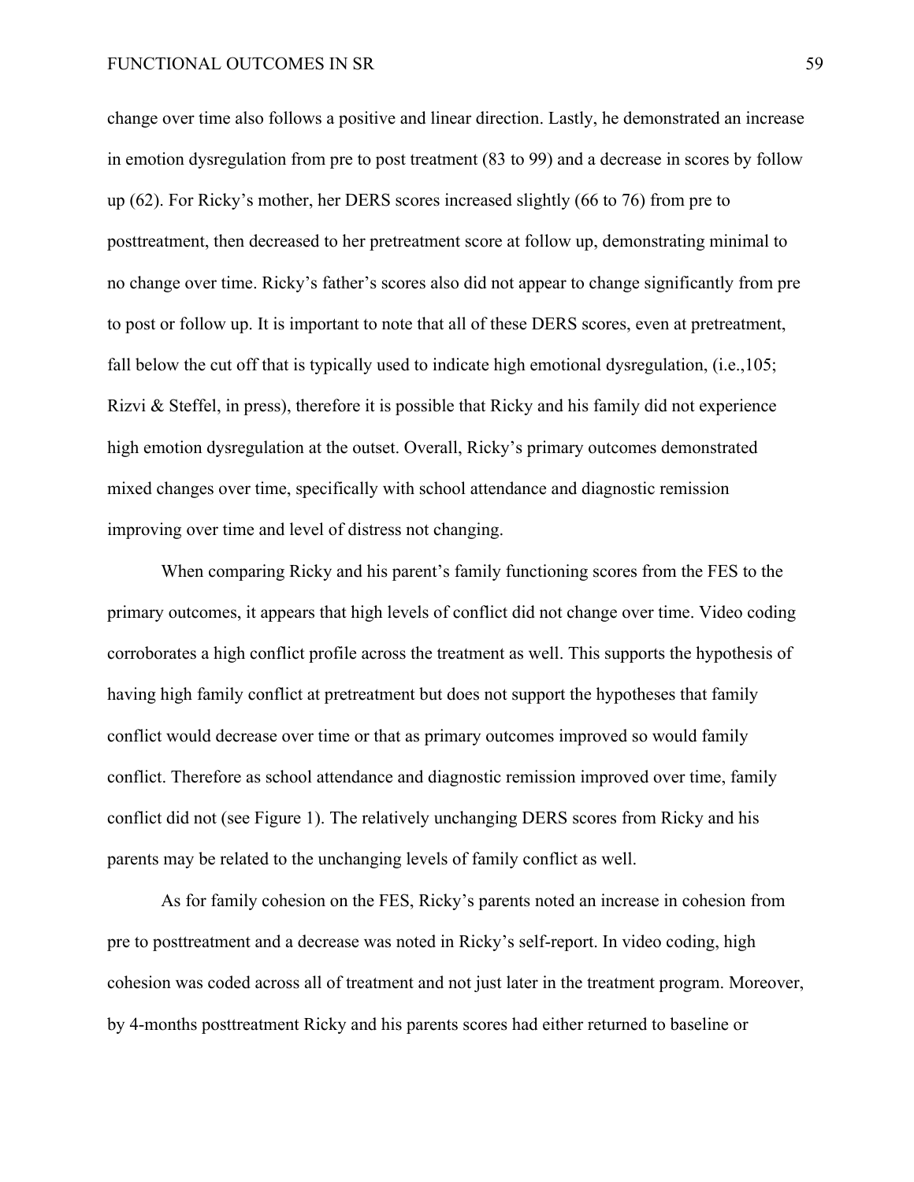change over time also follows a positive and linear direction. Lastly, he demonstrated an increase in emotion dysregulation from pre to post treatment (83 to 99) and a decrease in scores by follow up (62). For Ricky's mother, her DERS scores increased slightly (66 to 76) from pre to posttreatment, then decreased to her pretreatment score at follow up, demonstrating minimal to no change over time. Ricky's father's scores also did not appear to change significantly from pre to post or follow up. It is important to note that all of these DERS scores, even at pretreatment, fall below the cut off that is typically used to indicate high emotional dysregulation, (i.e.,105; Rizvi & Steffel, in press), therefore it is possible that Ricky and his family did not experience high emotion dysregulation at the outset. Overall, Ricky's primary outcomes demonstrated mixed changes over time, specifically with school attendance and diagnostic remission improving over time and level of distress not changing.

When comparing Ricky and his parent's family functioning scores from the FES to the primary outcomes, it appears that high levels of conflict did not change over time. Video coding corroborates a high conflict profile across the treatment as well. This supports the hypothesis of having high family conflict at pretreatment but does not support the hypotheses that family conflict would decrease over time or that as primary outcomes improved so would family conflict. Therefore as school attendance and diagnostic remission improved over time, family conflict did not (see Figure 1). The relatively unchanging DERS scores from Ricky and his parents may be related to the unchanging levels of family conflict as well.

As for family cohesion on the FES, Ricky's parents noted an increase in cohesion from pre to posttreatment and a decrease was noted in Ricky's self-report. In video coding, high cohesion was coded across all of treatment and not just later in the treatment program. Moreover, by 4-months posttreatment Ricky and his parents scores had either returned to baseline or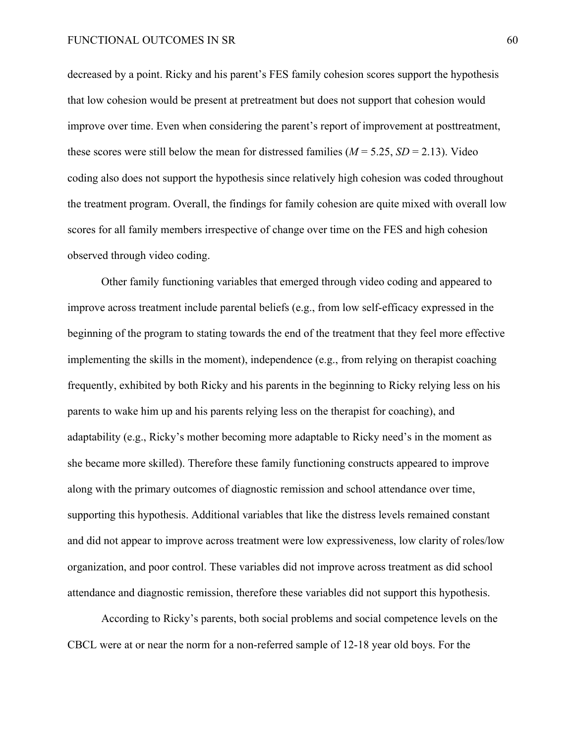decreased by a point. Ricky and his parent's FES family cohesion scores support the hypothesis that low cohesion would be present at pretreatment but does not support that cohesion would improve over time. Even when considering the parent's report of improvement at posttreatment, these scores were still below the mean for distressed families (*M* = 5.25, *SD* = 2.13). Video coding also does not support the hypothesis since relatively high cohesion was coded throughout the treatment program. Overall, the findings for family cohesion are quite mixed with overall low scores for all family members irrespective of change over time on the FES and high cohesion observed through video coding.

Other family functioning variables that emerged through video coding and appeared to improve across treatment include parental beliefs (e.g., from low self-efficacy expressed in the beginning of the program to stating towards the end of the treatment that they feel more effective implementing the skills in the moment), independence (e.g., from relying on therapist coaching frequently, exhibited by both Ricky and his parents in the beginning to Ricky relying less on his parents to wake him up and his parents relying less on the therapist for coaching), and adaptability (e.g., Ricky's mother becoming more adaptable to Ricky need's in the moment as she became more skilled). Therefore these family functioning constructs appeared to improve along with the primary outcomes of diagnostic remission and school attendance over time, supporting this hypothesis. Additional variables that like the distress levels remained constant and did not appear to improve across treatment were low expressiveness, low clarity of roles/low organization, and poor control. These variables did not improve across treatment as did school attendance and diagnostic remission, therefore these variables did not support this hypothesis.

According to Ricky's parents, both social problems and social competence levels on the CBCL were at or near the norm for a non-referred sample of 12-18 year old boys. For the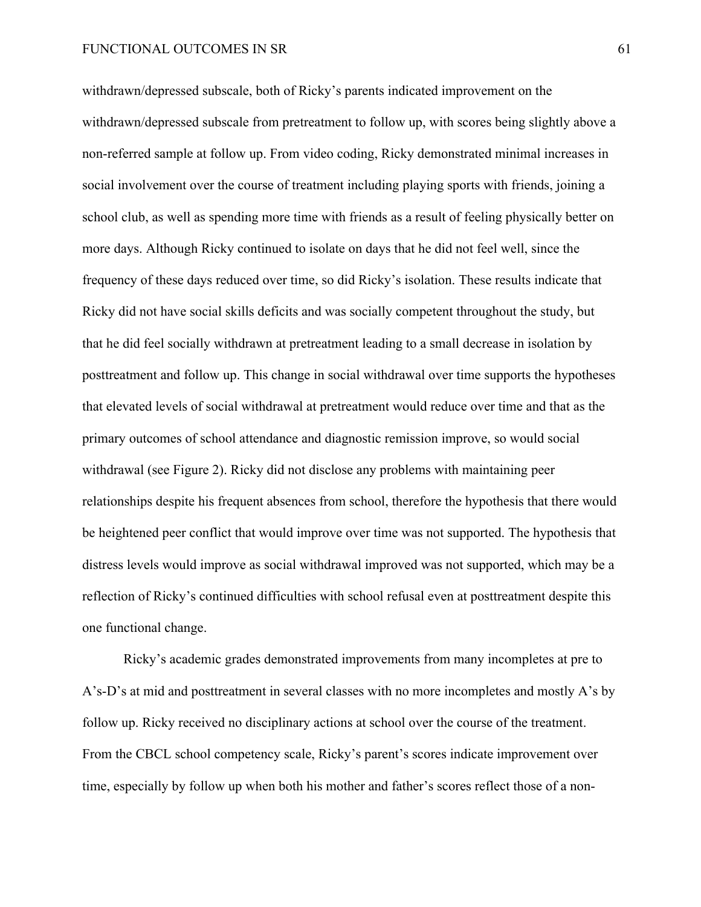withdrawn/depressed subscale, both of Ricky's parents indicated improvement on the withdrawn/depressed subscale from pretreatment to follow up, with scores being slightly above a non-referred sample at follow up. From video coding, Ricky demonstrated minimal increases in social involvement over the course of treatment including playing sports with friends, joining a school club, as well as spending more time with friends as a result of feeling physically better on more days. Although Ricky continued to isolate on days that he did not feel well, since the frequency of these days reduced over time, so did Ricky's isolation. These results indicate that Ricky did not have social skills deficits and was socially competent throughout the study, but that he did feel socially withdrawn at pretreatment leading to a small decrease in isolation by posttreatment and follow up. This change in social withdrawal over time supports the hypotheses that elevated levels of social withdrawal at pretreatment would reduce over time and that as the primary outcomes of school attendance and diagnostic remission improve, so would social withdrawal (see Figure 2). Ricky did not disclose any problems with maintaining peer relationships despite his frequent absences from school, therefore the hypothesis that there would be heightened peer conflict that would improve over time was not supported. The hypothesis that distress levels would improve as social withdrawal improved was not supported, which may be a reflection of Ricky's continued difficulties with school refusal even at posttreatment despite this one functional change.

Ricky's academic grades demonstrated improvements from many incompletes at pre to A's-D's at mid and posttreatment in several classes with no more incompletes and mostly A's by follow up. Ricky received no disciplinary actions at school over the course of the treatment. From the CBCL school competency scale, Ricky's parent's scores indicate improvement over time, especially by follow up when both his mother and father's scores reflect those of a non-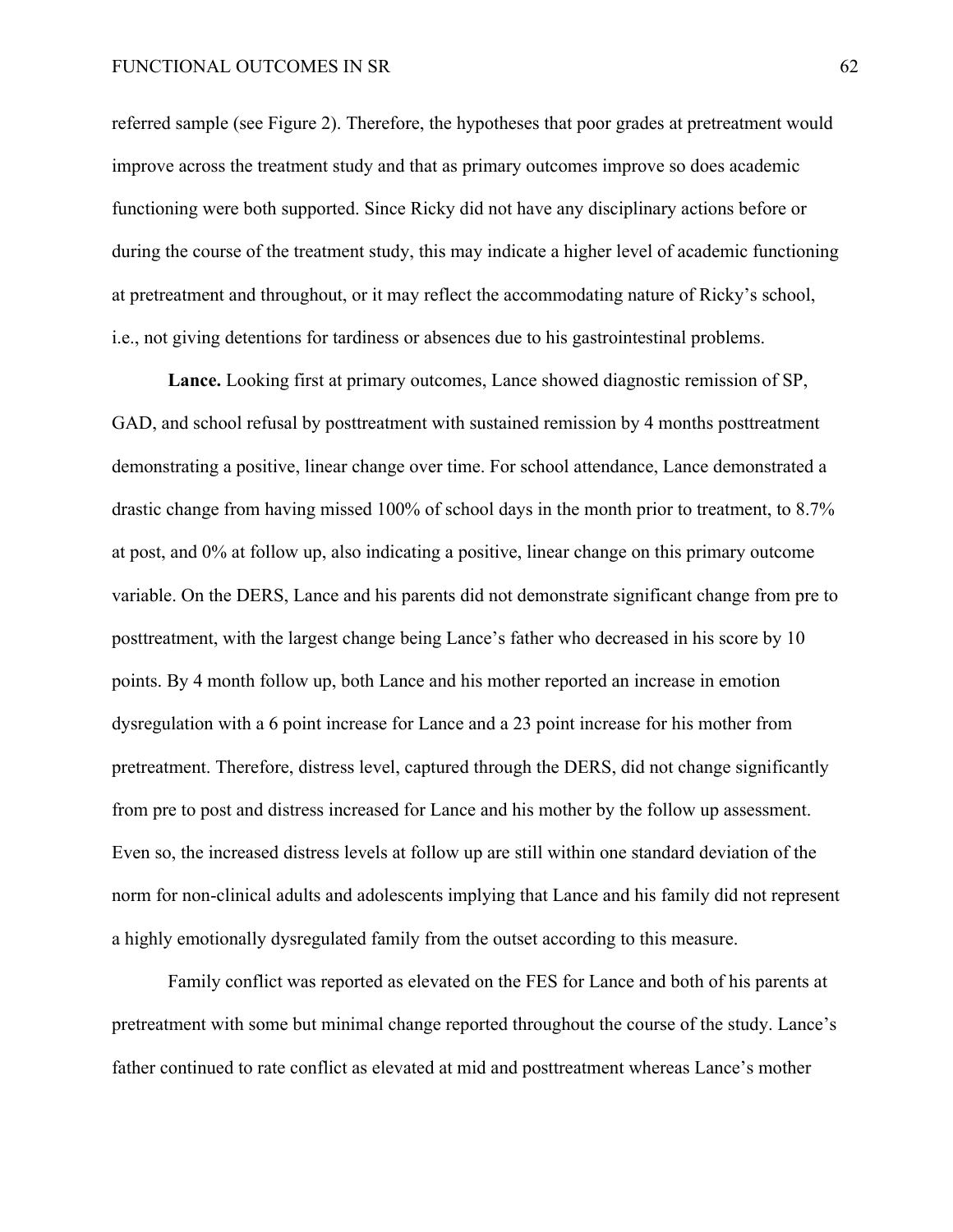referred sample (see Figure 2). Therefore, the hypotheses that poor grades at pretreatment would improve across the treatment study and that as primary outcomes improve so does academic functioning were both supported. Since Ricky did not have any disciplinary actions before or during the course of the treatment study, this may indicate a higher level of academic functioning at pretreatment and throughout, or it may reflect the accommodating nature of Ricky's school, i.e., not giving detentions for tardiness or absences due to his gastrointestinal problems.

**Lance.** Looking first at primary outcomes, Lance showed diagnostic remission of SP, GAD, and school refusal by posttreatment with sustained remission by 4 months posttreatment demonstrating a positive, linear change over time. For school attendance, Lance demonstrated a drastic change from having missed 100% of school days in the month prior to treatment, to 8.7% at post, and 0% at follow up, also indicating a positive, linear change on this primary outcome variable. On the DERS, Lance and his parents did not demonstrate significant change from pre to posttreatment, with the largest change being Lance's father who decreased in his score by 10 points. By 4 month follow up, both Lance and his mother reported an increase in emotion dysregulation with a 6 point increase for Lance and a 23 point increase for his mother from pretreatment. Therefore, distress level, captured through the DERS, did not change significantly from pre to post and distress increased for Lance and his mother by the follow up assessment. Even so, the increased distress levels at follow up are still within one standard deviation of the norm for non-clinical adults and adolescents implying that Lance and his family did not represent a highly emotionally dysregulated family from the outset according to this measure.

Family conflict was reported as elevated on the FES for Lance and both of his parents at pretreatment with some but minimal change reported throughout the course of the study. Lance's father continued to rate conflict as elevated at mid and posttreatment whereas Lance's mother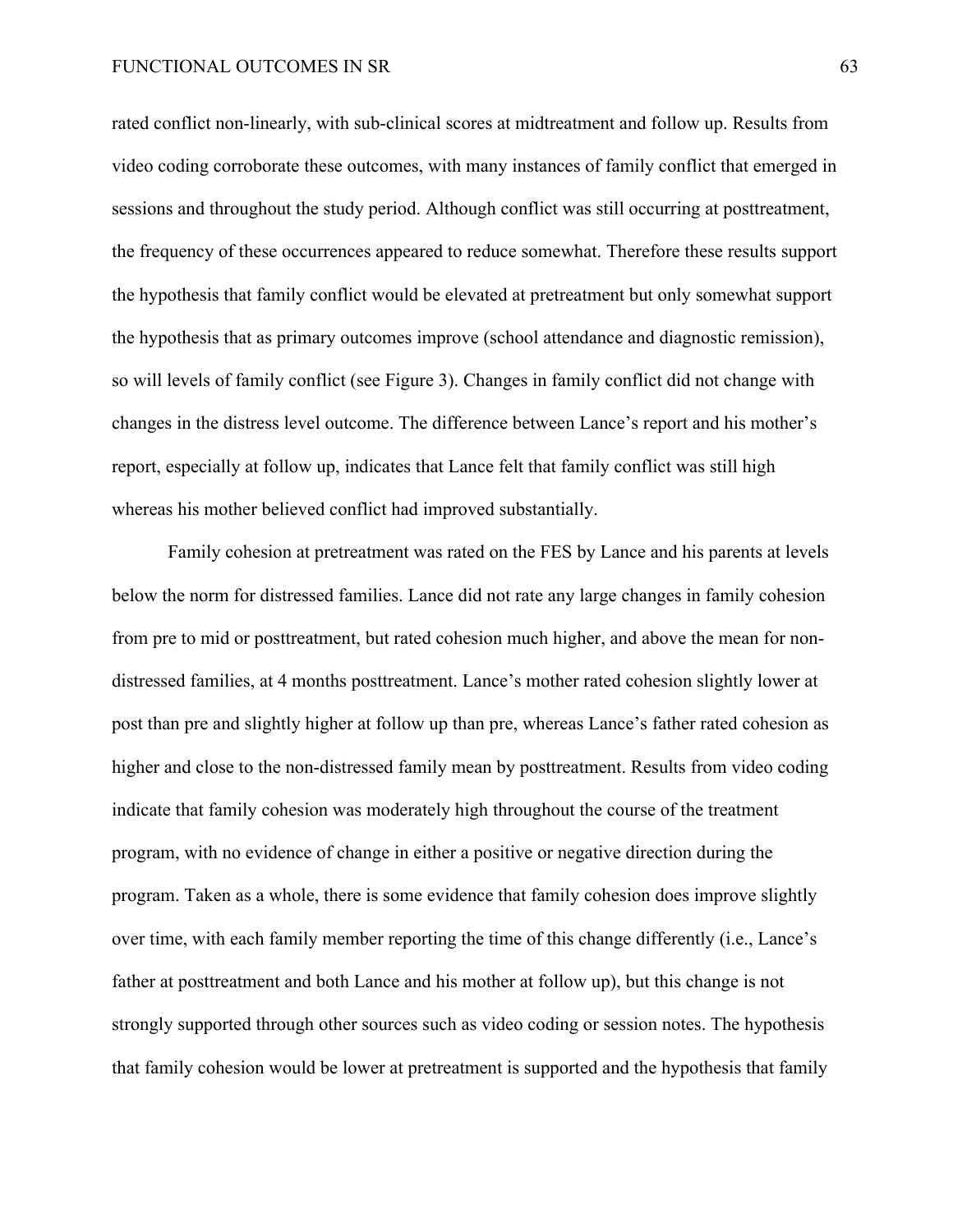rated conflict non-linearly, with sub-clinical scores at midtreatment and follow up. Results from video coding corroborate these outcomes, with many instances of family conflict that emerged in sessions and throughout the study period. Although conflict was still occurring at posttreatment, the frequency of these occurrences appeared to reduce somewhat. Therefore these results support the hypothesis that family conflict would be elevated at pretreatment but only somewhat support the hypothesis that as primary outcomes improve (school attendance and diagnostic remission), so will levels of family conflict (see Figure 3). Changes in family conflict did not change with changes in the distress level outcome. The difference between Lance's report and his mother's report, especially at follow up, indicates that Lance felt that family conflict was still high whereas his mother believed conflict had improved substantially.

Family cohesion at pretreatment was rated on the FES by Lance and his parents at levels below the norm for distressed families. Lance did not rate any large changes in family cohesion from pre to mid or posttreatment, but rated cohesion much higher, and above the mean for non-distressed families, at 4 months posttreatment. Lance's mother rated cohesion slightly lower at post than pre and slightly higher at follow up than pre, whereas Lance's father rated cohesion as higher and close to the non-distressed family mean by posttreatment. Results from video coding indicate that family cohesion was moderately high throughout the course of the treatment program, with no evidence of change in either a positive or negative direction during the program. Taken as a whole, there is some evidence that family cohesion does improve slightly over time, with each family member reporting the time of this change differently (i.e., Lance's father at posttreatment and both Lance and his mother at follow up), but this change is not strongly supported through other sources such as video coding or session notes. The hypothesis that family cohesion would be lower at pretreatment is supported and the hypothesis that family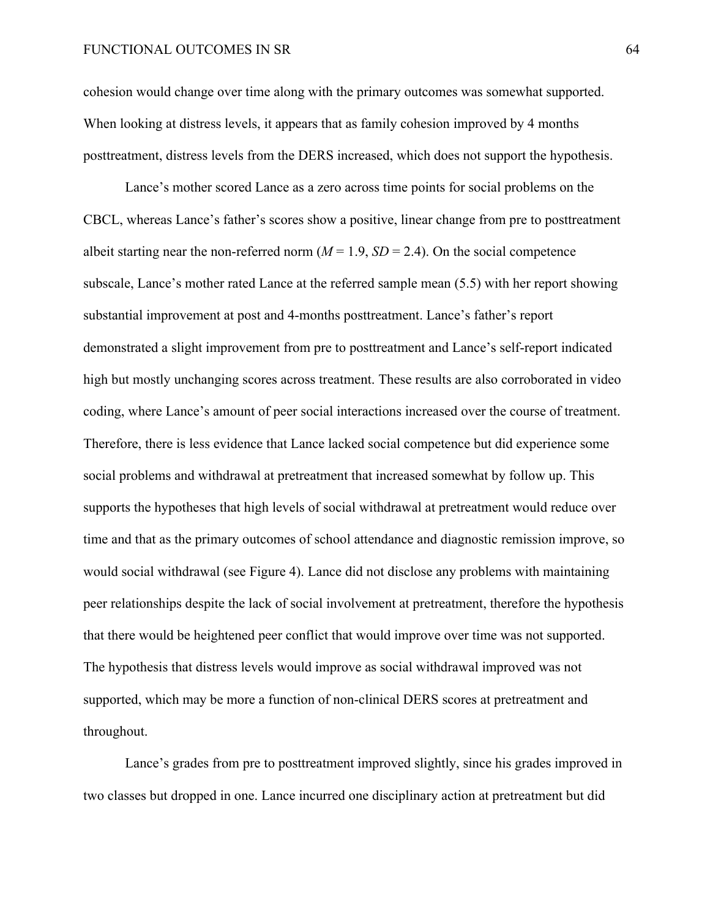cohesion would change over time along with the primary outcomes was somewhat supported. When looking at distress levels, it appears that as family cohesion improved by 4 months posttreatment, distress levels from the DERS increased, which does not support the hypothesis.

Lance's mother scored Lance as a zero across time points for social problems on the CBCL, whereas Lance's father's scores show a positive, linear change from pre to posttreatment albeit starting near the non-referred norm (*M* = 1.9, *SD* = 2.4). On the social competence subscale, Lance's mother rated Lance at the referred sample mean (5.5) with her report showing substantial improvement at post and 4-months posttreatment. Lance's father's report demonstrated a slight improvement from pre to posttreatment and Lance's self-report indicated high but mostly unchanging scores across treatment. These results are also corroborated in video coding, where Lance's amount of peer social interactions increased over the course of treatment. Therefore, there is less evidence that Lance lacked social competence but did experience some social problems and withdrawal at pretreatment that increased somewhat by follow up. This supports the hypotheses that high levels of social withdrawal at pretreatment would reduce over time and that as the primary outcomes of school attendance and diagnostic remission improve, so would social withdrawal (see Figure 4). Lance did not disclose any problems with maintaining peer relationships despite the lack of social involvement at pretreatment, therefore the hypothesis that there would be heightened peer conflict that would improve over time was not supported. The hypothesis that distress levels would improve as social withdrawal improved was not supported, which may be more a function of non-clinical DERS scores at pretreatment and throughout.

Lance's grades from pre to posttreatment improved slightly, since his grades improved in two classes but dropped in one. Lance incurred one disciplinary action at pretreatment but did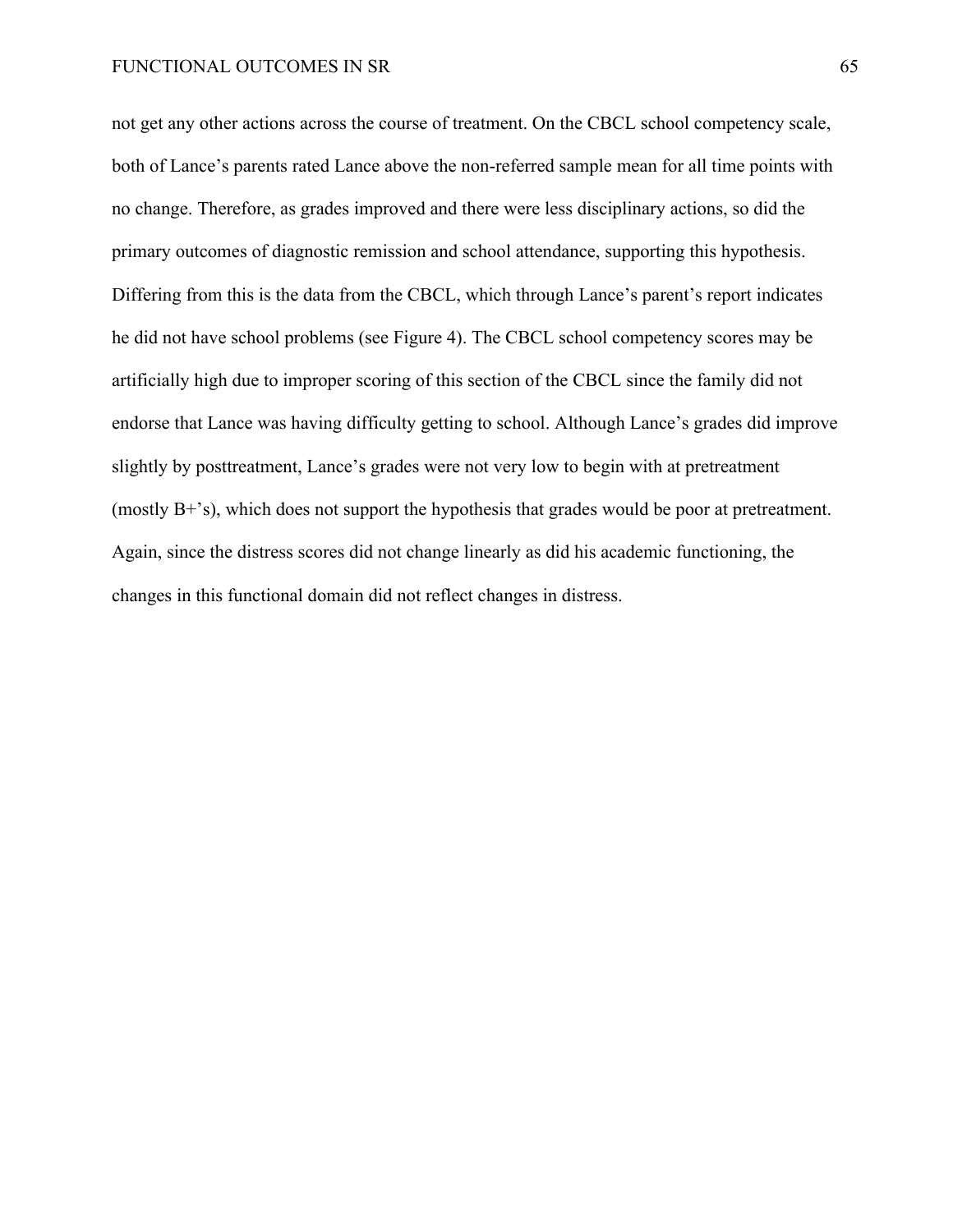not get any other actions across the course of treatment. On the CBCL school competency scale, both of Lance's parents rated Lance above the non-referred sample mean for all time points with no change. Therefore, as grades improved and there were less disciplinary actions, so did the primary outcomes of diagnostic remission and school attendance, supporting this hypothesis. Differing from this is the data from the CBCL, which through Lance's parent's report indicates he did not have school problems (see Figure 4). The CBCL school competency scores may be artificially high due to improper scoring of this section of the CBCL since the family did not endorse that Lance was having difficulty getting to school. Although Lance's grades did improve slightly by posttreatment, Lance's grades were not very low to begin with at pretreatment (mostly B+'s), which does not support the hypothesis that grades would be poor at pretreatment. Again, since the distress scores did not change linearly as did his academic functioning, the changes in this functional domain did not reflect changes in distress.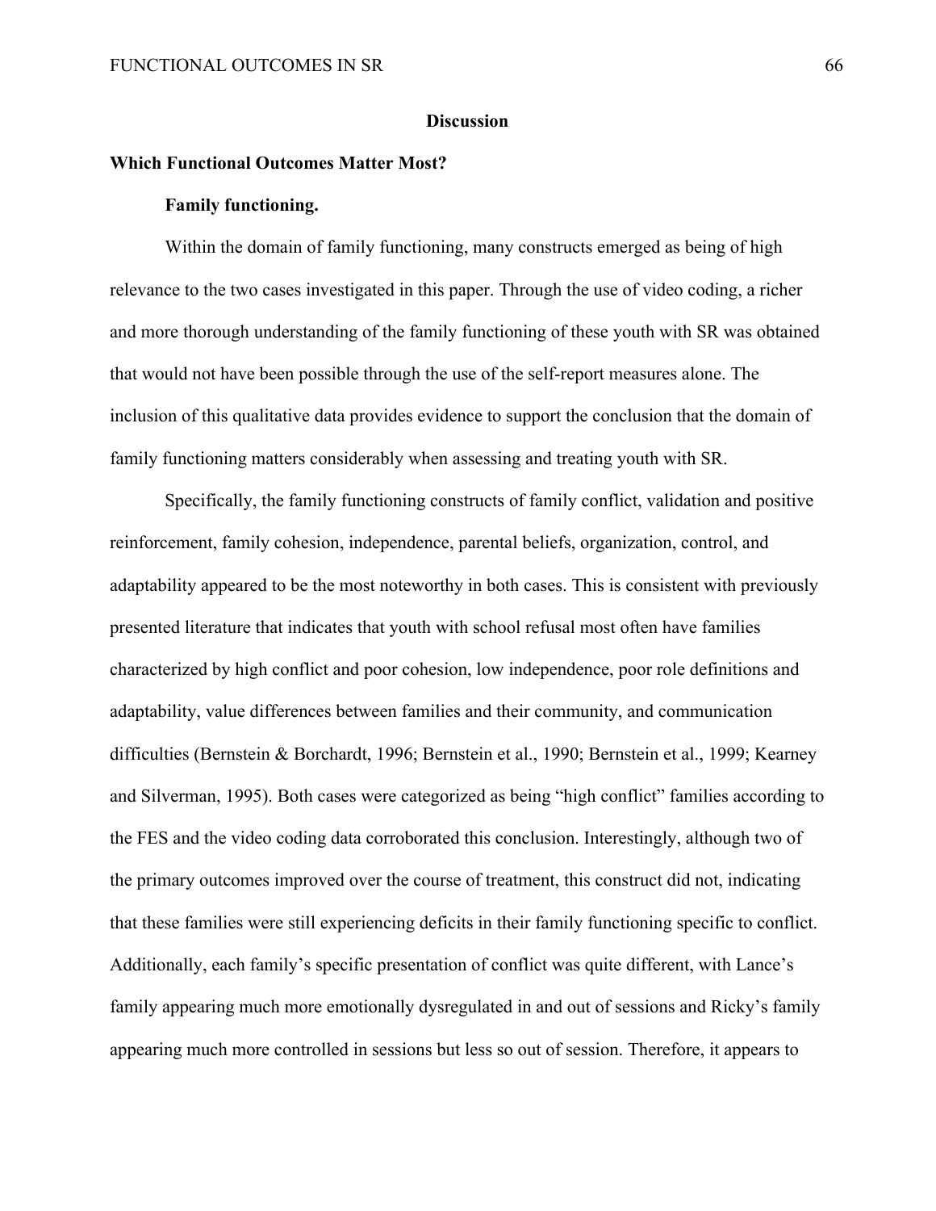## Discussion

### Which Functional Outcomes Matter Most?

#### Family functioning.

Within the domain of family functioning, many constructs emerged as being of high relevance to the two cases investigated in this paper. Through the use of video coding, a richer and more thorough understanding of the family functioning of these youth with SR was obtained that would not have been possible through the use of the self-report measures alone. The inclusion of this qualitative data provides evidence to support the conclusion that the domain of family functioning matters considerably when assessing and treating youth with SR.

Specifically, the family functioning constructs of family conflict, validation and positive reinforcement, family cohesion, independence, parental beliefs, organization, control, and adaptability appeared to be the most noteworthy in both cases. This is consistent with previously presented literature that indicates that youth with school refusal most often have families characterized by high conflict and poor cohesion, low independence, poor role definitions and adaptability, value differences between families and their community, and communication difficulties (Bernstein & Borchardt, 1996; Bernstein et al., 1990; Bernstein et al., 1999; Kearney and Silverman, 1995). Both cases were categorized as being "high conflict" families according to the FES and the video coding data corroborated this conclusion. Interestingly, although two of the primary outcomes improved over the course of treatment, this construct did not, indicating that these families were still experiencing deficits in their family functioning specific to conflict. Additionally, each family's specific presentation of conflict was quite different, with Lance's family appearing much more emotionally dysregulated in and out of sessions and Ricky's family appearing much more controlled in sessions but less so out of session. Therefore, it appears to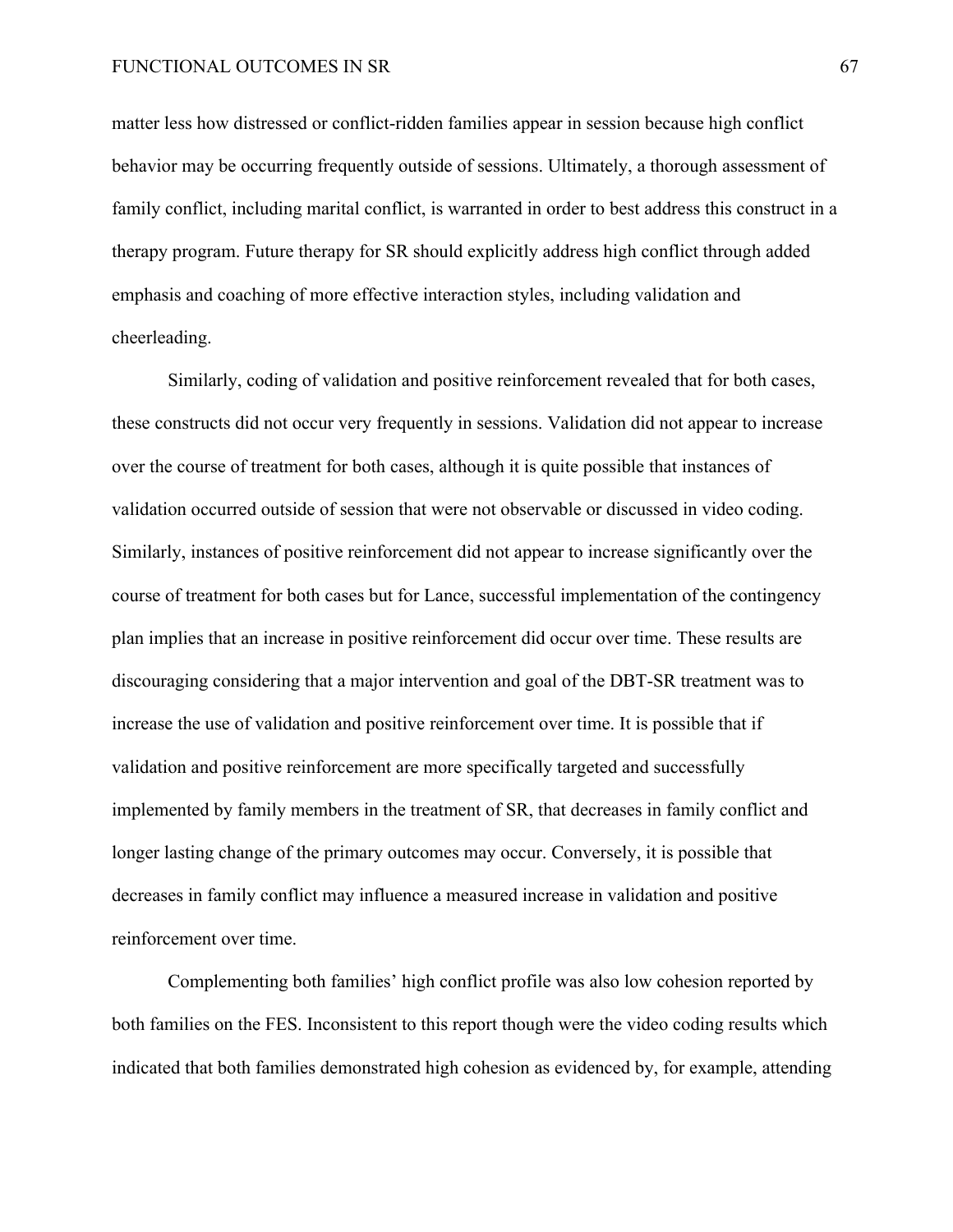matter less how distressed or conflict-ridden families appear in session because high conflict behavior may be occurring frequently outside of sessions. Ultimately, a thorough assessment of family conflict, including marital conflict, is warranted in order to best address this construct in a therapy program. Future therapy for SR should explicitly address high conflict through added emphasis and coaching of more effective interaction styles, including validation and cheerleading.

Similarly, coding of validation and positive reinforcement revealed that for both cases, these constructs did not occur very frequently in sessions. Validation did not appear to increase over the course of treatment for both cases, although it is quite possible that instances of validation occurred outside of session that were not observable or discussed in video coding. Similarly, instances of positive reinforcement did not appear to increase significantly over the course of treatment for both cases but for Lance, successful implementation of the contingency plan implies that an increase in positive reinforcement did occur over time. These results are discouraging considering that a major intervention and goal of the DBT-SR treatment was to increase the use of validation and positive reinforcement over time. It is possible that if validation and positive reinforcement are more specifically targeted and successfully implemented by family members in the treatment of SR, that decreases in family conflict and longer lasting change of the primary outcomes may occur. Conversely, it is possible that decreases in family conflict may influence a measured increase in validation and positive reinforcement over time.

Complementing both families' high conflict profile was also low cohesion reported by both families on the FES. Inconsistent to this report though were the video coding results which indicated that both families demonstrated high cohesion as evidenced by, for example, attending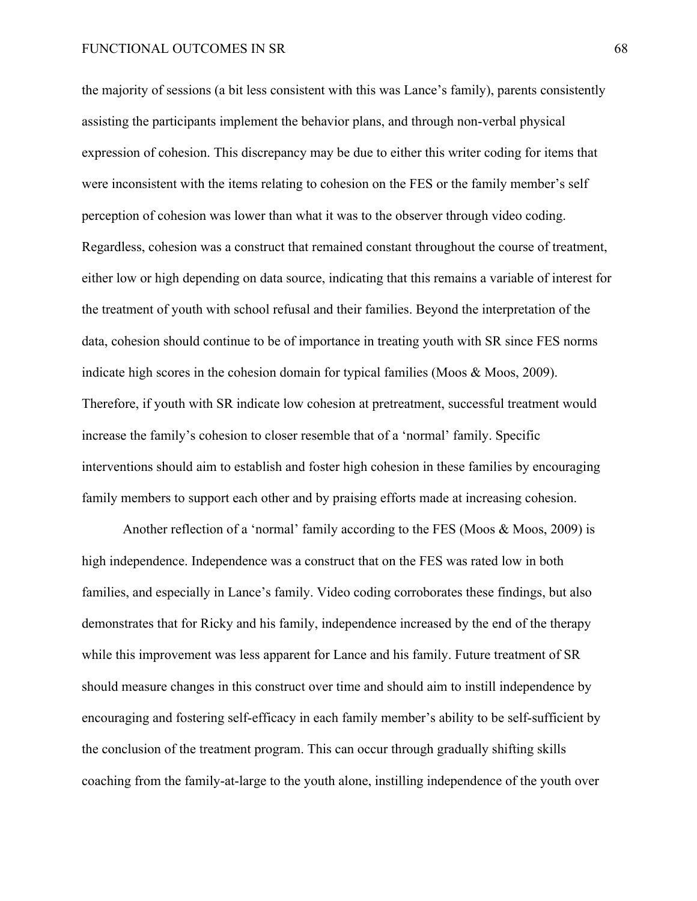the majority of sessions (a bit less consistent with this was Lance's family), parents consistently assisting the participants implement the behavior plans, and through non-verbal physical expression of cohesion. This discrepancy may be due to either this writer coding for items that were inconsistent with the items relating to cohesion on the FES or the family member's self perception of cohesion was lower than what it was to the observer through video coding. Regardless, cohesion was a construct that remained constant throughout the course of treatment, either low or high depending on data source, indicating that this remains a variable of interest for the treatment of youth with school refusal and their families. Beyond the interpretation of the data, cohesion should continue to be of importance in treating youth with SR since FES norms indicate high scores in the cohesion domain for typical families (Moos & Moos, 2009). Therefore, if youth with SR indicate low cohesion at pretreatment, successful treatment would increase the family's cohesion to closer resemble that of a 'normal' family. Specific interventions should aim to establish and foster high cohesion in these families by encouraging family members to support each other and by praising efforts made at increasing cohesion.

Another reflection of a 'normal' family according to the FES (Moos & Moos, 2009) is high independence. Independence was a construct that on the FES was rated low in both families, and especially in Lance's family. Video coding corroborates these findings, but also demonstrates that for Ricky and his family, independence increased by the end of the therapy while this improvement was less apparent for Lance and his family. Future treatment of SR should measure changes in this construct over time and should aim to instill independence by encouraging and fostering self-efficacy in each family member's ability to be self-sufficient by the conclusion of the treatment program. This can occur through gradually shifting skills coaching from the family-at-large to the youth alone, instilling independence of the youth over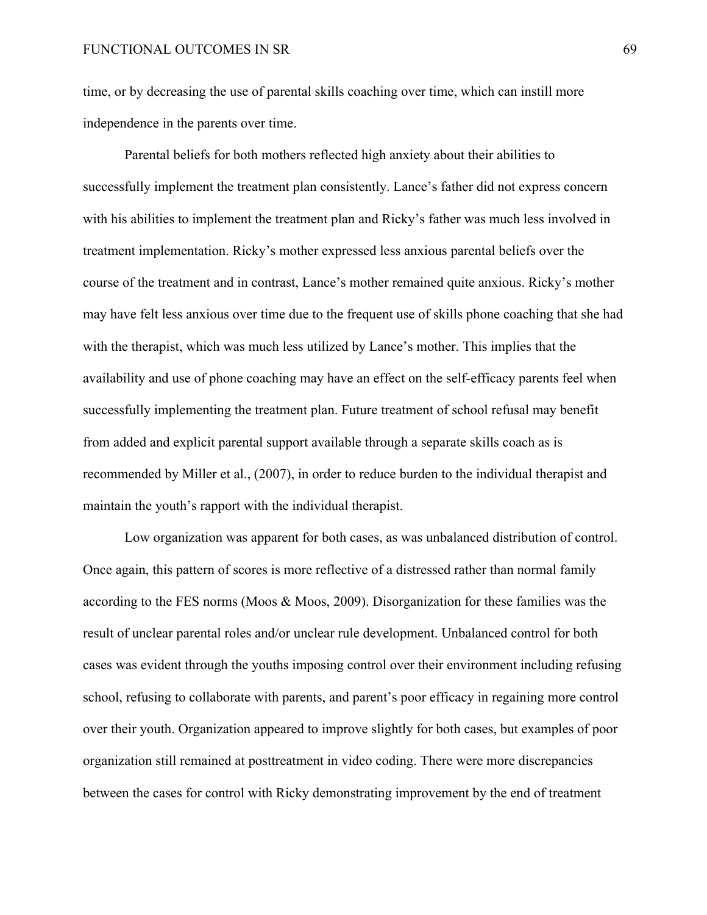time, or by decreasing the use of parental skills coaching over time, which can instill more independence in the parents over time.

Parental beliefs for both mothers reflected high anxiety about their abilities to successfully implement the treatment plan consistently. Lance's father did not express concern with his abilities to implement the treatment plan and Ricky's father was much less involved in treatment implementation. Ricky's mother expressed less anxious parental beliefs over the course of the treatment and in contrast, Lance's mother remained quite anxious. Ricky's mother may have felt less anxious over time due to the frequent use of skills phone coaching that she had with the therapist, which was much less utilized by Lance's mother. This implies that the availability and use of phone coaching may have an effect on the self-efficacy parents feel when successfully implementing the treatment plan. Future treatment of school refusal may benefit from added and explicit parental support available through a separate skills coach as is recommended by Miller et al., (2007), in order to reduce burden to the individual therapist and maintain the youth's rapport with the individual therapist.

Low organization was apparent for both cases, as was unbalanced distribution of control. Once again, this pattern of scores is more reflective of a distressed rather than normal family according to the FES norms (Moos & Moos, 2009). Disorganization for these families was the result of unclear parental roles and/or unclear rule development. Unbalanced control for both cases was evident through the youths imposing control over their environment including refusing school, refusing to collaborate with parents, and parent's poor efficacy in regaining more control over their youth. Organization appeared to improve slightly for both cases, but examples of poor organization still remained at posttreatment in video coding. There were more discrepancies between the cases for control with Ricky demonstrating improvement by the end of treatment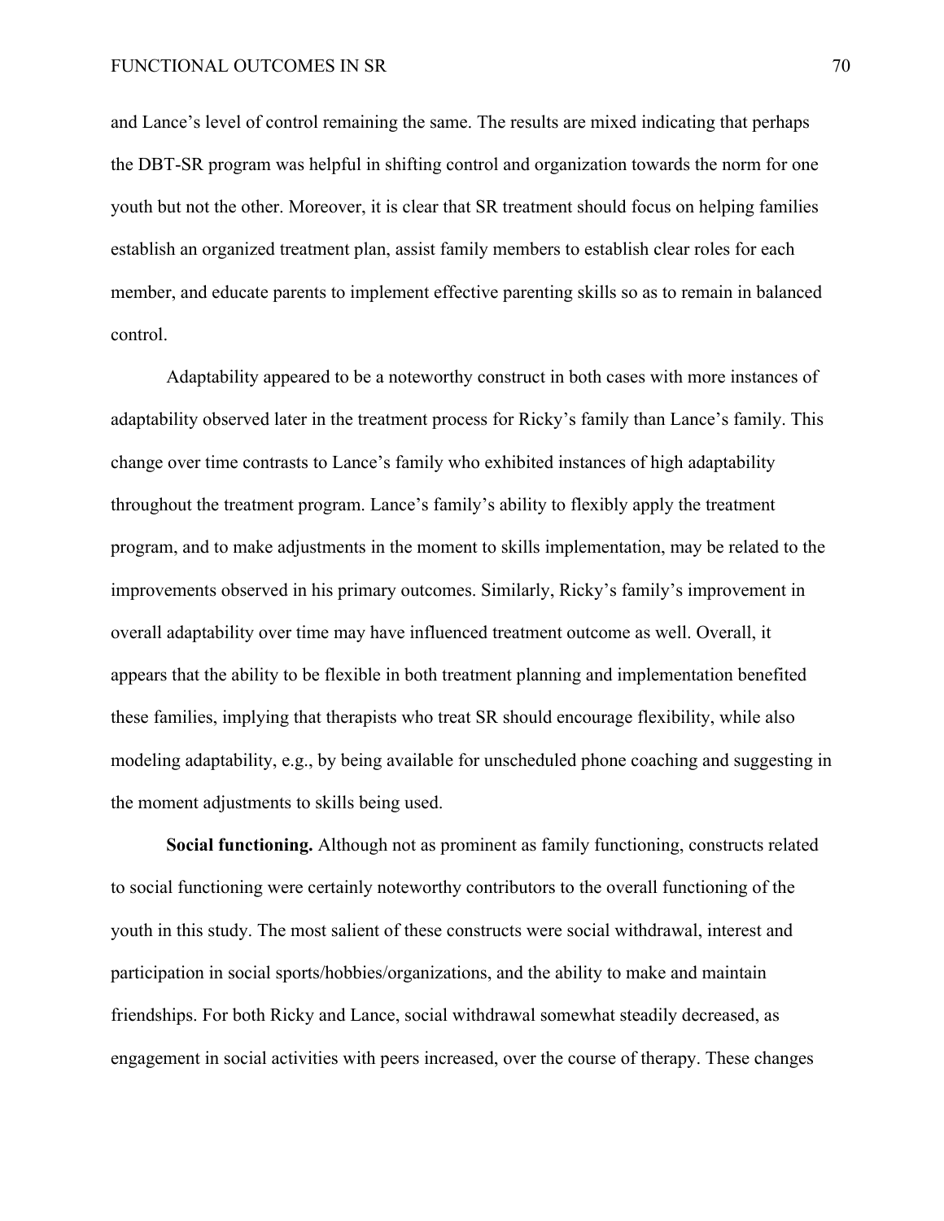and Lance's level of control remaining the same. The results are mixed indicating that perhaps the DBT-SR program was helpful in shifting control and organization towards the norm for one youth but not the other. Moreover, it is clear that SR treatment should focus on helping families establish an organized treatment plan, assist family members to establish clear roles for each member, and educate parents to implement effective parenting skills so as to remain in balanced control.

Adaptability appeared to be a noteworthy construct in both cases with more instances of adaptability observed later in the treatment process for Ricky's family than Lance's family. This change over time contrasts to Lance's family who exhibited instances of high adaptability throughout the treatment program. Lance's family's ability to flexibly apply the treatment program, and to make adjustments in the moment to skills implementation, may be related to the improvements observed in his primary outcomes. Similarly, Ricky's family's improvement in overall adaptability over time may have influenced treatment outcome as well. Overall, it appears that the ability to be flexible in both treatment planning and implementation benefited these families, implying that therapists who treat SR should encourage flexibility, while also modeling adaptability, e.g., by being available for unscheduled phone coaching and suggesting in the moment adjustments to skills being used.

**Social functioning.** Although not as prominent as family functioning, constructs related to social functioning were certainly noteworthy contributors to the overall functioning of the youth in this study. The most salient of these constructs were social withdrawal, interest and participation in social sports/hobbies/organizations, and the ability to make and maintain friendships. For both Ricky and Lance, social withdrawal somewhat steadily decreased, as engagement in social activities with peers increased, over the course of therapy. These changes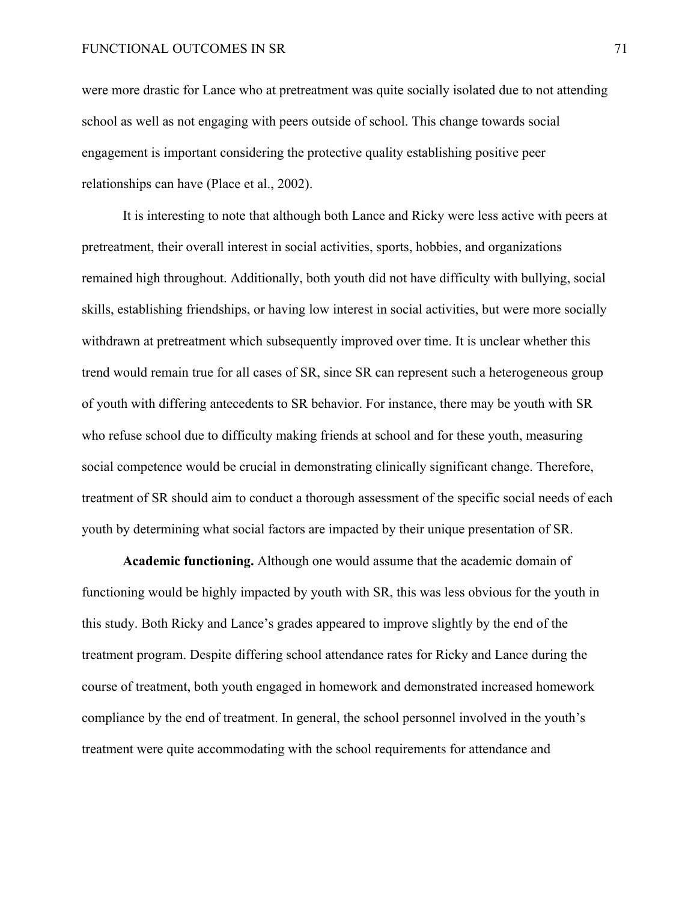were more drastic for Lance who at pretreatment was quite socially isolated due to not attending school as well as not engaging with peers outside of school. This change towards social engagement is important considering the protective quality establishing positive peer relationships can have (Place et al., 2002).

It is interesting to note that although both Lance and Ricky were less active with peers at pretreatment, their overall interest in social activities, sports, hobbies, and organizations remained high throughout. Additionally, both youth did not have difficulty with bullying, social skills, establishing friendships, or having low interest in social activities, but were more socially withdrawn at pretreatment which subsequently improved over time. It is unclear whether this trend would remain true for all cases of SR, since SR can represent such a heterogeneous group of youth with differing antecedents to SR behavior. For instance, there may be youth with SR who refuse school due to difficulty making friends at school and for these youth, measuring social competence would be crucial in demonstrating clinically significant change. Therefore, treatment of SR should aim to conduct a thorough assessment of the specific social needs of each youth by determining what social factors are impacted by their unique presentation of SR.

**Academic functioning.** Although one would assume that the academic domain of functioning would be highly impacted by youth with SR, this was less obvious for the youth in this study. Both Ricky and Lance's grades appeared to improve slightly by the end of the treatment program. Despite differing school attendance rates for Ricky and Lance during the course of treatment, both youth engaged in homework and demonstrated increased homework compliance by the end of treatment. In general, the school personnel involved in the youth's treatment were quite accommodating with the school requirements for attendance and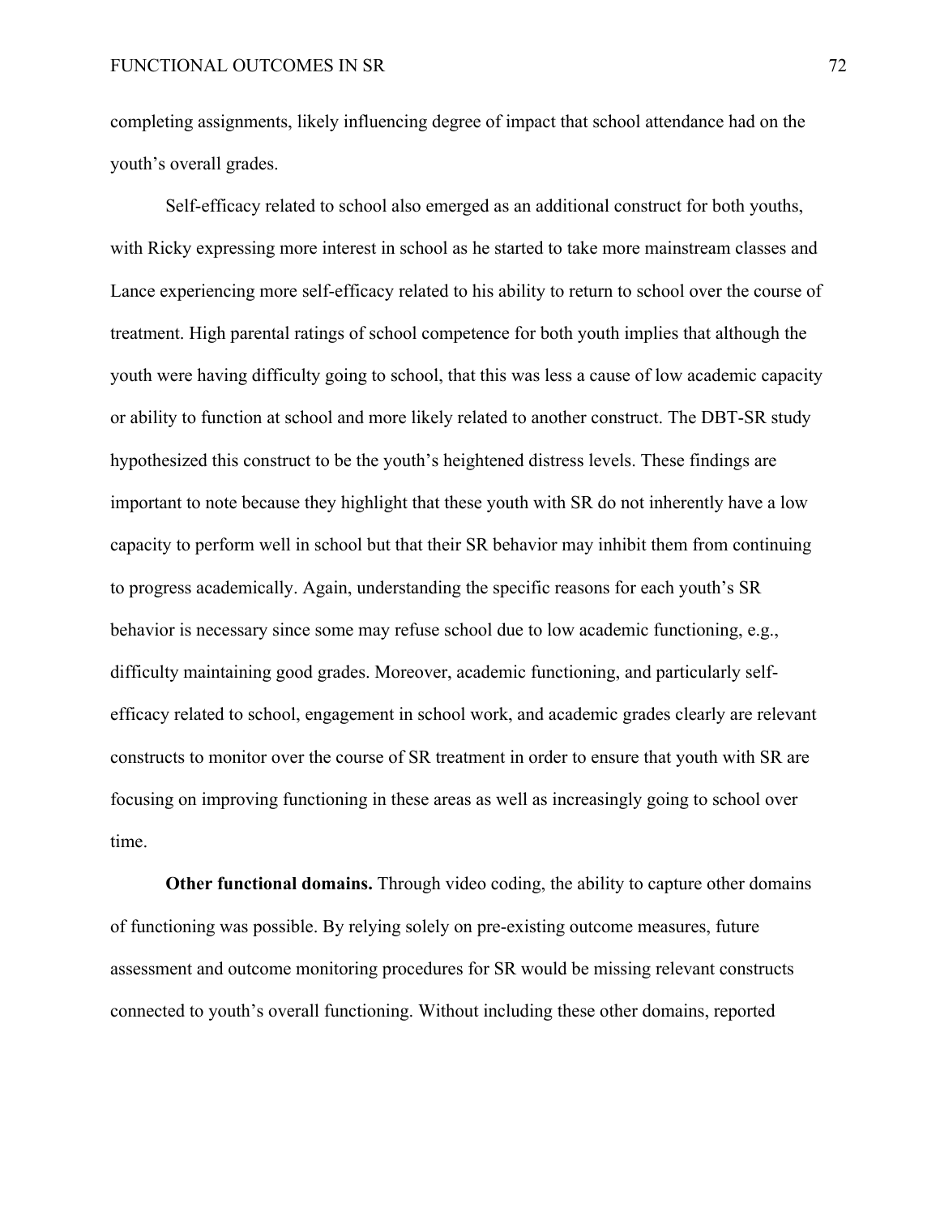completing assignments, likely influencing degree of impact that school attendance had on the youth's overall grades.

Self-efficacy related to school also emerged as an additional construct for both youths, with Ricky expressing more interest in school as he started to take more mainstream classes and Lance experiencing more self-efficacy related to his ability to return to school over the course of treatment. High parental ratings of school competence for both youth implies that although the youth were having difficulty going to school, that this was less a cause of low academic capacity or ability to function at school and more likely related to another construct. The DBT-SR study hypothesized this construct to be the youth's heightened distress levels. These findings are important to note because they highlight that these youth with SR do not inherently have a low capacity to perform well in school but that their SR behavior may inhibit them from continuing to progress academically. Again, understanding the specific reasons for each youth's SR behavior is necessary since some may refuse school due to low academic functioning, e.g., difficulty maintaining good grades. Moreover, academic functioning, and particularly self-efficacy related to school, engagement in school work, and academic grades clearly are relevant constructs to monitor over the course of SR treatment in order to ensure that youth with SR are focusing on improving functioning in these areas as well as increasingly going to school over time.

**Other functional domains.** Through video coding, the ability to capture other domains of functioning was possible. By relying solely on pre-existing outcome measures, future assessment and outcome monitoring procedures for SR would be missing relevant constructs connected to youth's overall functioning. Without including these other domains, reported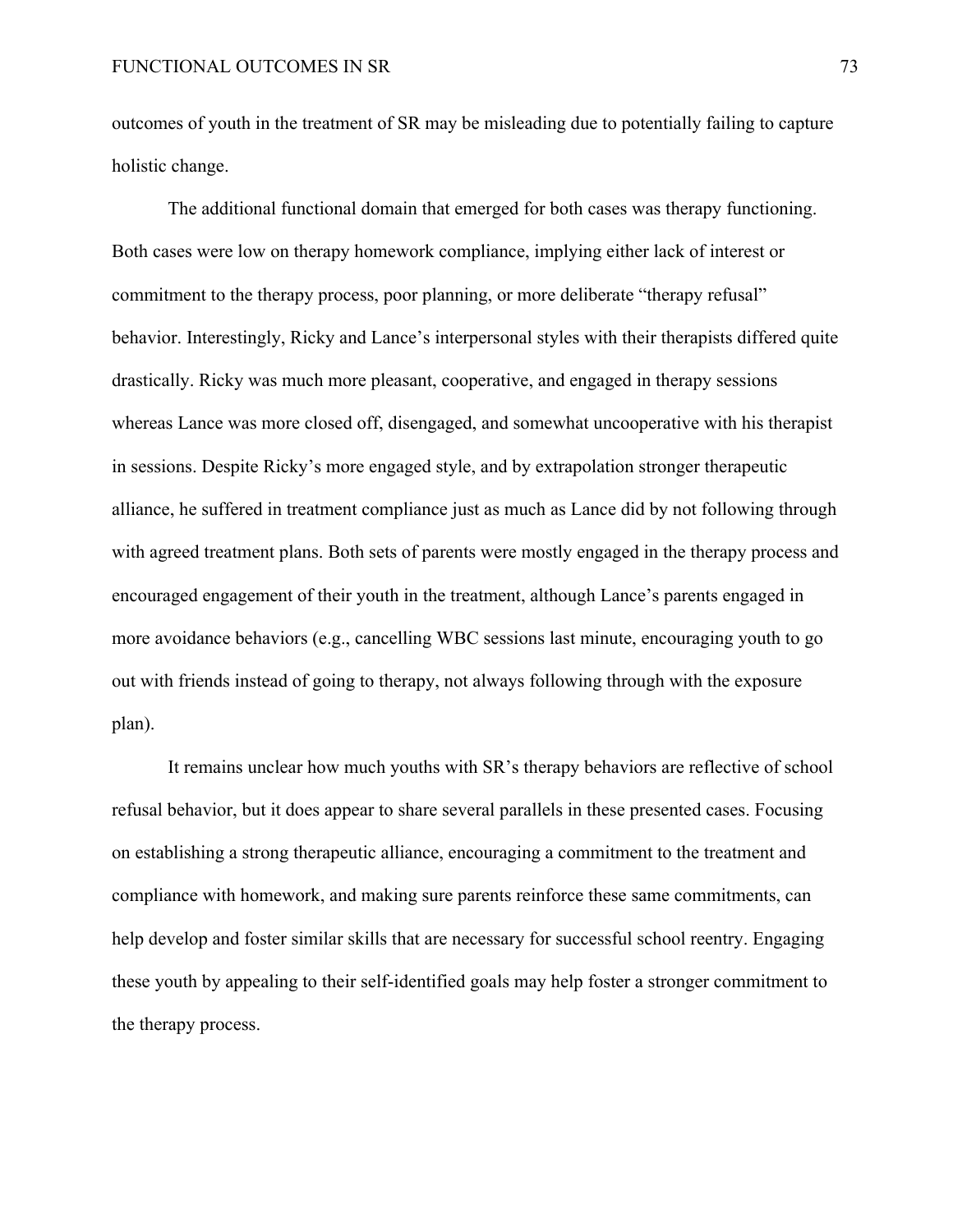outcomes of youth in the treatment of SR may be misleading due to potentially failing to capture holistic change.

The additional functional domain that emerged for both cases was therapy functioning. Both cases were low on therapy homework compliance, implying either lack of interest or commitment to the therapy process, poor planning, or more deliberate "therapy refusal" behavior. Interestingly, Ricky and Lance's interpersonal styles with their therapists differed quite drastically. Ricky was much more pleasant, cooperative, and engaged in therapy sessions whereas Lance was more closed off, disengaged, and somewhat uncooperative with his therapist in sessions. Despite Ricky's more engaged style, and by extrapolation stronger therapeutic alliance, he suffered in treatment compliance just as much as Lance did by not following through with agreed treatment plans. Both sets of parents were mostly engaged in the therapy process and encouraged engagement of their youth in the treatment, although Lance's parents engaged in more avoidance behaviors (e.g., cancelling WBC sessions last minute, encouraging youth to go out with friends instead of going to therapy, not always following through with the exposure plan).

It remains unclear how much youths with SR's therapy behaviors are reflective of school refusal behavior, but it does appear to share several parallels in these presented cases. Focusing on establishing a strong therapeutic alliance, encouraging a commitment to the treatment and compliance with homework, and making sure parents reinforce these same commitments, can help develop and foster similar skills that are necessary for successful school reentry. Engaging these youth by appealing to their self-identified goals may help foster a stronger commitment to the therapy process.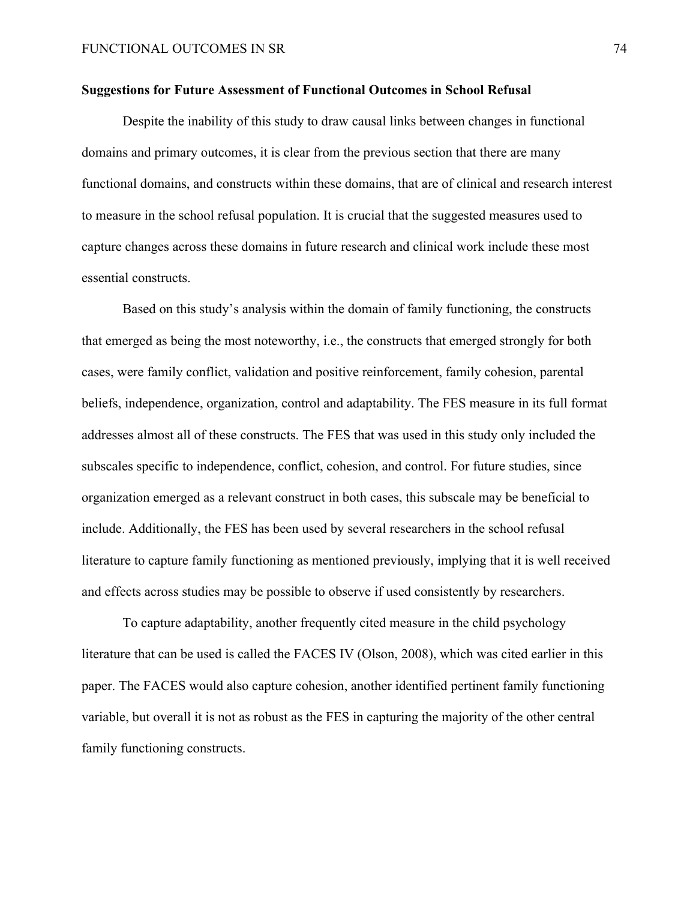**Suggestions for Future Assessment of Functional Outcomes in School Refusal**

Despite the inability of this study to draw causal links between changes in functional domains and primary outcomes, it is clear from the previous section that there are many functional domains, and constructs within these domains, that are of clinical and research interest to measure in the school refusal population. It is crucial that the suggested measures used to capture changes across these domains in future research and clinical work include these most essential constructs.

Based on this study's analysis within the domain of family functioning, the constructs that emerged as being the most noteworthy, i.e., the constructs that emerged strongly for both cases, were family conflict, validation and positive reinforcement, family cohesion, parental beliefs, independence, organization, control and adaptability. The FES measure in its full format addresses almost all of these constructs. The FES that was used in this study only included the subscales specific to independence, conflict, cohesion, and control. For future studies, since organization emerged as a relevant construct in both cases, this subscale may be beneficial to include. Additionally, the FES has been used by several researchers in the school refusal literature to capture family functioning as mentioned previously, implying that it is well received and effects across studies may be possible to observe if used consistently by researchers.

To capture adaptability, another frequently cited measure in the child psychology literature that can be used is called the FACES IV (Olson, 2008), which was cited earlier in this paper. The FACES would also capture cohesion, another identified pertinent family functioning variable, but overall it is not as robust as the FES in capturing the majority of the other central family functioning constructs.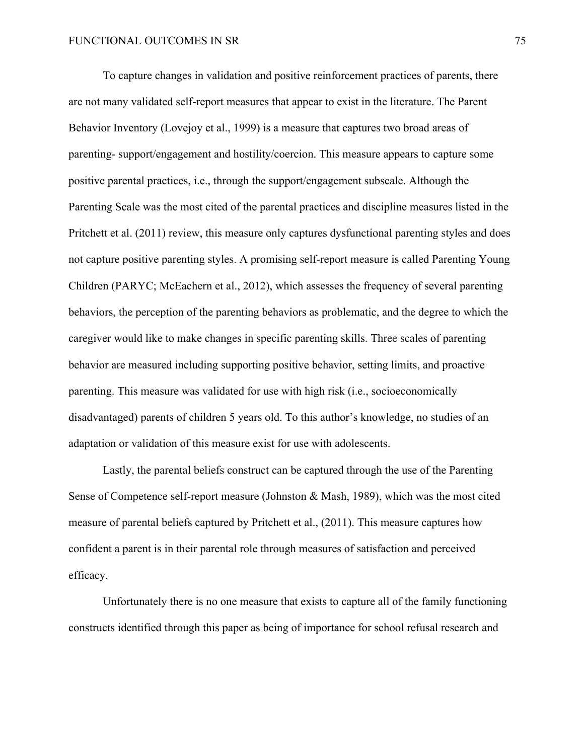To capture changes in validation and positive reinforcement practices of parents, there are not many validated self-report measures that appear to exist in the literature. The Parent Behavior Inventory (Lovejoy et al., 1999) is a measure that captures two broad areas of parenting- support/engagement and hostility/coercion. This measure appears to capture some positive parental practices, i.e., through the support/engagement subscale. Although the Parenting Scale was the most cited of the parental practices and discipline measures listed in the Pritchett et al. (2011) review, this measure only captures dysfunctional parenting styles and does not capture positive parenting styles. A promising self-report measure is called Parenting Young Children (PARYC; McEachern et al., 2012), which assesses the frequency of several parenting behaviors, the perception of the parenting behaviors as problematic, and the degree to which the caregiver would like to make changes in specific parenting skills. Three scales of parenting behavior are measured including supporting positive behavior, setting limits, and proactive parenting. This measure was validated for use with high risk (i.e., socioeconomically disadvantaged) parents of children 5 years old. To this author's knowledge, no studies of an adaptation or validation of this measure exist for use with adolescents.

Lastly, the parental beliefs construct can be captured through the use of the Parenting Sense of Competence self-report measure (Johnston & Mash, 1989), which was the most cited measure of parental beliefs captured by Pritchett et al., (2011). This measure captures how confident a parent is in their parental role through measures of satisfaction and perceived efficacy.

Unfortunately there is no one measure that exists to capture all of the family functioning constructs identified through this paper as being of importance for school refusal research and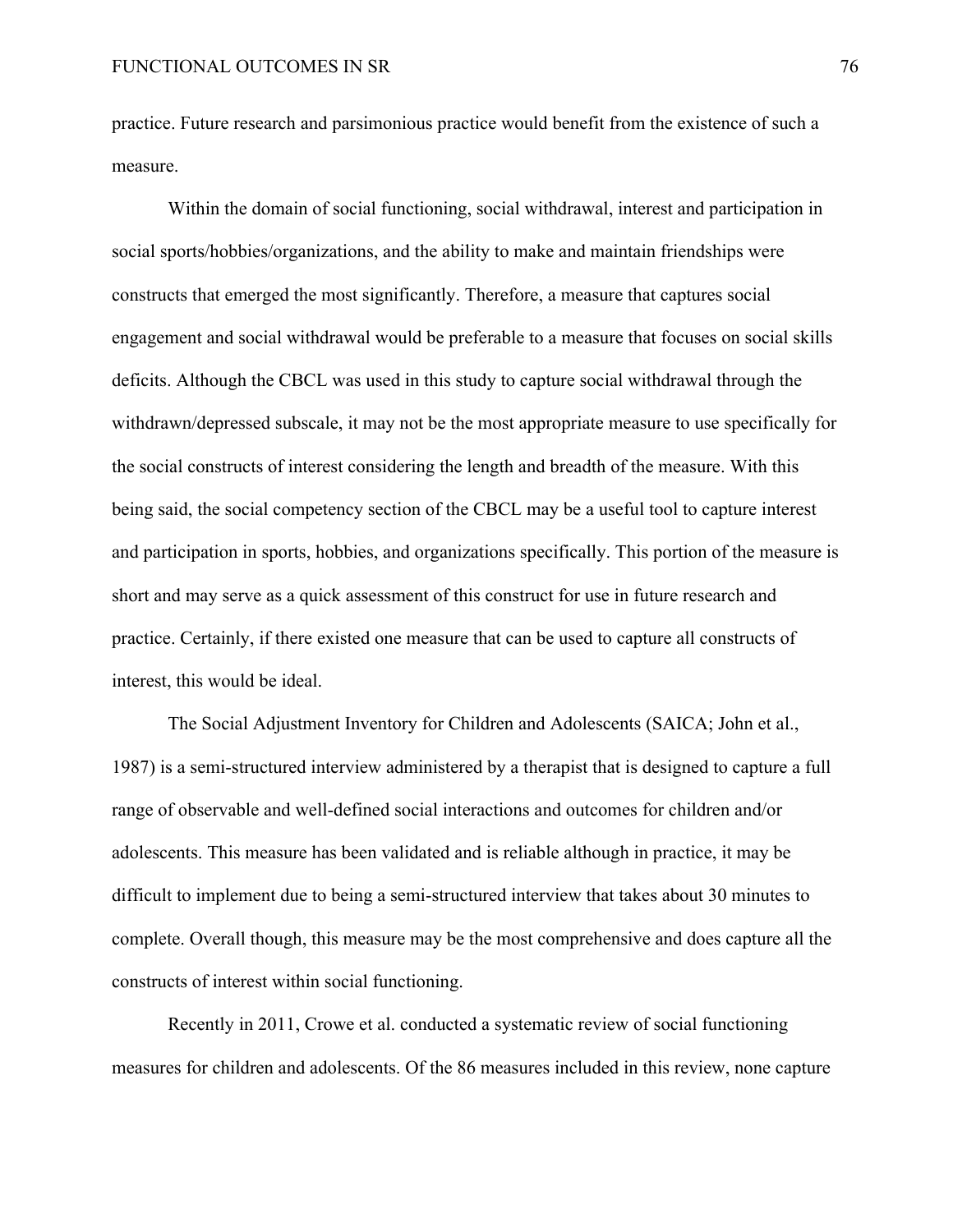practice. Future research and parsimonious practice would benefit from the existence of such a measure.

Within the domain of social functioning, social withdrawal, interest and participation in social sports/hobbies/organizations, and the ability to make and maintain friendships were constructs that emerged the most significantly. Therefore, a measure that captures social engagement and social withdrawal would be preferable to a measure that focuses on social skills deficits. Although the CBCL was used in this study to capture social withdrawal through the withdrawn/depressed subscale, it may not be the most appropriate measure to use specifically for the social constructs of interest considering the length and breadth of the measure. With this being said, the social competency section of the CBCL may be a useful tool to capture interest and participation in sports, hobbies, and organizations specifically. This portion of the measure is short and may serve as a quick assessment of this construct for use in future research and practice. Certainly, if there existed one measure that can be used to capture all constructs of interest, this would be ideal.

The Social Adjustment Inventory for Children and Adolescents (SAICA; John et al., 1987) is a semi-structured interview administered by a therapist that is designed to capture a full range of observable and well-defined social interactions and outcomes for children and/or adolescents. This measure has been validated and is reliable although in practice, it may be difficult to implement due to being a semi-structured interview that takes about 30 minutes to complete. Overall though, this measure may be the most comprehensive and does capture all the constructs of interest within social functioning.

Recently in 2011, Crowe et al. conducted a systematic review of social functioning measures for children and adolescents. Of the 86 measures included in this review, none capture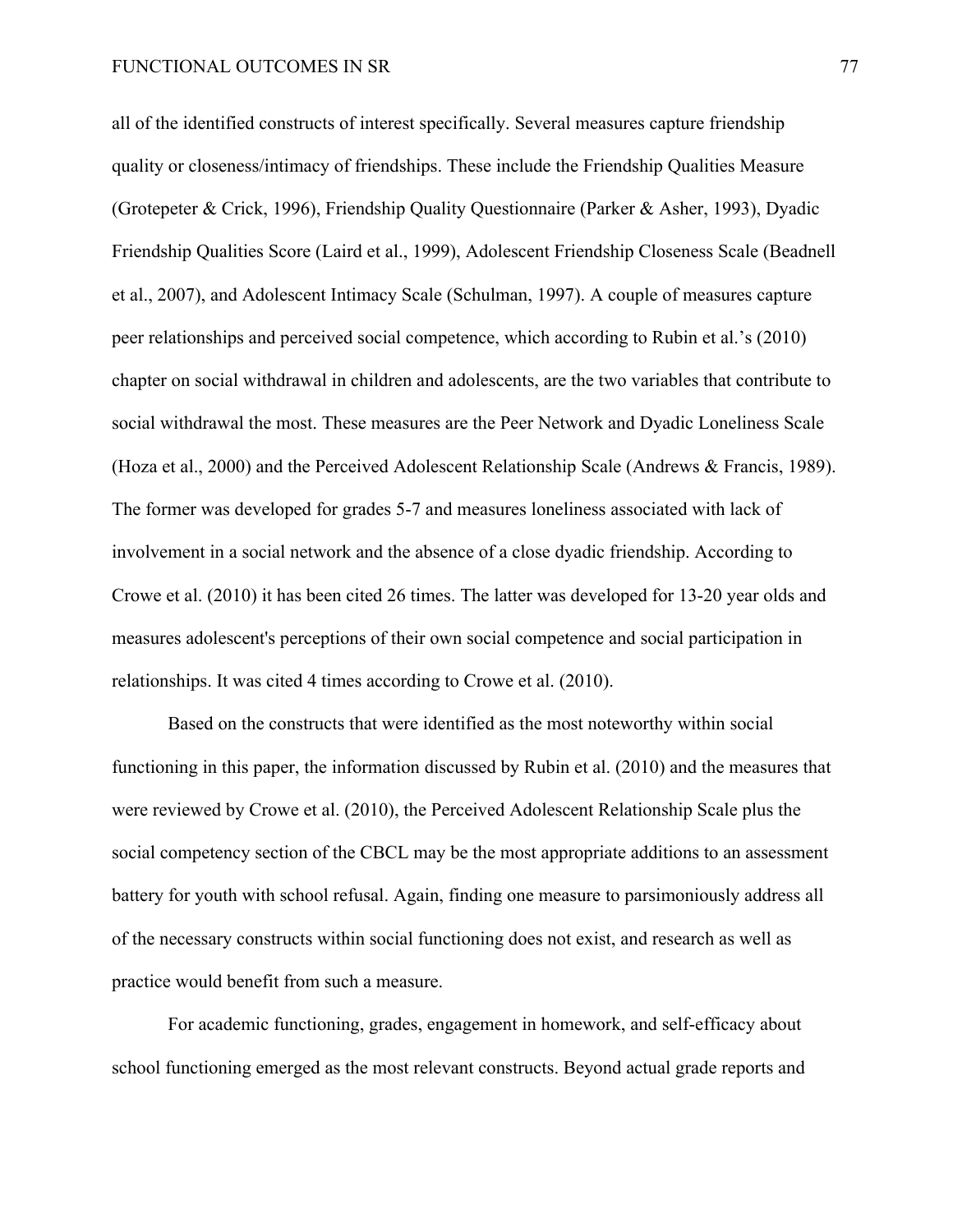all of the identified constructs of interest specifically. Several measures capture friendship quality or closeness/intimacy of friendships. These include the Friendship Qualities Measure (Grotepeter & Crick, 1996), Friendship Quality Questionnaire (Parker & Asher, 1993), Dyadic Friendship Qualities Score (Laird et al., 1999), Adolescent Friendship Closeness Scale (Beadnell et al., 2007), and Adolescent Intimacy Scale (Schulman, 1997). A couple of measures capture peer relationships and perceived social competence, which according to Rubin et al.'s (2010) chapter on social withdrawal in children and adolescents, are the two variables that contribute to social withdrawal the most. These measures are the Peer Network and Dyadic Loneliness Scale (Hoza et al., 2000) and the Perceived Adolescent Relationship Scale (Andrews & Francis, 1989). The former was developed for grades 5-7 and measures loneliness associated with lack of involvement in a social network and the absence of a close dyadic friendship. According to Crowe et al. (2010) it has been cited 26 times. The latter was developed for 13-20 year olds and measures adolescent's perceptions of their own social competence and social participation in relationships. It was cited 4 times according to Crowe et al. (2010).

Based on the constructs that were identified as the most noteworthy within social functioning in this paper, the information discussed by Rubin et al. (2010) and the measures that were reviewed by Crowe et al. (2010), the Perceived Adolescent Relationship Scale plus the social competency section of the CBCL may be the most appropriate additions to an assessment battery for youth with school refusal. Again, finding one measure to parsimoniously address all of the necessary constructs within social functioning does not exist, and research as well as practice would benefit from such a measure.

For academic functioning, grades, engagement in homework, and self-efficacy about school functioning emerged as the most relevant constructs. Beyond actual grade reports and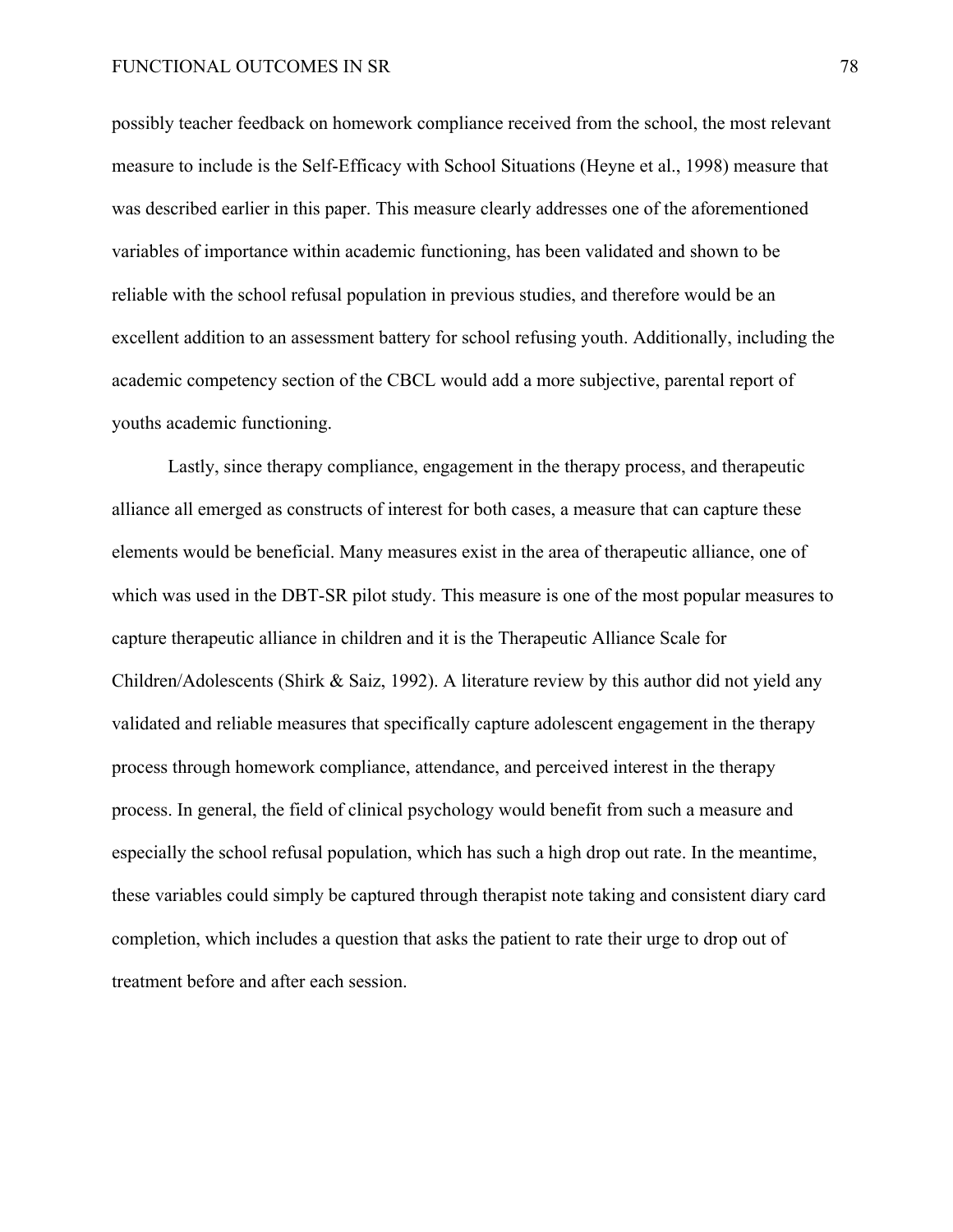possibly teacher feedback on homework compliance received from the school, the most relevant measure to include is the Self-Efficacy with School Situations (Heyne et al., 1998) measure that was described earlier in this paper. This measure clearly addresses one of the aforementioned variables of importance within academic functioning, has been validated and shown to be reliable with the school refusal population in previous studies, and therefore would be an excellent addition to an assessment battery for school refusing youth. Additionally, including the academic competency section of the CBCL would add a more subjective, parental report of youths academic functioning.

Lastly, since therapy compliance, engagement in the therapy process, and therapeutic alliance all emerged as constructs of interest for both cases, a measure that can capture these elements would be beneficial. Many measures exist in the area of therapeutic alliance, one of which was used in the DBT-SR pilot study. This measure is one of the most popular measures to capture therapeutic alliance in children and it is the Therapeutic Alliance Scale for Children/Adolescents (Shirk & Saiz, 1992). A literature review by this author did not yield any validated and reliable measures that specifically capture adolescent engagement in the therapy process through homework compliance, attendance, and perceived interest in the therapy process. In general, the field of clinical psychology would benefit from such a measure and especially the school refusal population, which has such a high drop out rate. In the meantime, these variables could simply be captured through therapist note taking and consistent diary card completion, which includes a question that asks the patient to rate their urge to drop out of treatment before and after each session.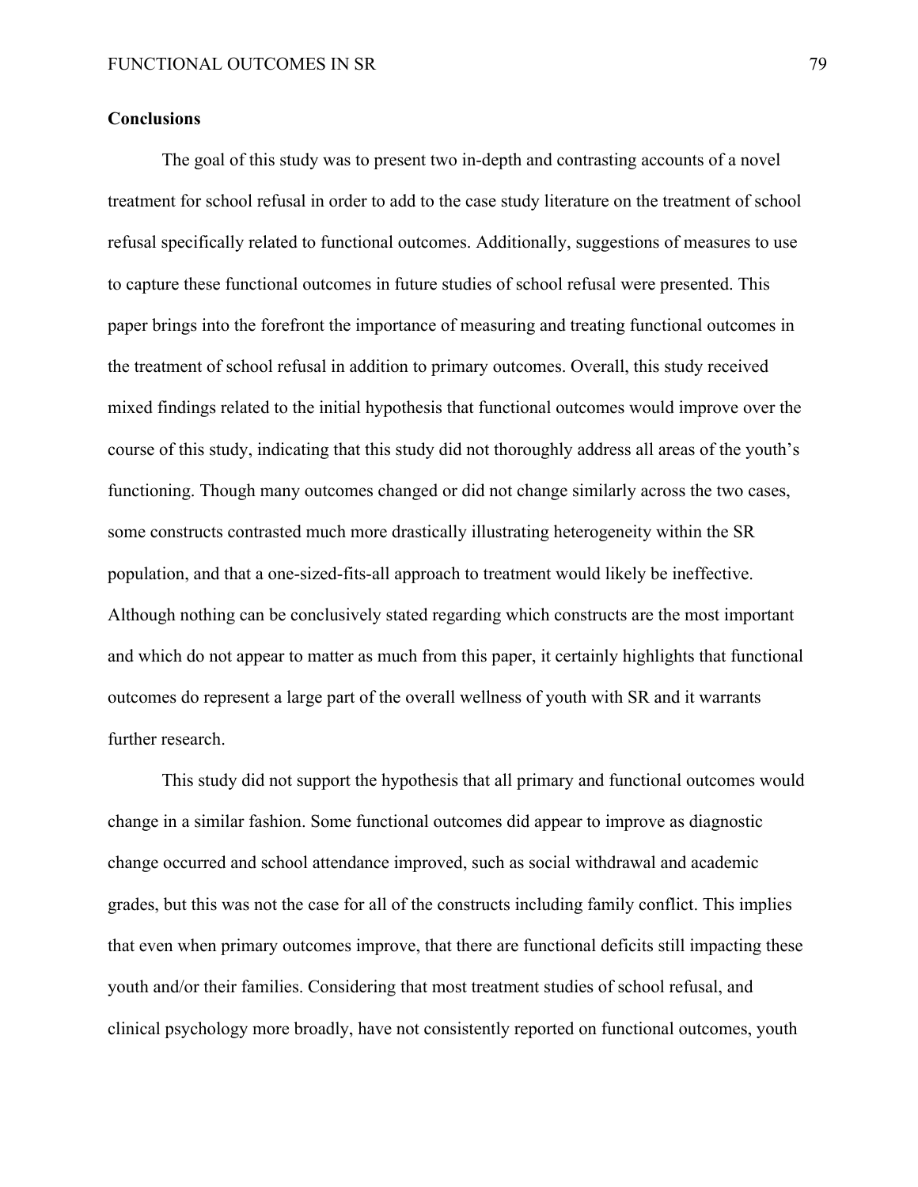**Conclusions**

The goal of this study was to present two in-depth and contrasting accounts of a novel treatment for school refusal in order to add to the case study literature on the treatment of school refusal specifically related to functional outcomes. Additionally, suggestions of measures to use to capture these functional outcomes in future studies of school refusal were presented. This paper brings into the forefront the importance of measuring and treating functional outcomes in the treatment of school refusal in addition to primary outcomes. Overall, this study received mixed findings related to the initial hypothesis that functional outcomes would improve over the course of this study, indicating that this study did not thoroughly address all areas of the youth's functioning. Though many outcomes changed or did not change similarly across the two cases, some constructs contrasted much more drastically illustrating heterogeneity within the SR population, and that a one-sized-fits-all approach to treatment would likely be ineffective. Although nothing can be conclusively stated regarding which constructs are the most important and which do not appear to matter as much from this paper, it certainly highlights that functional outcomes do represent a large part of the overall wellness of youth with SR and it warrants further research.

This study did not support the hypothesis that all primary and functional outcomes would change in a similar fashion. Some functional outcomes did appear to improve as diagnostic change occurred and school attendance improved, such as social withdrawal and academic grades, but this was not the case for all of the constructs including family conflict. This implies that even when primary outcomes improve, that there are functional deficits still impacting these youth and/or their families. Considering that most treatment studies of school refusal, and clinical psychology more broadly, have not consistently reported on functional outcomes, youth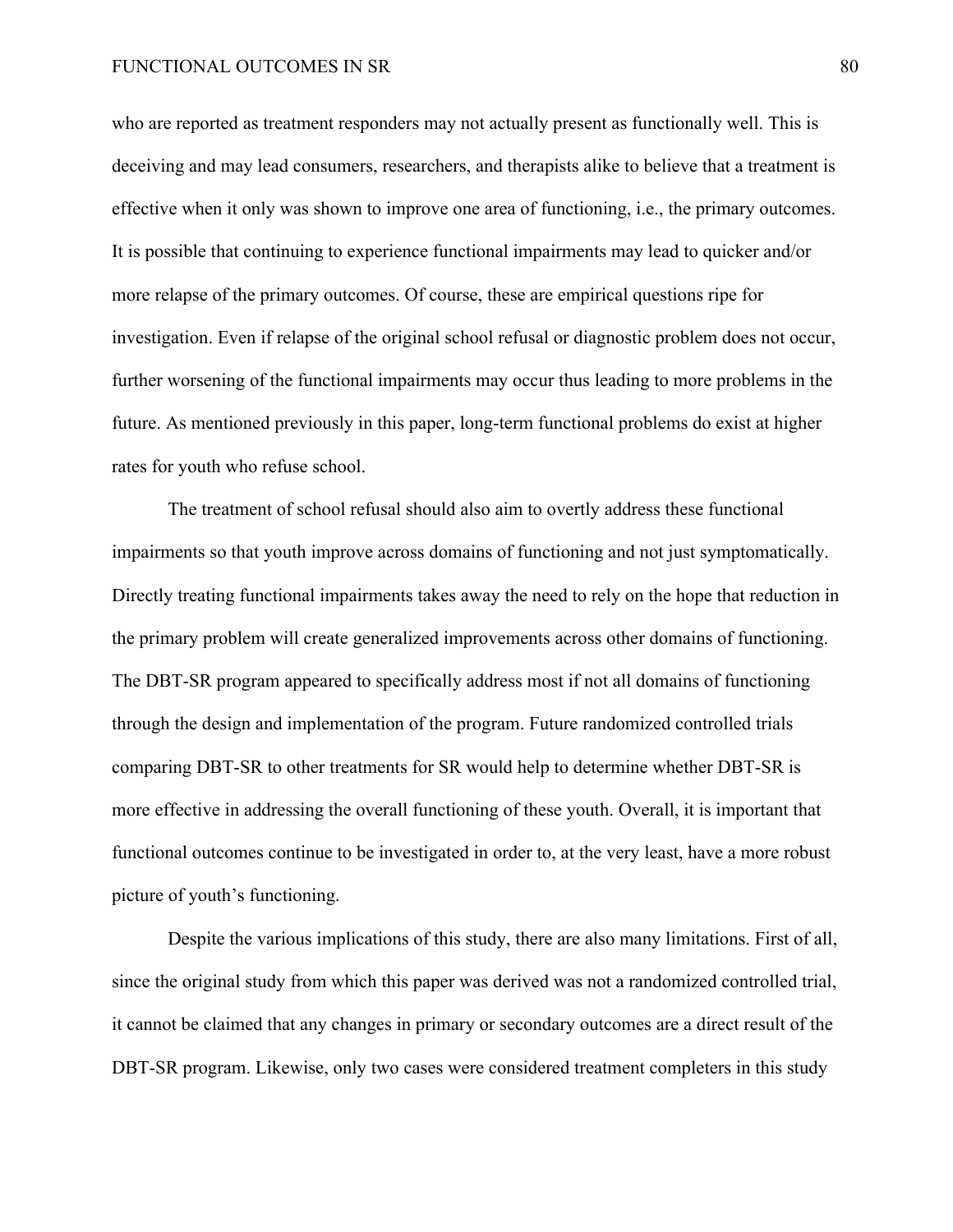who are reported as treatment responders may not actually present as functionally well. This is deceiving and may lead consumers, researchers, and therapists alike to believe that a treatment is effective when it only was shown to improve one area of functioning, i.e., the primary outcomes. It is possible that continuing to experience functional impairments may lead to quicker and/or more relapse of the primary outcomes. Of course, these are empirical questions ripe for investigation. Even if relapse of the original school refusal or diagnostic problem does not occur, further worsening of the functional impairments may occur thus leading to more problems in the future. As mentioned previously in this paper, long-term functional problems do exist at higher rates for youth who refuse school.

The treatment of school refusal should also aim to overtly address these functional impairments so that youth improve across domains of functioning and not just symptomatically. Directly treating functional impairments takes away the need to rely on the hope that reduction in the primary problem will create generalized improvements across other domains of functioning. The DBT-SR program appeared to specifically address most if not all domains of functioning through the design and implementation of the program. Future randomized controlled trials comparing DBT-SR to other treatments for SR would help to determine whether DBT-SR is more effective in addressing the overall functioning of these youth. Overall, it is important that functional outcomes continue to be investigated in order to, at the very least, have a more robust picture of youth's functioning.

Despite the various implications of this study, there are also many limitations. First of all, since the original study from which this paper was derived was not a randomized controlled trial, it cannot be claimed that any changes in primary or secondary outcomes are a direct result of the DBT-SR program. Likewise, only two cases were considered treatment completers in this study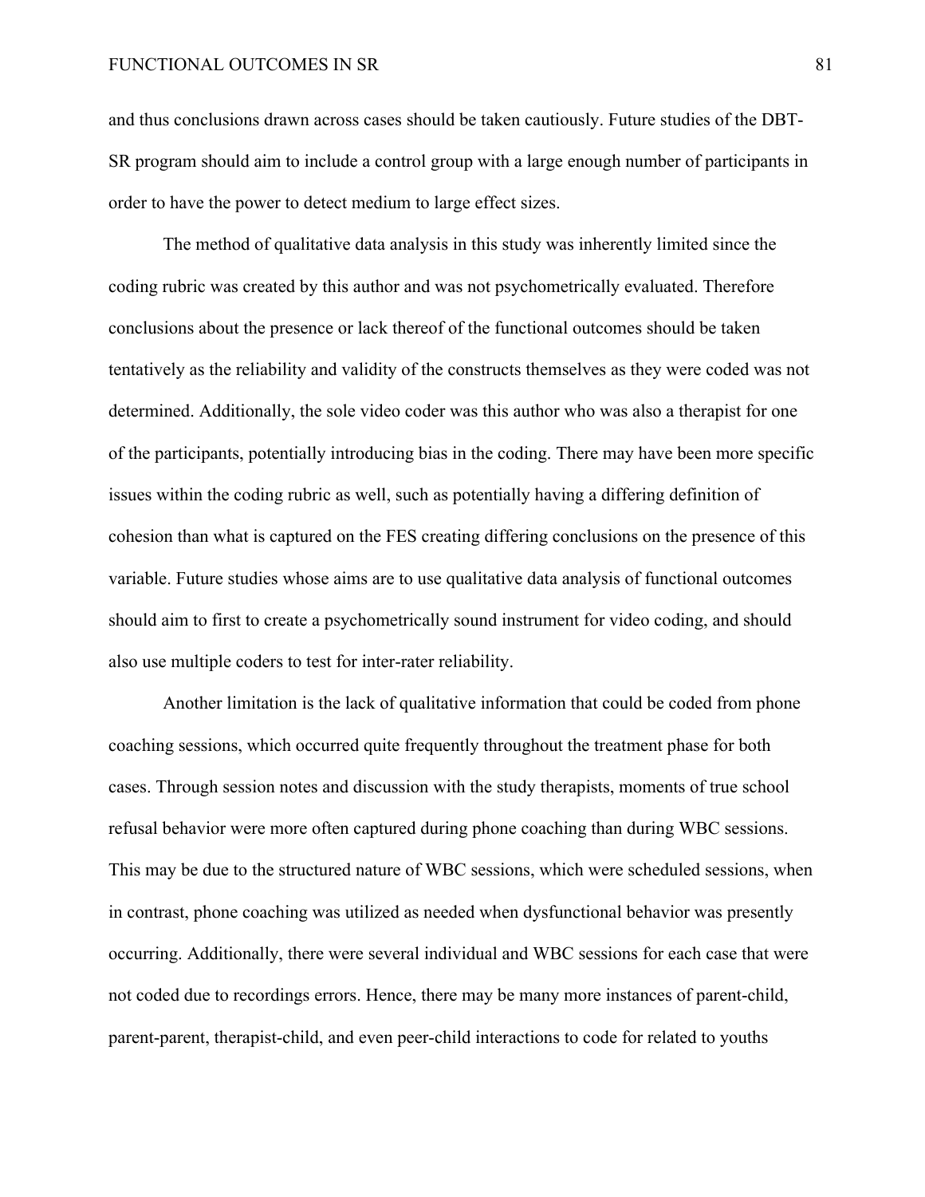and thus conclusions drawn across cases should be taken cautiously. Future studies of the DBT-SR program should aim to include a control group with a large enough number of participants in order to have the power to detect medium to large effect sizes.

The method of qualitative data analysis in this study was inherently limited since the coding rubric was created by this author and was not psychometrically evaluated. Therefore conclusions about the presence or lack thereof of the functional outcomes should be taken tentatively as the reliability and validity of the constructs themselves as they were coded was not determined. Additionally, the sole video coder was this author who was also a therapist for one of the participants, potentially introducing bias in the coding. There may have been more specific issues within the coding rubric as well, such as potentially having a differing definition of cohesion than what is captured on the FES creating differing conclusions on the presence of this variable. Future studies whose aims are to use qualitative data analysis of functional outcomes should aim to first to create a psychometrically sound instrument for video coding, and should also use multiple coders to test for inter-rater reliability.

Another limitation is the lack of qualitative information that could be coded from phone coaching sessions, which occurred quite frequently throughout the treatment phase for both cases. Through session notes and discussion with the study therapists, moments of true school refusal behavior were more often captured during phone coaching than during WBC sessions. This may be due to the structured nature of WBC sessions, which were scheduled sessions, when in contrast, phone coaching was utilized as needed when dysfunctional behavior was presently occurring. Additionally, there were several individual and WBC sessions for each case that were not coded due to recordings errors. Hence, there may be many more instances of parent-child, parent-parent, therapist-child, and even peer-child interactions to code for related to youths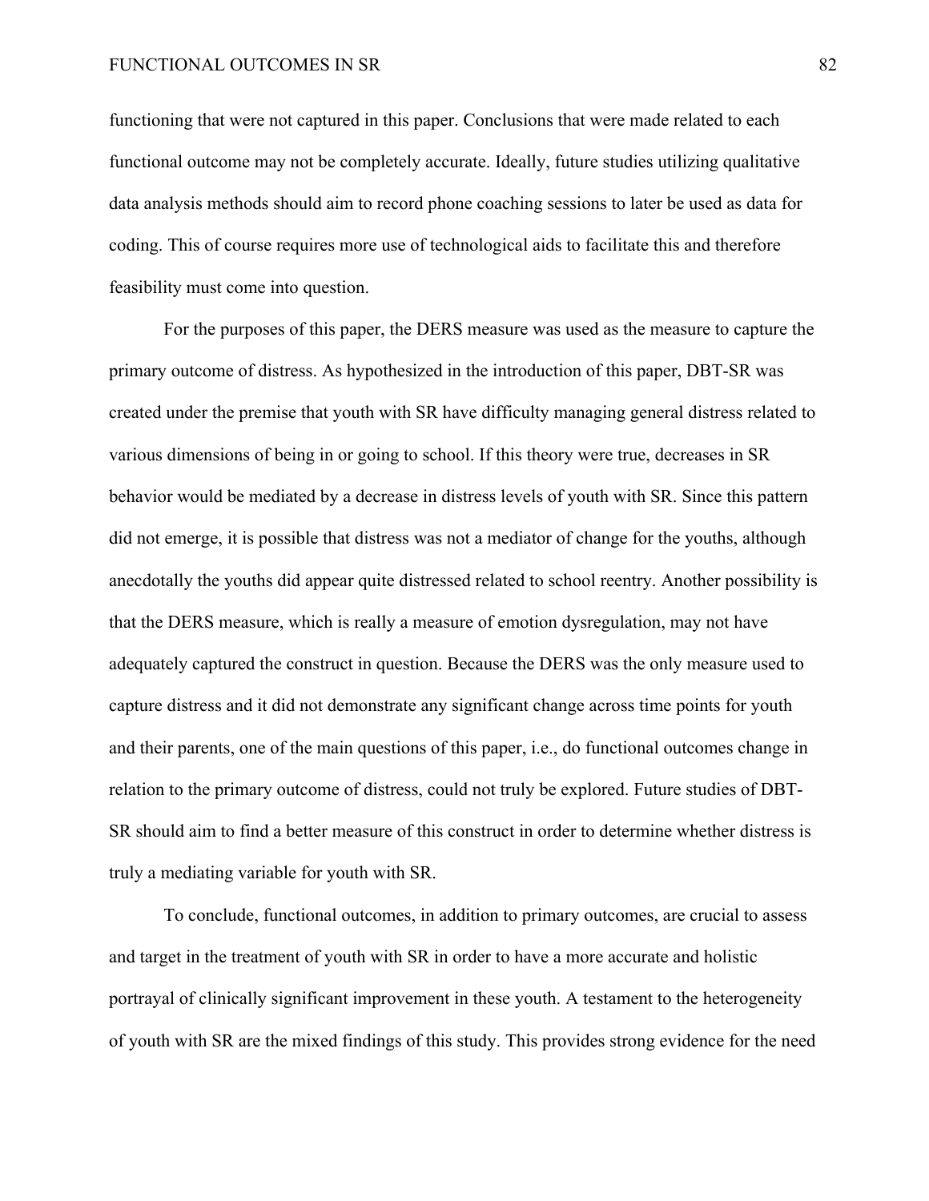functioning that were not captured in this paper. Conclusions that were made related to each functional outcome may not be completely accurate. Ideally, future studies utilizing qualitative data analysis methods should aim to record phone coaching sessions to later be used as data for coding. This of course requires more use of technological aids to facilitate this and therefore feasibility must come into question.

For the purposes of this paper, the DERS measure was used as the measure to capture the primary outcome of distress. As hypothesized in the introduction of this paper, DBT-SR was created under the premise that youth with SR have difficulty managing general distress related to various dimensions of being in or going to school. If this theory were true, decreases in SR behavior would be mediated by a decrease in distress levels of youth with SR. Since this pattern did not emerge, it is possible that distress was not a mediator of change for the youths, although anecdotally the youths did appear quite distressed related to school reentry. Another possibility is that the DERS measure, which is really a measure of emotion dysregulation, may not have adequately captured the construct in question. Because the DERS was the only measure used to capture distress and it did not demonstrate any significant change across time points for youth and their parents, one of the main questions of this paper, i.e., do functional outcomes change in relation to the primary outcome of distress, could not truly be explored. Future studies of DBT-SR should aim to find a better measure of this construct in order to determine whether distress is truly a mediating variable for youth with SR.

To conclude, functional outcomes, in addition to primary outcomes, are crucial to assess and target in the treatment of youth with SR in order to have a more accurate and holistic portrayal of clinically significant improvement in these youth. A testament to the heterogeneity of youth with SR are the mixed findings of this study. This provides strong evidence for the need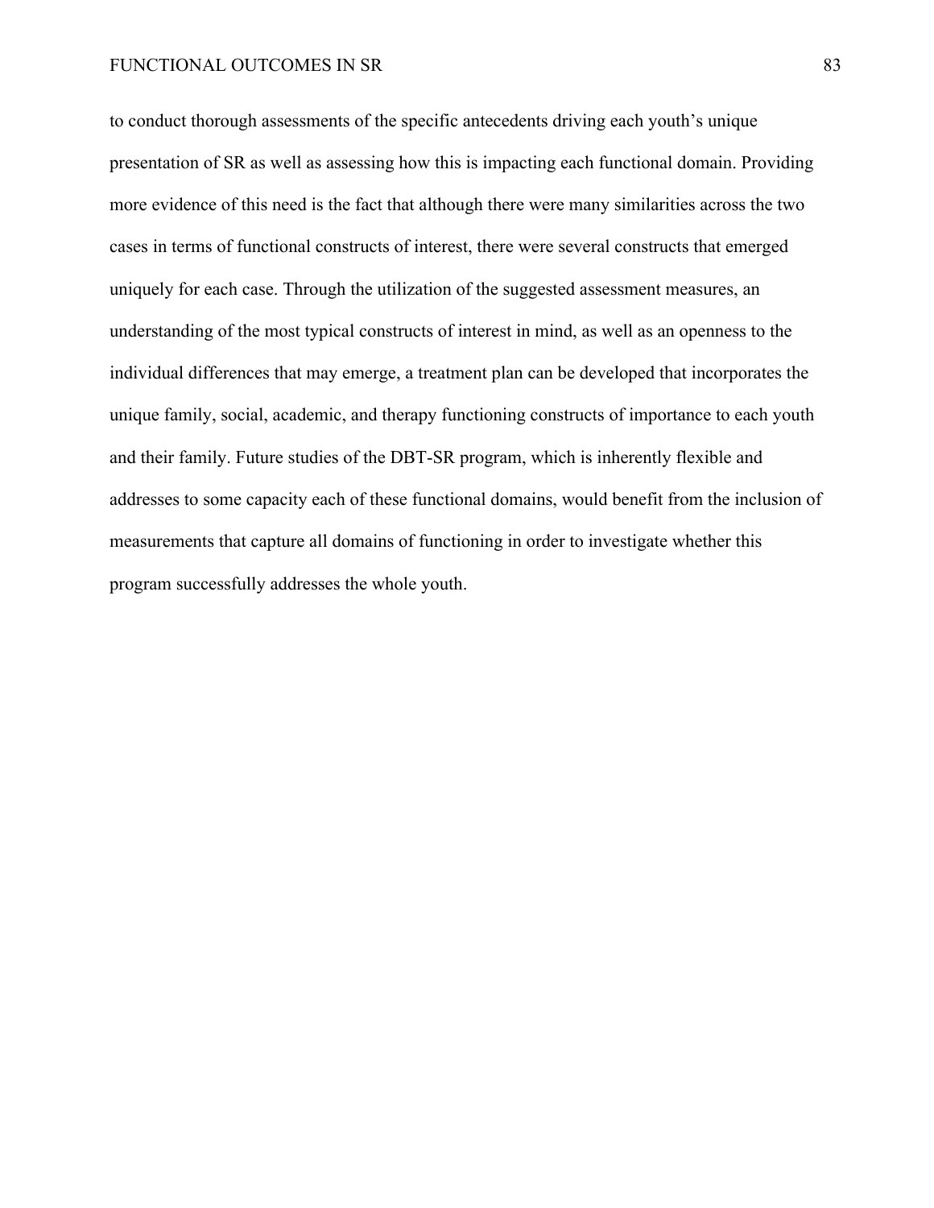to conduct thorough assessments of the specific antecedents driving each youth's unique presentation of SR as well as assessing how this is impacting each functional domain. Providing more evidence of this need is the fact that although there were many similarities across the two cases in terms of functional constructs of interest, there were several constructs that emerged uniquely for each case. Through the utilization of the suggested assessment measures, an understanding of the most typical constructs of interest in mind, as well as an openness to the individual differences that may emerge, a treatment plan can be developed that incorporates the unique family, social, academic, and therapy functioning constructs of importance to each youth and their family. Future studies of the DBT-SR program, which is inherently flexible and addresses to some capacity each of these functional domains, would benefit from the inclusion of measurements that capture all domains of functioning in order to investigate whether this program successfully addresses the whole youth.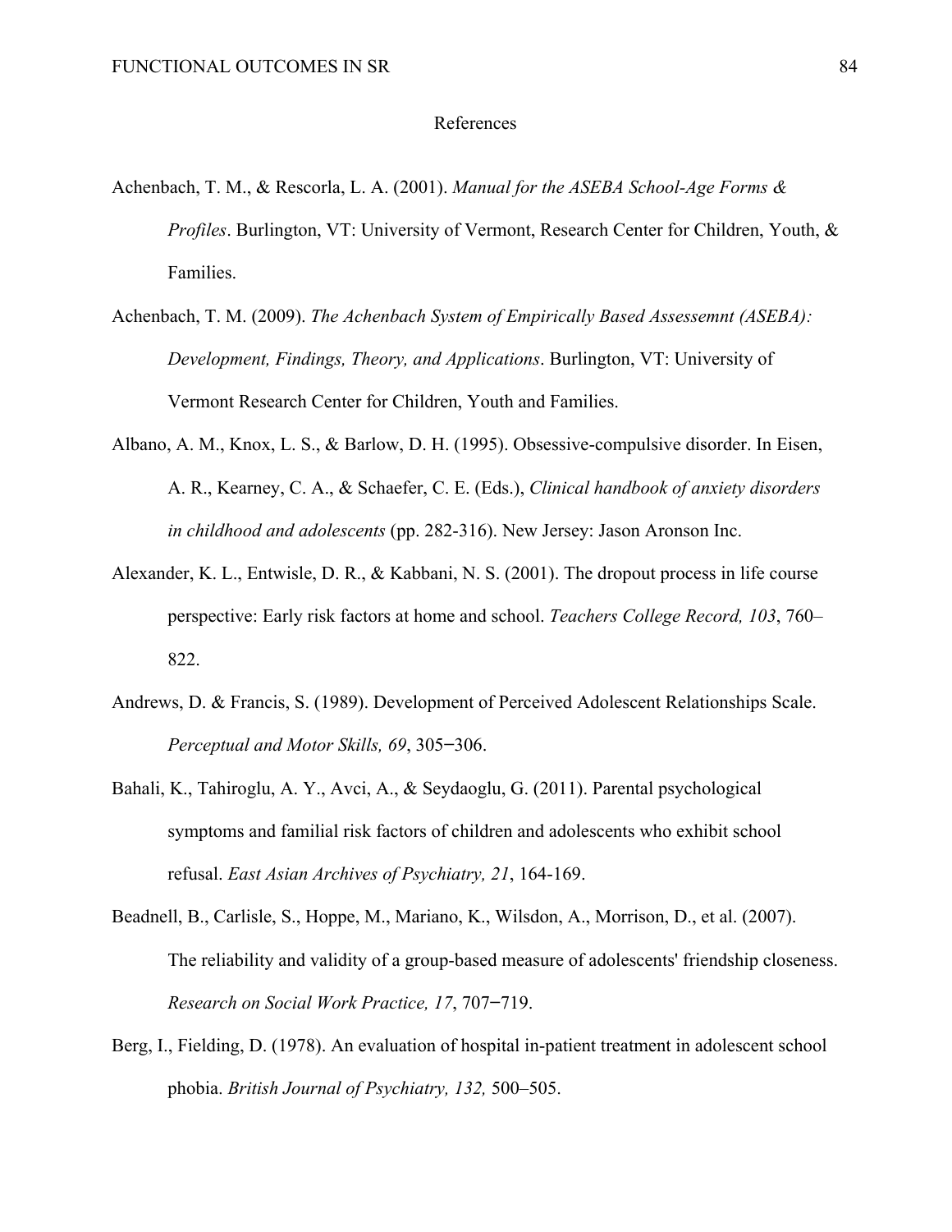# References

Achenbach, T. M., & Rescorla, L. A. (2001). *Manual for the ASEBA School-Age Forms & Profiles*. Burlington, VT: University of Vermont, Research Center for Children, Youth, & Families.

Achenbach, T. M. (2009). *The Achenbach System of Empirically Based Assessemnt (ASEBA): Development, Findings, Theory, and Applications*. Burlington, VT: University of Vermont Research Center for Children, Youth and Families.

Albano, A. M., Knox, L. S., & Barlow, D. H. (1995). Obsessive-compulsive disorder. In Eisen, A. R., Kearney, C. A., & Schaefer, C. E. (Eds.), *Clinical handbook of anxiety disorders in childhood and adolescents* (pp. 282-316). New Jersey: Jason Aronson Inc.

Alexander, K. L., Entwisle, D. R., & Kabbani, N. S. (2001). The dropout process in life course perspective: Early risk factors at home and school. *Teachers College Record, 103*, 760–822.

Andrews, D. & Francis, S. (1989). Development of Perceived Adolescent Relationships Scale. *Perceptual and Motor Skills, 69*, 305−306.

Bahali, K., Tahiroglu, A. Y., Avci, A., & Seydaoglu, G. (2011). Parental psychological symptoms and familial risk factors of children and adolescents who exhibit school refusal. *East Asian Archives of Psychiatry, 21*, 164-169.

Beadnell, B., Carlisle, S., Hoppe, M., Mariano, K., Wilsdon, A., Morrison, D., et al. (2007). The reliability and validity of a group-based measure of adolescents' friendship closeness. *Research on Social Work Practice, 17*, 707−719.

Berg, I., Fielding, D. (1978). An evaluation of hospital in-patient treatment in adolescent school phobia. *British Journal of Psychiatry, 132,* 500–505.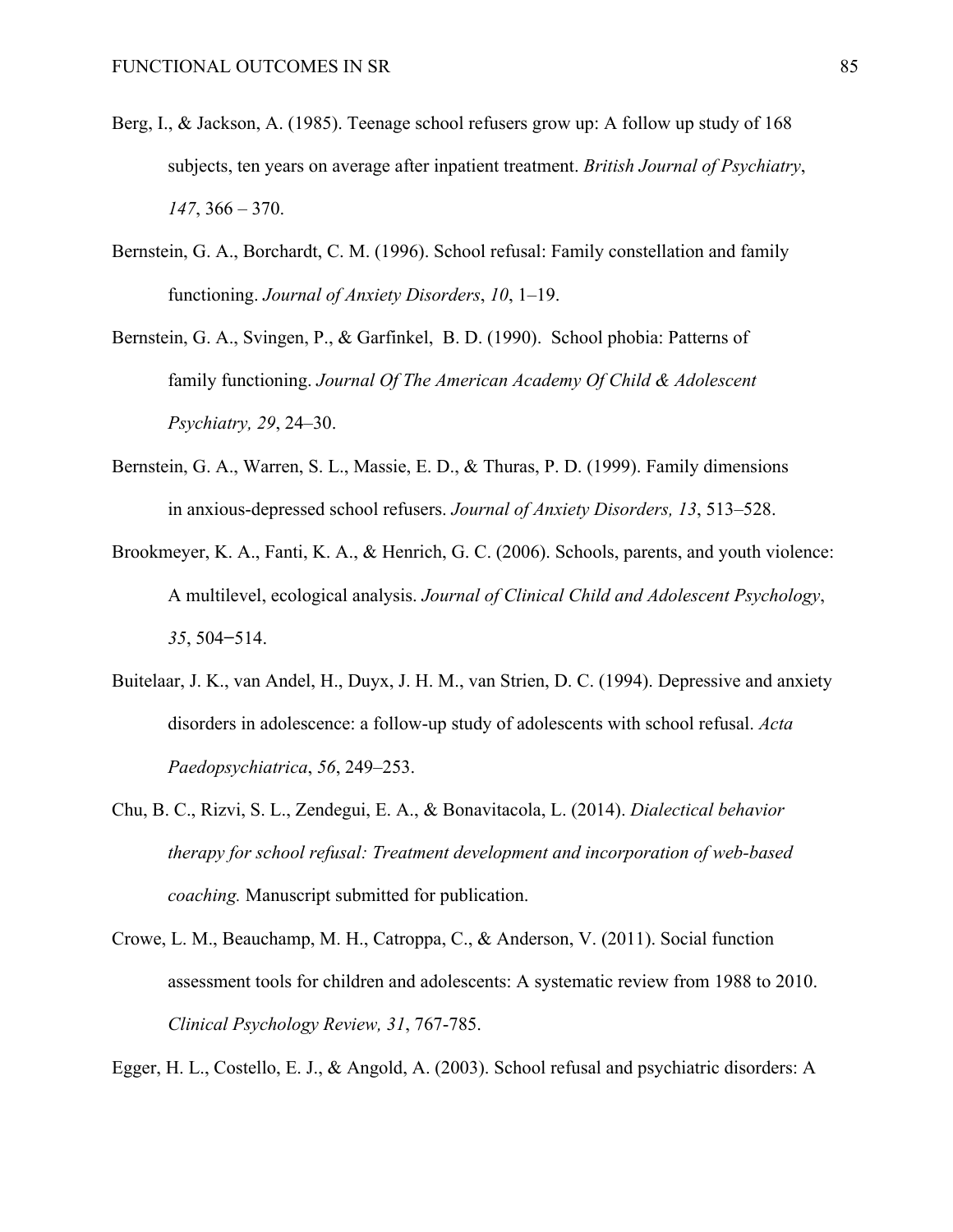Berg, I., & Jackson, A. (1985). Teenage school refusers grow up: A follow up study of 168 subjects, ten years on average after inpatient treatment. *British Journal of Psychiatry*, *147*, 366 – 370.

Bernstein, G. A., Borchardt, C. M. (1996). School refusal: Family constellation and family functioning. *Journal of Anxiety Disorders*, *10*, 1–19.

Bernstein, G. A., Svingen, P., & Garfinkel, B. D. (1990). School phobia: Patterns of family functioning. *Journal Of The American Academy Of Child & Adolescent Psychiatry, 29*, 24–30.

Bernstein, G. A., Warren, S. L., Massie, E. D., & Thuras, P. D. (1999). Family dimensions in anxious-depressed school refusers. *Journal of Anxiety Disorders, 13*, 513–528.

Brookmeyer, K. A., Fanti, K. A., & Henrich, G. C. (2006). Schools, parents, and youth violence: A multilevel, ecological analysis. *Journal of Clinical Child and Adolescent Psychology*, *35*, 504‒514.

Buitelaar, J. K., van Andel, H., Duyx, J. H. M., van Strien, D. C. (1994). Depressive and anxiety disorders in adolescence: a follow-up study of adolescents with school refusal. *Acta Paedopsychiatrica*, *56*, 249–253.

Chu, B. C., Rizvi, S. L., Zendegui, E. A., & Bonavitacola, L. (2014). *Dialectical behavior therapy for school refusal: Treatment development and incorporation of web-based coaching.* Manuscript submitted for publication.

Crowe, L. M., Beauchamp, M. H., Catroppa, C., & Anderson, V. (2011). Social function assessment tools for children and adolescents: A systematic review from 1988 to 2010. *Clinical Psychology Review, 31*, 767-785.

Egger, H. L., Costello, E. J., & Angold, A. (2003). School refusal and psychiatric disorders: A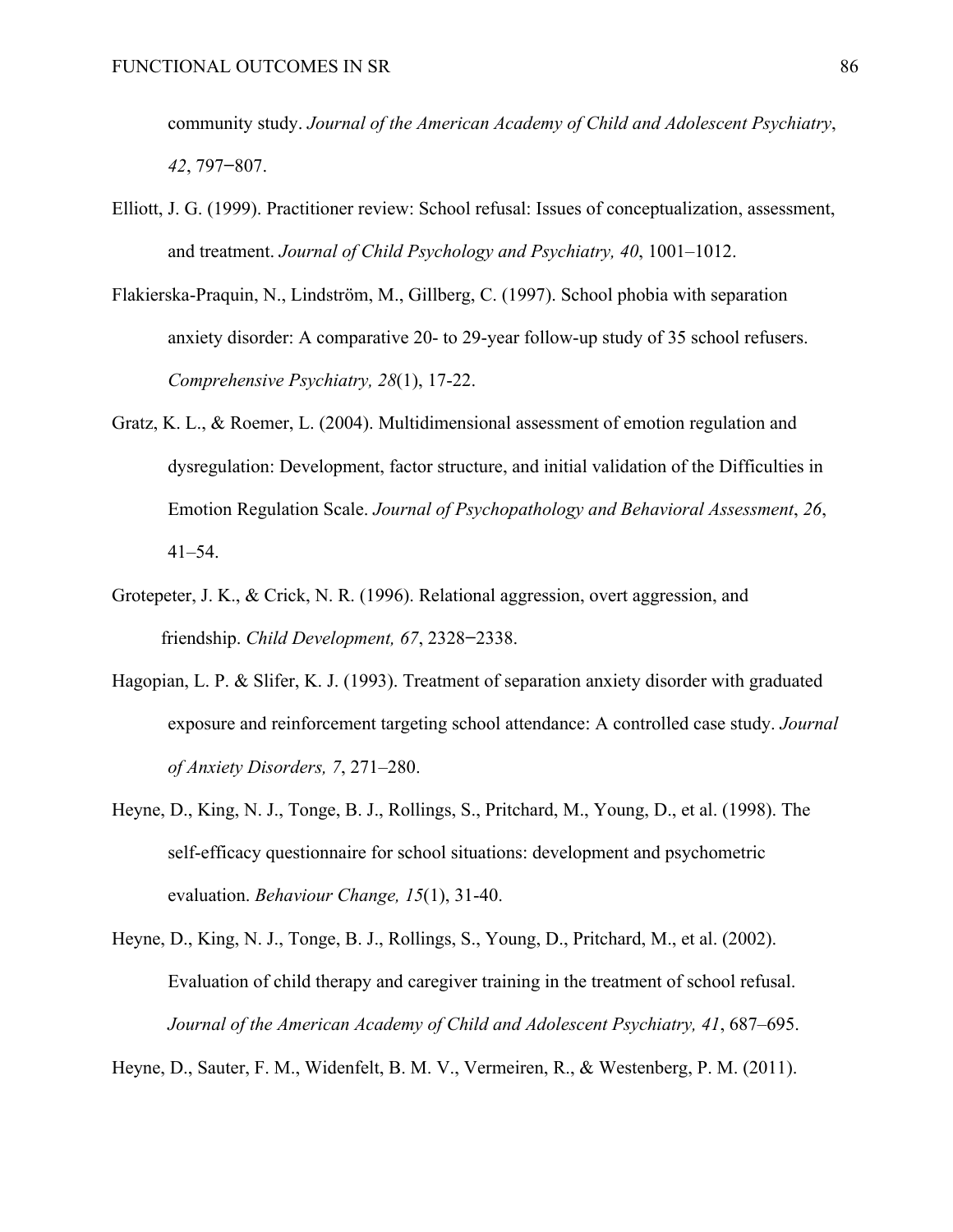community study. *Journal of the American Academy of Child and Adolescent Psychiatry*, *42*, 797–807.

Elliott, J. G. (1999). Practitioner review: School refusal: Issues of conceptualization, assessment, and treatment. *Journal of Child Psychology and Psychiatry, 40*, 1001–1012.

Flakierska-Praquin, N., Lindström, M., Gillberg, C. (1997). School phobia with separation anxiety disorder: A comparative 20- to 29-year follow-up study of 35 school refusers. *Comprehensive Psychiatry, 28*(1), 17-22.

Gratz, K. L., & Roemer, L. (2004). Multidimensional assessment of emotion regulation and dysregulation: Development, factor structure, and initial validation of the Difficulties in Emotion Regulation Scale. *Journal of Psychopathology and Behavioral Assessment*, *26*, 41–54.

Grotepeter, J. K., & Crick, N. R. (1996). Relational aggression, overt aggression, and friendship. *Child Development, 67*, 2328–2338.

Hagopian, L. P. & Slifer, K. J. (1993). Treatment of separation anxiety disorder with graduated exposure and reinforcement targeting school attendance: A controlled case study. *Journal of Anxiety Disorders, 7*, 271–280.

Heyne, D., King, N. J., Tonge, B. J., Rollings, S., Pritchard, M., Young, D., et al. (1998). The self-efficacy questionnaire for school situations: development and psychometric evaluation. *Behaviour Change, 15*(1), 31-40.

Heyne, D., King, N. J., Tonge, B. J., Rollings, S., Young, D., Pritchard, M., et al. (2002). Evaluation of child therapy and caregiver training in the treatment of school refusal. *Journal of the American Academy of Child and Adolescent Psychiatry, 41*, 687–695.

Heyne, D., Sauter, F. M., Widenfelt, B. M. V., Vermeiren, R., & Westenberg, P. M. (2011).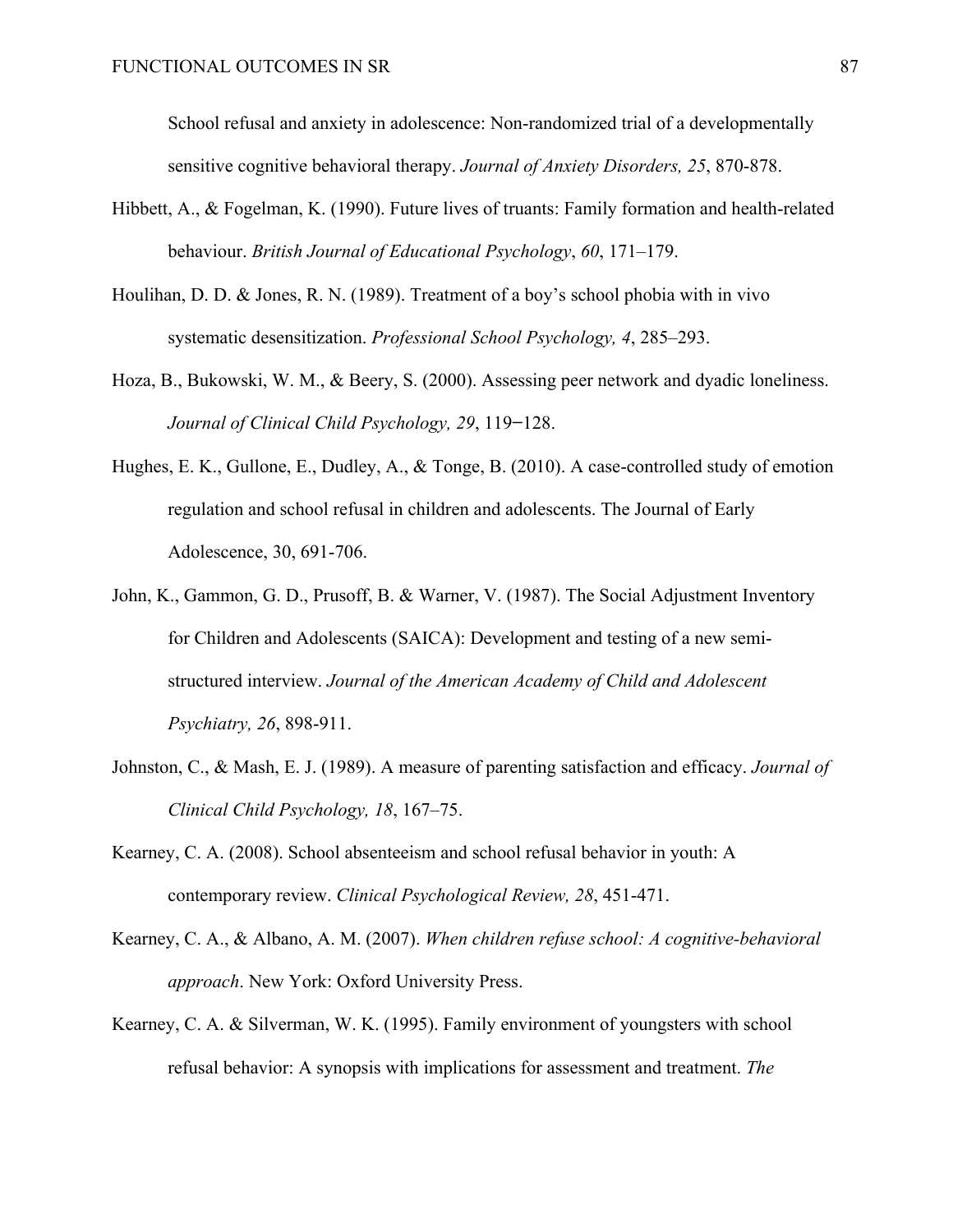School refusal and anxiety in adolescence: Non-randomized trial of a developmentally sensitive cognitive behavioral therapy. *Journal of Anxiety Disorders, 25*, 870-878.

Hibbett, A., & Fogelman, K. (1990). Future lives of truants: Family formation and health-related behaviour. *British Journal of Educational Psychology*, *60*, 171–179.

Houlihan, D. D. & Jones, R. N. (1989). Treatment of a boy's school phobia with in vivo systematic desensitization. *Professional School Psychology, 4*, 285–293.

Hoza, B., Bukowski, W. M., & Beery, S. (2000). Assessing peer network and dyadic loneliness. *Journal of Clinical Child Psychology, 29*, 119–128.

Hughes, E. K., Gullone, E., Dudley, A., & Tonge, B. (2010). A case-controlled study of emotion regulation and school refusal in children and adolescents. The Journal of Early Adolescence, 30, 691-706.

John, K., Gammon, G. D., Prusoff, B. & Warner, V. (1987). The Social Adjustment Inventory for Children and Adolescents (SAICA): Development and testing of a new semi-structured interview. *Journal of the American Academy of Child and Adolescent Psychiatry, 26*, 898-911.

Johnston, C., & Mash, E. J. (1989). A measure of parenting satisfaction and efficacy. *Journal of Clinical Child Psychology, 18*, 167–75.

Kearney, C. A. (2008). School absenteeism and school refusal behavior in youth: A contemporary review. *Clinical Psychological Review, 28*, 451-471.

Kearney, C. A., & Albano, A. M. (2007). *When children refuse school: A cognitive-behavioral approach*. New York: Oxford University Press.

Kearney, C. A. & Silverman, W. K. (1995). Family environment of youngsters with school refusal behavior: A synopsis with implications for assessment and treatment. *The*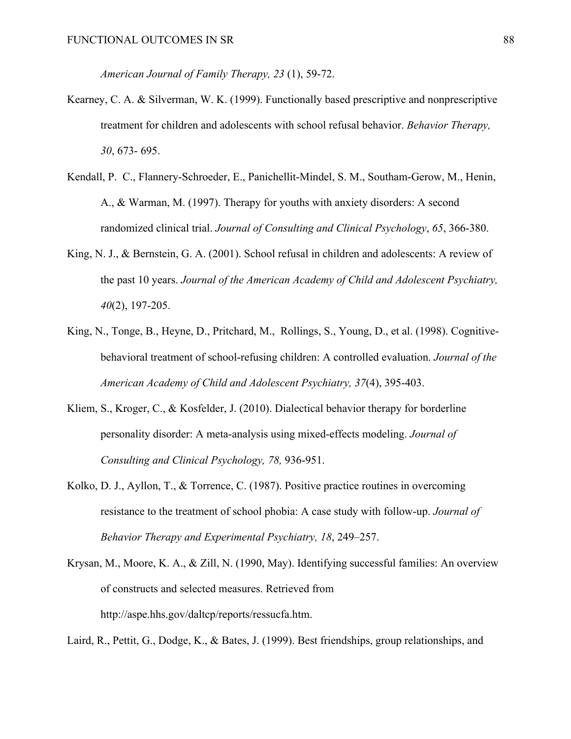*American Journal of Family Therapy, 23* (1), 59-72.

Kearney, C. A. & Silverman, W. K. (1999). Functionally based prescriptive and nonprescriptive treatment for children and adolescents with school refusal behavior. *Behavior Therapy, 30*, 673- 695.

Kendall, P. C., Flannery-Schroeder, E., Panichellit-Mindel, S. M., Southam-Gerow, M., Henin, A., & Warman, M. (1997). Therapy for youths with anxiety disorders: A second randomized clinical trial. *Journal of Consulting and Clinical Psychology*, *65*, 366-380.

King, N. J., & Bernstein, G. A. (2001). School refusal in children and adolescents: A review of the past 10 years. *Journal of the American Academy of Child and Adolescent Psychiatry, 40*(2), 197-205.

King, N., Tonge, B., Heyne, D., Pritchard, M., Rollings, S., Young, D., et al. (1998). Cognitive-behavioral treatment of school-refusing children: A controlled evaluation. *Journal of the American Academy of Child and Adolescent Psychiatry, 37*(4), 395-403.

Kliem, S., Kroger, C., & Kosfelder, J. (2010). Dialectical behavior therapy for borderline personality disorder: A meta-analysis using mixed-effects modeling. *Journal of Consulting and Clinical Psychology, 78,* 936-951.

Kolko, D. J., Ayllon, T., & Torrence, C. (1987). Positive practice routines in overcoming resistance to the treatment of school phobia: A case study with follow-up. *Journal of Behavior Therapy and Experimental Psychiatry, 18*, 249–257.

Krysan, M., Moore, K. A., & Zill, N. (1990, May). Identifying successful families: An overview of constructs and selected measures. Retrieved from http://aspe.hhs.gov/daltcp/reports/ressucfa.htm.

Laird, R., Pettit, G., Dodge, K., & Bates, J. (1999). Best friendships, group relationships, and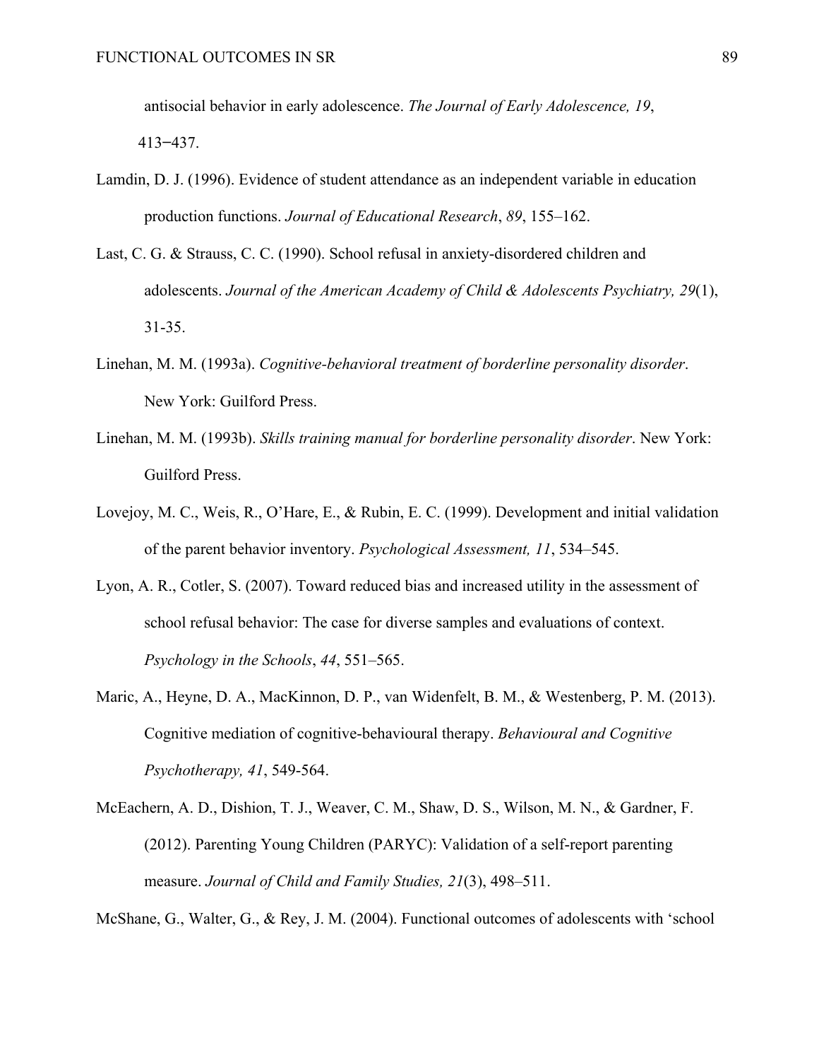antisocial behavior in early adolescence. *The Journal of Early Adolescence, 19*, 413‒437.

Lamdin, D. J. (1996). Evidence of student attendance as an independent variable in education production functions. *Journal of Educational Research*, *89*, 155–162.

Last, C. G. & Strauss, C. C. (1990). School refusal in anxiety-disordered children and adolescents. *Journal of the American Academy of Child & Adolescents Psychiatry, 29*(1), 31-35.

Linehan, M. M. (1993a). *Cognitive-behavioral treatment of borderline personality disorder*. New York: Guilford Press.

Linehan, M. M. (1993b). *Skills training manual for borderline personality disorder*. New York: Guilford Press.

Lovejoy, M. C., Weis, R., O'Hare, E., & Rubin, E. C. (1999). Development and initial validation of the parent behavior inventory. *Psychological Assessment, 11*, 534–545.

Lyon, A. R., Cotler, S. (2007). Toward reduced bias and increased utility in the assessment of school refusal behavior: The case for diverse samples and evaluations of context. *Psychology in the Schools*, *44*, 551–565.

Maric, A., Heyne, D. A., MacKinnon, D. P., van Widenfelt, B. M., & Westenberg, P. M. (2013). Cognitive mediation of cognitive-behavioural therapy. *Behavioural and Cognitive Psychotherapy, 41*, 549-564.

McEachern, A. D., Dishion, T. J., Weaver, C. M., Shaw, D. S., Wilson, M. N., & Gardner, F. (2012). Parenting Young Children (PARYC): Validation of a self-report parenting measure. *Journal of Child and Family Studies, 21*(3), 498–511.

McShane, G., Walter, G., & Rey, J. M. (2004). Functional outcomes of adolescents with 'school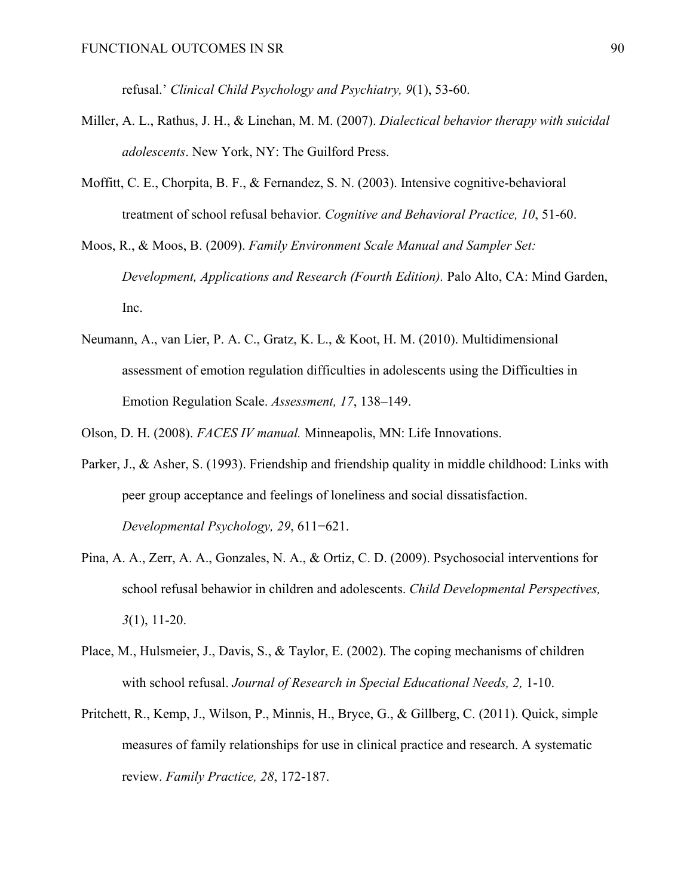refusal.' *Clinical Child Psychology and Psychiatry, 9*(1), 53-60.

Miller, A. L., Rathus, J. H., & Linehan, M. M. (2007). *Dialectical behavior therapy with suicidal adolescents*. New York, NY: The Guilford Press.

Moffitt, C. E., Chorpita, B. F., & Fernandez, S. N. (2003). Intensive cognitive-behavioral treatment of school refusal behavior. *Cognitive and Behavioral Practice, 10*, 51-60.

Moos, R., & Moos, B. (2009). *Family Environment Scale Manual and Sampler Set: Development, Applications and Research (Fourth Edition).* Palo Alto, CA: Mind Garden, Inc.

Neumann, A., van Lier, P. A. C., Gratz, K. L., & Koot, H. M. (2010). Multidimensional assessment of emotion regulation difficulties in adolescents using the Difficulties in Emotion Regulation Scale. *Assessment, 17*, 138–149.

Olson, D. H. (2008). *FACES IV manual.* Minneapolis, MN: Life Innovations.

Parker, J., & Asher, S. (1993). Friendship and friendship quality in middle childhood: Links with peer group acceptance and feelings of loneliness and social dissatisfaction. *Developmental Psychology, 29*, 611–621.

Pina, A. A., Zerr, A. A., Gonzales, N. A., & Ortiz, C. D. (2009). Psychosocial interventions for school refusal behawior in children and adolescents. *Child Developmental Perspectives, 3*(1), 11-20.

Place, M., Hulsmeier, J., Davis, S., & Taylor, E. (2002). The coping mechanisms of children with school refusal. *Journal of Research in Special Educational Needs, 2,* 1-10.

Pritchett, R., Kemp, J., Wilson, P., Minnis, H., Bryce, G., & Gillberg, C. (2011). Quick, simple measures of family relationships for use in clinical practice and research. A systematic review. *Family Practice, 28*, 172-187.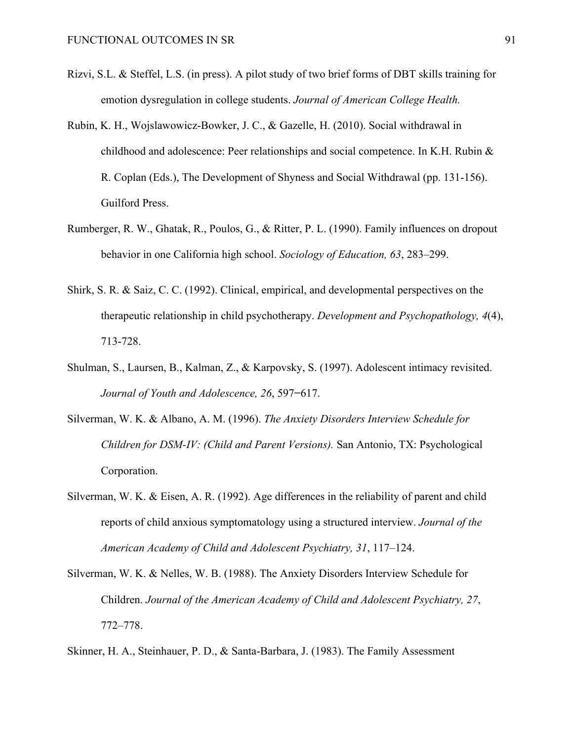Rizvi, S.L. & Steffel, L.S. (in press). A pilot study of two brief forms of DBT skills training for emotion dysregulation in college students. *Journal of American College Health.*

Rubin, K. H., Wojslawowicz-Bowker, J. C., & Gazelle, H. (2010). Social withdrawal in childhood and adolescence: Peer relationships and social competence. In K.H. Rubin & R. Coplan (Eds.), The Development of Shyness and Social Withdrawal (pp. 131-156). Guilford Press.

Rumberger, R. W., Ghatak, R., Poulos, G., & Ritter, P. L. (1990). Family influences on dropout behavior in one California high school. *Sociology of Education, 63*, 283–299.

Shirk, S. R. & Saiz, C. C. (1992). Clinical, empirical, and developmental perspectives on the therapeutic relationship in child psychotherapy. *Development and Psychopathology, 4*(4), 713-728.

Shulman, S., Laursen, B., Kalman, Z., & Karpovsky, S. (1997). Adolescent intimacy revisited. *Journal of Youth and Adolescence, 26*, 597–617.

Silverman, W. K. & Albano, A. M. (1996). *The Anxiety Disorders Interview Schedule for Children for DSM-IV: (Child and Parent Versions).* San Antonio, TX: Psychological Corporation.

Silverman, W. K. & Eisen, A. R. (1992). Age differences in the reliability of parent and child reports of child anxious symptomatology using a structured interview. *Journal of the American Academy of Child and Adolescent Psychiatry, 31*, 117–124.

Silverman, W. K. & Nelles, W. B. (1988). The Anxiety Disorders Interview Schedule for Children. *Journal of the American Academy of Child and Adolescent Psychiatry, 27*, 772–778.

Skinner, H. A., Steinhauer, P. D., & Santa-Barbara, J. (1983). The Family Assessment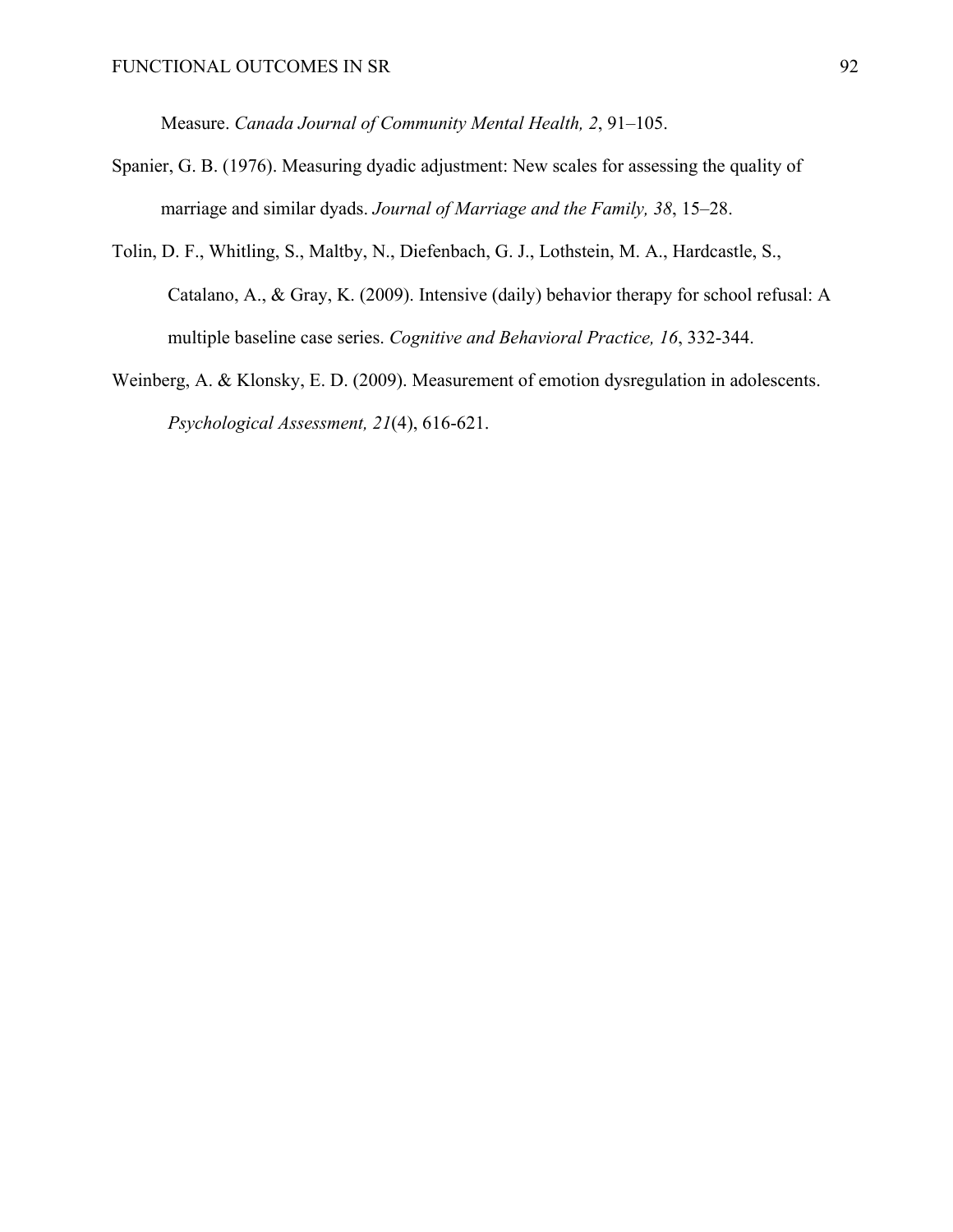Measure. *Canada Journal of Community Mental Health, 2*, 91–105.

Spanier, G. B. (1976). Measuring dyadic adjustment: New scales for assessing the quality of marriage and similar dyads. *Journal of Marriage and the Family, 38*, 15–28.

Tolin, D. F., Whitling, S., Maltby, N., Diefenbach, G. J., Lothstein, M. A., Hardcastle, S., Catalano, A., & Gray, K. (2009). Intensive (daily) behavior therapy for school refusal: A multiple baseline case series. *Cognitive and Behavioral Practice, 16*, 332-344.

Weinberg, A. & Klonsky, E. D. (2009). Measurement of emotion dysregulation in adolescents. *Psychological Assessment, 21*(4), 616-621.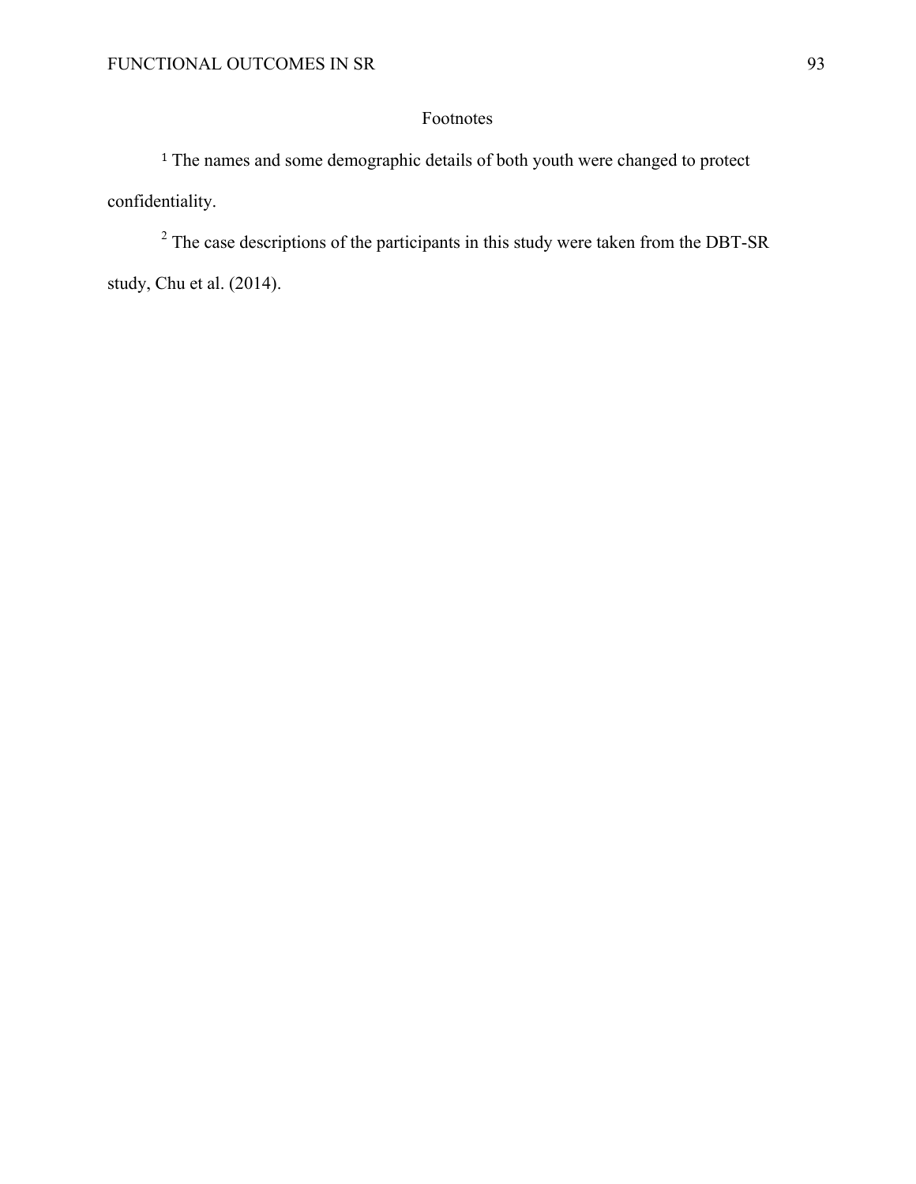## Footnotes

[1] The names and some demographic details of both youth were changed to protect confidentiality.

[2] The case descriptions of the participants in this study were taken from the DBT-SR study, Chu et al. (2014).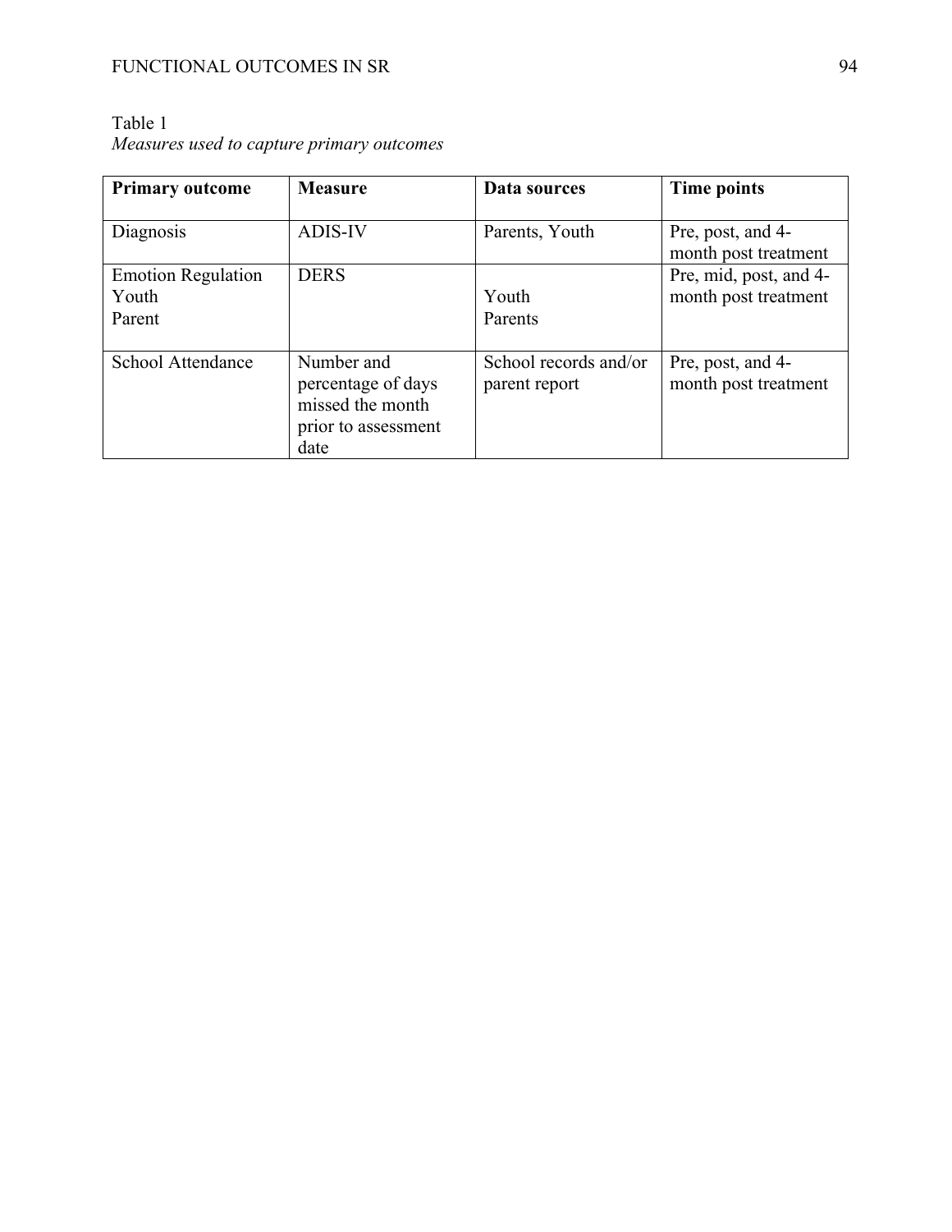Table 1

*Measures used to capture primary outcomes*

| Primary outcome | Measure | Data sources | Time points |
| --- | --- | --- | --- |
| Diagnosis | ADIS-IV | Parents, Youth | Pre, post, and 4-month post treatment |
| Emotion Regulation<br>Youth<br>Parent | DERS | <br>Youth<br>Parents | Pre, mid, post, and 4-month post treatment |
| School Attendance | Number and percentage of days missed the month prior to assessment date | School records and/or parent report | Pre, post, and 4-month post treatment |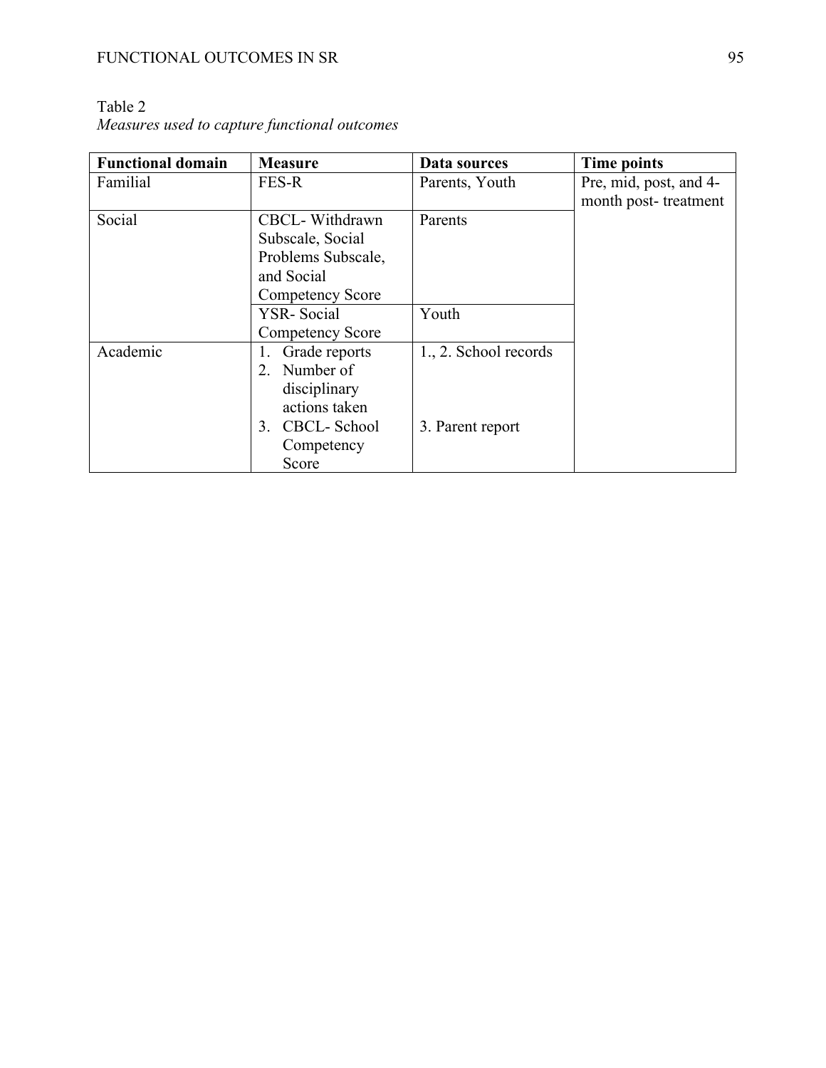Table 2
*Measures used to capture functional outcomes*

| **Functional domain** | **Measure** | **Data sources** | **Time points** |
|---|---|---|---|
| Familial | FES-R | Parents, Youth | Pre, mid, post, and 4-month post- treatment |
| Social | CBCL- Withdrawn Subscale, Social Problems Subscale, and Social Competency Score | Parents | |
| | YSR- Social Competency Score | Youth | |
| Academic | 1. Grade reports<br>2. Number of disciplinary actions taken<br>3. CBCL- School Competency Score | 1., 2. School records<br><br>3. Parent report | |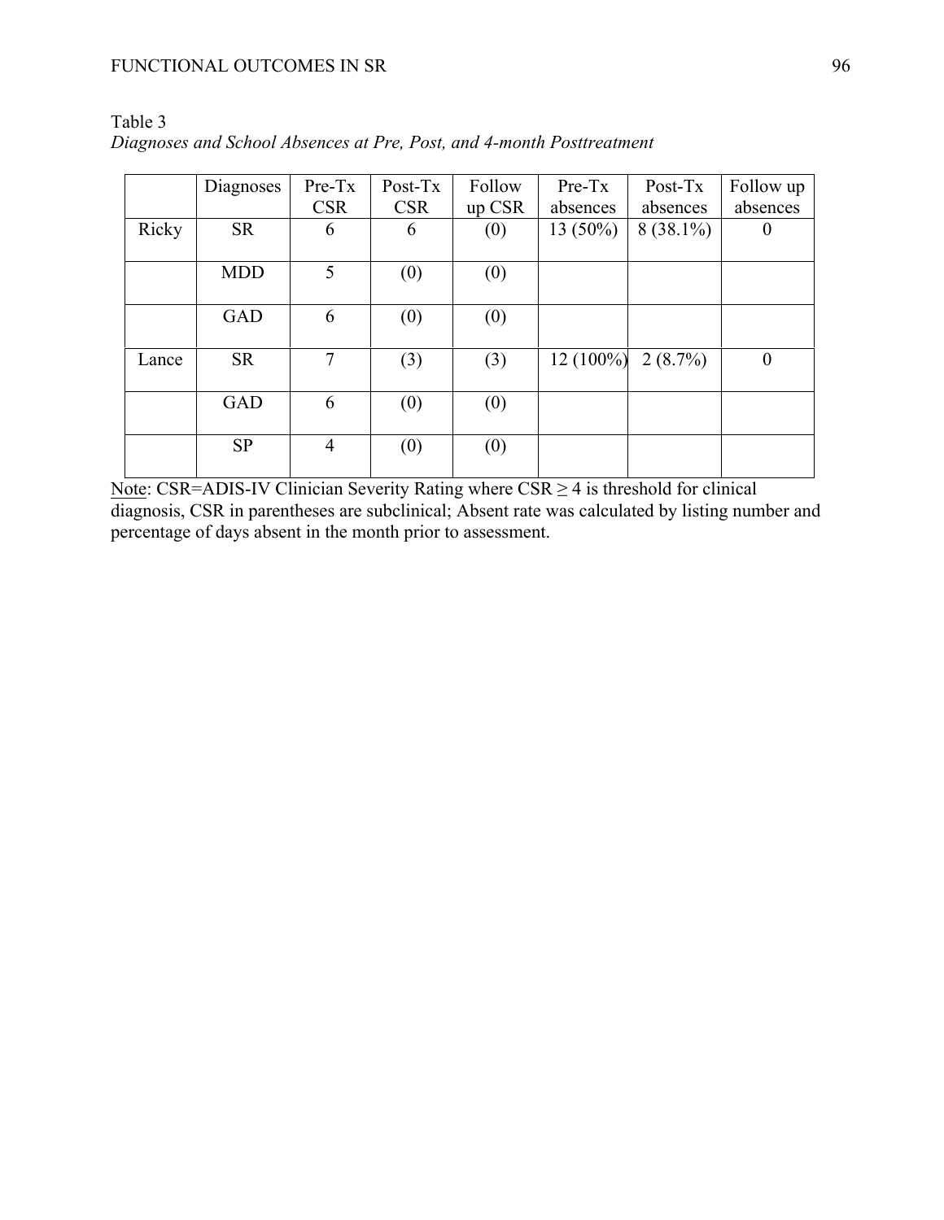Table 3

*Diagnoses and School Absences at Pre, Post, and 4-month Posttreatment*

| | Diagnoses | Pre-Tx CSR | Post-Tx CSR | Follow up CSR | Pre-Tx absences | Post-Tx absences | Follow up absences |
|---|---|---|---|---|---|---|---|
| Ricky | SR | 6 | 6 | (0) | 13 (50%) | 8 (38.1%) | 0 |
| | MDD | 5 | (0) | (0) | | | |
| | GAD | 6 | (0) | (0) | | | |
| Lance | SR | 7 | (3) | (3) | 12 (100%) | 2 (8.7%) | 0 |
| | GAD | 6 | (0) | (0) | | | |
| | SP | 4 | (0) | (0) | | | |

Note: CSR=ADIS-IV Clinician Severity Rating where CSR $\geq 4$ is threshold for clinical diagnosis, CSR in parentheses are subclinical; Absent rate was calculated by listing number and percentage of days absent in the month prior to assessment.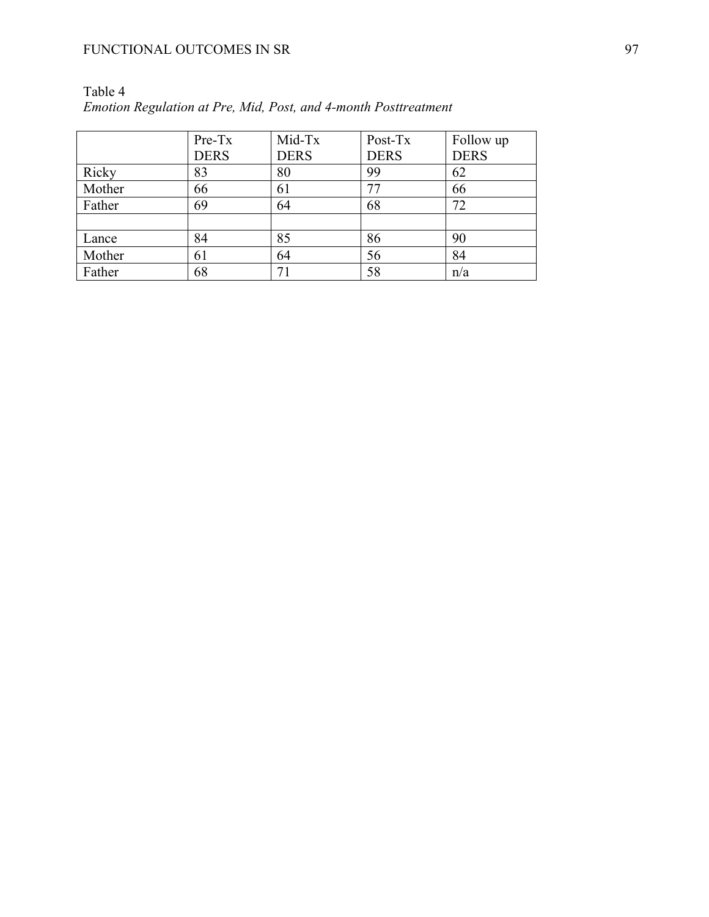Table 4

*Emotion Regulation at Pre, Mid, Post, and 4-month Posttreatment*

| | Pre-Tx DERS | Mid-Tx DERS | Post-Tx DERS | Follow up DERS |
|---|---|---|---|---|
| Ricky | 83 | 80 | 99 | 62 |
| Mother | 66 | 61 | 77 | 66 |
| Father | 69 | 64 | 68 | 72 |
| | | | | |
| Lance | 84 | 85 | 86 | 90 |
| Mother | 61 | 64 | 56 | 84 |
| Father | 68 | 71 | 58 | n/a |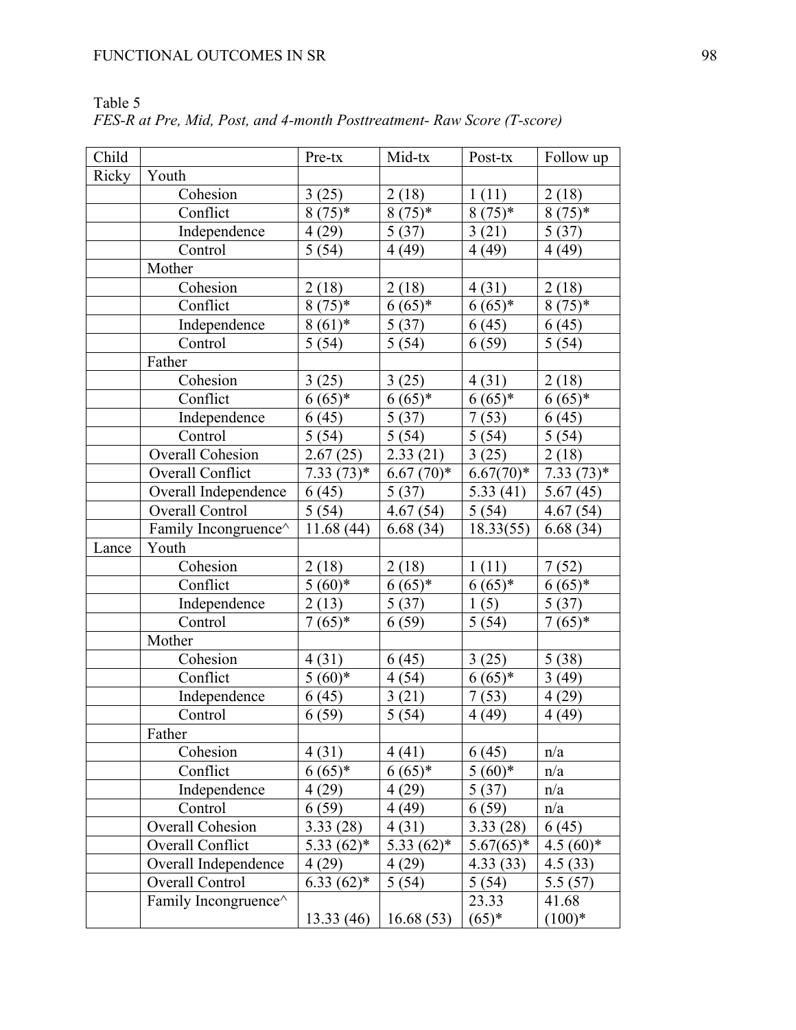Table 5

*FES-R at Pre, Mid, Post, and 4-month Posttreatment- Raw Score (T-score)*

| Child | | Pre-tx | Mid-tx | Post-tx | Follow up |
|---|---|---|---|---|---|
| Ricky | Youth | | | | |
| | Cohesion | 3 (25) | 2 (18) | 1 (11) | 2 (18) |
| | Conflict | 8 (75)* | 8 (75)* | 8 (75)* | 8 (75)* |
| | Independence | 4 (29) | 5 (37) | 3 (21) | 5 (37) |
| | Control | 5 (54) | 4 (49) | 4 (49) | 4 (49) |
| | Mother | | | | |
| | Cohesion | 2 (18) | 2 (18) | 4 (31) | 2 (18) |
| | Conflict | 8 (75)* | 6 (65)* | 6 (65)* | 8 (75)* |
| | Independence | 8 (61)* | 5 (37) | 6 (45) | 6 (45) |
| | Control | 5 (54) | 5 (54) | 6 (59) | 5 (54) |
| | Father | | | | |
| | Cohesion | 3 (25) | 3 (25) | 4 (31) | 2 (18) |
| | Conflict | 6 (65)* | 6 (65)* | 6 (65)* | 6 (65)* |
| | Independence | 6 (45) | 5 (37) | 7 (53) | 6 (45) |
| | Control | 5 (54) | 5 (54) | 5 (54) | 5 (54) |
| | Overall Cohesion | 2.67 (25) | 2.33 (21) | 3 (25) | 2 (18) |
| | Overall Conflict | 7.33 (73)* | 6.67 (70)* | 6.67(70)* | 7.33 (73)* |
| | Overall Independence | 6 (45) | 5 (37) | 5.33 (41) | 5.67 (45) |
| | Overall Control | 5 (54) | 4.67 (54) | 5 (54) | 4.67 (54) |
| | Family Incongruence^ | 11.68 (44) | 6.68 (34) | 18.33(55) | 6.68 (34) |
| Lance | Youth | | | | |
| | Cohesion | 2 (18) | 2 (18) | 1 (11) | 7 (52) |
| | Conflict | 5 (60)* | 6 (65)* | 6 (65)* | 6 (65)* |
| | Independence | 2 (13) | 5 (37) | 1 (5) | 5 (37) |
| | Control | 7 (65)* | 6 (59) | 5 (54) | 7 (65)* |
| | Mother | | | | |
| | Cohesion | 4 (31) | 6 (45) | 3 (25) | 5 (38) |
| | Conflict | 5 (60)* | 4 (54) | 6 (65)* | 3 (49) |
| | Independence | 6 (45) | 3 (21) | 7 (53) | 4 (29) |
| | Control | 6 (59) | 5 (54) | 4 (49) | 4 (49) |
| | Father | | | | |
| | Cohesion | 4 (31) | 4 (41) | 6 (45) | n/a |
| | Conflict | 6 (65)* | 6 (65)* | 5 (60)* | n/a |
| | Independence | 4 (29) | 4 (29) | 5 (37) | n/a |
| | Control | 6 (59) | 4 (49) | 6 (59) | n/a |
| | Overall Cohesion | 3.33 (28) | 4 (31) | 3.33 (28) | 6 (45) |
| | Overall Conflict | 5.33 (62)* | 5.33 (62)* | 5.67(65)* | 4.5 (60)* |
| | Overall Independence | 4 (29) | 4 (29) | 4.33 (33) | 4.5 (33) |
| | Overall Control | 6.33 (62)* | 5 (54) | 5 (54) | 5.5 (57) |
| | Family Incongruence^ | 13.33 (46) | 16.68 (53) | 23.33 (65)* | 41.68 (100)* |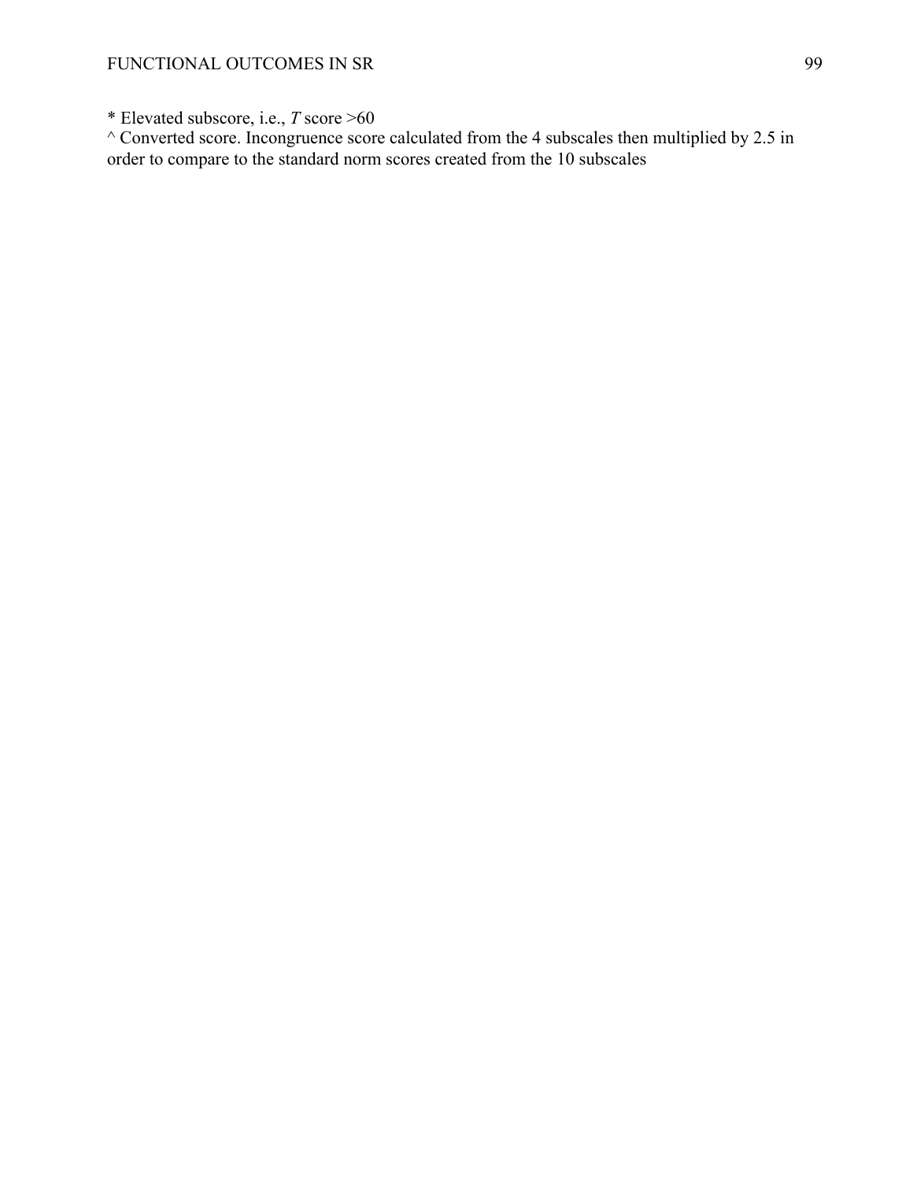* Elevated subscore, i.e., *T* score >60

^ Converted score. Incongruence score calculated from the 4 subscales then multiplied by 2.5 in order to compare to the standard norm scores created from the 10 subscales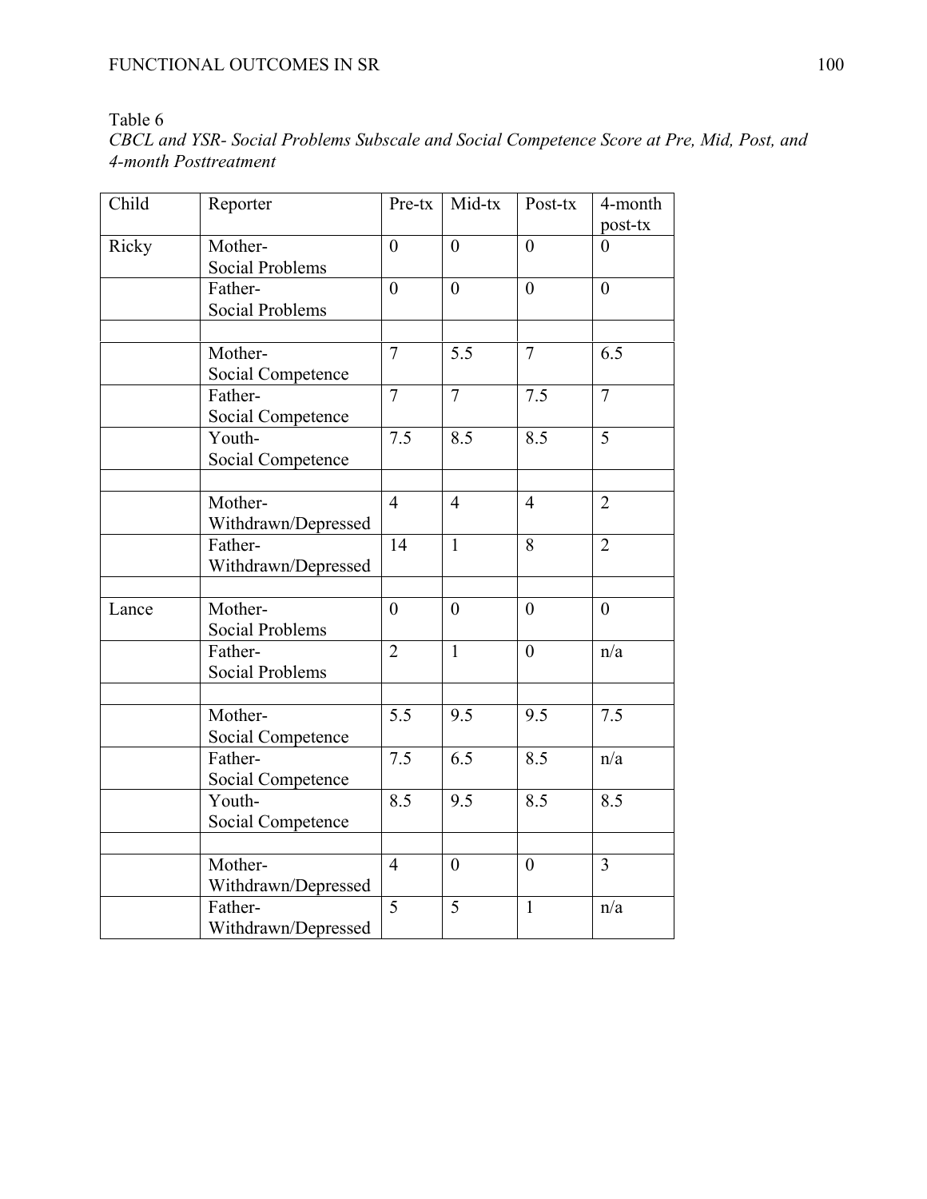Table 6

*CBCL and YSR- Social Problems Subscale and Social Competence Score at Pre, Mid, Post, and 4-month Posttreatment*

| Child | Reporter | Pre-tx | Mid-tx | Post-tx | 4-month post-tx |
|---|---|---|---|---|---|
| Ricky | Mother- Social Problems | 0 | 0 | 0 | 0 |
| | Father- Social Problems | 0 | 0 | 0 | 0 |
| | | | | | |
| | Mother- Social Competence | 7 | 5.5 | 7 | 6.5 |
| | Father- Social Competence | 7 | 7 | 7.5 | 7 |
| | Youth- Social Competence | 7.5 | 8.5 | 8.5 | 5 |
| | | | | | |
| | Mother- Withdrawn/Depressed | 4 | 4 | 4 | 2 |
| | Father- Withdrawn/Depressed | 14 | 1 | 8 | 2 |
| | | | | | |
| Lance | Mother- Social Problems | 0 | 0 | 0 | 0 |
| | Father- Social Problems | 2 | 1 | 0 | n/a |
| | | | | | |
| | Mother- Social Competence | 5.5 | 9.5 | 9.5 | 7.5 |
| | Father- Social Competence | 7.5 | 6.5 | 8.5 | n/a |
| | Youth- Social Competence | 8.5 | 9.5 | 8.5 | 8.5 |
| | | | | | |
| | Mother- Withdrawn/Depressed | 4 | 0 | 0 | 3 |
| | Father- Withdrawn/Depressed | 5 | 5 | 1 | n/a |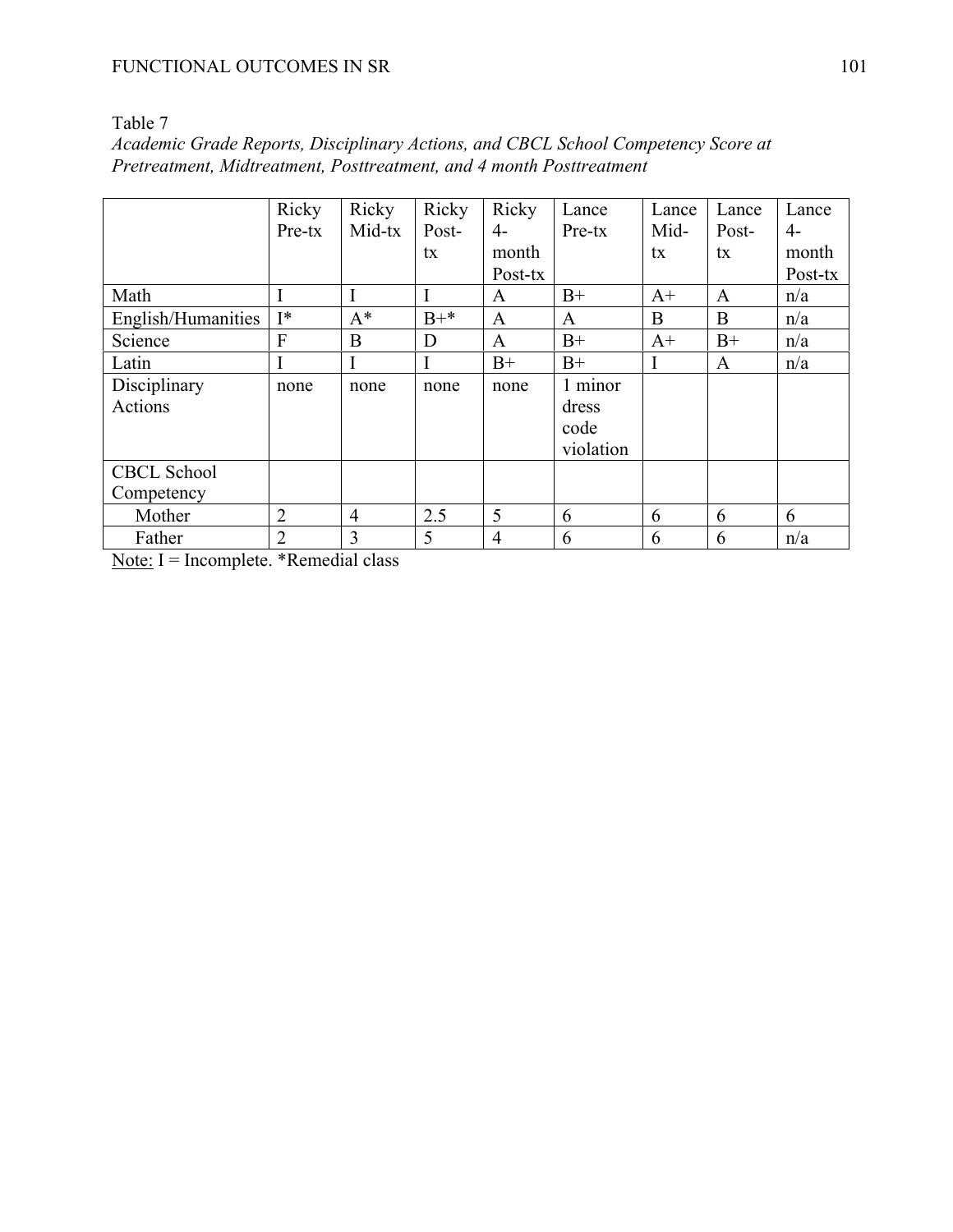Table 7

*Academic Grade Reports, Disciplinary Actions, and CBCL School Competency Score at Pretreatment, Midtreatment, Posttreatment, and 4 month Posttreatment*

| | Ricky Pre-tx | Ricky Mid-tx | Ricky Post-tx | Ricky 4-month Post-tx | Lance Pre-tx | Lance Mid-tx | Lance Post-tx | Lance 4-month Post-tx |
|---|---|---|---|---|---|---|---|---|
| Math | I | I | I | A | B+ | A+ | A | n/a |
| English/Humanities | I* | A* | B+* | A | A | B | B | n/a |
| Science | F | B | D | A | B+ | A+ | B+ | n/a |
| Latin | I | I | I | B+ | B+ | I | A | n/a |
| Disciplinary Actions | none | none | none | none | 1 minor dress code violation | | | |
| CBCL School Competency | | | | | | | | |
| Mother | 2 | 4 | 2.5 | 5 | 6 | 6 | 6 | 6 |
| Father | 2 | 3 | 5 | 4 | 6 | 6 | 6 | n/a |

Note: I = Incomplete. *Remedial class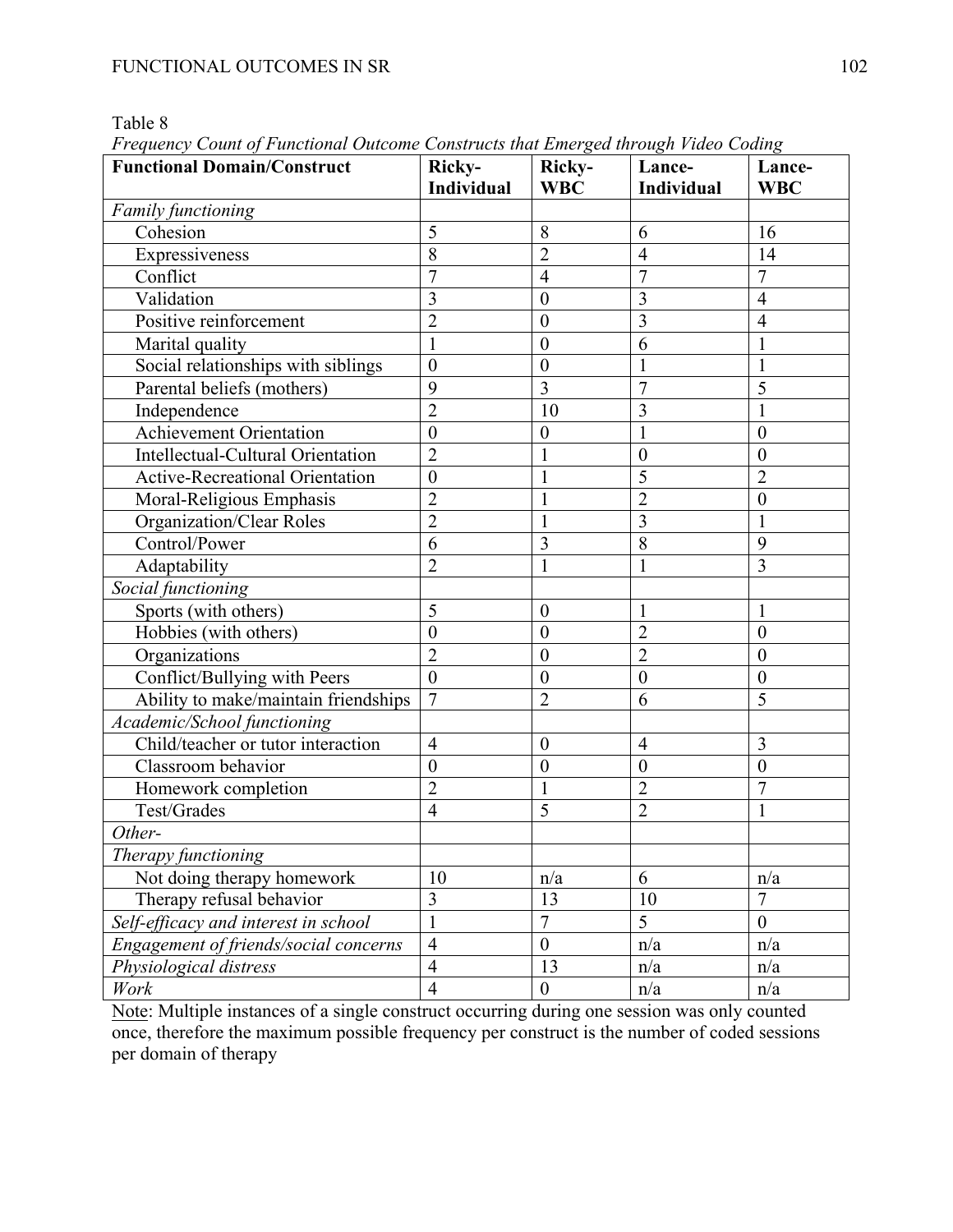Table 8

*Frequency Count of Functional Outcome Constructs that Emerged through Video Coding*

| Functional Domain/Construct | Ricky-Individual | Ricky-WBC | Lance-Individual | Lance-WBC |
|---|---|---|---|---|
| *Family functioning* | | | | |
| Cohesion | 5 | 8 | 6 | 16 |
| Expressiveness | 8 | 2 | 4 | 14 |
| Conflict | 7 | 4 | 7 | 7 |
| Validation | 3 | 0 | 3 | 4 |
| Positive reinforcement | 2 | 0 | 3 | 4 |
| Marital quality | 1 | 0 | 6 | 1 |
| Social relationships with siblings | 0 | 0 | 1 | 1 |
| Parental beliefs (mothers) | 9 | 3 | 7 | 5 |
| Independence | 2 | 10 | 3 | 1 |
| Achievement Orientation | 0 | 0 | 1 | 0 |
| Intellectual-Cultural Orientation | 2 | 1 | 0 | 0 |
| Active-Recreational Orientation | 0 | 1 | 5 | 2 |
| Moral-Religious Emphasis | 2 | 1 | 2 | 0 |
| Organization/Clear Roles | 2 | 1 | 3 | 1 |
| Control/Power | 6 | 3 | 8 | 9 |
| Adaptability | 2 | 1 | 1 | 3 |
| *Social functioning* | | | | |
| Sports (with others) | 5 | 0 | 1 | 1 |
| Hobbies (with others) | 0 | 0 | 2 | 0 |
| Organizations | 2 | 0 | 2 | 0 |
| Conflict/Bullying with Peers | 0 | 0 | 0 | 0 |
| Ability to make/maintain friendships | 7 | 2 | 6 | 5 |
| *Academic/School functioning* | | | | |
| Child/teacher or tutor interaction | 4 | 0 | 4 | 3 |
| Classroom behavior | 0 | 0 | 0 | 0 |
| Homework completion | 2 | 1 | 2 | 7 |
| Test/Grades | 4 | 5 | 2 | 1 |
| *Other-* | | | | |
| *Therapy functioning* | | | | |
| Not doing therapy homework | 10 | n/a | 6 | n/a |
| Therapy refusal behavior | 3 | 13 | 10 | 7 |
| *Self-efficacy and interest in school* | 1 | 7 | 5 | 0 |
| *Engagement of friends/social concerns* | 4 | 0 | n/a | n/a |
| *Physiological distress* | 4 | 13 | n/a | n/a |
| *Work* | 4 | 0 | n/a | n/a |

Note: Multiple instances of a single construct occurring during one session was only counted once, therefore the maximum possible frequency per construct is the number of coded sessions per domain of therapy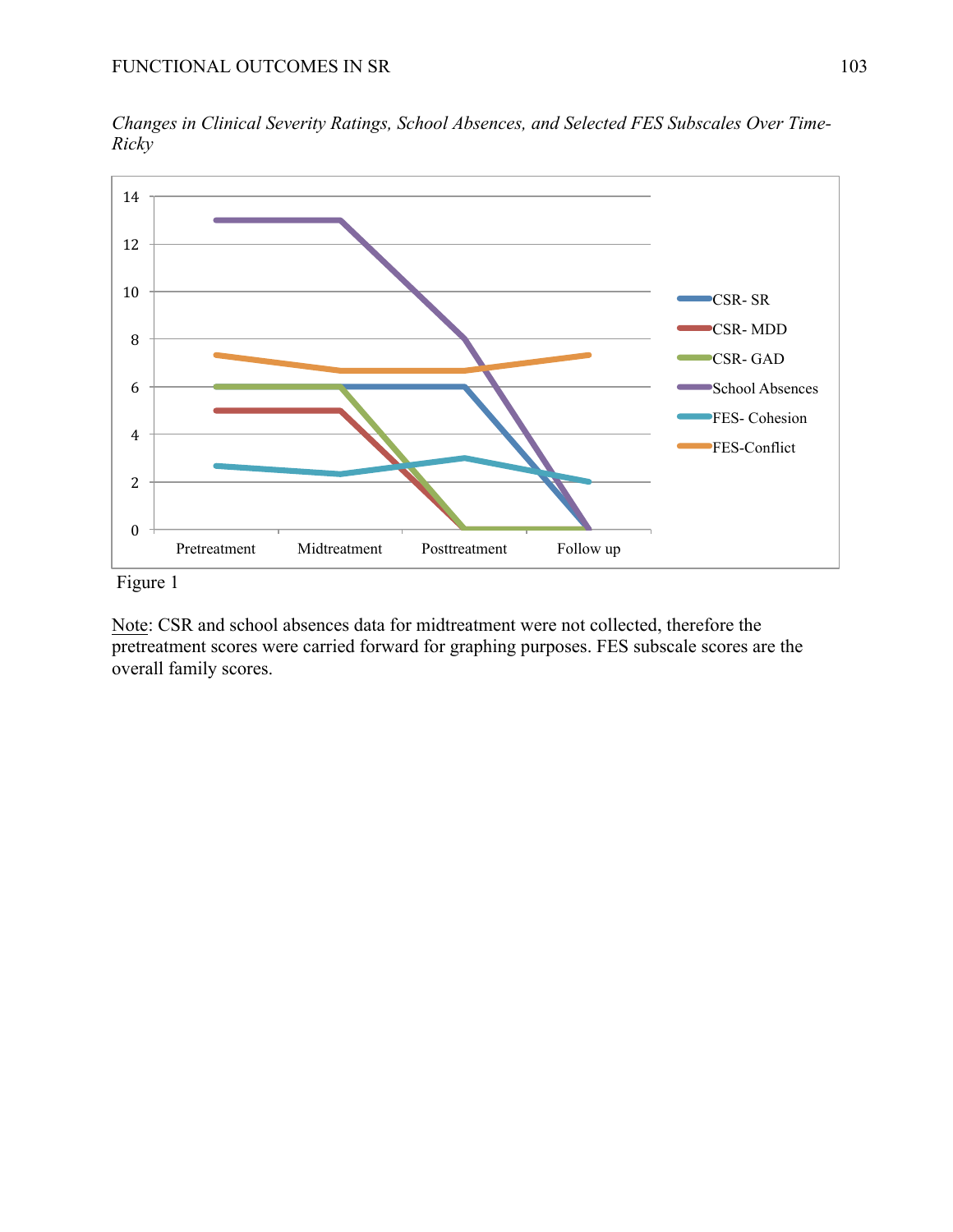*Changes in Clinical Severity Ratings, School Absences, and Selected FES Subscales Over Time- Ricky*

Figure 1

Note: CSR and school absences data for midtreatment were not collected, therefore the pretreatment scores were carried forward for graphing purposes. FES subscale scores are the overall family scores.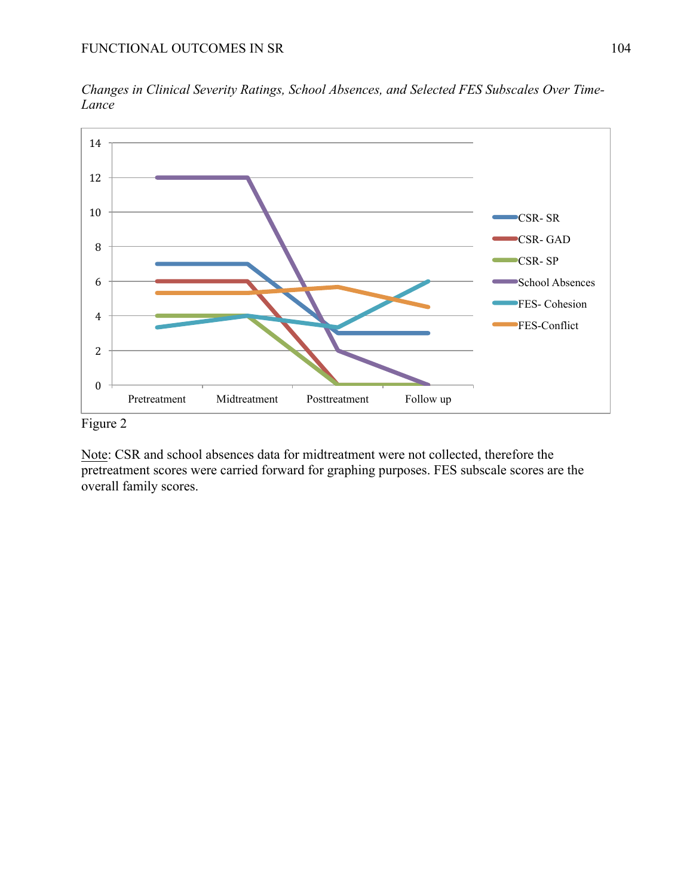*Changes in Clinical Severity Ratings, School Absences, and Selected FES Subscales Over Time-Lance*

Figure 2

Note: CSR and school absences data for midtreatment were not collected, therefore the pretreatment scores were carried forward for graphing purposes. FES subscale scores are the overall family scores.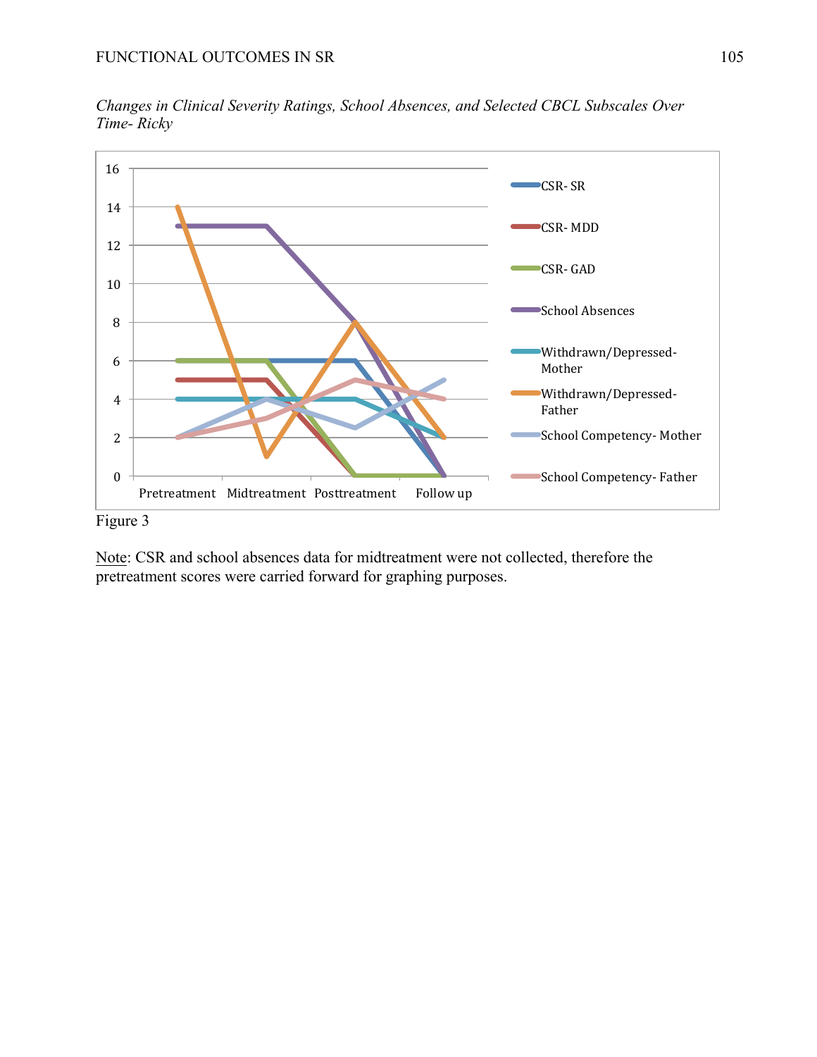*Changes in Clinical Severity Ratings, School Absences, and Selected CBCL Subscales Over Time- Ricky*

Figure 3

Note: CSR and school absences data for midtreatment were not collected, therefore the pretreatment scores were carried forward for graphing purposes.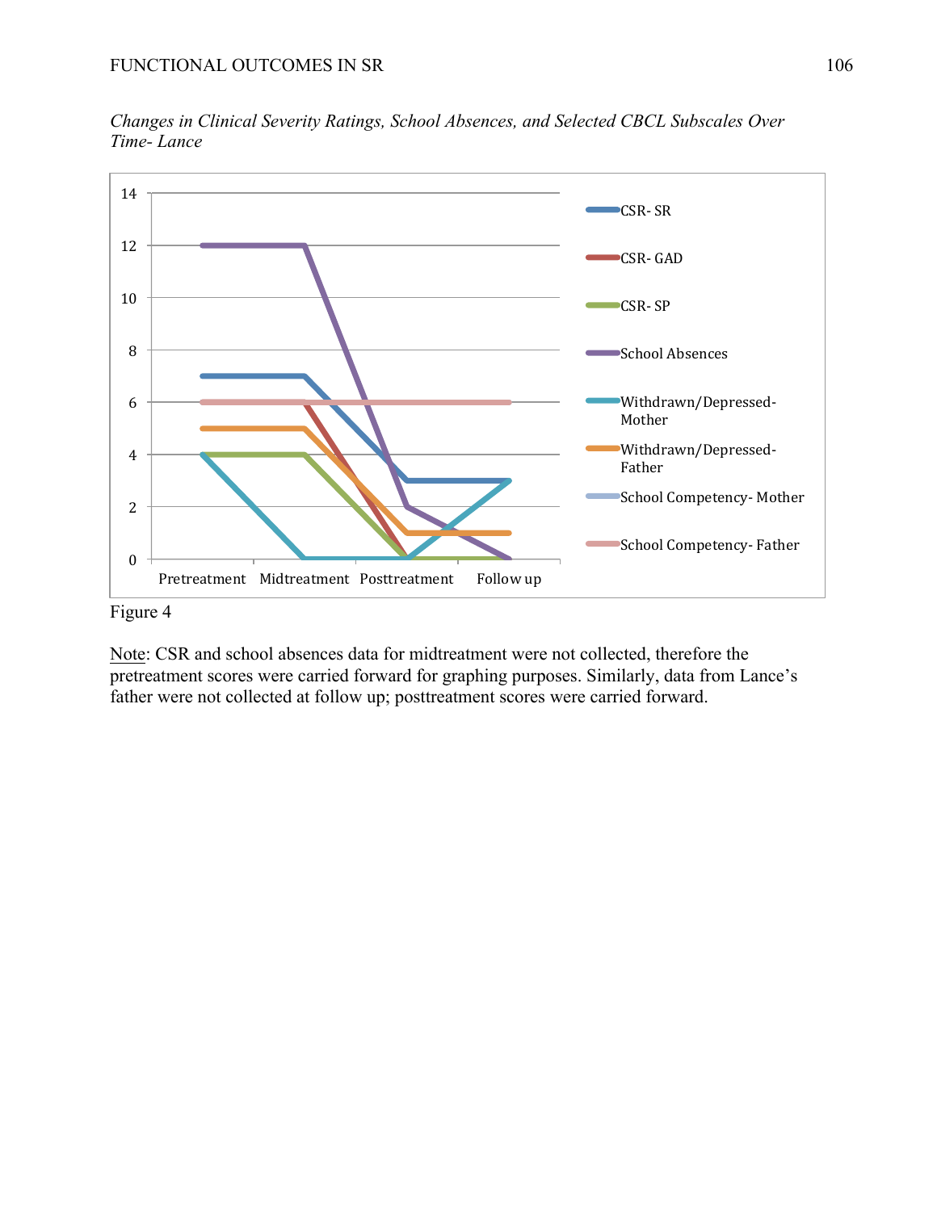*Changes in Clinical Severity Ratings, School Absences, and Selected CBCL Subscales Over Time- Lance*

Figure 4

Note: CSR and school absences data for midtreatment were not collected, therefore the pretreatment scores were carried forward for graphing purposes. Similarly, data from Lance's father were not collected at follow up; posttreatment scores were carried forward.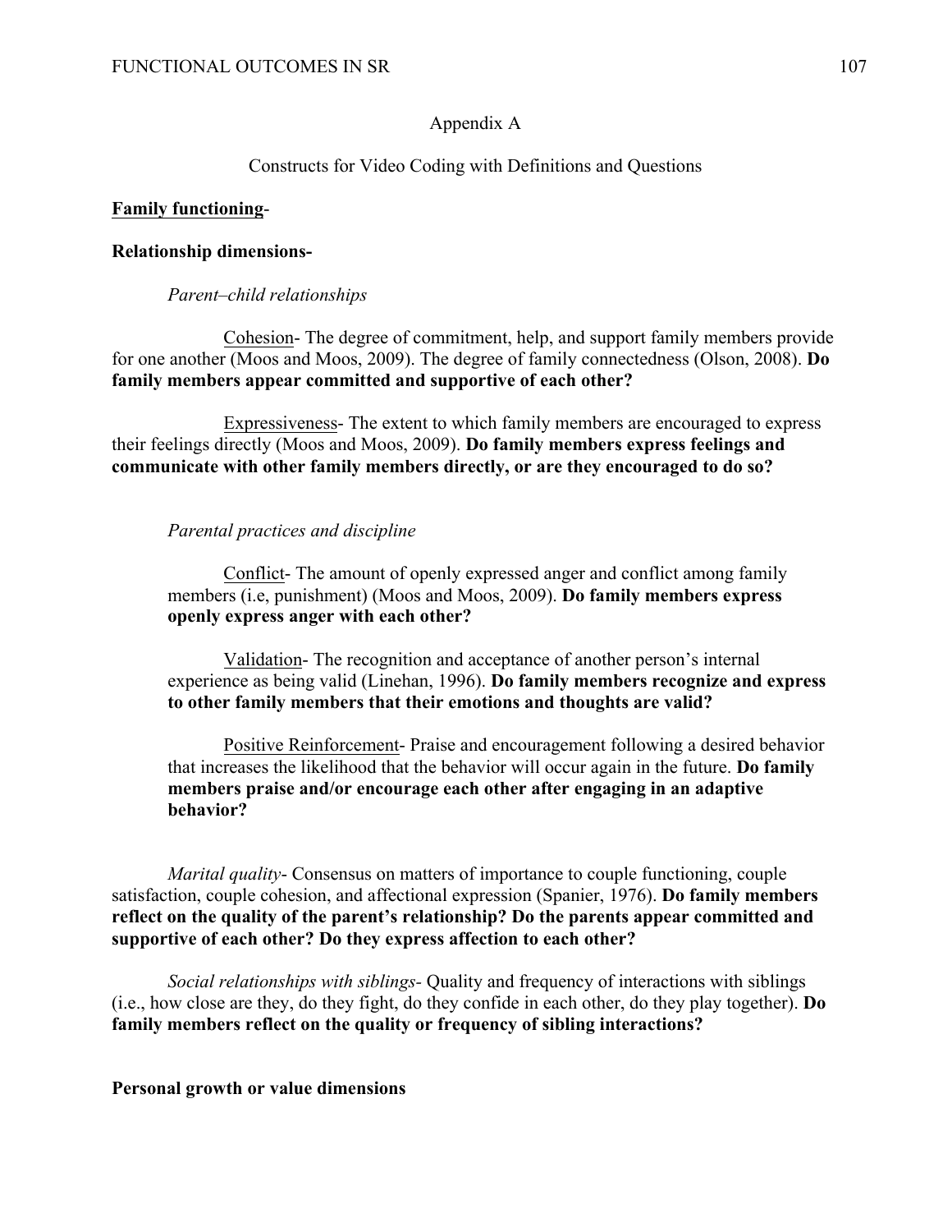# Appendix A

## Constructs for Video Coding with Definitions and Questions

**<u>Family functioning</u>**-

**Relationship dimensions-**

*Parent–child relationships*

<u>Cohesion</u>- The degree of commitment, help, and support family members provide for one another (Moos and Moos, 2009). The degree of family connectedness (Olson, 2008). **Do family members appear committed and supportive of each other?**

<u>Expressiveness</u>- The extent to which family members are encouraged to express their feelings directly (Moos and Moos, 2009). **Do family members express feelings and communicate with other family members directly, or are they encouraged to do so?**

*Parental practices and discipline*

<u>Conflict</u>- The amount of openly expressed anger and conflict among family members (i.e, punishment) (Moos and Moos, 2009). **Do family members express openly express anger with each other?**

<u>Validation</u>- The recognition and acceptance of another person's internal experience as being valid (Linehan, 1996). **Do family members recognize and express to other family members that their emotions and thoughts are valid?**

<u>Positive Reinforcement</u>- Praise and encouragement following a desired behavior that increases the likelihood that the behavior will occur again in the future. **Do family members praise and/or encourage each other after engaging in an adaptive behavior?**

*Marital quality*- Consensus on matters of importance to couple functioning, couple satisfaction, couple cohesion, and affectional expression (Spanier, 1976). **Do family members reflect on the quality of the parent's relationship? Do the parents appear committed and supportive of each other? Do they express affection to each other?**

*Social relationships with siblings*- Quality and frequency of interactions with siblings (i.e., how close are they, do they fight, do they confide in each other, do they play together). **Do family members reflect on the quality or frequency of sibling interactions?**

**Personal growth or value dimensions**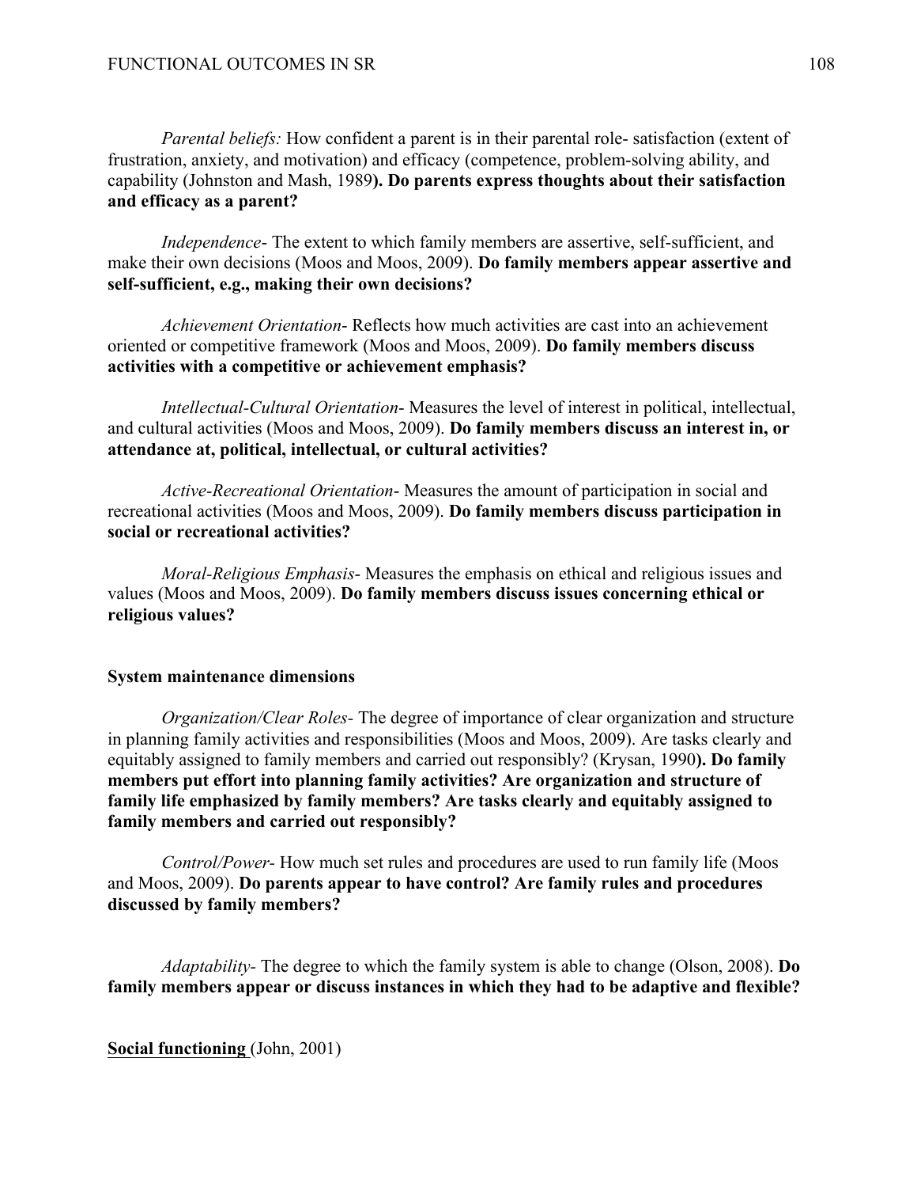*Parental beliefs:* How confident a parent is in their parental role- satisfaction (extent of frustration, anxiety, and motivation) and efficacy (competence, problem-solving ability, and capability (Johnston and Mash, 1989**). Do parents express thoughts about their satisfaction and efficacy as a parent?**

*Independence*- The extent to which family members are assertive, self-sufficient, and make their own decisions (Moos and Moos, 2009). **Do family members appear assertive and self-sufficient, e.g., making their own decisions?**

*Achievement Orientation*- Reflects how much activities are cast into an achievement oriented or competitive framework (Moos and Moos, 2009). **Do family members discuss activities with a competitive or achievement emphasis?**

*Intellectual-Cultural Orientation*- Measures the level of interest in political, intellectual, and cultural activities (Moos and Moos, 2009). **Do family members discuss an interest in, or attendance at, political, intellectual, or cultural activities?**

*Active-Recreational Orientation*- Measures the amount of participation in social and recreational activities (Moos and Moos, 2009). **Do family members discuss participation in social or recreational activities?**

*Moral-Religious Emphasis*- Measures the emphasis on ethical and religious issues and values (Moos and Moos, 2009). **Do family members discuss issues concerning ethical or religious values?**

**System maintenance dimensions**

*Organization/Clear Roles*- The degree of importance of clear organization and structure in planning family activities and responsibilities (Moos and Moos, 2009). Are tasks clearly and equitably assigned to family members and carried out responsibly? (Krysan, 1990**). Do family members put effort into planning family activities? Are organization and structure of family life emphasized by family members? Are tasks clearly and equitably assigned to family members and carried out responsibly?**

*Control/Power*- How much set rules and procedures are used to run family life (Moos and Moos, 2009). **Do parents appear to have control? Are family rules and procedures discussed by family members?**

*Adaptability*- The degree to which the family system is able to change (Olson, 2008). **Do family members appear or discuss instances in which they had to be adaptive and flexible?**

**<u>Social functioning</u>** (John, 2001)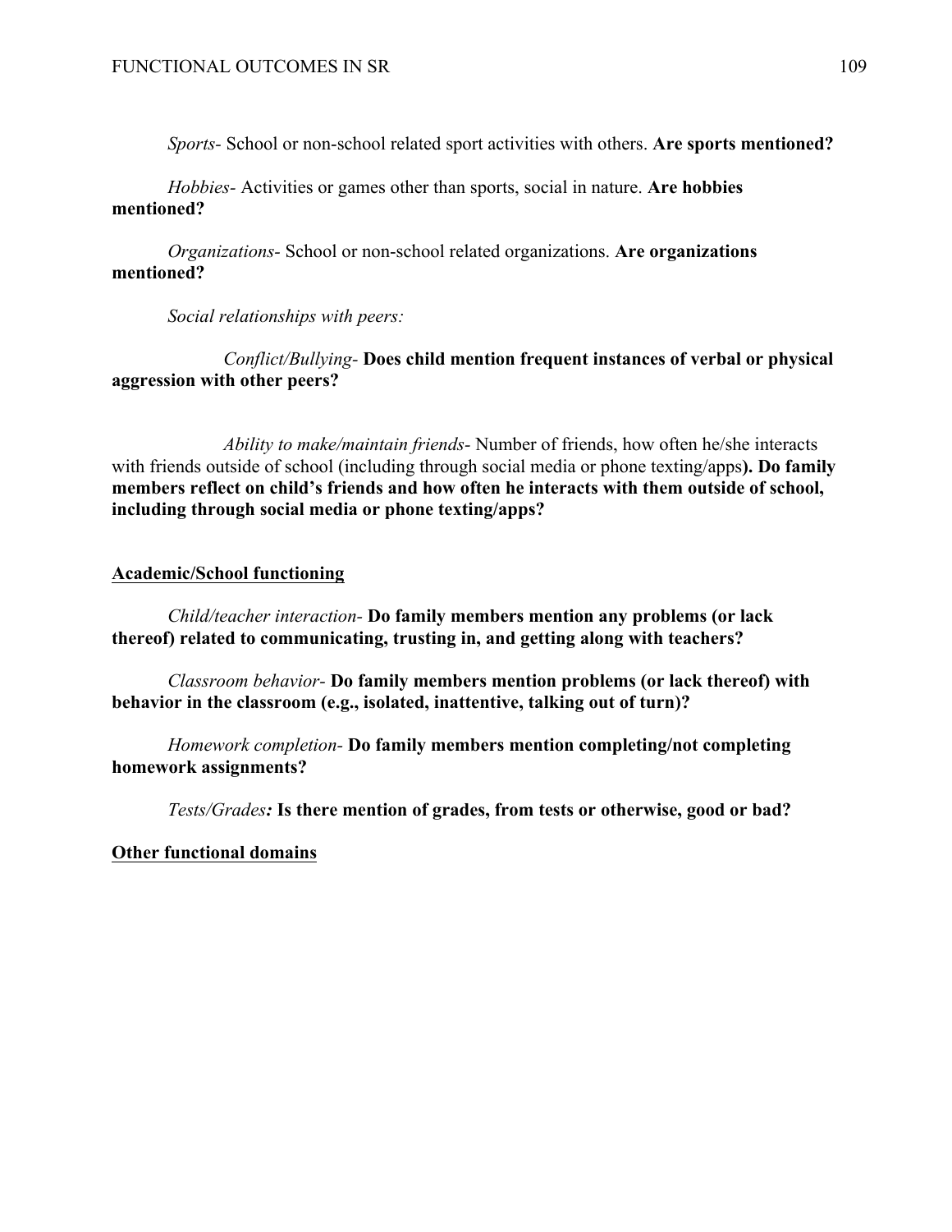*Sports*- School or non-school related sport activities with others. **Are sports mentioned?**

*Hobbies*- Activities or games other than sports, social in nature. **Are hobbies mentioned?**

*Organizations*- School or non-school related organizations. **Are organizations mentioned?**

*Social relationships with peers:*

*Conflict/Bullying*- **Does child mention frequent instances of verbal or physical aggression with other peers?**

*Ability to make/maintain friends*- Number of friends, how often he/she interacts with friends outside of school (including through social media or phone texting/apps**). Do family members reflect on child's friends and how often he interacts with them outside of school, including through social media or phone texting/apps?**

**<u>Academic/School functioning</u>**

*Child/teacher interaction*- **Do family members mention any problems (or lack thereof) related to communicating, trusting in, and getting along with teachers?**

*Classroom behavior*- **Do family members mention problems (or lack thereof) with behavior in the classroom (e.g., isolated, inattentive, talking out of turn)?**

*Homework completion*- **Do family members mention completing/not completing homework assignments?**

*Tests/Grades**:*** **Is there mention of grades, from tests or otherwise, good or bad?**

**<u>Other functional domains</u>**